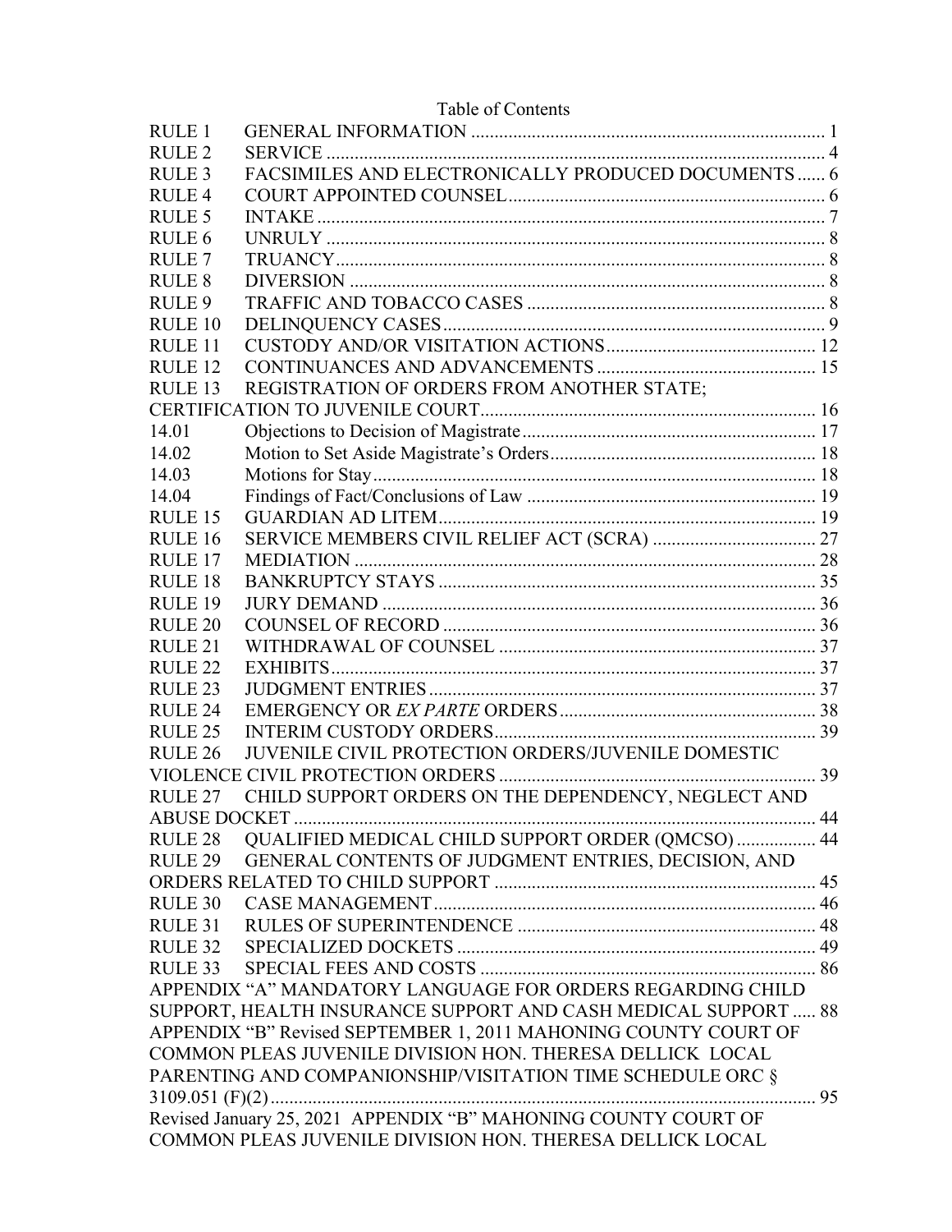# Table of Contents

| | | |
|---|---|---|
| RULE 1 | GENERAL INFORMATION | 1 |
| RULE 2 | SERVICE | 4 |
| RULE 3 | FACSIMILES AND ELECTRONICALLY PRODUCED DOCUMENTS | 6 |
| RULE 4 | COURT APPOINTED COUNSEL | 6 |
| RULE 5 | INTAKE | 7 |
| RULE 6 | UNRULY | 8 |
| RULE 7 | TRUANCY | 8 |
| RULE 8 | DIVERSION | 8 |
| RULE 9 | TRAFFIC AND TOBACCO CASES | 8 |
| RULE 10 | DELINQUENCY CASES | 9 |
| RULE 11 | CUSTODY AND/OR VISITATION ACTIONS | 12 |
| RULE 12 | CONTINUANCES AND ADVANCEMENTS | 15 |
| RULE 13 | REGISTRATION OF ORDERS FROM ANOTHER STATE; CERTIFICATION TO JUVENILE COURT | 16 |
| 14.01 | Objections to Decision of Magistrate | 17 |
| 14.02 | Motion to Set Aside Magistrate's Orders | 18 |
| 14.03 | Motions for Stay | 18 |
| 14.04 | Findings of Fact/Conclusions of Law | 19 |
| RULE 15 | GUARDIAN AD LITEM | 19 |
| RULE 16 | SERVICE MEMBERS CIVIL RELIEF ACT (SCRA) | 27 |
| RULE 17 | MEDIATION | 28 |
| RULE 18 | BANKRUPTCY STAYS | 35 |
| RULE 19 | JURY DEMAND | 36 |
| RULE 20 | COUNSEL OF RECORD | 36 |
| RULE 21 | WITHDRAWAL OF COUNSEL | 37 |
| RULE 22 | EXHIBITS | 37 |
| RULE 23 | JUDGMENT ENTRIES | 37 |
| RULE 24 | EMERGENCY OR *EX PARTE* ORDERS | 38 |
| RULE 25 | INTERIM CUSTODY ORDERS | 39 |
| RULE 26 | JUVENILE CIVIL PROTECTION ORDERS/JUVENILE DOMESTIC VIOLENCE CIVIL PROTECTION ORDERS | 39 |
| RULE 27 | CHILD SUPPORT ORDERS ON THE DEPENDENCY, NEGLECT AND ABUSE DOCKET | 44 |
| RULE 28 | QUALIFIED MEDICAL CHILD SUPPORT ORDER (QMCSO) | 44 |
| RULE 29 | GENERAL CONTENTS OF JUDGMENT ENTRIES, DECISION, AND ORDERS RELATED TO CHILD SUPPORT | 45 |
| RULE 30 | CASE MANAGEMENT | 46 |
| RULE 31 | RULES OF SUPERINTENDENCE | 48 |
| RULE 32 | SPECIALIZED DOCKETS | 49 |
| RULE 33 | SPECIAL FEES AND COSTS | 86 |

APPENDIX "A" MANDATORY LANGUAGE FOR ORDERS REGARDING CHILD SUPPORT, HEALTH INSURANCE SUPPORT AND CASH MEDICAL SUPPORT ..... 88

APPENDIX "B" Revised SEPTEMBER 1, 2011 MAHONING COUNTY COURT OF COMMON PLEAS JUVENILE DIVISION HON. THERESA DELLICK LOCAL PARENTING AND COMPANIONSHIP/VISITATION TIME SCHEDULE ORC § 3109.051 (F)(2) ..... 95

Revised January 25, 2021 APPENDIX "B" MAHONING COUNTY COURT OF COMMON PLEAS JUVENILE DIVISION HON. THERESA DELLICK LOCAL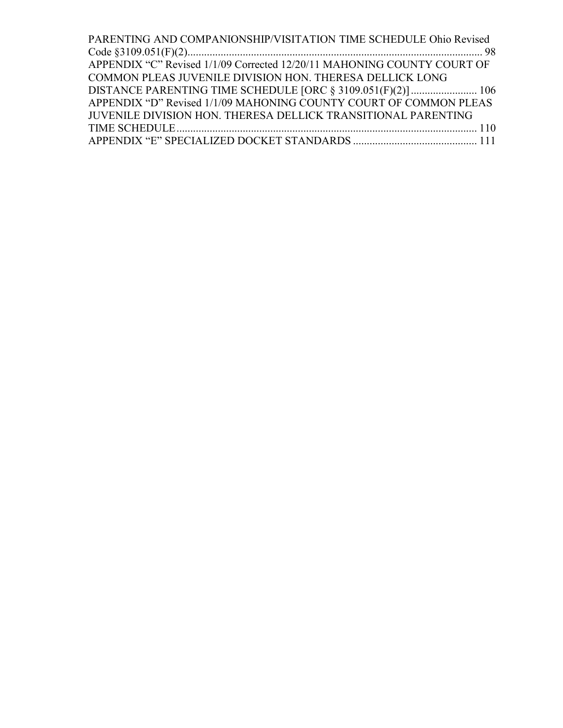PARENTING AND COMPANIONSHIP/VISITATION TIME SCHEDULE Ohio Revised Code §3109.051(F)(2)........................................................................................................... 98

APPENDIX "C" Revised 1/1/09 Corrected 12/20/11 MAHONING COUNTY COURT OF COMMON PLEAS JUVENILE DIVISION HON. THERESA DELLICK LONG DISTANCE PARENTING TIME SCHEDULE [ORC § 3109.051(F)(2)] ........................ 106

APPENDIX "D" Revised 1/1/09 MAHONING COUNTY COURT OF COMMON PLEAS JUVENILE DIVISION HON. THERESA DELLICK TRANSITIONAL PARENTING TIME SCHEDULE............................................................................................................. 110

APPENDIX "E" SPECIALIZED DOCKET STANDARDS ............................................. 111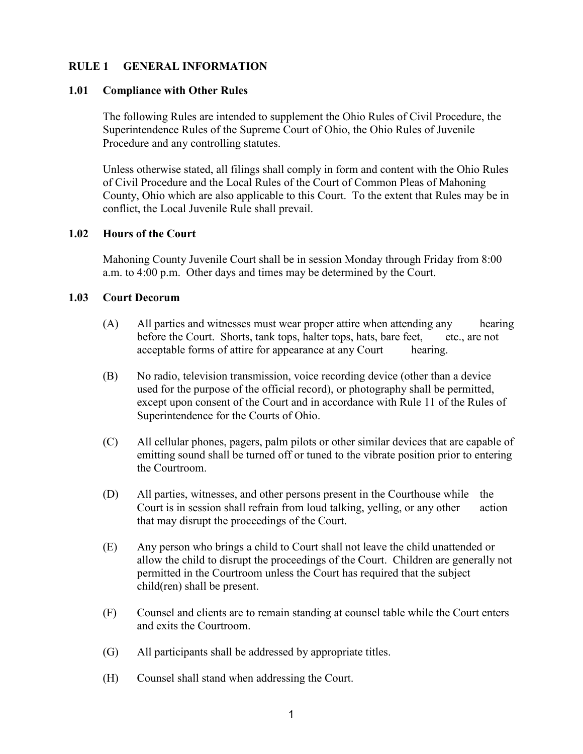## RULE 1 GENERAL INFORMATION

### 1.01 Compliance with Other Rules

The following Rules are intended to supplement the Ohio Rules of Civil Procedure, the Superintendence Rules of the Supreme Court of Ohio, the Ohio Rules of Juvenile Procedure and any controlling statutes.

Unless otherwise stated, all filings shall comply in form and content with the Ohio Rules of Civil Procedure and the Local Rules of the Court of Common Pleas of Mahoning County, Ohio which are also applicable to this Court. To the extent that Rules may be in conflict, the Local Juvenile Rule shall prevail.

### 1.02 Hours of the Court

Mahoning County Juvenile Court shall be in session Monday through Friday from 8:00 a.m. to 4:00 p.m. Other days and times may be determined by the Court.

### 1.03 Court Decorum

(A) All parties and witnesses must wear proper attire when attending any hearing before the Court. Shorts, tank tops, halter tops, hats, bare feet, etc., are not acceptable forms of attire for appearance at any Court hearing.

(B) No radio, television transmission, voice recording device (other than a device used for the purpose of the official record), or photography shall be permitted, except upon consent of the Court and in accordance with Rule 11 of the Rules of Superintendence for the Courts of Ohio.

(C) All cellular phones, pagers, palm pilots or other similar devices that are capable of emitting sound shall be turned off or tuned to the vibrate position prior to entering the Courtroom.

(D) All parties, witnesses, and other persons present in the Courthouse while the Court is in session shall refrain from loud talking, yelling, or any other action that may disrupt the proceedings of the Court.

(E) Any person who brings a child to Court shall not leave the child unattended or allow the child to disrupt the proceedings of the Court. Children are generally not permitted in the Courtroom unless the Court has required that the subject child(ren) shall be present.

(F) Counsel and clients are to remain standing at counsel table while the Court enters and exits the Courtroom.

(G) All participants shall be addressed by appropriate titles.

(H) Counsel shall stand when addressing the Court.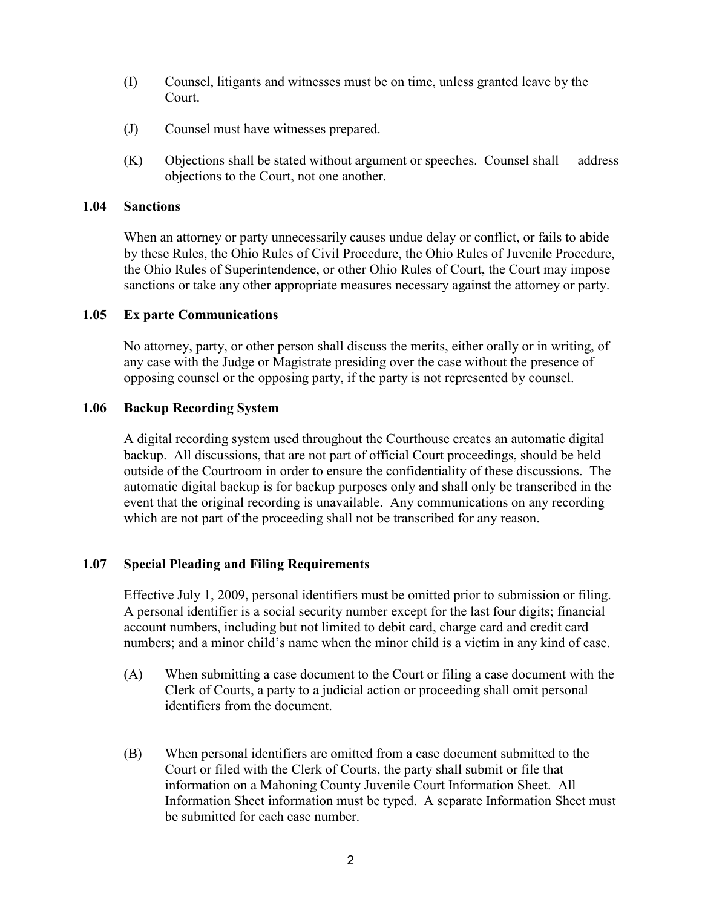(I) Counsel, litigants and witnesses must be on time, unless granted leave by the Court.

(J) Counsel must have witnesses prepared.

(K) Objections shall be stated without argument or speeches. Counsel shall address objections to the Court, not one another.

### 1.04 Sanctions

When an attorney or party unnecessarily causes undue delay or conflict, or fails to abide by these Rules, the Ohio Rules of Civil Procedure, the Ohio Rules of Juvenile Procedure, the Ohio Rules of Superintendence, or other Ohio Rules of Court, the Court may impose sanctions or take any other appropriate measures necessary against the attorney or party.

### 1.05 Ex parte Communications

No attorney, party, or other person shall discuss the merits, either orally or in writing, of any case with the Judge or Magistrate presiding over the case without the presence of opposing counsel or the opposing party, if the party is not represented by counsel.

### 1.06 Backup Recording System

A digital recording system used throughout the Courthouse creates an automatic digital backup. All discussions, that are not part of official Court proceedings, should be held outside of the Courtroom in order to ensure the confidentiality of these discussions. The automatic digital backup is for backup purposes only and shall only be transcribed in the event that the original recording is unavailable. Any communications on any recording which are not part of the proceeding shall not be transcribed for any reason.

### 1.07 Special Pleading and Filing Requirements

Effective July 1, 2009, personal identifiers must be omitted prior to submission or filing. A personal identifier is a social security number except for the last four digits; financial account numbers, including but not limited to debit card, charge card and credit card numbers; and a minor child's name when the minor child is a victim in any kind of case.

(A) When submitting a case document to the Court or filing a case document with the Clerk of Courts, a party to a judicial action or proceeding shall omit personal identifiers from the document.

(B) When personal identifiers are omitted from a case document submitted to the Court or filed with the Clerk of Courts, the party shall submit or file that information on a Mahoning County Juvenile Court Information Sheet. All Information Sheet information must be typed. A separate Information Sheet must be submitted for each case number.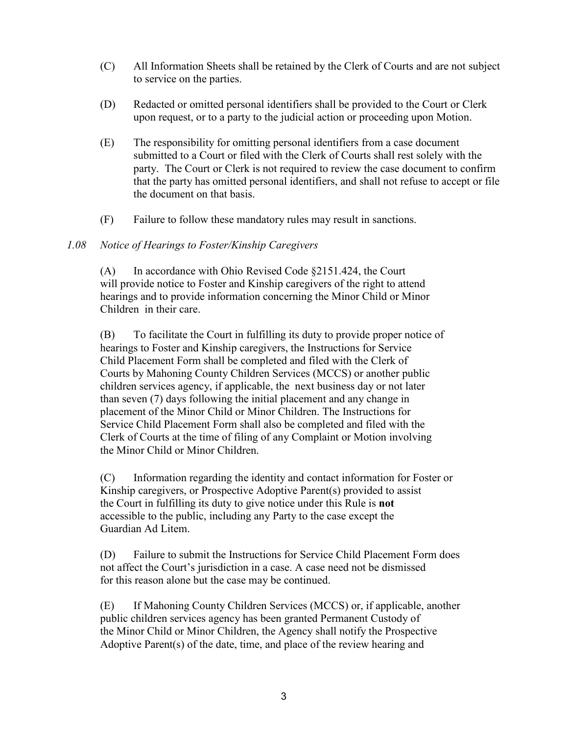(C) All Information Sheets shall be retained by the Clerk of Courts and are not subject to service on the parties.

(D) Redacted or omitted personal identifiers shall be provided to the Court or Clerk upon request, or to a party to the judicial action or proceeding upon Motion.

(E) The responsibility for omitting personal identifiers from a case document submitted to a Court or filed with the Clerk of Courts shall rest solely with the party. The Court or Clerk is not required to review the case document to confirm that the party has omitted personal identifiers, and shall not refuse to accept or file the document on that basis.

(F) Failure to follow these mandatory rules may result in sanctions.

*1.08 Notice of Hearings to Foster/Kinship Caregivers*

(A) In accordance with Ohio Revised Code §2151.424, the Court will provide notice to Foster and Kinship caregivers of the right to attend hearings and to provide information concerning the Minor Child or Minor Children in their care.

(B) To facilitate the Court in fulfilling its duty to provide proper notice of hearings to Foster and Kinship caregivers, the Instructions for Service Child Placement Form shall be completed and filed with the Clerk of Courts by Mahoning County Children Services (MCCS) or another public children services agency, if applicable, the next business day or not later than seven (7) days following the initial placement and any change in placement of the Minor Child or Minor Children. The Instructions for Service Child Placement Form shall also be completed and filed with the Clerk of Courts at the time of filing of any Complaint or Motion involving the Minor Child or Minor Children.

(C) Information regarding the identity and contact information for Foster or Kinship caregivers, or Prospective Adoptive Parent(s) provided to assist the Court in fulfilling its duty to give notice under this Rule is **not** accessible to the public, including any Party to the case except the Guardian Ad Litem.

(D) Failure to submit the Instructions for Service Child Placement Form does not affect the Court's jurisdiction in a case. A case need not be dismissed for this reason alone but the case may be continued.

(E) If Mahoning County Children Services (MCCS) or, if applicable, another public children services agency has been granted Permanent Custody of the Minor Child or Minor Children, the Agency shall notify the Prospective Adoptive Parent(s) of the date, time, and place of the review hearing and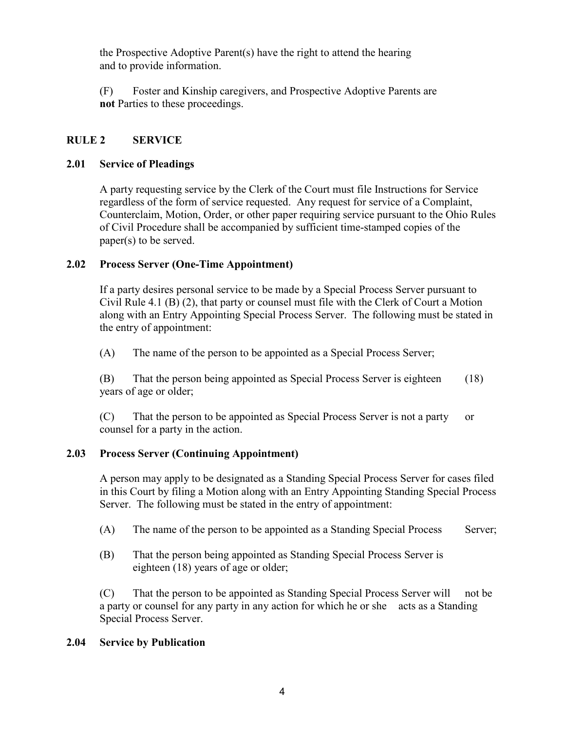the Prospective Adoptive Parent(s) have the right to attend the hearing and to provide information.

(F) Foster and Kinship caregivers, and Prospective Adoptive Parents are **not** Parties to these proceedings.

## RULE 2 SERVICE

### 2.01 Service of Pleadings

A party requesting service by the Clerk of the Court must file Instructions for Service regardless of the form of service requested. Any request for service of a Complaint, Counterclaim, Motion, Order, or other paper requiring service pursuant to the Ohio Rules of Civil Procedure shall be accompanied by sufficient time-stamped copies of the paper(s) to be served.

### 2.02 Process Server (One-Time Appointment)

If a party desires personal service to be made by a Special Process Server pursuant to Civil Rule 4.1 (B) (2), that party or counsel must file with the Clerk of Court a Motion along with an Entry Appointing Special Process Server. The following must be stated in the entry of appointment:

(A) The name of the person to be appointed as a Special Process Server;

(B) That the person being appointed as Special Process Server is eighteen (18) years of age or older;

(C) That the person to be appointed as Special Process Server is not a party or counsel for a party in the action.

### 2.03 Process Server (Continuing Appointment)

A person may apply to be designated as a Standing Special Process Server for cases filed in this Court by filing a Motion along with an Entry Appointing Standing Special Process Server. The following must be stated in the entry of appointment:

(A) The name of the person to be appointed as a Standing Special Process Server;

(B) That the person being appointed as Standing Special Process Server is eighteen (18) years of age or older;

(C) That the person to be appointed as Standing Special Process Server will not be a party or counsel for any party in any action for which he or she acts as a Standing Special Process Server.

### 2.04 Service by Publication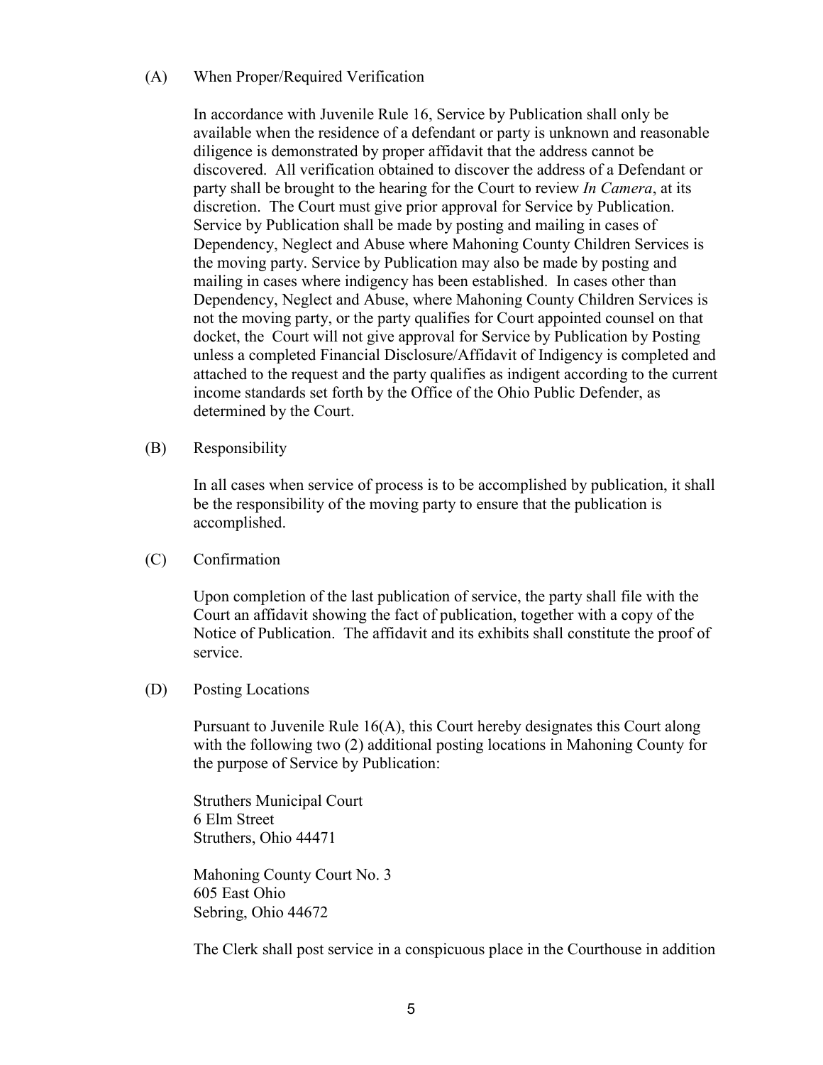(A) When Proper/Required Verification

In accordance with Juvenile Rule 16, Service by Publication shall only be available when the residence of a defendant or party is unknown and reasonable diligence is demonstrated by proper affidavit that the address cannot be discovered. All verification obtained to discover the address of a Defendant or party shall be brought to the hearing for the Court to review *In Camera*, at its discretion. The Court must give prior approval for Service by Publication. Service by Publication shall be made by posting and mailing in cases of Dependency, Neglect and Abuse where Mahoning County Children Services is the moving party. Service by Publication may also be made by posting and mailing in cases where indigency has been established. In cases other than Dependency, Neglect and Abuse, where Mahoning County Children Services is not the moving party, or the party qualifies for Court appointed counsel on that docket, the Court will not give approval for Service by Publication by Posting unless a completed Financial Disclosure/Affidavit of Indigency is completed and attached to the request and the party qualifies as indigent according to the current income standards set forth by the Office of the Ohio Public Defender, as determined by the Court.

(B) Responsibility

In all cases when service of process is to be accomplished by publication, it shall be the responsibility of the moving party to ensure that the publication is accomplished.

(C) Confirmation

Upon completion of the last publication of service, the party shall file with the Court an affidavit showing the fact of publication, together with a copy of the Notice of Publication. The affidavit and its exhibits shall constitute the proof of service.

(D) Posting Locations

Pursuant to Juvenile Rule 16(A), this Court hereby designates this Court along with the following two (2) additional posting locations in Mahoning County for the purpose of Service by Publication:

Struthers Municipal Court
6 Elm Street
Struthers, Ohio 44471

Mahoning County Court No. 3
605 East Ohio
Sebring, Ohio 44672

The Clerk shall post service in a conspicuous place in the Courthouse in addition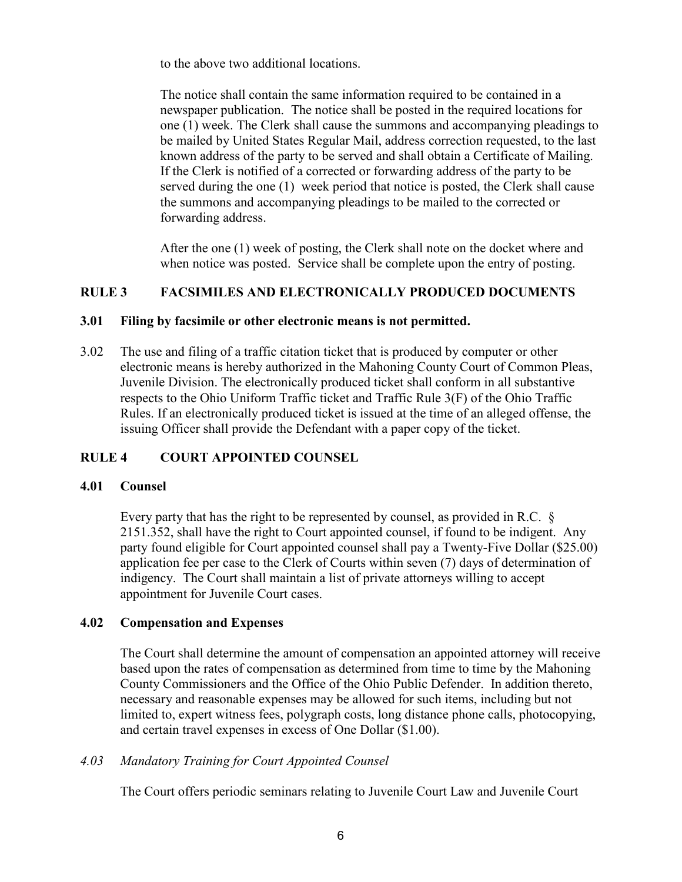to the above two additional locations.

The notice shall contain the same information required to be contained in a newspaper publication. The notice shall be posted in the required locations for one (1) week. The Clerk shall cause the summons and accompanying pleadings to be mailed by United States Regular Mail, address correction requested, to the last known address of the party to be served and shall obtain a Certificate of Mailing. If the Clerk is notified of a corrected or forwarding address of the party to be served during the one (1) week period that notice is posted, the Clerk shall cause the summons and accompanying pleadings to be mailed to the corrected or forwarding address.

After the one (1) week of posting, the Clerk shall note on the docket where and when notice was posted. Service shall be complete upon the entry of posting.

## RULE 3 FACSIMILES AND ELECTRONICALLY PRODUCED DOCUMENTS

**3.01 Filing by facsimile or other electronic means is not permitted.**

3.02 The use and filing of a traffic citation ticket that is produced by computer or other electronic means is hereby authorized in the Mahoning County Court of Common Pleas, Juvenile Division. The electronically produced ticket shall conform in all substantive respects to the Ohio Uniform Traffic ticket and Traffic Rule 3(F) of the Ohio Traffic Rules. If an electronically produced ticket is issued at the time of an alleged offense, the issuing Officer shall provide the Defendant with a paper copy of the ticket.

## RULE 4 COURT APPOINTED COUNSEL

### 4.01 Counsel

Every party that has the right to be represented by counsel, as provided in R.C. § 2151.352, shall have the right to Court appointed counsel, if found to be indigent. Any party found eligible for Court appointed counsel shall pay a Twenty-Five Dollar ($25.00) application fee per case to the Clerk of Courts within seven (7) days of determination of indigency. The Court shall maintain a list of private attorneys willing to accept appointment for Juvenile Court cases.

### 4.02 Compensation and Expenses

The Court shall determine the amount of compensation an appointed attorney will receive based upon the rates of compensation as determined from time to time by the Mahoning County Commissioners and the Office of the Ohio Public Defender. In addition thereto, necessary and reasonable expenses may be allowed for such items, including but not limited to, expert witness fees, polygraph costs, long distance phone calls, photocopying, and certain travel expenses in excess of One Dollar ($1.00).

### *4.03 Mandatory Training for Court Appointed Counsel*

The Court offers periodic seminars relating to Juvenile Court Law and Juvenile Court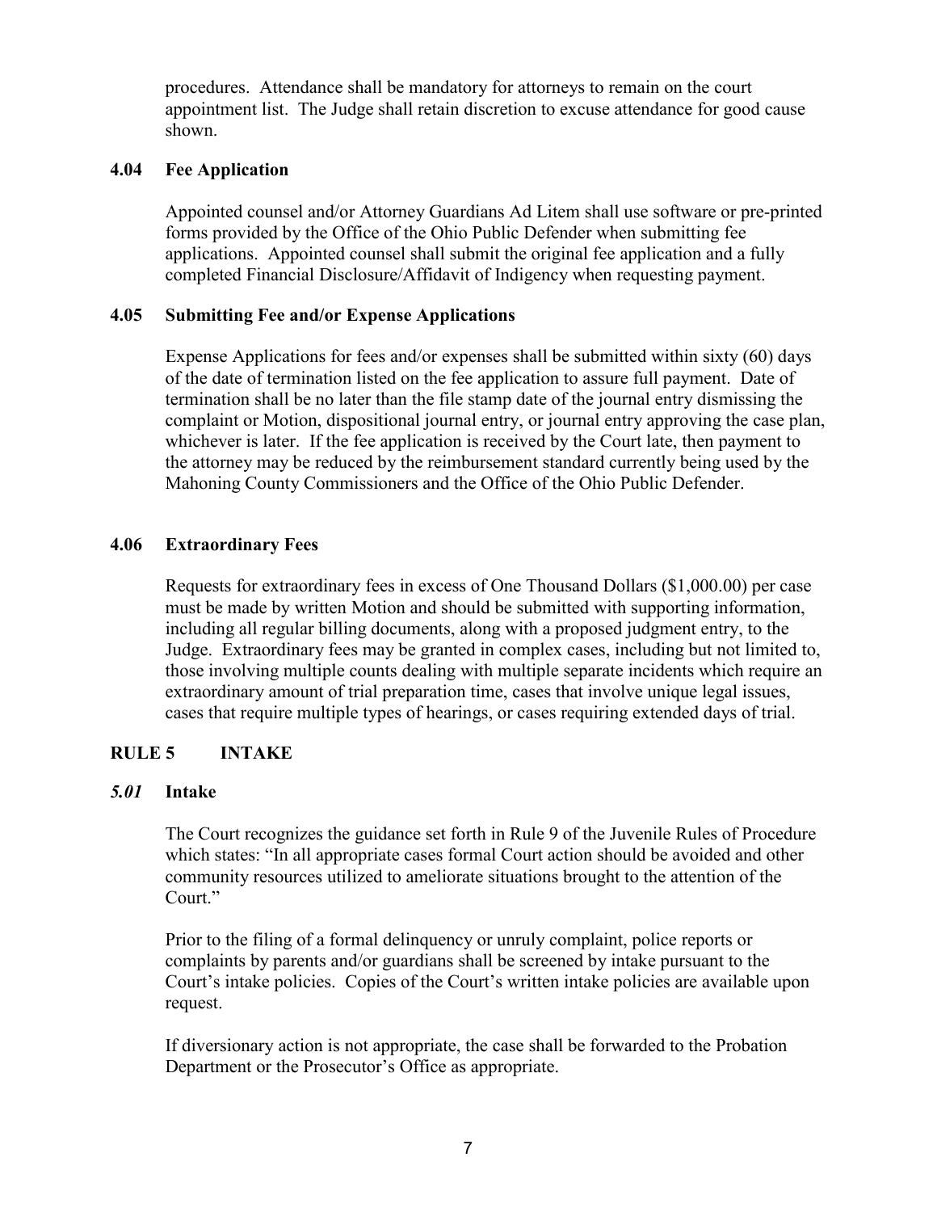procedures. Attendance shall be mandatory for attorneys to remain on the court appointment list. The Judge shall retain discretion to excuse attendance for good cause shown.

### 4.04 Fee Application

Appointed counsel and/or Attorney Guardians Ad Litem shall use software or pre-printed forms provided by the Office of the Ohio Public Defender when submitting fee applications. Appointed counsel shall submit the original fee application and a fully completed Financial Disclosure/Affidavit of Indigency when requesting payment.

### 4.05 Submitting Fee and/or Expense Applications

Expense Applications for fees and/or expenses shall be submitted within sixty (60) days of the date of termination listed on the fee application to assure full payment. Date of termination shall be no later than the file stamp date of the journal entry dismissing the complaint or Motion, dispositional journal entry, or journal entry approving the case plan, whichever is later. If the fee application is received by the Court late, then payment to the attorney may be reduced by the reimbursement standard currently being used by the Mahoning County Commissioners and the Office of the Ohio Public Defender.

### 4.06 Extraordinary Fees

Requests for extraordinary fees in excess of One Thousand Dollars ($1,000.00) per case must be made by written Motion and should be submitted with supporting information, including all regular billing documents, along with a proposed judgment entry, to the Judge. Extraordinary fees may be granted in complex cases, including but not limited to, those involving multiple counts dealing with multiple separate incidents which require an extraordinary amount of trial preparation time, cases that involve unique legal issues, cases that require multiple types of hearings, or cases requiring extended days of trial.

## RULE 5 INTAKE

### *5.01* Intake

The Court recognizes the guidance set forth in Rule 9 of the Juvenile Rules of Procedure which states: "In all appropriate cases formal Court action should be avoided and other community resources utilized to ameliorate situations brought to the attention of the Court."

Prior to the filing of a formal delinquency or unruly complaint, police reports or complaints by parents and/or guardians shall be screened by intake pursuant to the Court's intake policies. Copies of the Court's written intake policies are available upon request.

If diversionary action is not appropriate, the case shall be forwarded to the Probation Department or the Prosecutor's Office as appropriate.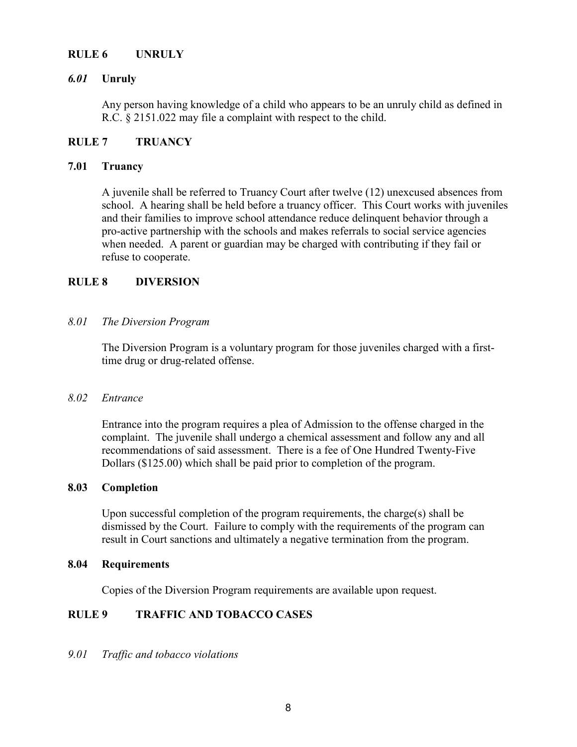## RULE 6 UNRULY

### *6.01* Unruly

Any person having knowledge of a child who appears to be an unruly child as defined in R.C. § 2151.022 may file a complaint with respect to the child.

## RULE 7 TRUANCY

### 7.01 Truancy

A juvenile shall be referred to Truancy Court after twelve (12) unexcused absences from school. A hearing shall be held before a truancy officer. This Court works with juveniles and their families to improve school attendance reduce delinquent behavior through a pro-active partnership with the schools and makes referrals to social service agencies when needed. A parent or guardian may be charged with contributing if they fail or refuse to cooperate.

## RULE 8 DIVERSION

### *8.01 The Diversion Program*

The Diversion Program is a voluntary program for those juveniles charged with a first-time drug or drug-related offense.

### *8.02 Entrance*

Entrance into the program requires a plea of Admission to the offense charged in the complaint. The juvenile shall undergo a chemical assessment and follow any and all recommendations of said assessment. There is a fee of One Hundred Twenty-Five Dollars ($125.00) which shall be paid prior to completion of the program.

### 8.03 Completion

Upon successful completion of the program requirements, the charge(s) shall be dismissed by the Court. Failure to comply with the requirements of the program can result in Court sanctions and ultimately a negative termination from the program.

### 8.04 Requirements

Copies of the Diversion Program requirements are available upon request.

## RULE 9 TRAFFIC AND TOBACCO CASES

### *9.01 Traffic and tobacco violations*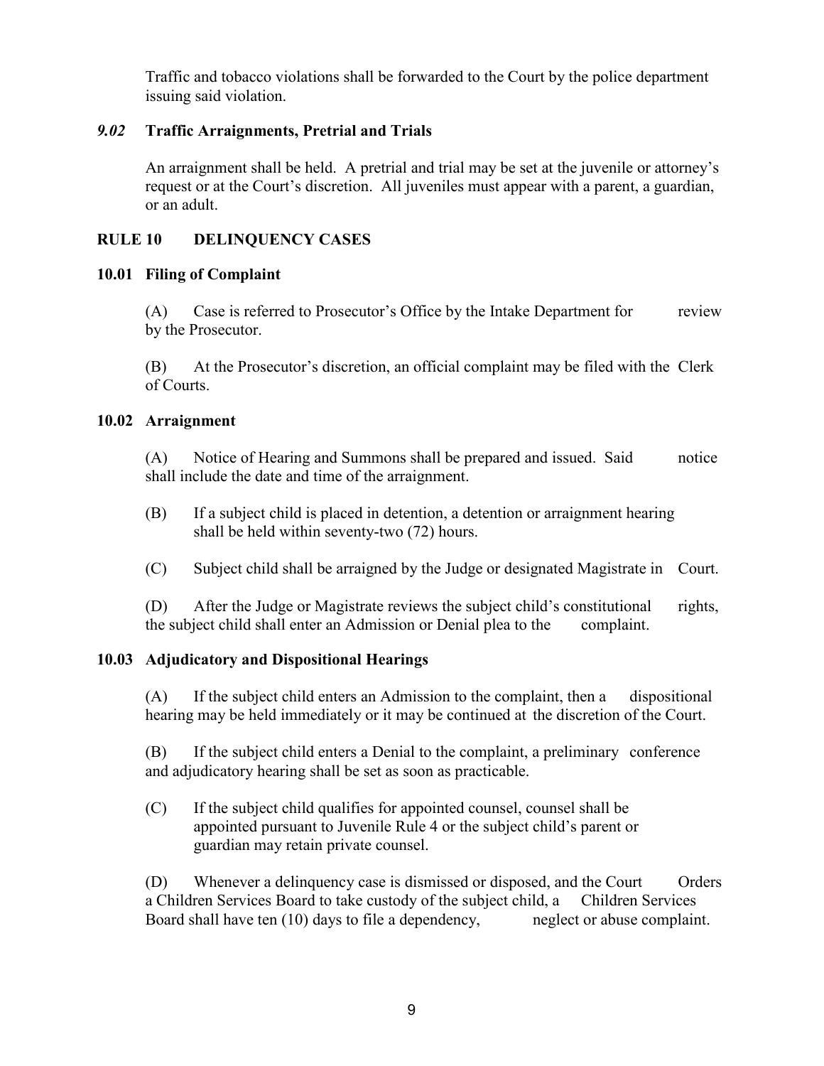Traffic and tobacco violations shall be forwarded to the Court by the police department issuing said violation.

### *9.02* Traffic Arraignments, Pretrial and Trials

An arraignment shall be held. A pretrial and trial may be set at the juvenile or attorney's request or at the Court's discretion. All juveniles must appear with a parent, a guardian, or an adult.

## RULE 10 DELINQUENCY CASES

### 10.01 Filing of Complaint

(A) Case is referred to Prosecutor's Office by the Intake Department for review by the Prosecutor.

(B) At the Prosecutor's discretion, an official complaint may be filed with the Clerk of Courts.

### 10.02 Arraignment

(A) Notice of Hearing and Summons shall be prepared and issued. Said notice shall include the date and time of the arraignment.

(B) If a subject child is placed in detention, a detention or arraignment hearing shall be held within seventy-two (72) hours.

(C) Subject child shall be arraigned by the Judge or designated Magistrate in Court.

(D) After the Judge or Magistrate reviews the subject child's constitutional rights, the subject child shall enter an Admission or Denial plea to the complaint.

### 10.03 Adjudicatory and Dispositional Hearings

(A) If the subject child enters an Admission to the complaint, then a dispositional hearing may be held immediately or it may be continued at the discretion of the Court.

(B) If the subject child enters a Denial to the complaint, a preliminary conference and adjudicatory hearing shall be set as soon as practicable.

(C) If the subject child qualifies for appointed counsel, counsel shall be appointed pursuant to Juvenile Rule 4 or the subject child's parent or guardian may retain private counsel.

(D) Whenever a delinquency case is dismissed or disposed, and the Court Orders a Children Services Board to take custody of the subject child, a Children Services Board shall have ten (10) days to file a dependency, neglect or abuse complaint.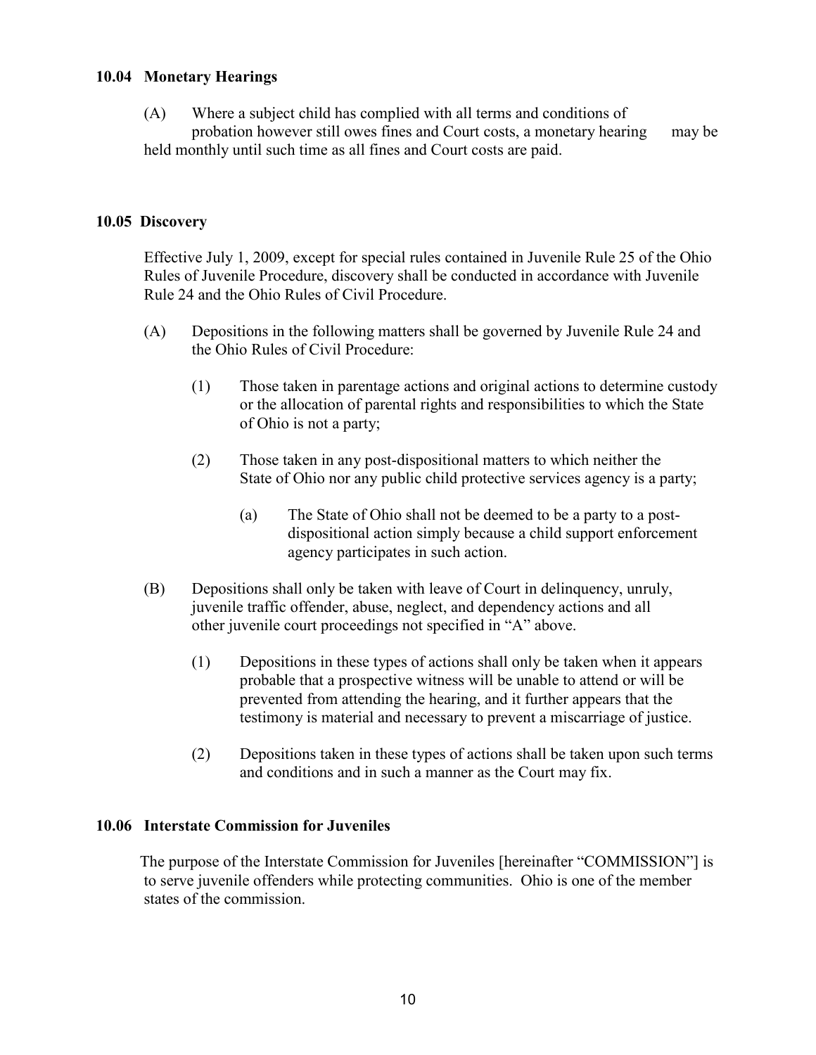### 10.04 Monetary Hearings

(A) Where a subject child has complied with all terms and conditions of probation however still owes fines and Court costs, a monetary hearing may be held monthly until such time as all fines and Court costs are paid.

### 10.05 Discovery

Effective July 1, 2009, except for special rules contained in Juvenile Rule 25 of the Ohio Rules of Juvenile Procedure, discovery shall be conducted in accordance with Juvenile Rule 24 and the Ohio Rules of Civil Procedure.

(A) Depositions in the following matters shall be governed by Juvenile Rule 24 and the Ohio Rules of Civil Procedure:

(1) Those taken in parentage actions and original actions to determine custody or the allocation of parental rights and responsibilities to which the State of Ohio is not a party;

(2) Those taken in any post-dispositional matters to which neither the State of Ohio nor any public child protective services agency is a party;

(a) The State of Ohio shall not be deemed to be a party to a post-dispositional action simply because a child support enforcement agency participates in such action.

(B) Depositions shall only be taken with leave of Court in delinquency, unruly, juvenile traffic offender, abuse, neglect, and dependency actions and all other juvenile court proceedings not specified in "A" above.

(1) Depositions in these types of actions shall only be taken when it appears probable that a prospective witness will be unable to attend or will be prevented from attending the hearing, and it further appears that the testimony is material and necessary to prevent a miscarriage of justice.

(2) Depositions taken in these types of actions shall be taken upon such terms and conditions and in such a manner as the Court may fix.

### 10.06 Interstate Commission for Juveniles

The purpose of the Interstate Commission for Juveniles [hereinafter "COMMISSION"] is to serve juvenile offenders while protecting communities. Ohio is one of the member states of the commission.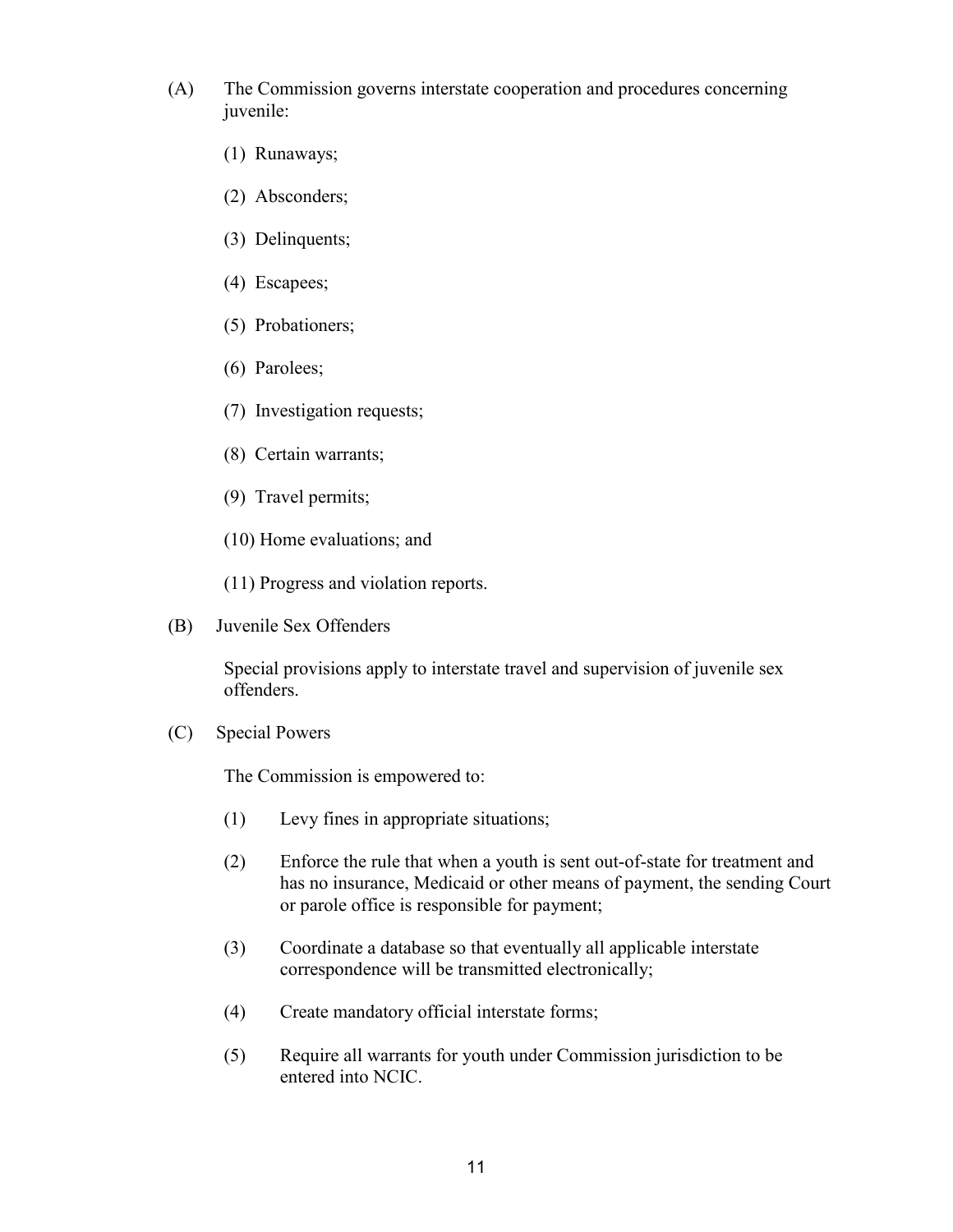(A) The Commission governs interstate cooperation and procedures concerning juvenile:

   (1) Runaways;

   (2) Absconders;

   (3) Delinquents;

   (4) Escapees;

   (5) Probationers;

   (6) Parolees;

   (7) Investigation requests;

   (8) Certain warrants;

   (9) Travel permits;

   (10) Home evaluations; and

   (11) Progress and violation reports.

(B) Juvenile Sex Offenders

   Special provisions apply to interstate travel and supervision of juvenile sex offenders.

(C) Special Powers

   The Commission is empowered to:

   (1) Levy fines in appropriate situations;

   (2) Enforce the rule that when a youth is sent out-of-state for treatment and has no insurance, Medicaid or other means of payment, the sending Court or parole office is responsible for payment;

   (3) Coordinate a database so that eventually all applicable interstate correspondence will be transmitted electronically;

   (4) Create mandatory official interstate forms;

   (5) Require all warrants for youth under Commission jurisdiction to be entered into NCIC.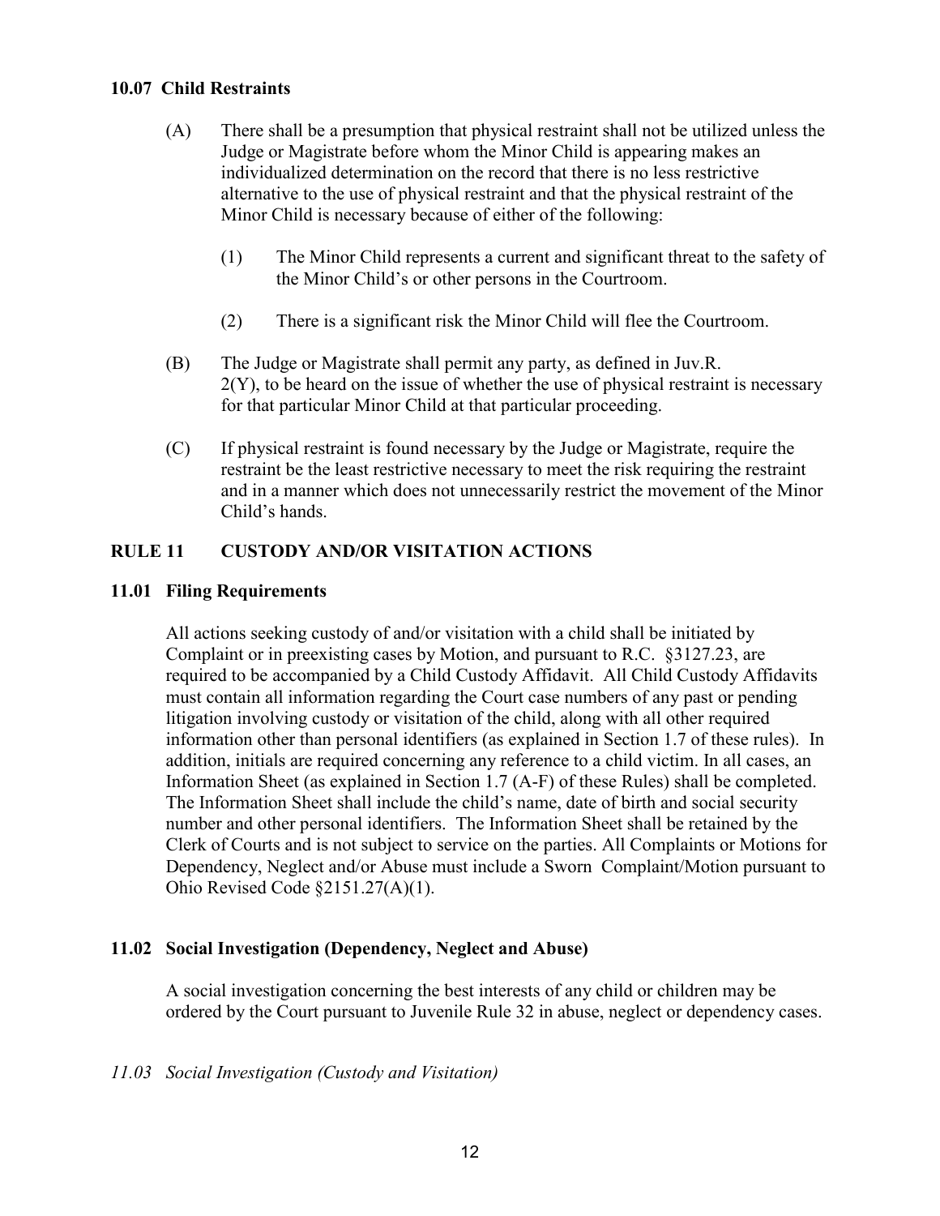### 10.07 Child Restraints

(A) There shall be a presumption that physical restraint shall not be utilized unless the Judge or Magistrate before whom the Minor Child is appearing makes an individualized determination on the record that there is no less restrictive alternative to the use of physical restraint and that the physical restraint of the Minor Child is necessary because of either of the following:

(1) The Minor Child represents a current and significant threat to the safety of the Minor Child's or other persons in the Courtroom.

(2) There is a significant risk the Minor Child will flee the Courtroom.

(B) The Judge or Magistrate shall permit any party, as defined in Juv.R. 2(Y), to be heard on the issue of whether the use of physical restraint is necessary for that particular Minor Child at that particular proceeding.

(C) If physical restraint is found necessary by the Judge or Magistrate, require the restraint be the least restrictive necessary to meet the risk requiring the restraint and in a manner which does not unnecessarily restrict the movement of the Minor Child's hands.

## RULE 11 CUSTODY AND/OR VISITATION ACTIONS

### 11.01 Filing Requirements

All actions seeking custody of and/or visitation with a child shall be initiated by Complaint or in preexisting cases by Motion, and pursuant to R.C. §3127.23, are required to be accompanied by a Child Custody Affidavit. All Child Custody Affidavits must contain all information regarding the Court case numbers of any past or pending litigation involving custody or visitation of the child, along with all other required information other than personal identifiers (as explained in Section 1.7 of these rules). In addition, initials are required concerning any reference to a child victim. In all cases, an Information Sheet (as explained in Section 1.7 (A-F) of these Rules) shall be completed. The Information Sheet shall include the child's name, date of birth and social security number and other personal identifiers. The Information Sheet shall be retained by the Clerk of Courts and is not subject to service on the parties. All Complaints or Motions for Dependency, Neglect and/or Abuse must include a Sworn Complaint/Motion pursuant to Ohio Revised Code §2151.27(A)(1).

### 11.02 Social Investigation (Dependency, Neglect and Abuse)

A social investigation concerning the best interests of any child or children may be ordered by the Court pursuant to Juvenile Rule 32 in abuse, neglect or dependency cases.

### *11.03 Social Investigation (Custody and Visitation)*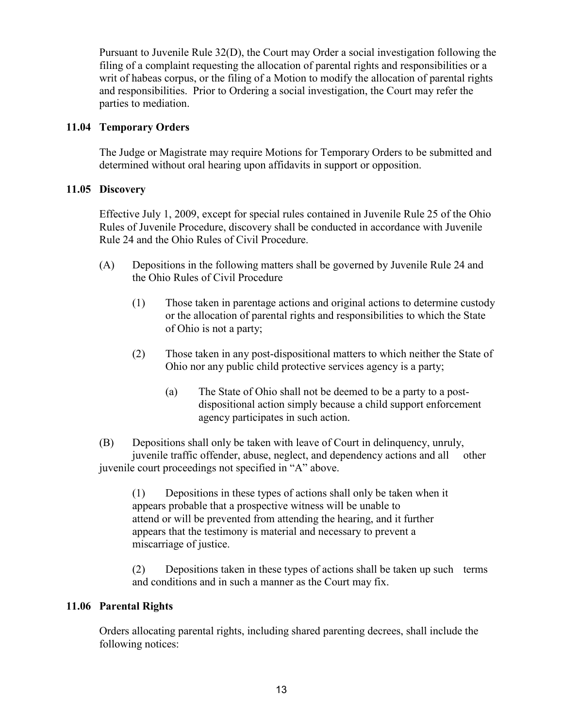Pursuant to Juvenile Rule 32(D), the Court may Order a social investigation following the filing of a complaint requesting the allocation of parental rights and responsibilities or a writ of habeas corpus, or the filing of a Motion to modify the allocation of parental rights and responsibilities. Prior to Ordering a social investigation, the Court may refer the parties to mediation.

### 11.04 Temporary Orders

The Judge or Magistrate may require Motions for Temporary Orders to be submitted and determined without oral hearing upon affidavits in support or opposition.

### 11.05 Discovery

Effective July 1, 2009, except for special rules contained in Juvenile Rule 25 of the Ohio Rules of Juvenile Procedure, discovery shall be conducted in accordance with Juvenile Rule 24 and the Ohio Rules of Civil Procedure.

(A) Depositions in the following matters shall be governed by Juvenile Rule 24 and the Ohio Rules of Civil Procedure

(1) Those taken in parentage actions and original actions to determine custody or the allocation of parental rights and responsibilities to which the State of Ohio is not a party;

(2) Those taken in any post-dispositional matters to which neither the State of Ohio nor any public child protective services agency is a party;

(a) The State of Ohio shall not be deemed to be a party to a post-dispositional action simply because a child support enforcement agency participates in such action.

(B) Depositions shall only be taken with leave of Court in delinquency, unruly, juvenile traffic offender, abuse, neglect, and dependency actions and all other juvenile court proceedings not specified in "A" above.

(1) Depositions in these types of actions shall only be taken when it appears probable that a prospective witness will be unable to attend or will be prevented from attending the hearing, and it further appears that the testimony is material and necessary to prevent a miscarriage of justice.

(2) Depositions taken in these types of actions shall be taken up such terms and conditions and in such a manner as the Court may fix.

### 11.06 Parental Rights

Orders allocating parental rights, including shared parenting decrees, shall include the following notices: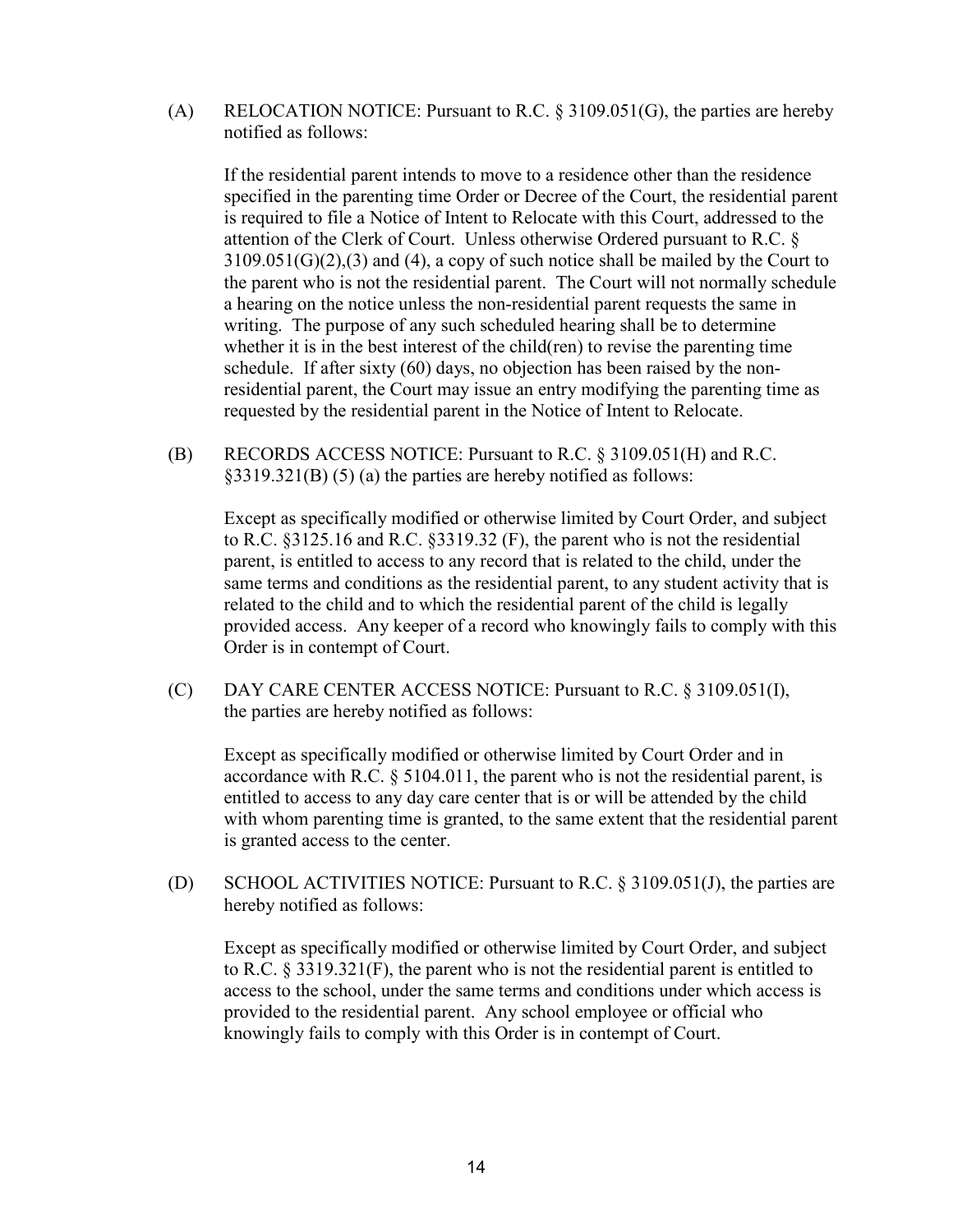(A) RELOCATION NOTICE: Pursuant to R.C. § 3109.051(G), the parties are hereby notified as follows:

If the residential parent intends to move to a residence other than the residence specified in the parenting time Order or Decree of the Court, the residential parent is required to file a Notice of Intent to Relocate with this Court, addressed to the attention of the Clerk of Court. Unless otherwise Ordered pursuant to R.C. § 3109.051(G)(2),(3) and (4), a copy of such notice shall be mailed by the Court to the parent who is not the residential parent. The Court will not normally schedule a hearing on the notice unless the non-residential parent requests the same in writing. The purpose of any such scheduled hearing shall be to determine whether it is in the best interest of the child(ren) to revise the parenting time schedule. If after sixty (60) days, no objection has been raised by the non-residential parent, the Court may issue an entry modifying the parenting time as requested by the residential parent in the Notice of Intent to Relocate.

(B) RECORDS ACCESS NOTICE: Pursuant to R.C. § 3109.051(H) and R.C. §3319.321(B) (5) (a) the parties are hereby notified as follows:

Except as specifically modified or otherwise limited by Court Order, and subject to R.C. §3125.16 and R.C. §3319.32 (F), the parent who is not the residential parent, is entitled to access to any record that is related to the child, under the same terms and conditions as the residential parent, to any student activity that is related to the child and to which the residential parent of the child is legally provided access. Any keeper of a record who knowingly fails to comply with this Order is in contempt of Court.

(C) DAY CARE CENTER ACCESS NOTICE: Pursuant to R.C. § 3109.051(I), the parties are hereby notified as follows:

Except as specifically modified or otherwise limited by Court Order and in accordance with R.C. § 5104.011, the parent who is not the residential parent, is entitled to access to any day care center that is or will be attended by the child with whom parenting time is granted, to the same extent that the residential parent is granted access to the center.

(D) SCHOOL ACTIVITIES NOTICE: Pursuant to R.C. § 3109.051(J), the parties are hereby notified as follows:

Except as specifically modified or otherwise limited by Court Order, and subject to R.C. § 3319.321(F), the parent who is not the residential parent is entitled to access to the school, under the same terms and conditions under which access is provided to the residential parent. Any school employee or official who knowingly fails to comply with this Order is in contempt of Court.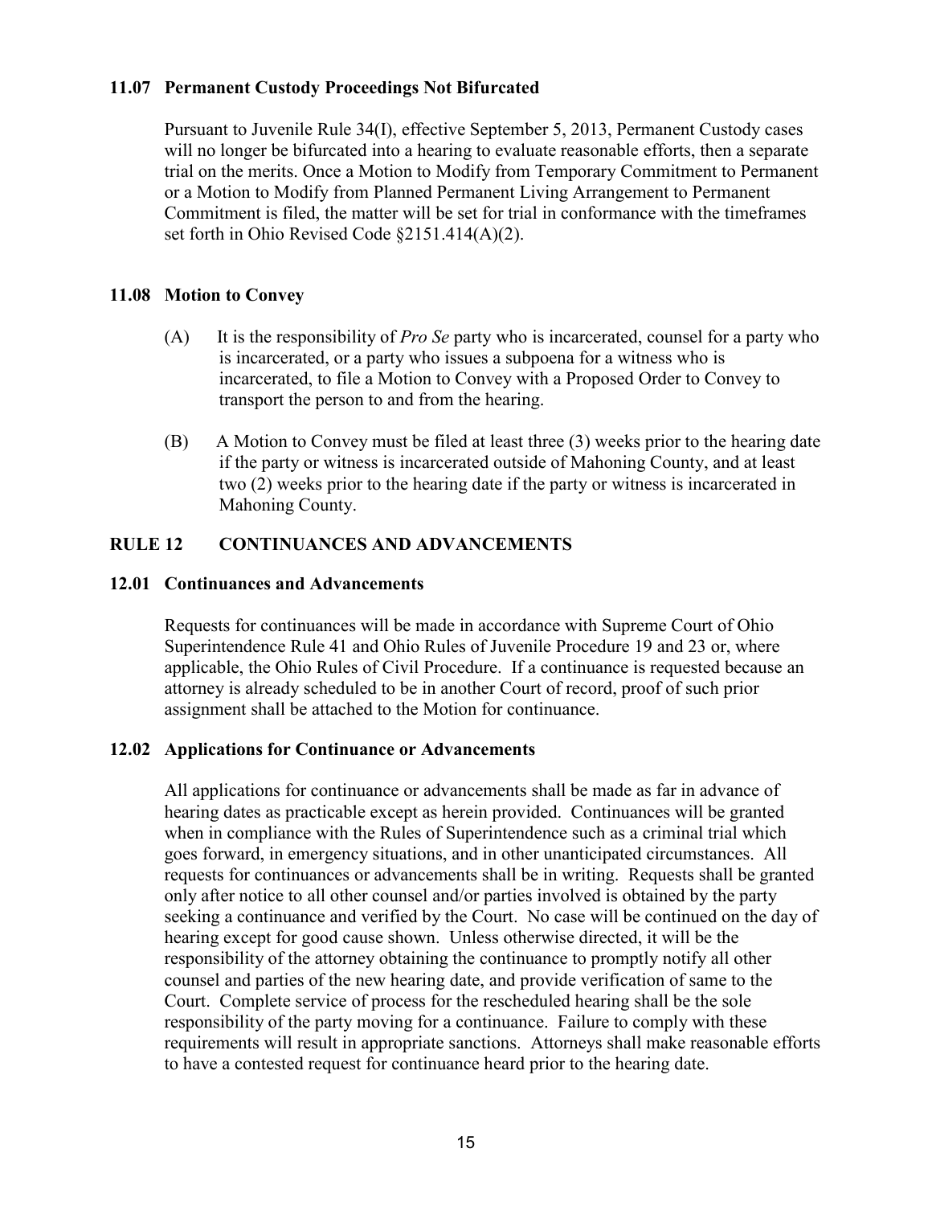### 11.07 Permanent Custody Proceedings Not Bifurcated

Pursuant to Juvenile Rule 34(I), effective September 5, 2013, Permanent Custody cases will no longer be bifurcated into a hearing to evaluate reasonable efforts, then a separate trial on the merits. Once a Motion to Modify from Temporary Commitment to Permanent or a Motion to Modify from Planned Permanent Living Arrangement to Permanent Commitment is filed, the matter will be set for trial in conformance with the timeframes set forth in Ohio Revised Code §2151.414(A)(2).

### 11.08 Motion to Convey

(A) It is the responsibility of *Pro Se* party who is incarcerated, counsel for a party who is incarcerated, or a party who issues a subpoena for a witness who is incarcerated, to file a Motion to Convey with a Proposed Order to Convey to transport the person to and from the hearing.

(B) A Motion to Convey must be filed at least three (3) weeks prior to the hearing date if the party or witness is incarcerated outside of Mahoning County, and at least two (2) weeks prior to the hearing date if the party or witness is incarcerated in Mahoning County.

## RULE 12 CONTINUANCES AND ADVANCEMENTS

### 12.01 Continuances and Advancements

Requests for continuances will be made in accordance with Supreme Court of Ohio Superintendence Rule 41 and Ohio Rules of Juvenile Procedure 19 and 23 or, where applicable, the Ohio Rules of Civil Procedure. If a continuance is requested because an attorney is already scheduled to be in another Court of record, proof of such prior assignment shall be attached to the Motion for continuance.

### 12.02 Applications for Continuance or Advancements

All applications for continuance or advancements shall be made as far in advance of hearing dates as practicable except as herein provided. Continuances will be granted when in compliance with the Rules of Superintendence such as a criminal trial which goes forward, in emergency situations, and in other unanticipated circumstances. All requests for continuances or advancements shall be in writing. Requests shall be granted only after notice to all other counsel and/or parties involved is obtained by the party seeking a continuance and verified by the Court. No case will be continued on the day of hearing except for good cause shown. Unless otherwise directed, it will be the responsibility of the attorney obtaining the continuance to promptly notify all other counsel and parties of the new hearing date, and provide verification of same to the Court. Complete service of process for the rescheduled hearing shall be the sole responsibility of the party moving for a continuance. Failure to comply with these requirements will result in appropriate sanctions. Attorneys shall make reasonable efforts to have a contested request for continuance heard prior to the hearing date.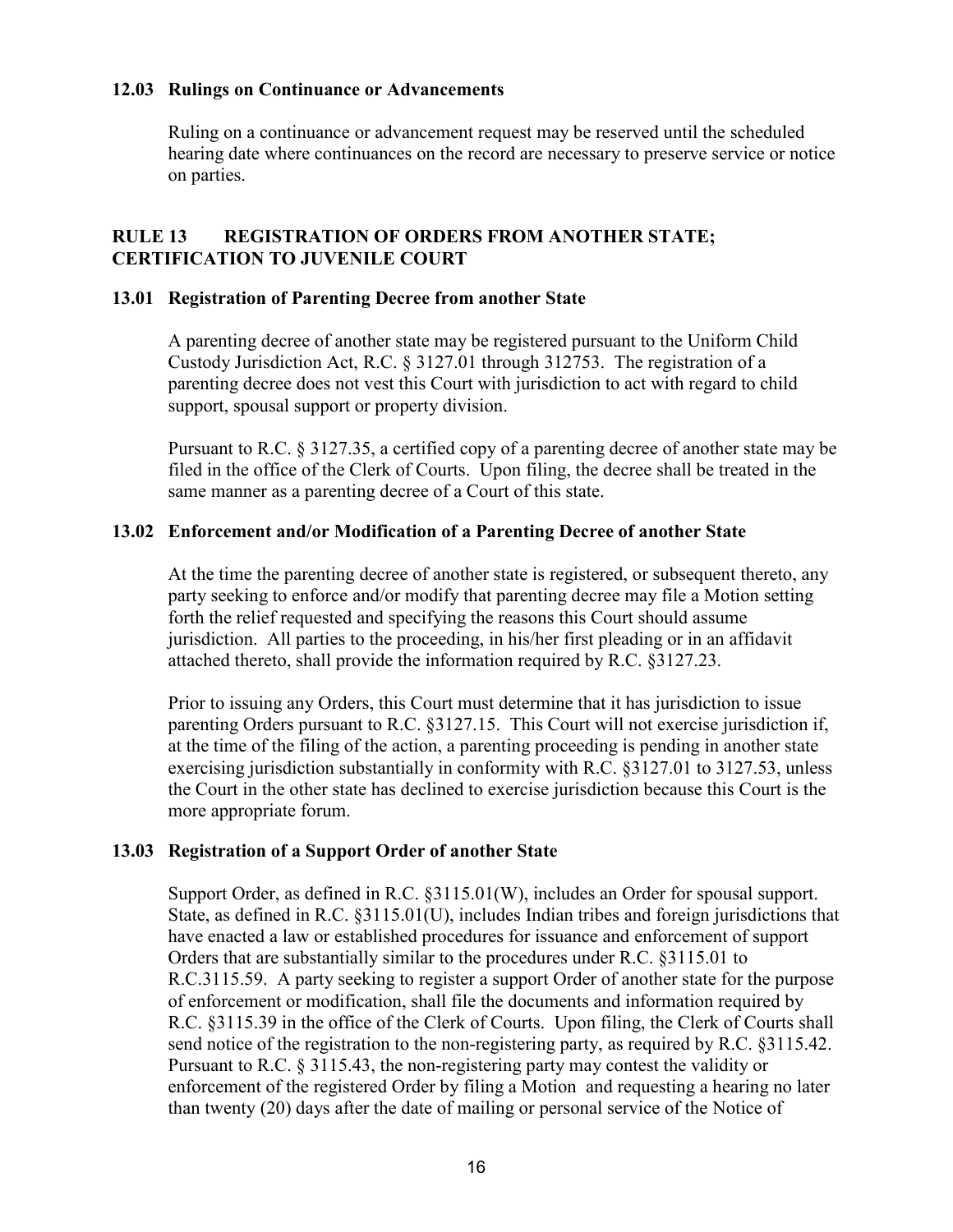### 12.03 Rulings on Continuance or Advancements

Ruling on a continuance or advancement request may be reserved until the scheduled hearing date where continuances on the record are necessary to preserve service or notice on parties.

## RULE 13 REGISTRATION OF ORDERS FROM ANOTHER STATE; CERTIFICATION TO JUVENILE COURT

### 13.01 Registration of Parenting Decree from another State

A parenting decree of another state may be registered pursuant to the Uniform Child Custody Jurisdiction Act, R.C. § 3127.01 through 312753. The registration of a parenting decree does not vest this Court with jurisdiction to act with regard to child support, spousal support or property division.

Pursuant to R.C. § 3127.35, a certified copy of a parenting decree of another state may be filed in the office of the Clerk of Courts. Upon filing, the decree shall be treated in the same manner as a parenting decree of a Court of this state.

### 13.02 Enforcement and/or Modification of a Parenting Decree of another State

At the time the parenting decree of another state is registered, or subsequent thereto, any party seeking to enforce and/or modify that parenting decree may file a Motion setting forth the relief requested and specifying the reasons this Court should assume jurisdiction. All parties to the proceeding, in his/her first pleading or in an affidavit attached thereto, shall provide the information required by R.C. §3127.23.

Prior to issuing any Orders, this Court must determine that it has jurisdiction to issue parenting Orders pursuant to R.C. §3127.15. This Court will not exercise jurisdiction if, at the time of the filing of the action, a parenting proceeding is pending in another state exercising jurisdiction substantially in conformity with R.C. §3127.01 to 3127.53, unless the Court in the other state has declined to exercise jurisdiction because this Court is the more appropriate forum.

### 13.03 Registration of a Support Order of another State

Support Order, as defined in R.C. §3115.01(W), includes an Order for spousal support. State, as defined in R.C. §3115.01(U), includes Indian tribes and foreign jurisdictions that have enacted a law or established procedures for issuance and enforcement of support Orders that are substantially similar to the procedures under R.C. §3115.01 to R.C.3115.59. A party seeking to register a support Order of another state for the purpose of enforcement or modification, shall file the documents and information required by R.C. §3115.39 in the office of the Clerk of Courts. Upon filing, the Clerk of Courts shall send notice of the registration to the non-registering party, as required by R.C. §3115.42. Pursuant to R.C. § 3115.43, the non-registering party may contest the validity or enforcement of the registered Order by filing a Motion and requesting a hearing no later than twenty (20) days after the date of mailing or personal service of the Notice of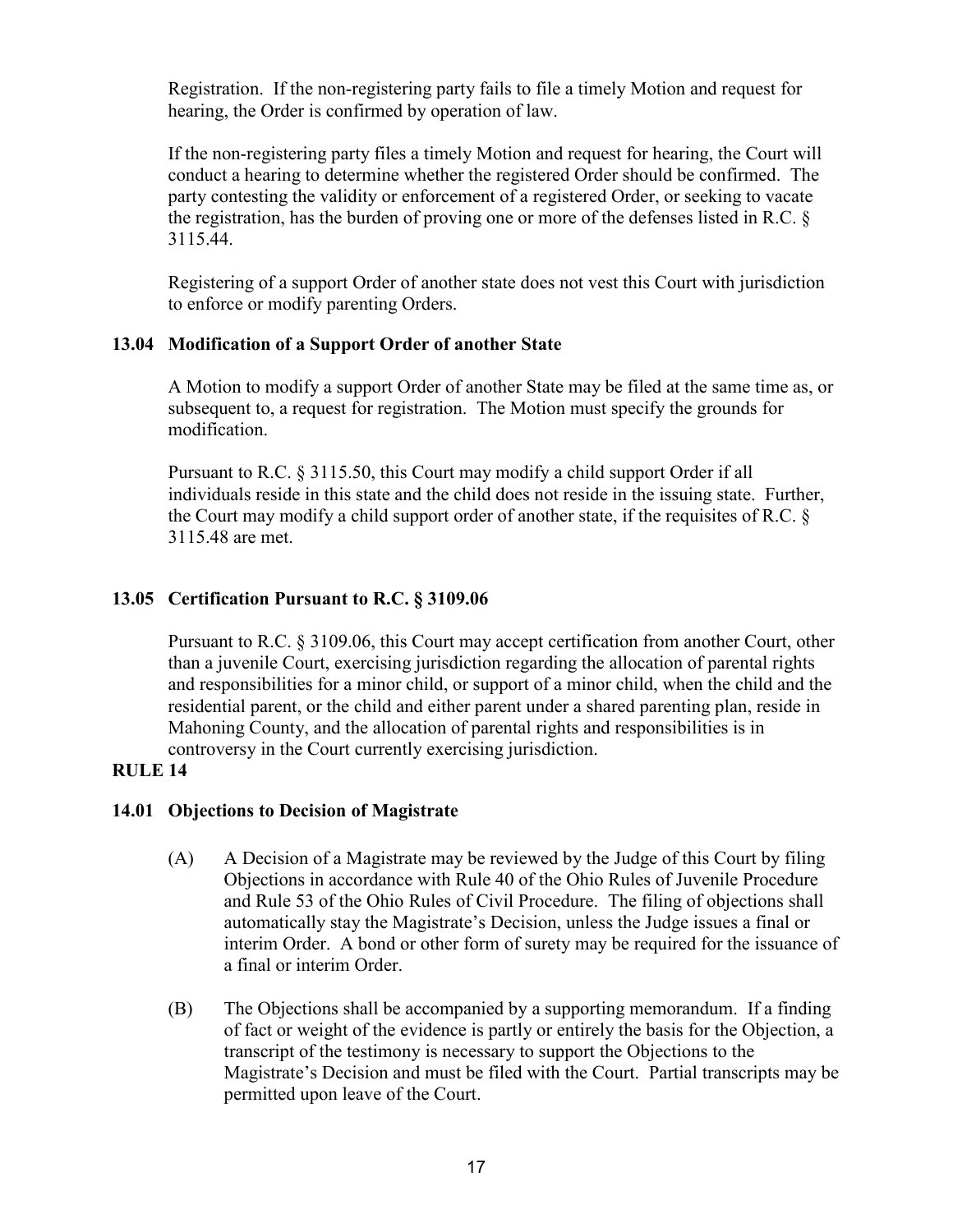Registration. If the non-registering party fails to file a timely Motion and request for hearing, the Order is confirmed by operation of law.

If the non-registering party files a timely Motion and request for hearing, the Court will conduct a hearing to determine whether the registered Order should be confirmed. The party contesting the validity or enforcement of a registered Order, or seeking to vacate the registration, has the burden of proving one or more of the defenses listed in R.C. § 3115.44.

Registering of a support Order of another state does not vest this Court with jurisdiction to enforce or modify parenting Orders.

**13.04 Modification of a Support Order of another State**

A Motion to modify a support Order of another State may be filed at the same time as, or subsequent to, a request for registration. The Motion must specify the grounds for modification.

Pursuant to R.C. § 3115.50, this Court may modify a child support Order if all individuals reside in this state and the child does not reside in the issuing state. Further, the Court may modify a child support order of another state, if the requisites of R.C. § 3115.48 are met.

**13.05 Certification Pursuant to R.C. § 3109.06**

Pursuant to R.C. § 3109.06, this Court may accept certification from another Court, other than a juvenile Court, exercising jurisdiction regarding the allocation of parental rights and responsibilities for a minor child, or support of a minor child, when the child and the residential parent, or the child and either parent under a shared parenting plan, reside in Mahoning County, and the allocation of parental rights and responsibilities is in controversy in the Court currently exercising jurisdiction.

**RULE 14**

**14.01 Objections to Decision of Magistrate**

(A) A Decision of a Magistrate may be reviewed by the Judge of this Court by filing Objections in accordance with Rule 40 of the Ohio Rules of Juvenile Procedure and Rule 53 of the Ohio Rules of Civil Procedure. The filing of objections shall automatically stay the Magistrate's Decision, unless the Judge issues a final or interim Order. A bond or other form of surety may be required for the issuance of a final or interim Order.

(B) The Objections shall be accompanied by a supporting memorandum. If a finding of fact or weight of the evidence is partly or entirely the basis for the Objection, a transcript of the testimony is necessary to support the Objections to the Magistrate's Decision and must be filed with the Court. Partial transcripts may be permitted upon leave of the Court.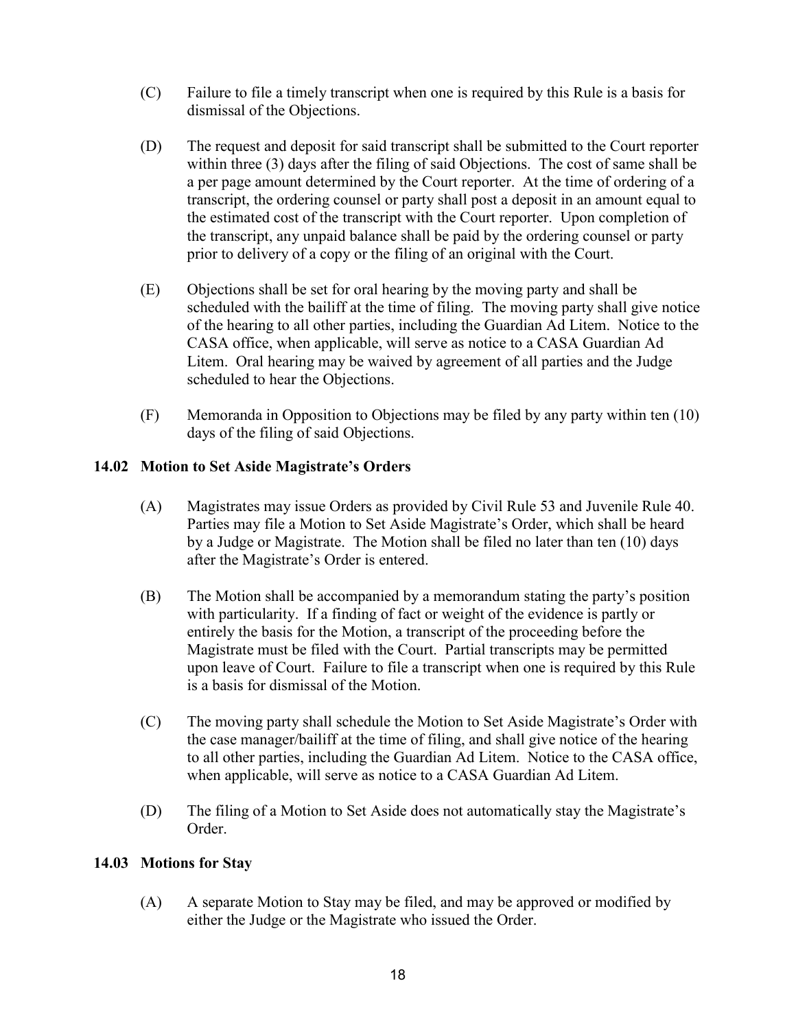(C) Failure to file a timely transcript when one is required by this Rule is a basis for dismissal of the Objections.

(D) The request and deposit for said transcript shall be submitted to the Court reporter within three (3) days after the filing of said Objections. The cost of same shall be a per page amount determined by the Court reporter. At the time of ordering of a transcript, the ordering counsel or party shall post a deposit in an amount equal to the estimated cost of the transcript with the Court reporter. Upon completion of the transcript, any unpaid balance shall be paid by the ordering counsel or party prior to delivery of a copy or the filing of an original with the Court.

(E) Objections shall be set for oral hearing by the moving party and shall be scheduled with the bailiff at the time of filing. The moving party shall give notice of the hearing to all other parties, including the Guardian Ad Litem. Notice to the CASA office, when applicable, will serve as notice to a CASA Guardian Ad Litem. Oral hearing may be waived by agreement of all parties and the Judge scheduled to hear the Objections.

(F) Memoranda in Opposition to Objections may be filed by any party within ten (10) days of the filing of said Objections.

### 14.02 Motion to Set Aside Magistrate's Orders

(A) Magistrates may issue Orders as provided by Civil Rule 53 and Juvenile Rule 40. Parties may file a Motion to Set Aside Magistrate's Order, which shall be heard by a Judge or Magistrate. The Motion shall be filed no later than ten (10) days after the Magistrate's Order is entered.

(B) The Motion shall be accompanied by a memorandum stating the party's position with particularity. If a finding of fact or weight of the evidence is partly or entirely the basis for the Motion, a transcript of the proceeding before the Magistrate must be filed with the Court. Partial transcripts may be permitted upon leave of Court. Failure to file a transcript when one is required by this Rule is a basis for dismissal of the Motion.

(C) The moving party shall schedule the Motion to Set Aside Magistrate's Order with the case manager/bailiff at the time of filing, and shall give notice of the hearing to all other parties, including the Guardian Ad Litem. Notice to the CASA office, when applicable, will serve as notice to a CASA Guardian Ad Litem.

(D) The filing of a Motion to Set Aside does not automatically stay the Magistrate's Order.

### 14.03 Motions for Stay

(A) A separate Motion to Stay may be filed, and may be approved or modified by either the Judge or the Magistrate who issued the Order.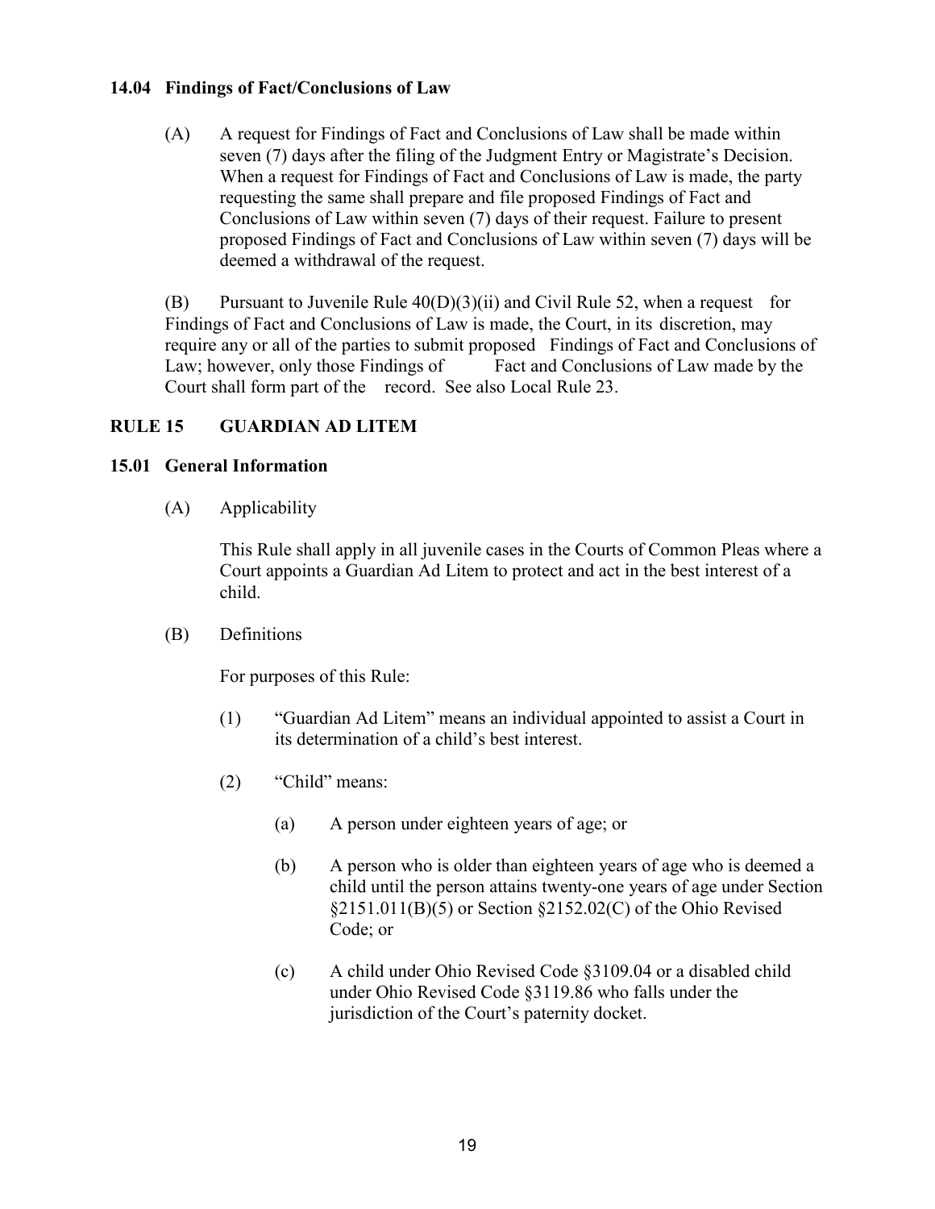### 14.04 Findings of Fact/Conclusions of Law

(A) A request for Findings of Fact and Conclusions of Law shall be made within seven (7) days after the filing of the Judgment Entry or Magistrate's Decision. When a request for Findings of Fact and Conclusions of Law is made, the party requesting the same shall prepare and file proposed Findings of Fact and Conclusions of Law within seven (7) days of their request. Failure to present proposed Findings of Fact and Conclusions of Law within seven (7) days will be deemed a withdrawal of the request.

(B) Pursuant to Juvenile Rule 40(D)(3)(ii) and Civil Rule 52, when a request for Findings of Fact and Conclusions of Law is made, the Court, in its discretion, may require any or all of the parties to submit proposed Findings of Fact and Conclusions of Law; however, only those Findings of Fact and Conclusions of Law made by the Court shall form part of the record. See also Local Rule 23.

## RULE 15 GUARDIAN AD LITEM

### 15.01 General Information

(A) Applicability

This Rule shall apply in all juvenile cases in the Courts of Common Pleas where a Court appoints a Guardian Ad Litem to protect and act in the best interest of a child.

(B) Definitions

For purposes of this Rule:

(1) "Guardian Ad Litem" means an individual appointed to assist a Court in its determination of a child's best interest.

(2) "Child" means:

(a) A person under eighteen years of age; or

(b) A person who is older than eighteen years of age who is deemed a child until the person attains twenty-one years of age under Section §2151.011(B)(5) or Section §2152.02(C) of the Ohio Revised Code; or

(c) A child under Ohio Revised Code §3109.04 or a disabled child under Ohio Revised Code §3119.86 who falls under the jurisdiction of the Court's paternity docket.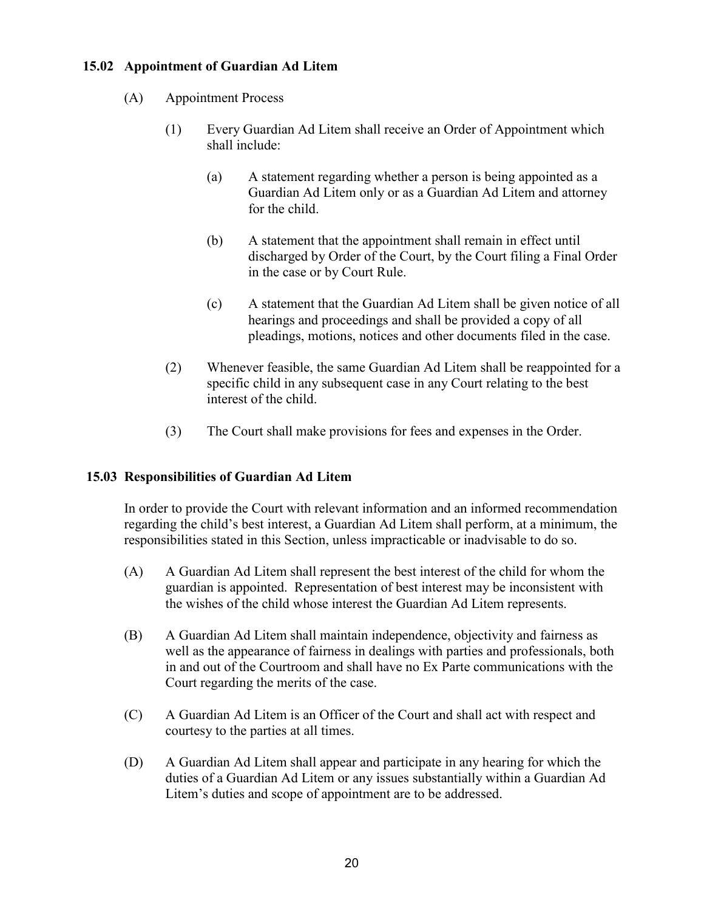### 15.02 Appointment of Guardian Ad Litem

(A) Appointment Process

(1) Every Guardian Ad Litem shall receive an Order of Appointment which shall include:

(a) A statement regarding whether a person is being appointed as a Guardian Ad Litem only or as a Guardian Ad Litem and attorney for the child.

(b) A statement that the appointment shall remain in effect until discharged by Order of the Court, by the Court filing a Final Order in the case or by Court Rule.

(c) A statement that the Guardian Ad Litem shall be given notice of all hearings and proceedings and shall be provided a copy of all pleadings, motions, notices and other documents filed in the case.

(2) Whenever feasible, the same Guardian Ad Litem shall be reappointed for a specific child in any subsequent case in any Court relating to the best interest of the child.

(3) The Court shall make provisions for fees and expenses in the Order.

### 15.03 Responsibilities of Guardian Ad Litem

In order to provide the Court with relevant information and an informed recommendation regarding the child's best interest, a Guardian Ad Litem shall perform, at a minimum, the responsibilities stated in this Section, unless impracticable or inadvisable to do so.

(A) A Guardian Ad Litem shall represent the best interest of the child for whom the guardian is appointed. Representation of best interest may be inconsistent with the wishes of the child whose interest the Guardian Ad Litem represents.

(B) A Guardian Ad Litem shall maintain independence, objectivity and fairness as well as the appearance of fairness in dealings with parties and professionals, both in and out of the Courtroom and shall have no Ex Parte communications with the Court regarding the merits of the case.

(C) A Guardian Ad Litem is an Officer of the Court and shall act with respect and courtesy to the parties at all times.

(D) A Guardian Ad Litem shall appear and participate in any hearing for which the duties of a Guardian Ad Litem or any issues substantially within a Guardian Ad Litem's duties and scope of appointment are to be addressed.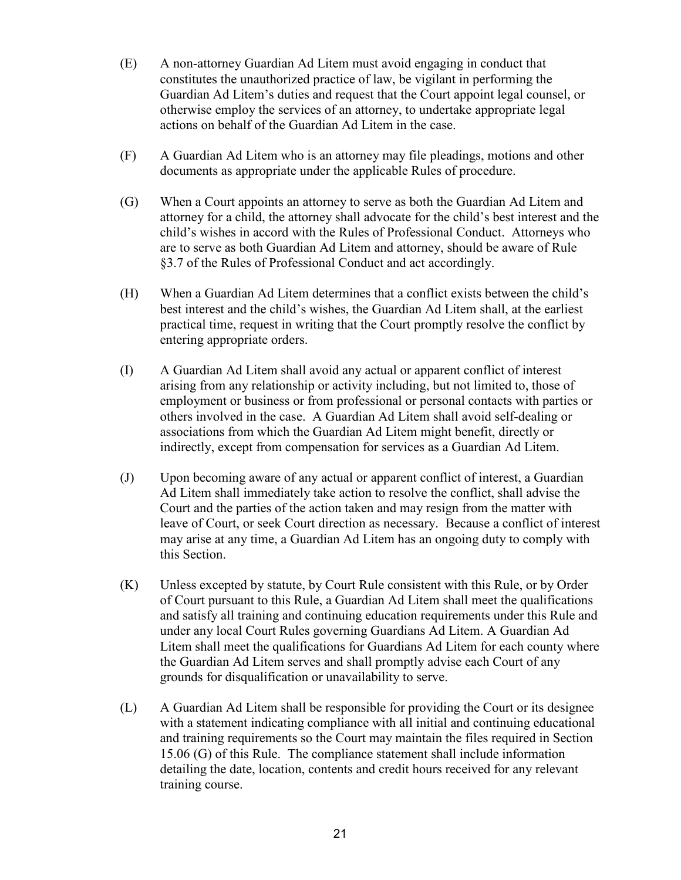(E) A non-attorney Guardian Ad Litem must avoid engaging in conduct that constitutes the unauthorized practice of law, be vigilant in performing the Guardian Ad Litem's duties and request that the Court appoint legal counsel, or otherwise employ the services of an attorney, to undertake appropriate legal actions on behalf of the Guardian Ad Litem in the case.

(F) A Guardian Ad Litem who is an attorney may file pleadings, motions and other documents as appropriate under the applicable Rules of procedure.

(G) When a Court appoints an attorney to serve as both the Guardian Ad Litem and attorney for a child, the attorney shall advocate for the child's best interest and the child's wishes in accord with the Rules of Professional Conduct. Attorneys who are to serve as both Guardian Ad Litem and attorney, should be aware of Rule §3.7 of the Rules of Professional Conduct and act accordingly.

(H) When a Guardian Ad Litem determines that a conflict exists between the child's best interest and the child's wishes, the Guardian Ad Litem shall, at the earliest practical time, request in writing that the Court promptly resolve the conflict by entering appropriate orders.

(I) A Guardian Ad Litem shall avoid any actual or apparent conflict of interest arising from any relationship or activity including, but not limited to, those of employment or business or from professional or personal contacts with parties or others involved in the case. A Guardian Ad Litem shall avoid self-dealing or associations from which the Guardian Ad Litem might benefit, directly or indirectly, except from compensation for services as a Guardian Ad Litem.

(J) Upon becoming aware of any actual or apparent conflict of interest, a Guardian Ad Litem shall immediately take action to resolve the conflict, shall advise the Court and the parties of the action taken and may resign from the matter with leave of Court, or seek Court direction as necessary. Because a conflict of interest may arise at any time, a Guardian Ad Litem has an ongoing duty to comply with this Section.

(K) Unless excepted by statute, by Court Rule consistent with this Rule, or by Order of Court pursuant to this Rule, a Guardian Ad Litem shall meet the qualifications and satisfy all training and continuing education requirements under this Rule and under any local Court Rules governing Guardians Ad Litem. A Guardian Ad Litem shall meet the qualifications for Guardians Ad Litem for each county where the Guardian Ad Litem serves and shall promptly advise each Court of any grounds for disqualification or unavailability to serve.

(L) A Guardian Ad Litem shall be responsible for providing the Court or its designee with a statement indicating compliance with all initial and continuing educational and training requirements so the Court may maintain the files required in Section 15.06 (G) of this Rule. The compliance statement shall include information detailing the date, location, contents and credit hours received for any relevant training course.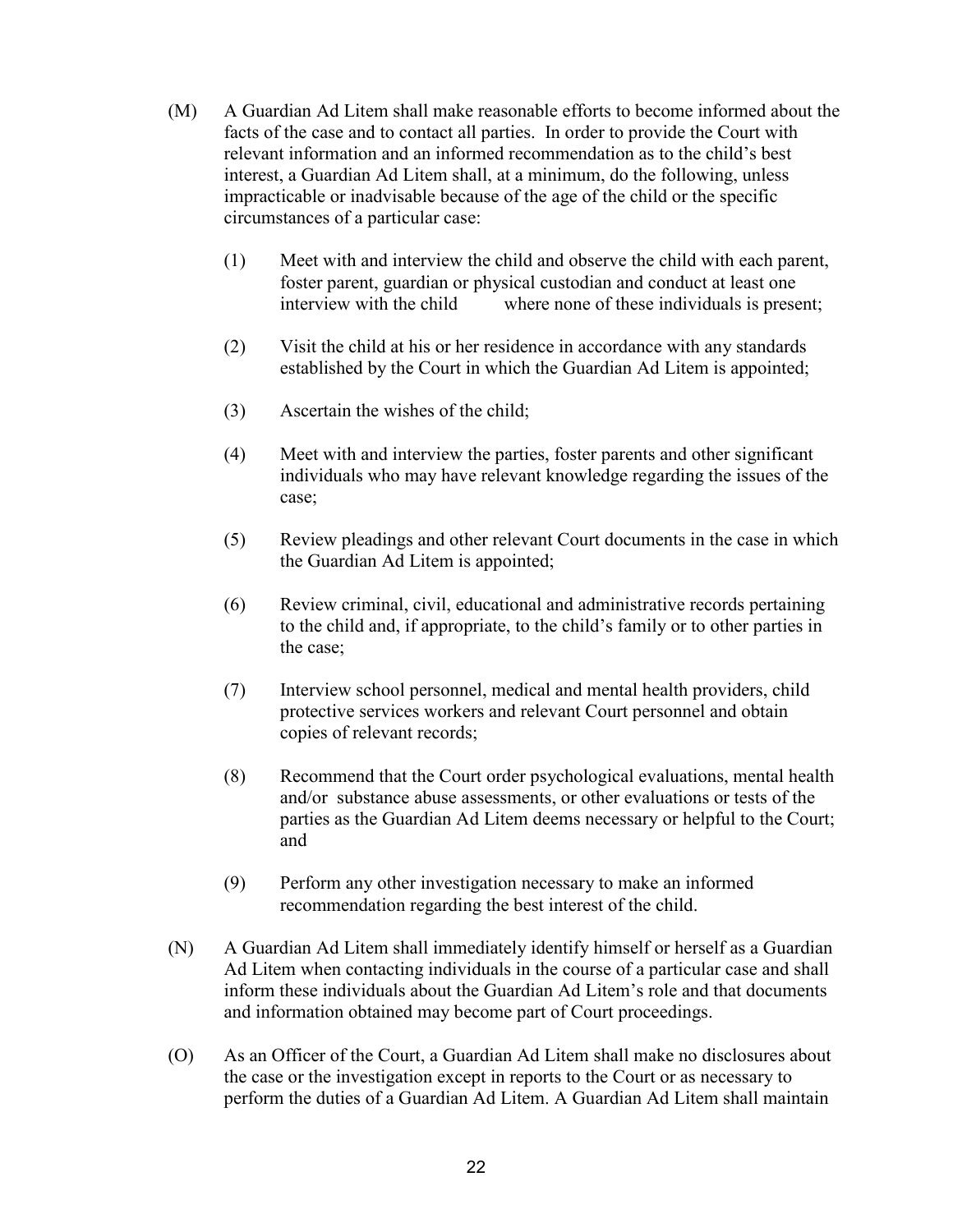(M) A Guardian Ad Litem shall make reasonable efforts to become informed about the facts of the case and to contact all parties. In order to provide the Court with relevant information and an informed recommendation as to the child's best interest, a Guardian Ad Litem shall, at a minimum, do the following, unless impracticable or inadvisable because of the age of the child or the specific circumstances of a particular case:

(1) Meet with and interview the child and observe the child with each parent, foster parent, guardian or physical custodian and conduct at least one interview with the child where none of these individuals is present;

(2) Visit the child at his or her residence in accordance with any standards established by the Court in which the Guardian Ad Litem is appointed;

(3) Ascertain the wishes of the child;

(4) Meet with and interview the parties, foster parents and other significant individuals who may have relevant knowledge regarding the issues of the case;

(5) Review pleadings and other relevant Court documents in the case in which the Guardian Ad Litem is appointed;

(6) Review criminal, civil, educational and administrative records pertaining to the child and, if appropriate, to the child's family or to other parties in the case;

(7) Interview school personnel, medical and mental health providers, child protective services workers and relevant Court personnel and obtain copies of relevant records;

(8) Recommend that the Court order psychological evaluations, mental health and/or substance abuse assessments, or other evaluations or tests of the parties as the Guardian Ad Litem deems necessary or helpful to the Court; and

(9) Perform any other investigation necessary to make an informed recommendation regarding the best interest of the child.

(N) A Guardian Ad Litem shall immediately identify himself or herself as a Guardian Ad Litem when contacting individuals in the course of a particular case and shall inform these individuals about the Guardian Ad Litem's role and that documents and information obtained may become part of Court proceedings.

(O) As an Officer of the Court, a Guardian Ad Litem shall make no disclosures about the case or the investigation except in reports to the Court or as necessary to perform the duties of a Guardian Ad Litem. A Guardian Ad Litem shall maintain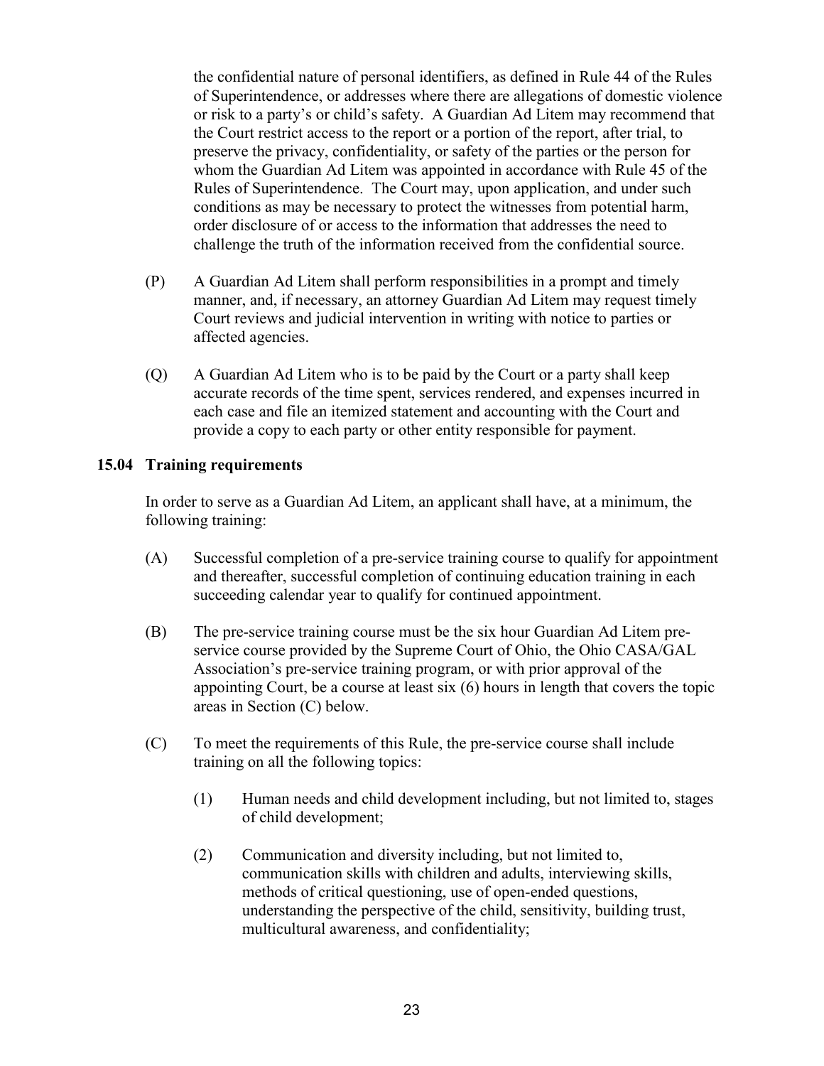the confidential nature of personal identifiers, as defined in Rule 44 of the Rules of Superintendence, or addresses where there are allegations of domestic violence or risk to a party's or child's safety. A Guardian Ad Litem may recommend that the Court restrict access to the report or a portion of the report, after trial, to preserve the privacy, confidentiality, or safety of the parties or the person for whom the Guardian Ad Litem was appointed in accordance with Rule 45 of the Rules of Superintendence. The Court may, upon application, and under such conditions as may be necessary to protect the witnesses from potential harm, order disclosure of or access to the information that addresses the need to challenge the truth of the information received from the confidential source.

(P) A Guardian Ad Litem shall perform responsibilities in a prompt and timely manner, and, if necessary, an attorney Guardian Ad Litem may request timely Court reviews and judicial intervention in writing with notice to parties or affected agencies.

(Q) A Guardian Ad Litem who is to be paid by the Court or a party shall keep accurate records of the time spent, services rendered, and expenses incurred in each case and file an itemized statement and accounting with the Court and provide a copy to each party or other entity responsible for payment.

**15.04 Training requirements**

In order to serve as a Guardian Ad Litem, an applicant shall have, at a minimum, the following training:

(A) Successful completion of a pre-service training course to qualify for appointment and thereafter, successful completion of continuing education training in each succeeding calendar year to qualify for continued appointment.

(B) The pre-service training course must be the six hour Guardian Ad Litem pre-service course provided by the Supreme Court of Ohio, the Ohio CASA/GAL Association's pre-service training program, or with prior approval of the appointing Court, be a course at least six (6) hours in length that covers the topic areas in Section (C) below.

(C) To meet the requirements of this Rule, the pre-service course shall include training on all the following topics:

(1) Human needs and child development including, but not limited to, stages of child development;

(2) Communication and diversity including, but not limited to, communication skills with children and adults, interviewing skills, methods of critical questioning, use of open-ended questions, understanding the perspective of the child, sensitivity, building trust, multicultural awareness, and confidentiality;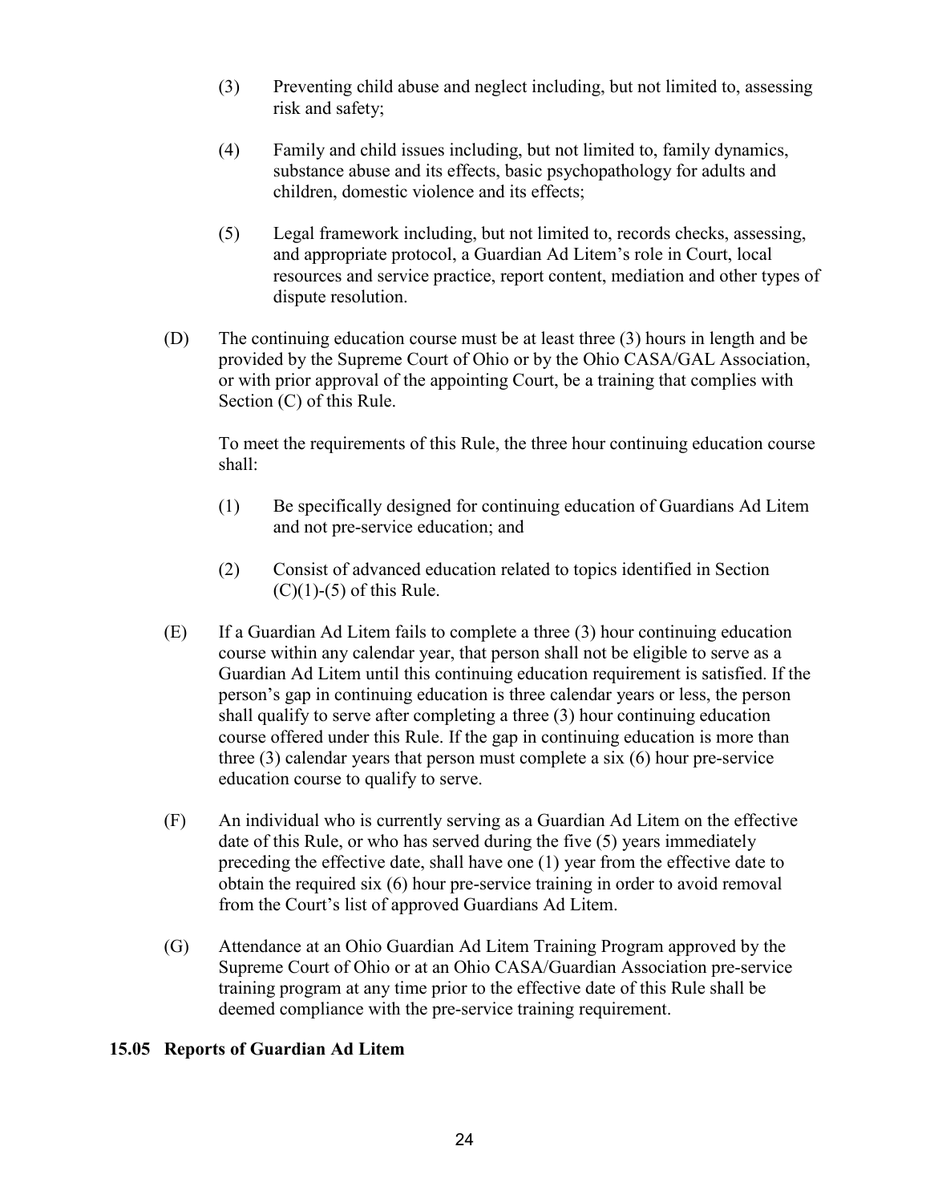(3) Preventing child abuse and neglect including, but not limited to, assessing risk and safety;

(4) Family and child issues including, but not limited to, family dynamics, substance abuse and its effects, basic psychopathology for adults and children, domestic violence and its effects;

(5) Legal framework including, but not limited to, records checks, assessing, and appropriate protocol, a Guardian Ad Litem's role in Court, local resources and service practice, report content, mediation and other types of dispute resolution.

(D) The continuing education course must be at least three (3) hours in length and be provided by the Supreme Court of Ohio or by the Ohio CASA/GAL Association, or with prior approval of the appointing Court, be a training that complies with Section (C) of this Rule.

To meet the requirements of this Rule, the three hour continuing education course shall:

(1) Be specifically designed for continuing education of Guardians Ad Litem and not pre-service education; and

(2) Consist of advanced education related to topics identified in Section (C)(1)-(5) of this Rule.

(E) If a Guardian Ad Litem fails to complete a three (3) hour continuing education course within any calendar year, that person shall not be eligible to serve as a Guardian Ad Litem until this continuing education requirement is satisfied. If the person's gap in continuing education is three calendar years or less, the person shall qualify to serve after completing a three (3) hour continuing education course offered under this Rule. If the gap in continuing education is more than three (3) calendar years that person must complete a six (6) hour pre-service education course to qualify to serve.

(F) An individual who is currently serving as a Guardian Ad Litem on the effective date of this Rule, or who has served during the five (5) years immediately preceding the effective date, shall have one (1) year from the effective date to obtain the required six (6) hour pre-service training in order to avoid removal from the Court's list of approved Guardians Ad Litem.

(G) Attendance at an Ohio Guardian Ad Litem Training Program approved by the Supreme Court of Ohio or at an Ohio CASA/Guardian Association pre-service training program at any time prior to the effective date of this Rule shall be deemed compliance with the pre-service training requirement.

### 15.05 Reports of Guardian Ad Litem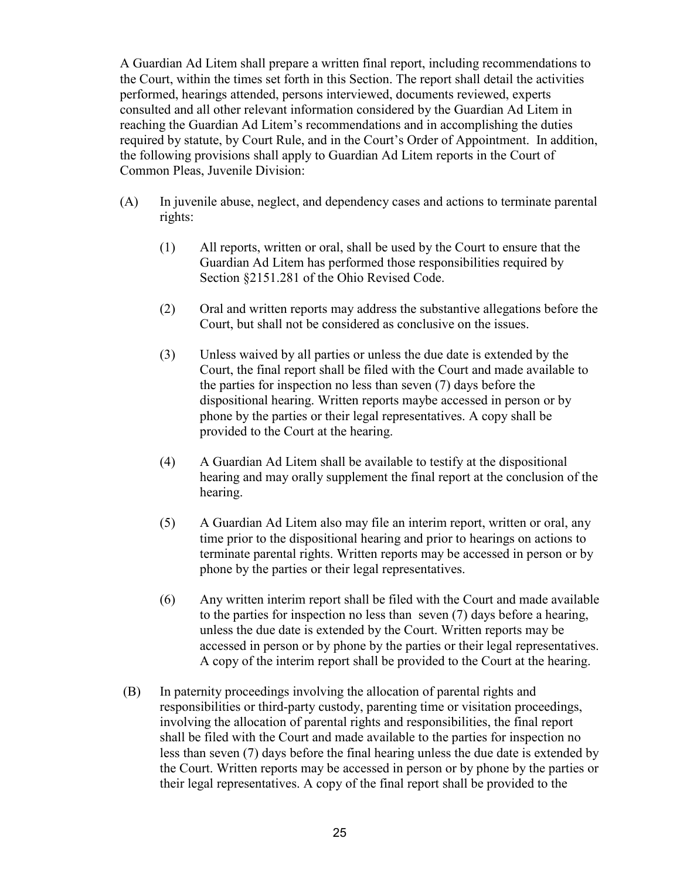A Guardian Ad Litem shall prepare a written final report, including recommendations to the Court, within the times set forth in this Section. The report shall detail the activities performed, hearings attended, persons interviewed, documents reviewed, experts consulted and all other relevant information considered by the Guardian Ad Litem in reaching the Guardian Ad Litem's recommendations and in accomplishing the duties required by statute, by Court Rule, and in the Court's Order of Appointment. In addition, the following provisions shall apply to Guardian Ad Litem reports in the Court of Common Pleas, Juvenile Division:

(A) In juvenile abuse, neglect, and dependency cases and actions to terminate parental rights:

(1) All reports, written or oral, shall be used by the Court to ensure that the Guardian Ad Litem has performed those responsibilities required by Section §2151.281 of the Ohio Revised Code.

(2) Oral and written reports may address the substantive allegations before the Court, but shall not be considered as conclusive on the issues.

(3) Unless waived by all parties or unless the due date is extended by the Court, the final report shall be filed with the Court and made available to the parties for inspection no less than seven (7) days before the dispositional hearing. Written reports maybe accessed in person or by phone by the parties or their legal representatives. A copy shall be provided to the Court at the hearing.

(4) A Guardian Ad Litem shall be available to testify at the dispositional hearing and may orally supplement the final report at the conclusion of the hearing.

(5) A Guardian Ad Litem also may file an interim report, written or oral, any time prior to the dispositional hearing and prior to hearings on actions to terminate parental rights. Written reports may be accessed in person or by phone by the parties or their legal representatives.

(6) Any written interim report shall be filed with the Court and made available to the parties for inspection no less than seven (7) days before a hearing, unless the due date is extended by the Court. Written reports may be accessed in person or by phone by the parties or their legal representatives. A copy of the interim report shall be provided to the Court at the hearing.

(B) In paternity proceedings involving the allocation of parental rights and responsibilities or third-party custody, parenting time or visitation proceedings, involving the allocation of parental rights and responsibilities, the final report shall be filed with the Court and made available to the parties for inspection no less than seven (7) days before the final hearing unless the due date is extended by the Court. Written reports may be accessed in person or by phone by the parties or their legal representatives. A copy of the final report shall be provided to the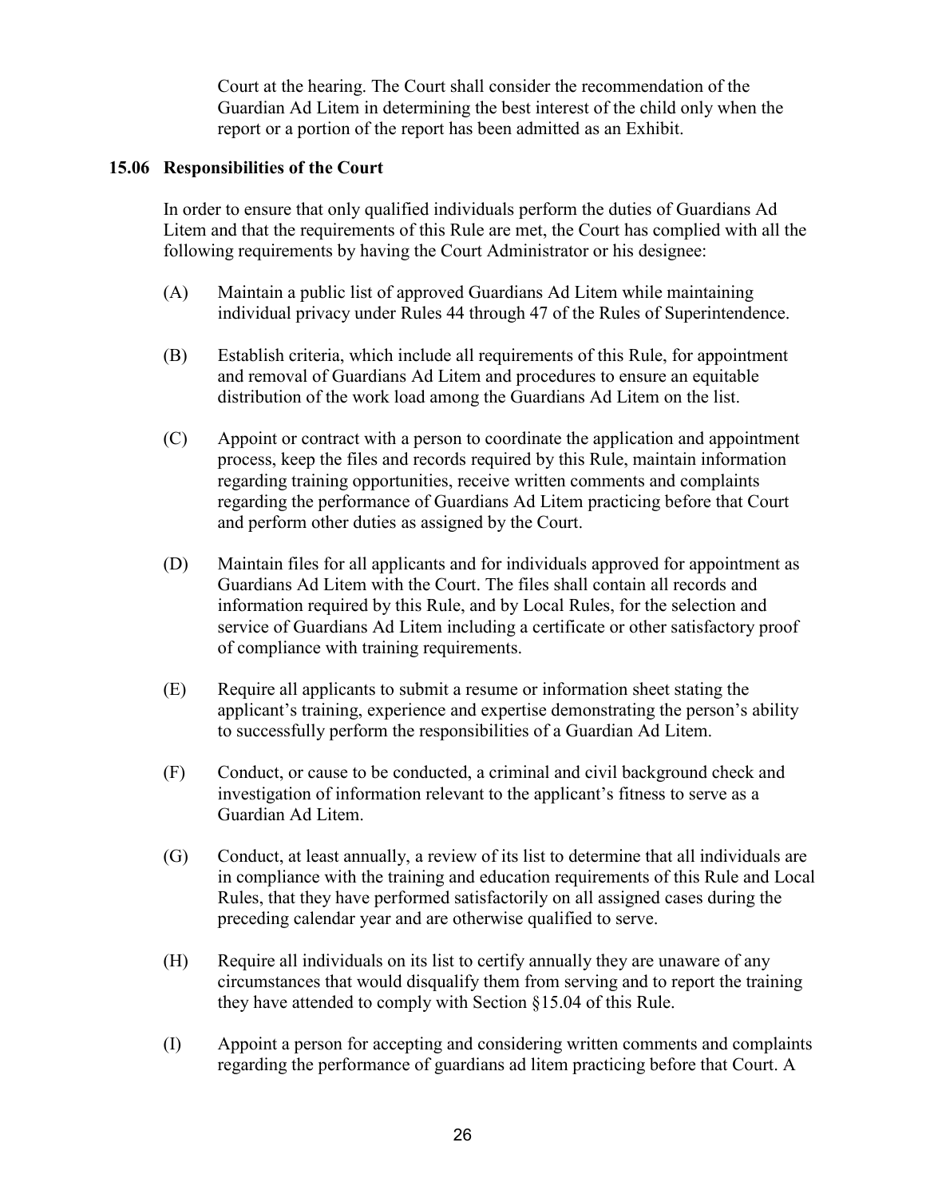Court at the hearing. The Court shall consider the recommendation of the Guardian Ad Litem in determining the best interest of the child only when the report or a portion of the report has been admitted as an Exhibit.

### 15.06 Responsibilities of the Court

In order to ensure that only qualified individuals perform the duties of Guardians Ad Litem and that the requirements of this Rule are met, the Court has complied with all the following requirements by having the Court Administrator or his designee:

(A) Maintain a public list of approved Guardians Ad Litem while maintaining individual privacy under Rules 44 through 47 of the Rules of Superintendence.

(B) Establish criteria, which include all requirements of this Rule, for appointment and removal of Guardians Ad Litem and procedures to ensure an equitable distribution of the work load among the Guardians Ad Litem on the list.

(C) Appoint or contract with a person to coordinate the application and appointment process, keep the files and records required by this Rule, maintain information regarding training opportunities, receive written comments and complaints regarding the performance of Guardians Ad Litem practicing before that Court and perform other duties as assigned by the Court.

(D) Maintain files for all applicants and for individuals approved for appointment as Guardians Ad Litem with the Court. The files shall contain all records and information required by this Rule, and by Local Rules, for the selection and service of Guardians Ad Litem including a certificate or other satisfactory proof of compliance with training requirements.

(E) Require all applicants to submit a resume or information sheet stating the applicant's training, experience and expertise demonstrating the person's ability to successfully perform the responsibilities of a Guardian Ad Litem.

(F) Conduct, or cause to be conducted, a criminal and civil background check and investigation of information relevant to the applicant's fitness to serve as a Guardian Ad Litem.

(G) Conduct, at least annually, a review of its list to determine that all individuals are in compliance with the training and education requirements of this Rule and Local Rules, that they have performed satisfactorily on all assigned cases during the preceding calendar year and are otherwise qualified to serve.

(H) Require all individuals on its list to certify annually they are unaware of any circumstances that would disqualify them from serving and to report the training they have attended to comply with Section §15.04 of this Rule.

(I) Appoint a person for accepting and considering written comments and complaints regarding the performance of guardians ad litem practicing before that Court. A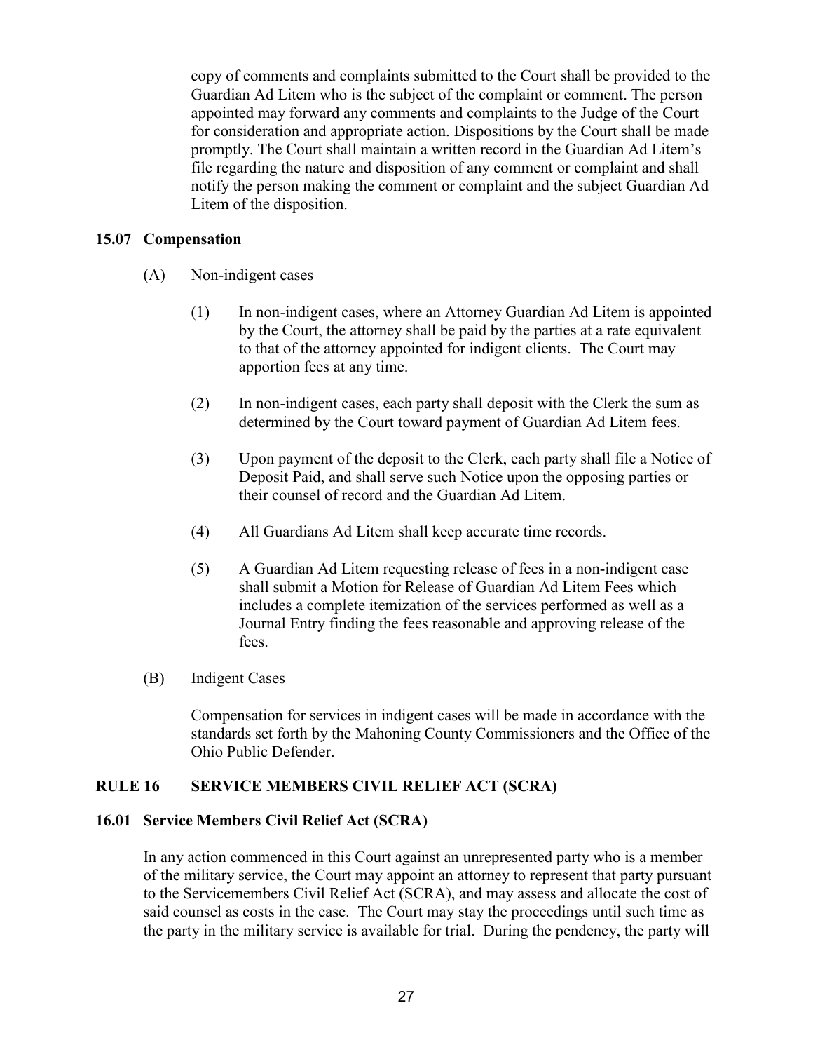copy of comments and complaints submitted to the Court shall be provided to the Guardian Ad Litem who is the subject of the complaint or comment. The person appointed may forward any comments and complaints to the Judge of the Court for consideration and appropriate action. Dispositions by the Court shall be made promptly. The Court shall maintain a written record in the Guardian Ad Litem's file regarding the nature and disposition of any comment or complaint and shall notify the person making the comment or complaint and the subject Guardian Ad Litem of the disposition.

### 15.07 Compensation

(A) Non-indigent cases

(1) In non-indigent cases, where an Attorney Guardian Ad Litem is appointed by the Court, the attorney shall be paid by the parties at a rate equivalent to that of the attorney appointed for indigent clients. The Court may apportion fees at any time.

(2) In non-indigent cases, each party shall deposit with the Clerk the sum as determined by the Court toward payment of Guardian Ad Litem fees.

(3) Upon payment of the deposit to the Clerk, each party shall file a Notice of Deposit Paid, and shall serve such Notice upon the opposing parties or their counsel of record and the Guardian Ad Litem.

(4) All Guardians Ad Litem shall keep accurate time records.

(5) A Guardian Ad Litem requesting release of fees in a non-indigent case shall submit a Motion for Release of Guardian Ad Litem Fees which includes a complete itemization of the services performed as well as a Journal Entry finding the fees reasonable and approving release of the fees.

(B) Indigent Cases

Compensation for services in indigent cases will be made in accordance with the standards set forth by the Mahoning County Commissioners and the Office of the Ohio Public Defender.

## RULE 16 SERVICE MEMBERS CIVIL RELIEF ACT (SCRA)

### 16.01 Service Members Civil Relief Act (SCRA)

In any action commenced in this Court against an unrepresented party who is a member of the military service, the Court may appoint an attorney to represent that party pursuant to the Servicemembers Civil Relief Act (SCRA), and may assess and allocate the cost of said counsel as costs in the case. The Court may stay the proceedings until such time as the party in the military service is available for trial. During the pendency, the party will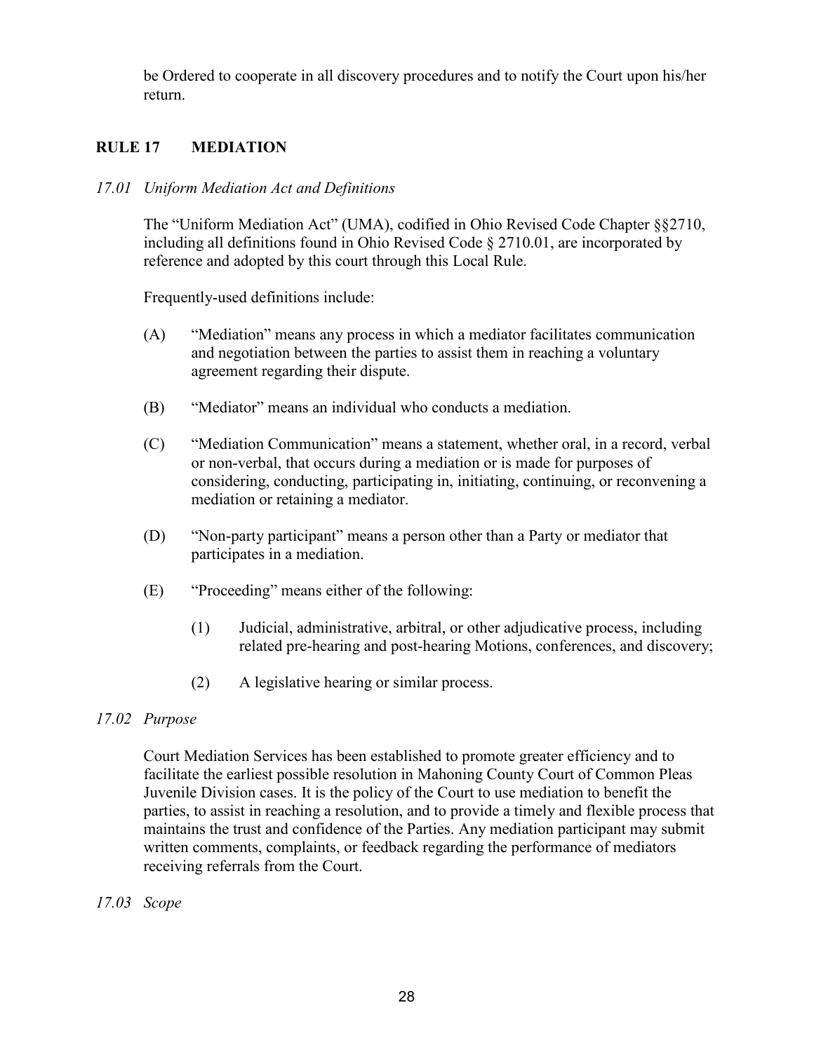be Ordered to cooperate in all discovery procedures and to notify the Court upon his/her return.

## RULE 17 MEDIATION

### *17.01 Uniform Mediation Act and Definitions*

The "Uniform Mediation Act" (UMA), codified in Ohio Revised Code Chapter §§2710, including all definitions found in Ohio Revised Code § 2710.01, are incorporated by reference and adopted by this court through this Local Rule.

Frequently-used definitions include:

(A) "Mediation" means any process in which a mediator facilitates communication and negotiation between the parties to assist them in reaching a voluntary agreement regarding their dispute.

(B) "Mediator" means an individual who conducts a mediation.

(C) "Mediation Communication" means a statement, whether oral, in a record, verbal or non-verbal, that occurs during a mediation or is made for purposes of considering, conducting, participating in, initiating, continuing, or reconvening a mediation or retaining a mediator.

(D) "Non-party participant" means a person other than a Party or mediator that participates in a mediation.

(E) "Proceeding" means either of the following:

(1) Judicial, administrative, arbitral, or other adjudicative process, including related pre-hearing and post-hearing Motions, conferences, and discovery;

(2) A legislative hearing or similar process.

### *17.02 Purpose*

Court Mediation Services has been established to promote greater efficiency and to facilitate the earliest possible resolution in Mahoning County Court of Common Pleas Juvenile Division cases. It is the policy of the Court to use mediation to benefit the parties, to assist in reaching a resolution, and to provide a timely and flexible process that maintains the trust and confidence of the Parties. Any mediation participant may submit written comments, complaints, or feedback regarding the performance of mediators receiving referrals from the Court.

### *17.03 Scope*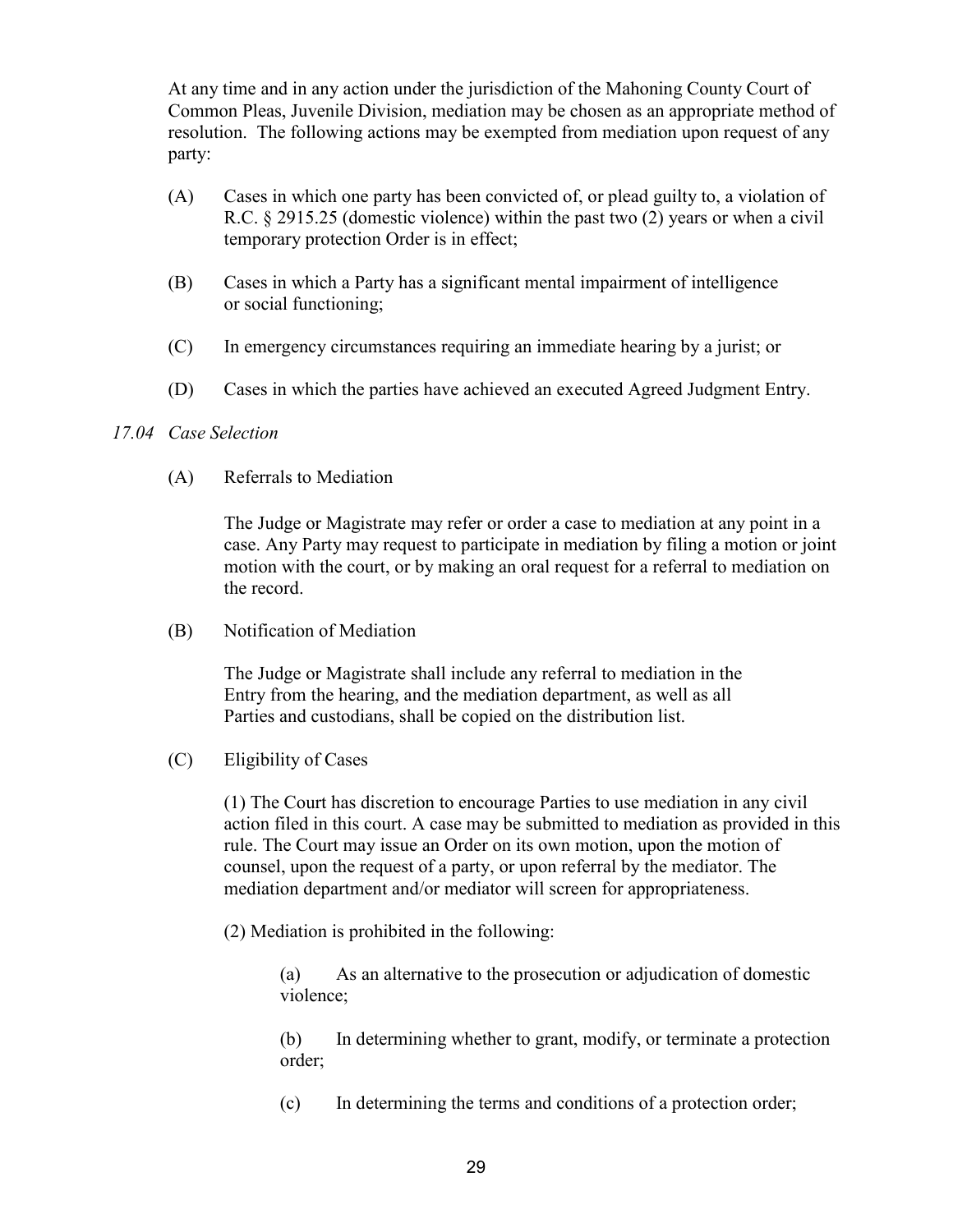At any time and in any action under the jurisdiction of the Mahoning County Court of Common Pleas, Juvenile Division, mediation may be chosen as an appropriate method of resolution. The following actions may be exempted from mediation upon request of any party:

(A) Cases in which one party has been convicted of, or plead guilty to, a violation of R.C. § 2915.25 (domestic violence) within the past two (2) years or when a civil temporary protection Order is in effect;

(B) Cases in which a Party has a significant mental impairment of intelligence or social functioning;

(C) In emergency circumstances requiring an immediate hearing by a jurist; or

(D) Cases in which the parties have achieved an executed Agreed Judgment Entry.

*17.04 Case Selection*

(A) Referrals to Mediation

The Judge or Magistrate may refer or order a case to mediation at any point in a case. Any Party may request to participate in mediation by filing a motion or joint motion with the court, or by making an oral request for a referral to mediation on the record.

(B) Notification of Mediation

The Judge or Magistrate shall include any referral to mediation in the Entry from the hearing, and the mediation department, as well as all Parties and custodians, shall be copied on the distribution list.

(C) Eligibility of Cases

(1) The Court has discretion to encourage Parties to use mediation in any civil action filed in this court. A case may be submitted to mediation as provided in this rule. The Court may issue an Order on its own motion, upon the motion of counsel, upon the request of a party, or upon referral by the mediator. The mediation department and/or mediator will screen for appropriateness.

(2) Mediation is prohibited in the following:

(a) As an alternative to the prosecution or adjudication of domestic violence;

(b) In determining whether to grant, modify, or terminate a protection order;

(c) In determining the terms and conditions of a protection order;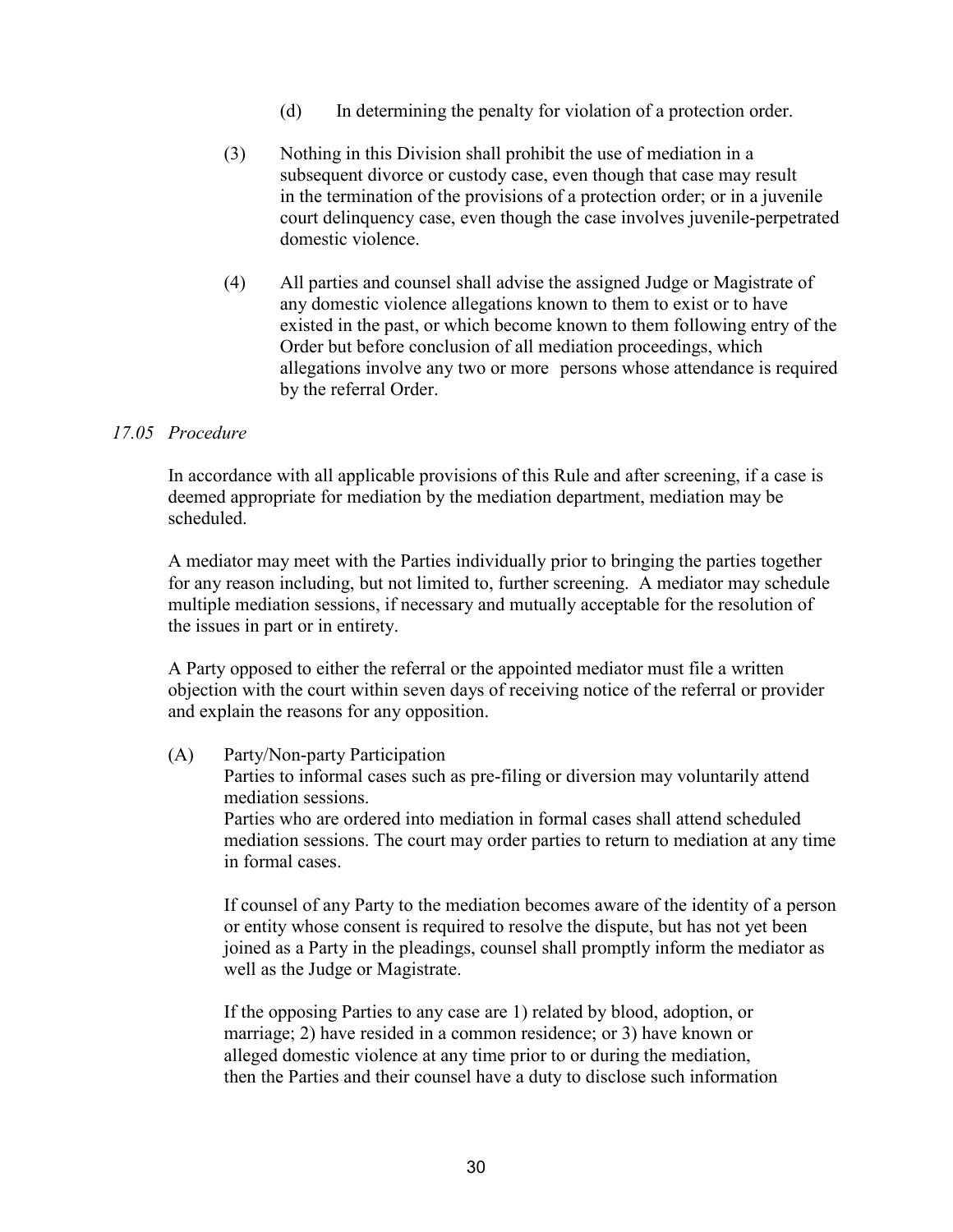(d) In determining the penalty for violation of a protection order.

(3) Nothing in this Division shall prohibit the use of mediation in a subsequent divorce or custody case, even though that case may result in the termination of the provisions of a protection order; or in a juvenile court delinquency case, even though the case involves juvenile-perpetrated domestic violence.

(4) All parties and counsel shall advise the assigned Judge or Magistrate of any domestic violence allegations known to them to exist or to have existed in the past, or which become known to them following entry of the Order but before conclusion of all mediation proceedings, which allegations involve any two or more persons whose attendance is required by the referral Order.

*17.05 Procedure*

In accordance with all applicable provisions of this Rule and after screening, if a case is deemed appropriate for mediation by the mediation department, mediation may be scheduled.

A mediator may meet with the Parties individually prior to bringing the parties together for any reason including, but not limited to, further screening. A mediator may schedule multiple mediation sessions, if necessary and mutually acceptable for the resolution of the issues in part or in entirety.

A Party opposed to either the referral or the appointed mediator must file a written objection with the court within seven days of receiving notice of the referral or provider and explain the reasons for any opposition.

(A) Party/Non-party Participation

Parties to informal cases such as pre-filing or diversion may voluntarily attend mediation sessions.

Parties who are ordered into mediation in formal cases shall attend scheduled mediation sessions. The court may order parties to return to mediation at any time in formal cases.

If counsel of any Party to the mediation becomes aware of the identity of a person or entity whose consent is required to resolve the dispute, but has not yet been joined as a Party in the pleadings, counsel shall promptly inform the mediator as well as the Judge or Magistrate.

If the opposing Parties to any case are 1) related by blood, adoption, or marriage; 2) have resided in a common residence; or 3) have known or alleged domestic violence at any time prior to or during the mediation, then the Parties and their counsel have a duty to disclose such information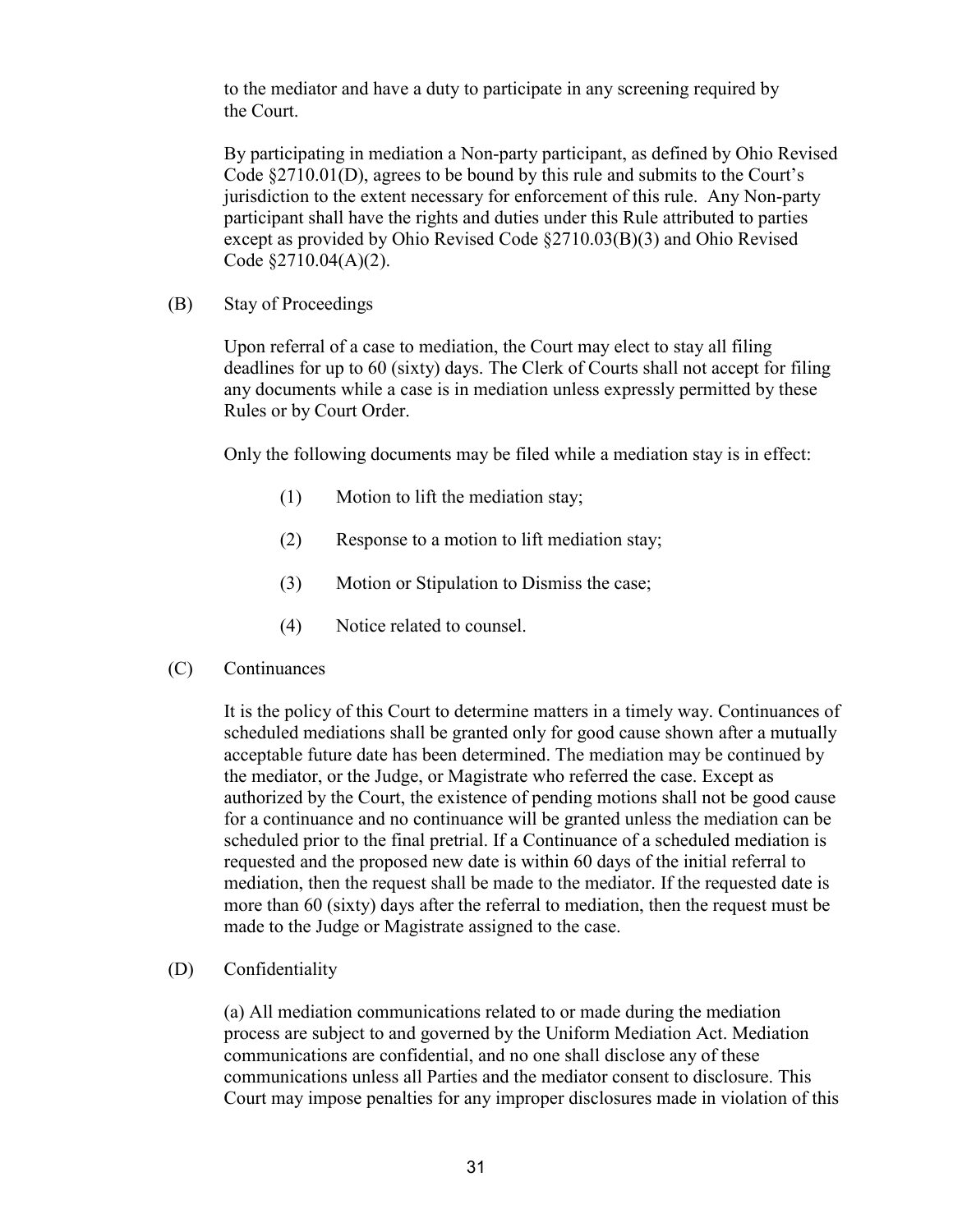to the mediator and have a duty to participate in any screening required by the Court.

By participating in mediation a Non-party participant, as defined by Ohio Revised Code §2710.01(D), agrees to be bound by this rule and submits to the Court's jurisdiction to the extent necessary for enforcement of this rule. Any Non-party participant shall have the rights and duties under this Rule attributed to parties except as provided by Ohio Revised Code §2710.03(B)(3) and Ohio Revised Code §2710.04(A)(2).

(B) Stay of Proceedings

Upon referral of a case to mediation, the Court may elect to stay all filing deadlines for up to 60 (sixty) days. The Clerk of Courts shall not accept for filing any documents while a case is in mediation unless expressly permitted by these Rules or by Court Order.

Only the following documents may be filed while a mediation stay is in effect:

(1) Motion to lift the mediation stay;

(2) Response to a motion to lift mediation stay;

(3) Motion or Stipulation to Dismiss the case;

(4) Notice related to counsel.

(C) Continuances

It is the policy of this Court to determine matters in a timely way. Continuances of scheduled mediations shall be granted only for good cause shown after a mutually acceptable future date has been determined. The mediation may be continued by the mediator, or the Judge, or Magistrate who referred the case. Except as authorized by the Court, the existence of pending motions shall not be good cause for a continuance and no continuance will be granted unless the mediation can be scheduled prior to the final pretrial. If a Continuance of a scheduled mediation is requested and the proposed new date is within 60 days of the initial referral to mediation, then the request shall be made to the mediator. If the requested date is more than 60 (sixty) days after the referral to mediation, then the request must be made to the Judge or Magistrate assigned to the case.

(D) Confidentiality

(a) All mediation communications related to or made during the mediation process are subject to and governed by the Uniform Mediation Act. Mediation communications are confidential, and no one shall disclose any of these communications unless all Parties and the mediator consent to disclosure. This Court may impose penalties for any improper disclosures made in violation of this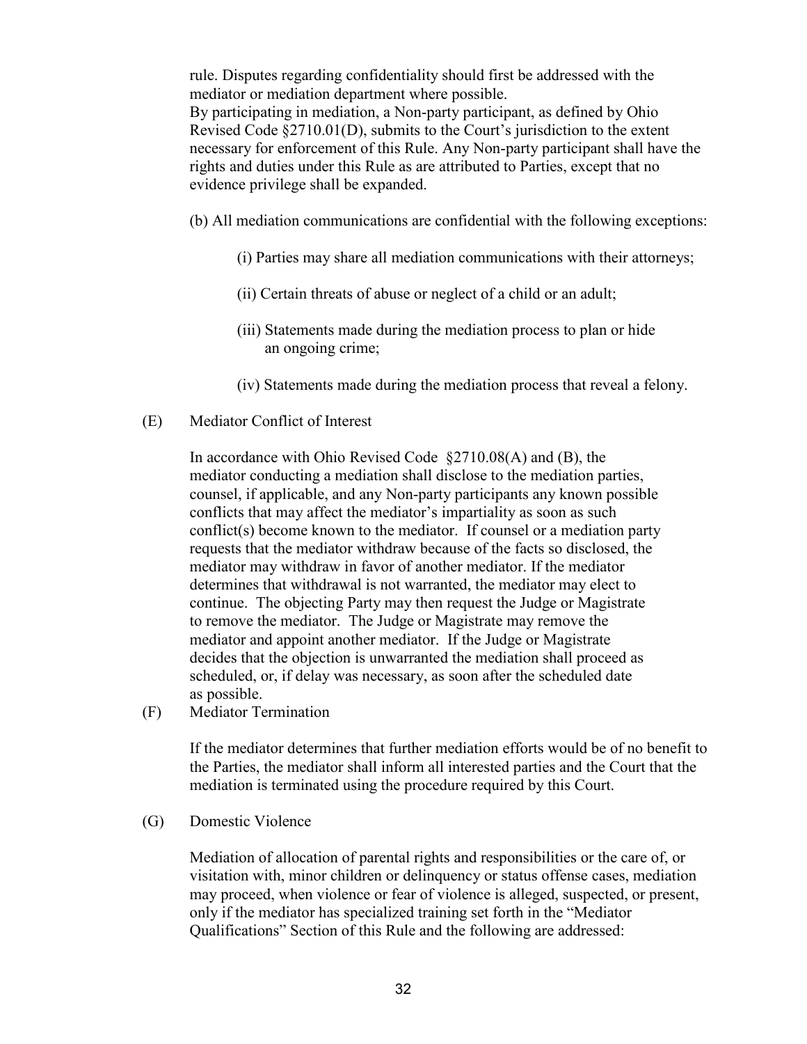rule. Disputes regarding confidentiality should first be addressed with the mediator or mediation department where possible.
By participating in mediation, a Non-party participant, as defined by Ohio Revised Code §2710.01(D), submits to the Court's jurisdiction to the extent necessary for enforcement of this Rule. Any Non-party participant shall have the rights and duties under this Rule as are attributed to Parties, except that no evidence privilege shall be expanded.

(b) All mediation communications are confidential with the following exceptions:

(i) Parties may share all mediation communications with their attorneys;

(ii) Certain threats of abuse or neglect of a child or an adult;

(iii) Statements made during the mediation process to plan or hide an ongoing crime;

(iv) Statements made during the mediation process that reveal a felony.

(E) Mediator Conflict of Interest

In accordance with Ohio Revised Code §2710.08(A) and (B), the mediator conducting a mediation shall disclose to the mediation parties, counsel, if applicable, and any Non-party participants any known possible conflicts that may affect the mediator's impartiality as soon as such conflict(s) become known to the mediator. If counsel or a mediation party requests that the mediator withdraw because of the facts so disclosed, the mediator may withdraw in favor of another mediator. If the mediator determines that withdrawal is not warranted, the mediator may elect to continue. The objecting Party may then request the Judge or Magistrate to remove the mediator. The Judge or Magistrate may remove the mediator and appoint another mediator. If the Judge or Magistrate decides that the objection is unwarranted the mediation shall proceed as scheduled, or, if delay was necessary, as soon after the scheduled date as possible.

(F) Mediator Termination

If the mediator determines that further mediation efforts would be of no benefit to the Parties, the mediator shall inform all interested parties and the Court that the mediation is terminated using the procedure required by this Court.

(G) Domestic Violence

Mediation of allocation of parental rights and responsibilities or the care of, or visitation with, minor children or delinquency or status offense cases, mediation may proceed, when violence or fear of violence is alleged, suspected, or present, only if the mediator has specialized training set forth in the "Mediator Qualifications" Section of this Rule and the following are addressed: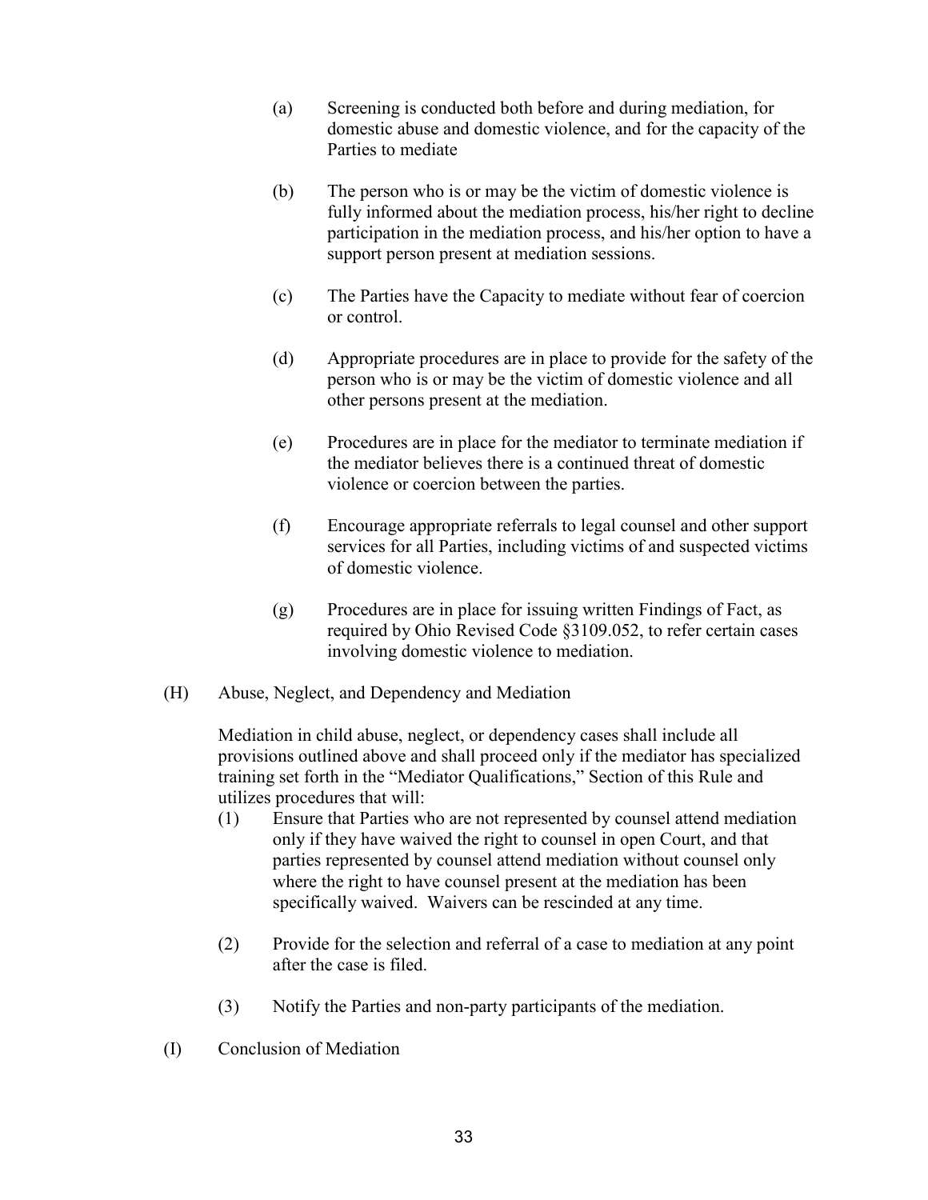(a) Screening is conducted both before and during mediation, for domestic abuse and domestic violence, and for the capacity of the Parties to mediate

(b) The person who is or may be the victim of domestic violence is fully informed about the mediation process, his/her right to decline participation in the mediation process, and his/her option to have a support person present at mediation sessions.

(c) The Parties have the Capacity to mediate without fear of coercion or control.

(d) Appropriate procedures are in place to provide for the safety of the person who is or may be the victim of domestic violence and all other persons present at the mediation.

(e) Procedures are in place for the mediator to terminate mediation if the mediator believes there is a continued threat of domestic violence or coercion between the parties.

(f) Encourage appropriate referrals to legal counsel and other support services for all Parties, including victims of and suspected victims of domestic violence.

(g) Procedures are in place for issuing written Findings of Fact, as required by Ohio Revised Code §3109.052, to refer certain cases involving domestic violence to mediation.

(H) Abuse, Neglect, and Dependency and Mediation

Mediation in child abuse, neglect, or dependency cases shall include all provisions outlined above and shall proceed only if the mediator has specialized training set forth in the "Mediator Qualifications," Section of this Rule and utilizes procedures that will:

(1) Ensure that Parties who are not represented by counsel attend mediation only if they have waived the right to counsel in open Court, and that parties represented by counsel attend mediation without counsel only where the right to have counsel present at the mediation has been specifically waived. Waivers can be rescinded at any time.

(2) Provide for the selection and referral of a case to mediation at any point after the case is filed.

(3) Notify the Parties and non-party participants of the mediation.

(I) Conclusion of Mediation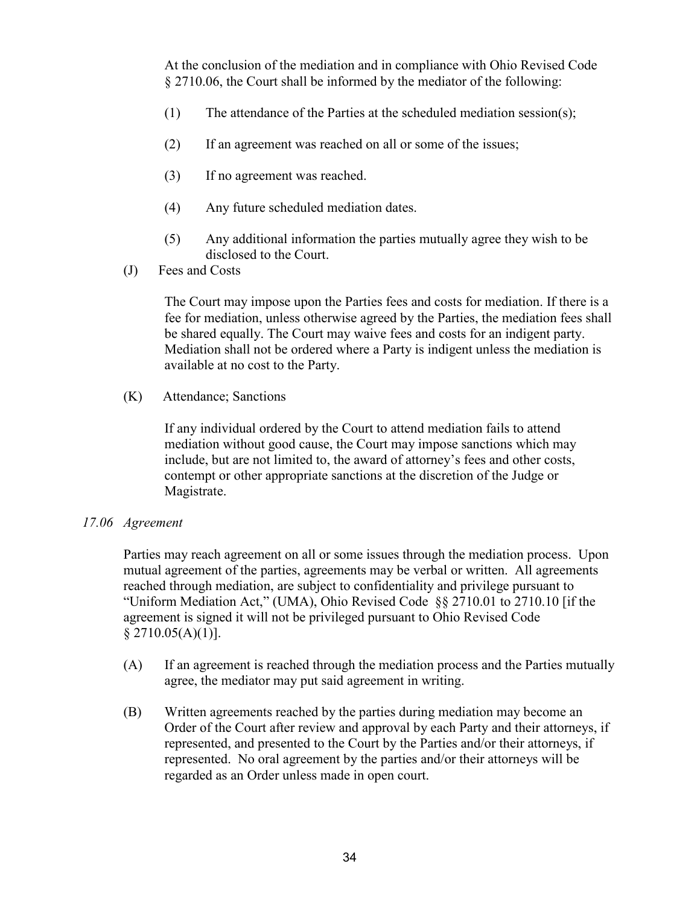At the conclusion of the mediation and in compliance with Ohio Revised Code § 2710.06, the Court shall be informed by the mediator of the following:

(1) The attendance of the Parties at the scheduled mediation session(s);

(2) If an agreement was reached on all or some of the issues;

(3) If no agreement was reached.

(4) Any future scheduled mediation dates.

(5) Any additional information the parties mutually agree they wish to be disclosed to the Court.

(J) Fees and Costs

The Court may impose upon the Parties fees and costs for mediation. If there is a fee for mediation, unless otherwise agreed by the Parties, the mediation fees shall be shared equally. The Court may waive fees and costs for an indigent party. Mediation shall not be ordered where a Party is indigent unless the mediation is available at no cost to the Party.

(K) Attendance; Sanctions

If any individual ordered by the Court to attend mediation fails to attend mediation without good cause, the Court may impose sanctions which may include, but are not limited to, the award of attorney's fees and other costs, contempt or other appropriate sanctions at the discretion of the Judge or Magistrate.

*17.06 Agreement*

Parties may reach agreement on all or some issues through the mediation process. Upon mutual agreement of the parties, agreements may be verbal or written. All agreements reached through mediation, are subject to confidentiality and privilege pursuant to "Uniform Mediation Act," (UMA), Ohio Revised Code §§ 2710.01 to 2710.10 [if the agreement is signed it will not be privileged pursuant to Ohio Revised Code § 2710.05(A)(1)].

(A) If an agreement is reached through the mediation process and the Parties mutually agree, the mediator may put said agreement in writing.

(B) Written agreements reached by the parties during mediation may become an Order of the Court after review and approval by each Party and their attorneys, if represented, and presented to the Court by the Parties and/or their attorneys, if represented. No oral agreement by the parties and/or their attorneys will be regarded as an Order unless made in open court.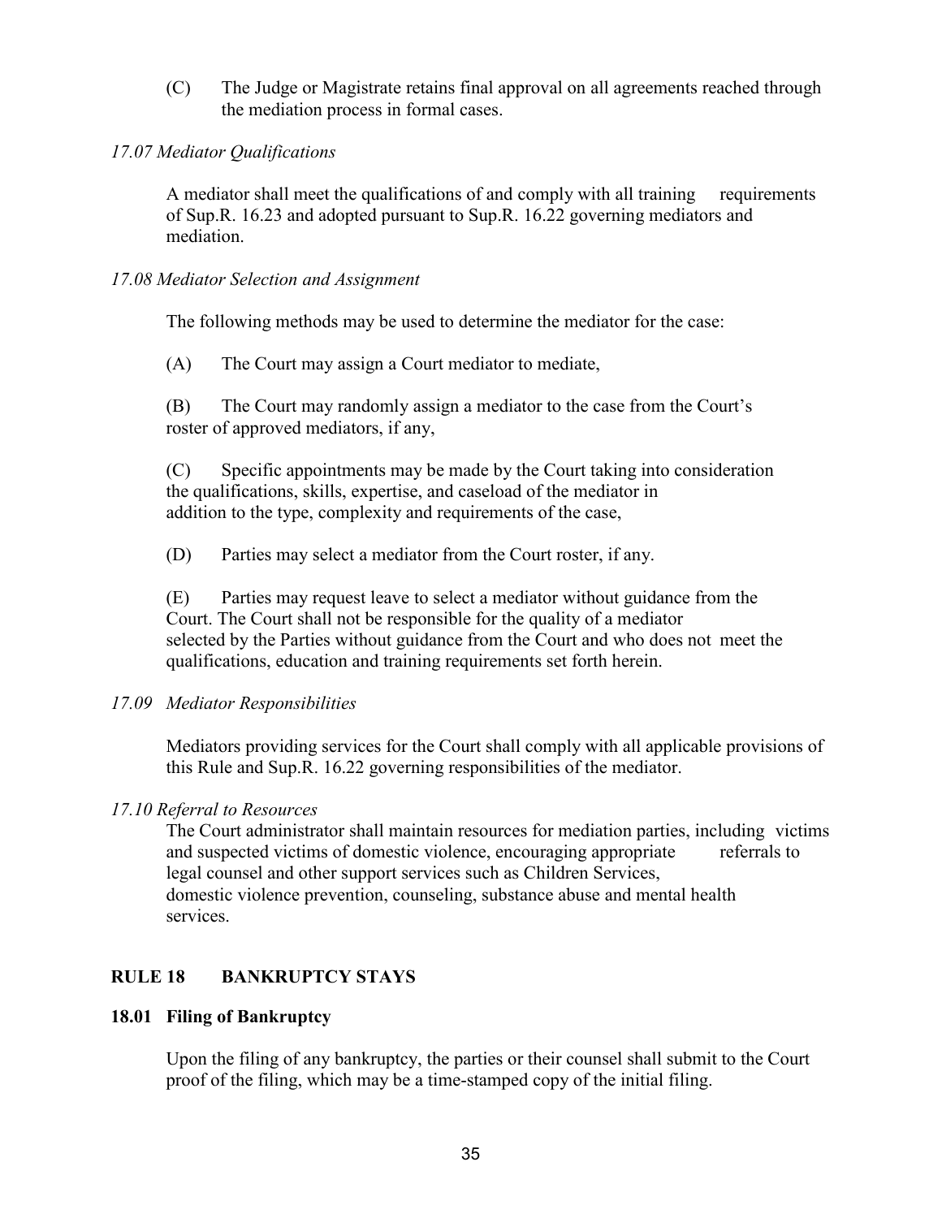(C) The Judge or Magistrate retains final approval on all agreements reached through the mediation process in formal cases.

*17.07 Mediator Qualifications*

A mediator shall meet the qualifications of and comply with all training requirements of Sup.R. 16.23 and adopted pursuant to Sup.R. 16.22 governing mediators and mediation.

*17.08 Mediator Selection and Assignment*

The following methods may be used to determine the mediator for the case:

(A) The Court may assign a Court mediator to mediate,

(B) The Court may randomly assign a mediator to the case from the Court's roster of approved mediators, if any,

(C) Specific appointments may be made by the Court taking into consideration the qualifications, skills, expertise, and caseload of the mediator in addition to the type, complexity and requirements of the case,

(D) Parties may select a mediator from the Court roster, if any.

(E) Parties may request leave to select a mediator without guidance from the Court. The Court shall not be responsible for the quality of a mediator selected by the Parties without guidance from the Court and who does not meet the qualifications, education and training requirements set forth herein.

*17.09 Mediator Responsibilities*

Mediators providing services for the Court shall comply with all applicable provisions of this Rule and Sup.R. 16.22 governing responsibilities of the mediator.

*17.10 Referral to Resources*

The Court administrator shall maintain resources for mediation parties, including victims and suspected victims of domestic violence, encouraging appropriate referrals to legal counsel and other support services such as Children Services, domestic violence prevention, counseling, substance abuse and mental health services.

## RULE 18 BANKRUPTCY STAYS

### 18.01 Filing of Bankruptcy

Upon the filing of any bankruptcy, the parties or their counsel shall submit to the Court proof of the filing, which may be a time-stamped copy of the initial filing.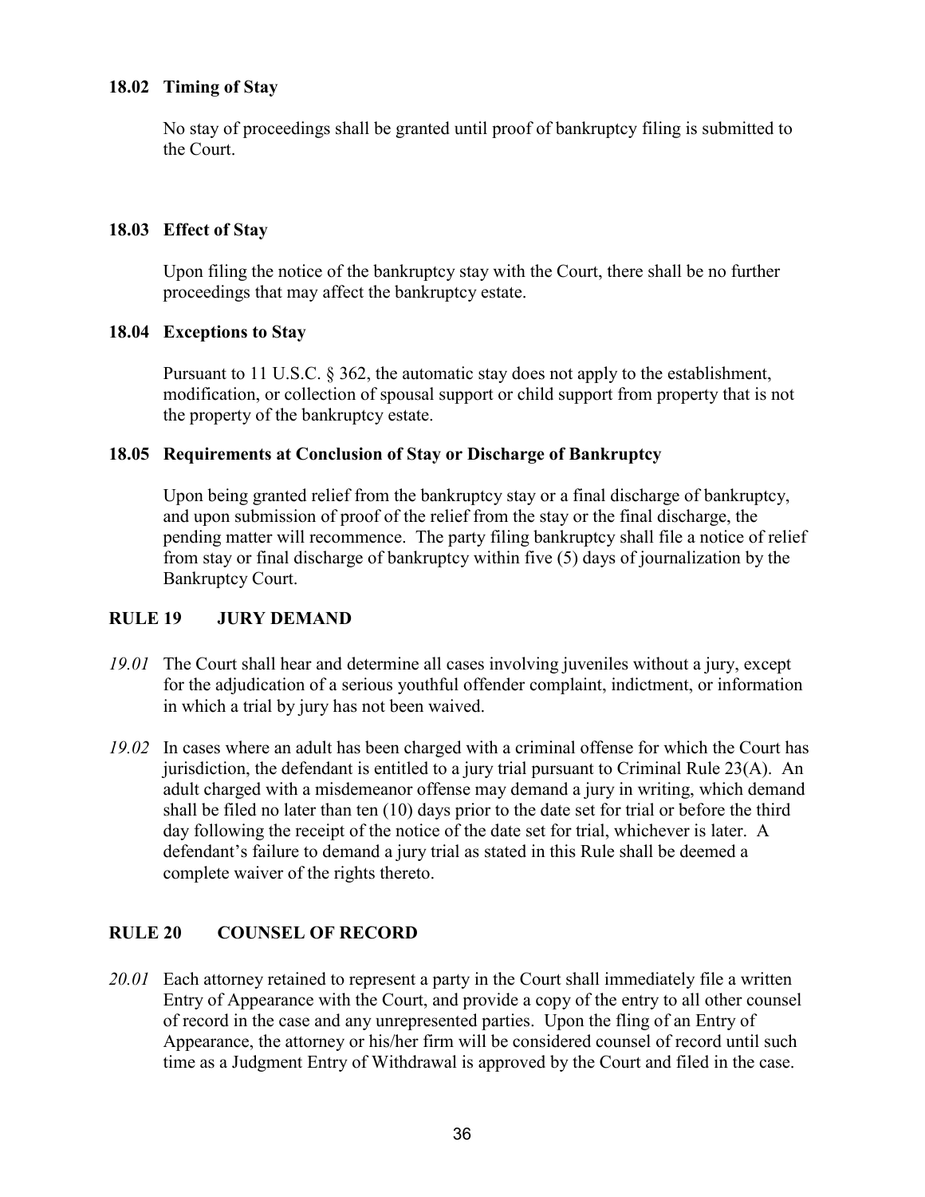### 18.02 Timing of Stay

No stay of proceedings shall be granted until proof of bankruptcy filing is submitted to the Court.

### 18.03 Effect of Stay

Upon filing the notice of the bankruptcy stay with the Court, there shall be no further proceedings that may affect the bankruptcy estate.

### 18.04 Exceptions to Stay

Pursuant to 11 U.S.C. § 362, the automatic stay does not apply to the establishment, modification, or collection of spousal support or child support from property that is not the property of the bankruptcy estate.

### 18.05 Requirements at Conclusion of Stay or Discharge of Bankruptcy

Upon being granted relief from the bankruptcy stay or a final discharge of bankruptcy, and upon submission of proof of the relief from the stay or the final discharge, the pending matter will recommence. The party filing bankruptcy shall file a notice of relief from stay or final discharge of bankruptcy within five (5) days of journalization by the Bankruptcy Court.

## RULE 19 JURY DEMAND

*19.01* The Court shall hear and determine all cases involving juveniles without a jury, except for the adjudication of a serious youthful offender complaint, indictment, or information in which a trial by jury has not been waived.

*19.02* In cases where an adult has been charged with a criminal offense for which the Court has jurisdiction, the defendant is entitled to a jury trial pursuant to Criminal Rule 23(A). An adult charged with a misdemeanor offense may demand a jury in writing, which demand shall be filed no later than ten (10) days prior to the date set for trial or before the third day following the receipt of the notice of the date set for trial, whichever is later. A defendant's failure to demand a jury trial as stated in this Rule shall be deemed a complete waiver of the rights thereto.

## RULE 20 COUNSEL OF RECORD

*20.01* Each attorney retained to represent a party in the Court shall immediately file a written Entry of Appearance with the Court, and provide a copy of the entry to all other counsel of record in the case and any unrepresented parties. Upon the fling of an Entry of Appearance, the attorney or his/her firm will be considered counsel of record until such time as a Judgment Entry of Withdrawal is approved by the Court and filed in the case.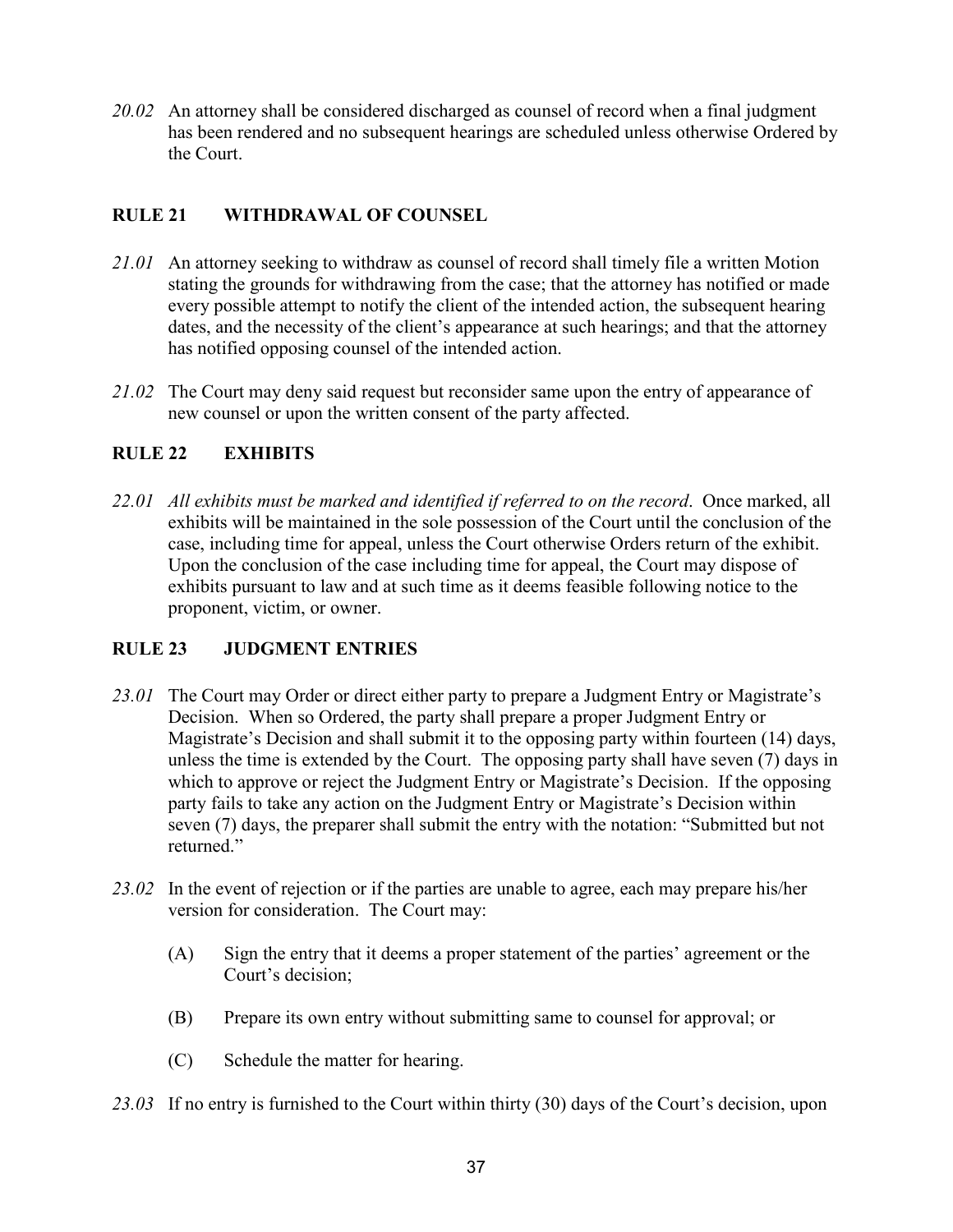*20.02* An attorney shall be considered discharged as counsel of record when a final judgment has been rendered and no subsequent hearings are scheduled unless otherwise Ordered by the Court.

## RULE 21 WITHDRAWAL OF COUNSEL

*21.01* An attorney seeking to withdraw as counsel of record shall timely file a written Motion stating the grounds for withdrawing from the case; that the attorney has notified or made every possible attempt to notify the client of the intended action, the subsequent hearing dates, and the necessity of the client's appearance at such hearings; and that the attorney has notified opposing counsel of the intended action.

*21.02* The Court may deny said request but reconsider same upon the entry of appearance of new counsel or upon the written consent of the party affected.

## RULE 22 EXHIBITS

*22.01* *All exhibits must be marked and identified if referred to on the record*. Once marked, all exhibits will be maintained in the sole possession of the Court until the conclusion of the case, including time for appeal, unless the Court otherwise Orders return of the exhibit. Upon the conclusion of the case including time for appeal, the Court may dispose of exhibits pursuant to law and at such time as it deems feasible following notice to the proponent, victim, or owner.

## RULE 23 JUDGMENT ENTRIES

*23.01* The Court may Order or direct either party to prepare a Judgment Entry or Magistrate's Decision. When so Ordered, the party shall prepare a proper Judgment Entry or Magistrate's Decision and shall submit it to the opposing party within fourteen (14) days, unless the time is extended by the Court. The opposing party shall have seven (7) days in which to approve or reject the Judgment Entry or Magistrate's Decision. If the opposing party fails to take any action on the Judgment Entry or Magistrate's Decision within seven (7) days, the preparer shall submit the entry with the notation: "Submitted but not returned."

*23.02* In the event of rejection or if the parties are unable to agree, each may prepare his/her version for consideration. The Court may:

(A) Sign the entry that it deems a proper statement of the parties' agreement or the Court's decision;

(B) Prepare its own entry without submitting same to counsel for approval; or

(C) Schedule the matter for hearing.

*23.03* If no entry is furnished to the Court within thirty (30) days of the Court's decision, upon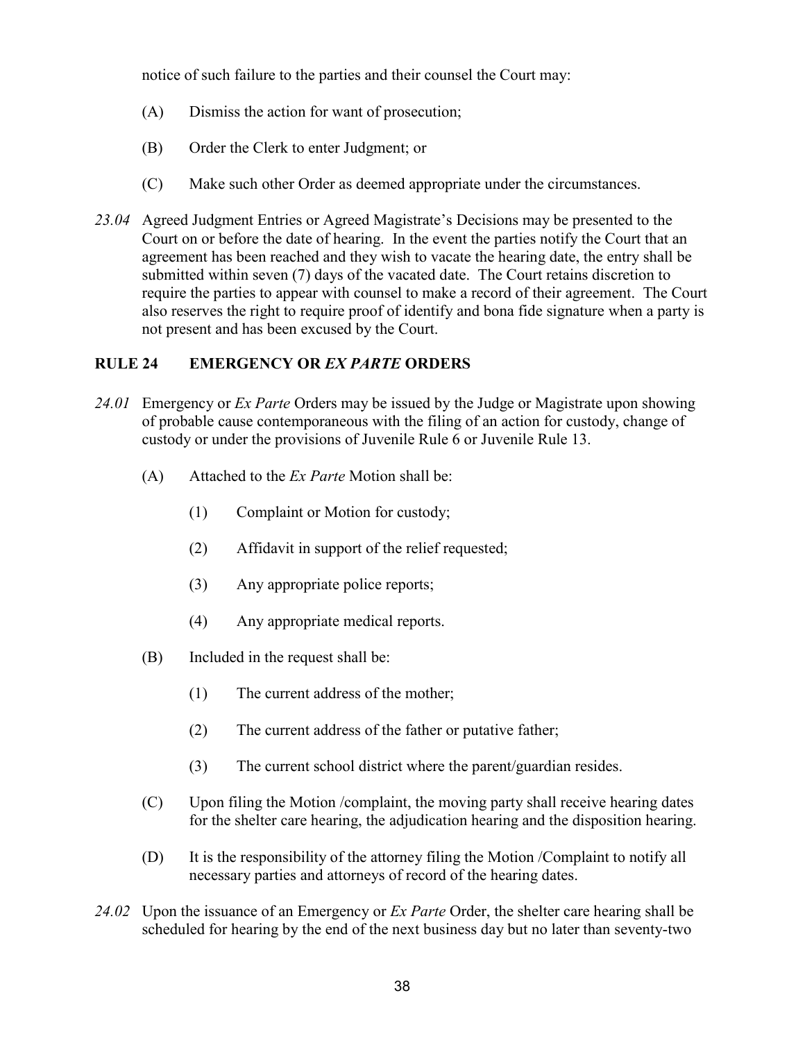notice of such failure to the parties and their counsel the Court may:

(A) Dismiss the action for want of prosecution;

(B) Order the Clerk to enter Judgment; or

(C) Make such other Order as deemed appropriate under the circumstances.

*23.04* Agreed Judgment Entries or Agreed Magistrate's Decisions may be presented to the Court on or before the date of hearing. In the event the parties notify the Court that an agreement has been reached and they wish to vacate the hearing date, the entry shall be submitted within seven (7) days of the vacated date. The Court retains discretion to require the parties to appear with counsel to make a record of their agreement. The Court also reserves the right to require proof of identify and bona fide signature when a party is not present and has been excused by the Court.

## RULE 24 EMERGENCY OR *EX PARTE* ORDERS

*24.01* Emergency or *Ex Parte* Orders may be issued by the Judge or Magistrate upon showing of probable cause contemporaneous with the filing of an action for custody, change of custody or under the provisions of Juvenile Rule 6 or Juvenile Rule 13.

(A) Attached to the *Ex Parte* Motion shall be:

(1) Complaint or Motion for custody;

(2) Affidavit in support of the relief requested;

(3) Any appropriate police reports;

(4) Any appropriate medical reports.

(B) Included in the request shall be:

(1) The current address of the mother;

(2) The current address of the father or putative father;

(3) The current school district where the parent/guardian resides.

(C) Upon filing the Motion /complaint, the moving party shall receive hearing dates for the shelter care hearing, the adjudication hearing and the disposition hearing.

(D) It is the responsibility of the attorney filing the Motion /Complaint to notify all necessary parties and attorneys of record of the hearing dates.

*24.02* Upon the issuance of an Emergency or *Ex Parte* Order, the shelter care hearing shall be scheduled for hearing by the end of the next business day but no later than seventy-two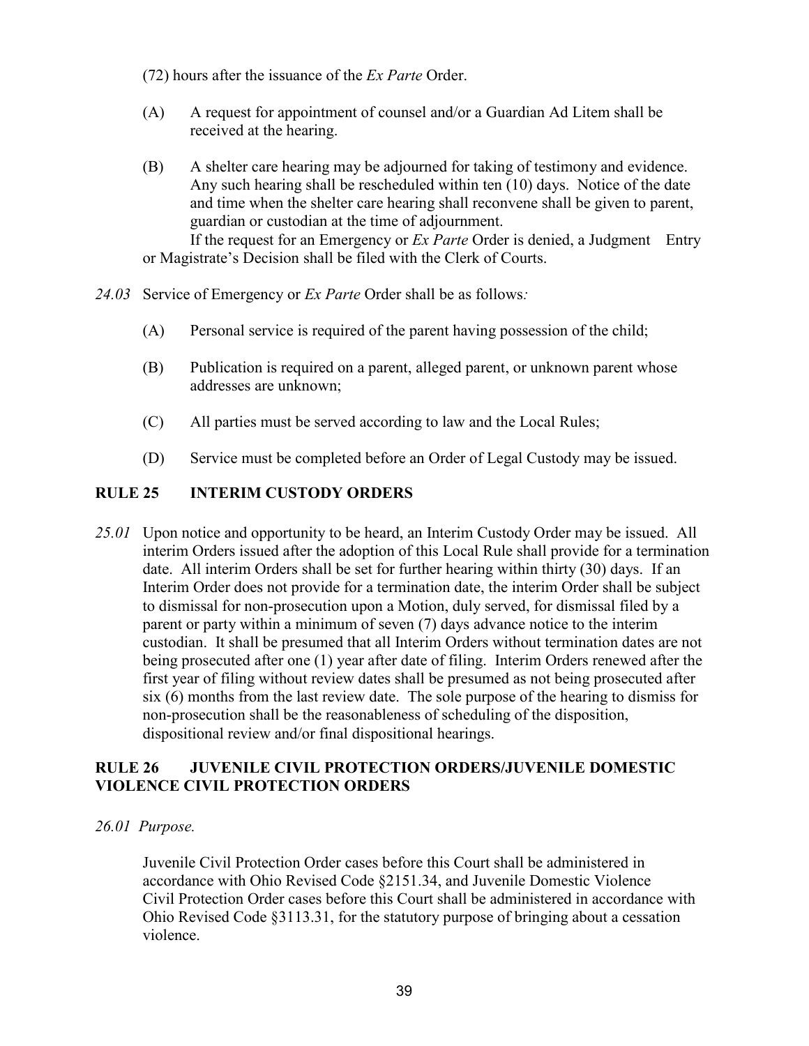(72) hours after the issuance of the *Ex Parte* Order.

(A) A request for appointment of counsel and/or a Guardian Ad Litem shall be received at the hearing.

(B) A shelter care hearing may be adjourned for taking of testimony and evidence. Any such hearing shall be rescheduled within ten (10) days. Notice of the date and time when the shelter care hearing shall reconvene shall be given to parent, guardian or custodian at the time of adjournment.

If the request for an Emergency or *Ex Parte* Order is denied, a Judgment Entry or Magistrate's Decision shall be filed with the Clerk of Courts.

*24.03* Service of Emergency or *Ex Parte* Order shall be as follows*:*

(A) Personal service is required of the parent having possession of the child;

(B) Publication is required on a parent, alleged parent, or unknown parent whose addresses are unknown;

(C) All parties must be served according to law and the Local Rules;

(D) Service must be completed before an Order of Legal Custody may be issued.

## RULE 25 INTERIM CUSTODY ORDERS

*25.01* Upon notice and opportunity to be heard, an Interim Custody Order may be issued. All interim Orders issued after the adoption of this Local Rule shall provide for a termination date. All interim Orders shall be set for further hearing within thirty (30) days. If an Interim Order does not provide for a termination date, the interim Order shall be subject to dismissal for non-prosecution upon a Motion, duly served, for dismissal filed by a parent or party within a minimum of seven (7) days advance notice to the interim custodian. It shall be presumed that all Interim Orders without termination dates are not being prosecuted after one (1) year after date of filing. Interim Orders renewed after the first year of filing without review dates shall be presumed as not being prosecuted after six (6) months from the last review date. The sole purpose of the hearing to dismiss for non-prosecution shall be the reasonableness of scheduling of the disposition, dispositional review and/or final dispositional hearings.

## RULE 26 JUVENILE CIVIL PROTECTION ORDERS/JUVENILE DOMESTIC VIOLENCE CIVIL PROTECTION ORDERS

*26.01 Purpose.*

Juvenile Civil Protection Order cases before this Court shall be administered in accordance with Ohio Revised Code §2151.34, and Juvenile Domestic Violence Civil Protection Order cases before this Court shall be administered in accordance with Ohio Revised Code §3113.31, for the statutory purpose of bringing about a cessation violence.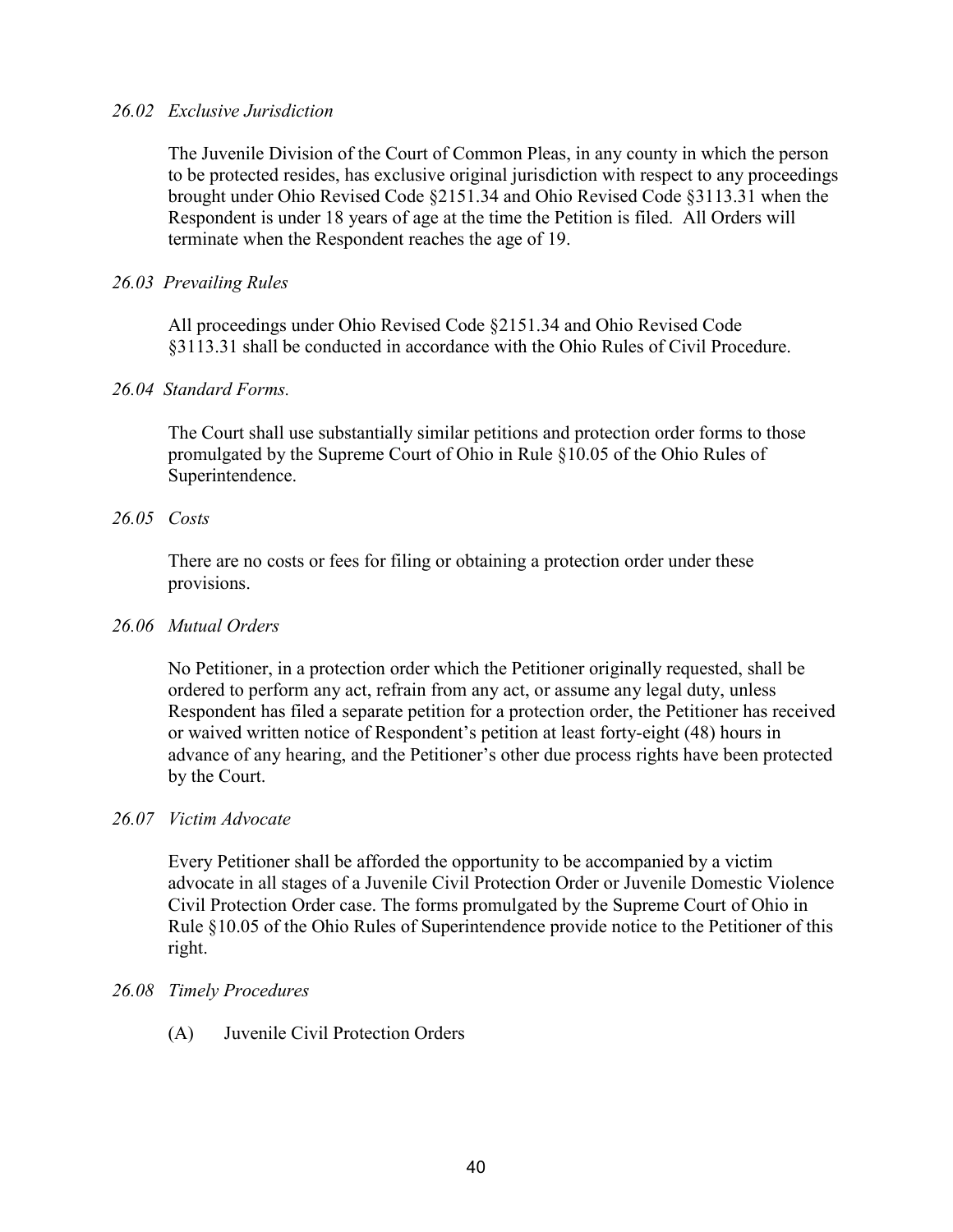### *26.02 Exclusive Jurisdiction*

The Juvenile Division of the Court of Common Pleas, in any county in which the person to be protected resides, has exclusive original jurisdiction with respect to any proceedings brought under Ohio Revised Code §2151.34 and Ohio Revised Code §3113.31 when the Respondent is under 18 years of age at the time the Petition is filed. All Orders will terminate when the Respondent reaches the age of 19.

### *26.03 Prevailing Rules*

All proceedings under Ohio Revised Code §2151.34 and Ohio Revised Code §3113.31 shall be conducted in accordance with the Ohio Rules of Civil Procedure.

### *26.04 Standard Forms.*

The Court shall use substantially similar petitions and protection order forms to those promulgated by the Supreme Court of Ohio in Rule §10.05 of the Ohio Rules of Superintendence.

### *26.05 Costs*

There are no costs or fees for filing or obtaining a protection order under these provisions.

### *26.06 Mutual Orders*

No Petitioner, in a protection order which the Petitioner originally requested, shall be ordered to perform any act, refrain from any act, or assume any legal duty, unless Respondent has filed a separate petition for a protection order, the Petitioner has received or waived written notice of Respondent's petition at least forty-eight (48) hours in advance of any hearing, and the Petitioner's other due process rights have been protected by the Court.

### *26.07 Victim Advocate*

Every Petitioner shall be afforded the opportunity to be accompanied by a victim advocate in all stages of a Juvenile Civil Protection Order or Juvenile Domestic Violence Civil Protection Order case. The forms promulgated by the Supreme Court of Ohio in Rule §10.05 of the Ohio Rules of Superintendence provide notice to the Petitioner of this right.

### *26.08 Timely Procedures*

(A) Juvenile Civil Protection Orders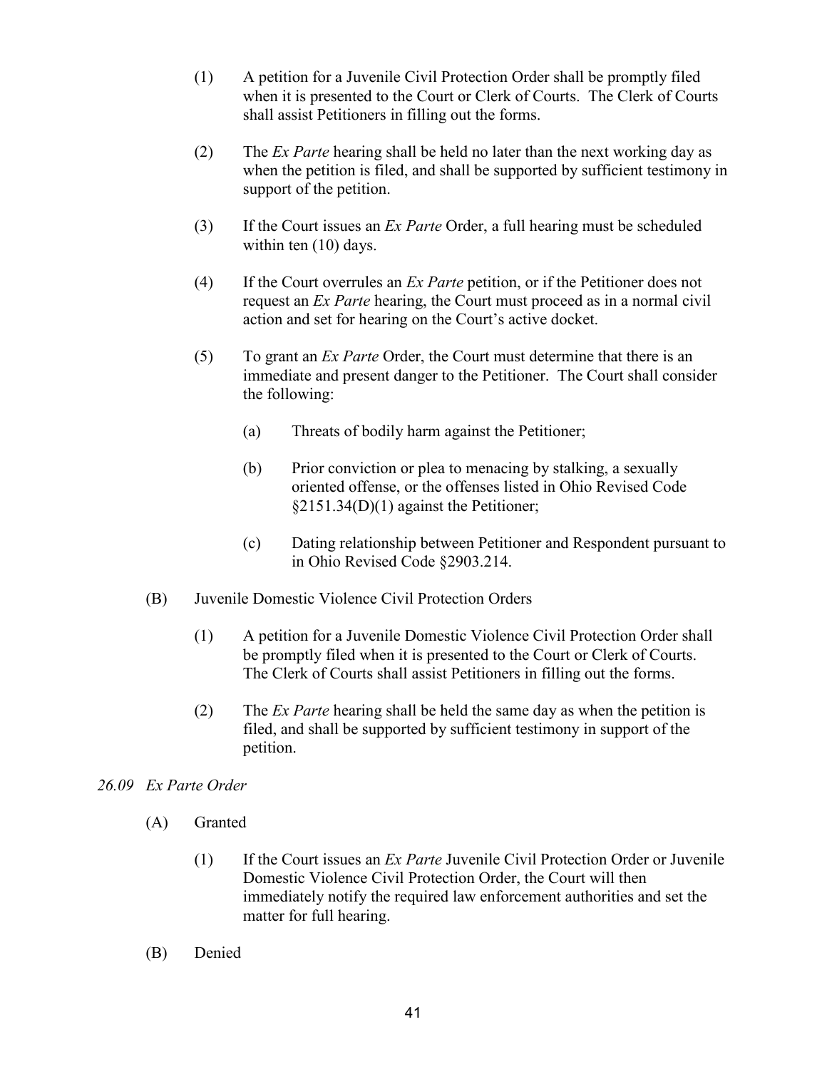(1) A petition for a Juvenile Civil Protection Order shall be promptly filed when it is presented to the Court or Clerk of Courts. The Clerk of Courts shall assist Petitioners in filling out the forms.

(2) The *Ex Parte* hearing shall be held no later than the next working day as when the petition is filed, and shall be supported by sufficient testimony in support of the petition.

(3) If the Court issues an *Ex Parte* Order, a full hearing must be scheduled within ten (10) days.

(4) If the Court overrules an *Ex Parte* petition, or if the Petitioner does not request an *Ex Parte* hearing, the Court must proceed as in a normal civil action and set for hearing on the Court's active docket.

(5) To grant an *Ex Parte* Order, the Court must determine that there is an immediate and present danger to the Petitioner. The Court shall consider the following:

   (a) Threats of bodily harm against the Petitioner;

   (b) Prior conviction or plea to menacing by stalking, a sexually oriented offense, or the offenses listed in Ohio Revised Code §2151.34(D)(1) against the Petitioner;

   (c) Dating relationship between Petitioner and Respondent pursuant to in Ohio Revised Code §2903.214.

(B) Juvenile Domestic Violence Civil Protection Orders

(1) A petition for a Juvenile Domestic Violence Civil Protection Order shall be promptly filed when it is presented to the Court or Clerk of Courts. The Clerk of Courts shall assist Petitioners in filling out the forms.

(2) The *Ex Parte* hearing shall be held the same day as when the petition is filed, and shall be supported by sufficient testimony in support of the petition.

### *26.09 Ex Parte Order*

(A) Granted

(1) If the Court issues an *Ex Parte* Juvenile Civil Protection Order or Juvenile Domestic Violence Civil Protection Order, the Court will then immediately notify the required law enforcement authorities and set the matter for full hearing.

(B) Denied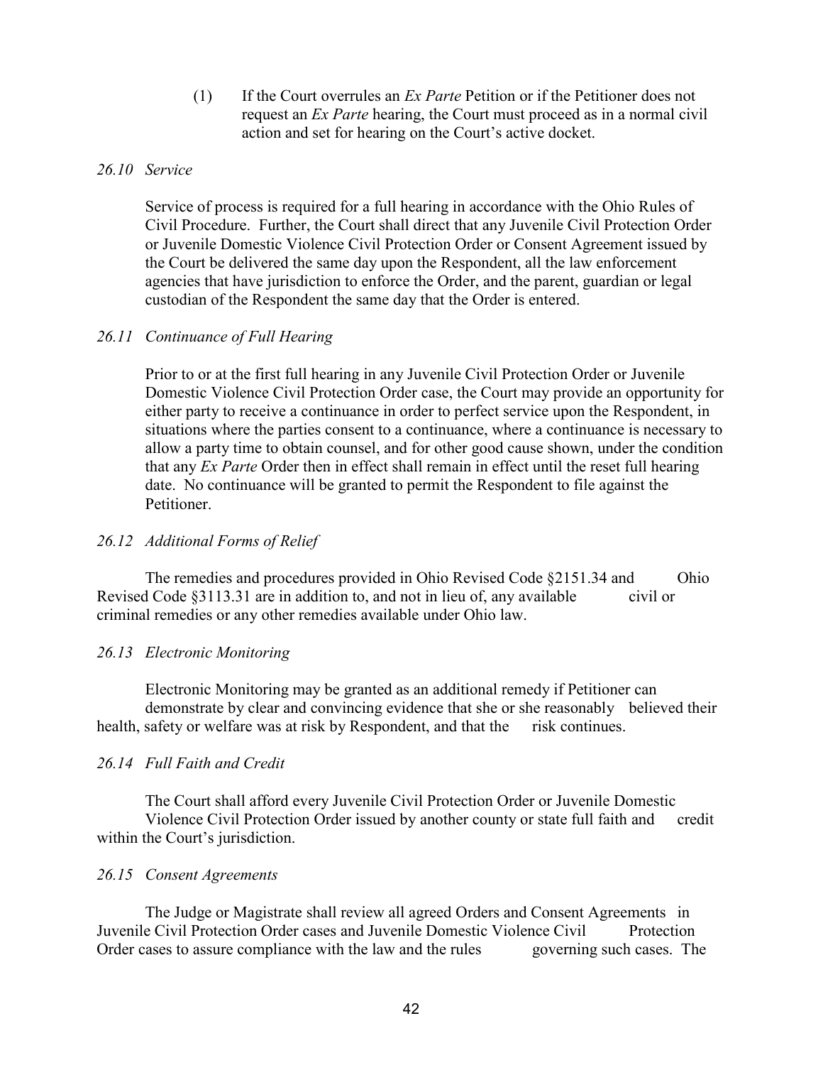(1) If the Court overrules an *Ex Parte* Petition or if the Petitioner does not request an *Ex Parte* hearing, the Court must proceed as in a normal civil action and set for hearing on the Court's active docket.

*26.10 Service*

Service of process is required for a full hearing in accordance with the Ohio Rules of Civil Procedure. Further, the Court shall direct that any Juvenile Civil Protection Order or Juvenile Domestic Violence Civil Protection Order or Consent Agreement issued by the Court be delivered the same day upon the Respondent, all the law enforcement agencies that have jurisdiction to enforce the Order, and the parent, guardian or legal custodian of the Respondent the same day that the Order is entered.

*26.11 Continuance of Full Hearing*

Prior to or at the first full hearing in any Juvenile Civil Protection Order or Juvenile Domestic Violence Civil Protection Order case, the Court may provide an opportunity for either party to receive a continuance in order to perfect service upon the Respondent, in situations where the parties consent to a continuance, where a continuance is necessary to allow a party time to obtain counsel, and for other good cause shown, under the condition that any *Ex Parte* Order then in effect shall remain in effect until the reset full hearing date. No continuance will be granted to permit the Respondent to file against the Petitioner.

*26.12 Additional Forms of Relief*

The remedies and procedures provided in Ohio Revised Code §2151.34 and Ohio Revised Code §3113.31 are in addition to, and not in lieu of, any available civil or criminal remedies or any other remedies available under Ohio law.

*26.13 Electronic Monitoring*

Electronic Monitoring may be granted as an additional remedy if Petitioner can demonstrate by clear and convincing evidence that she or she reasonably believed their health, safety or welfare was at risk by Respondent, and that the risk continues.

*26.14 Full Faith and Credit*

The Court shall afford every Juvenile Civil Protection Order or Juvenile Domestic Violence Civil Protection Order issued by another county or state full faith and credit within the Court's jurisdiction.

*26.15 Consent Agreements*

The Judge or Magistrate shall review all agreed Orders and Consent Agreements in Juvenile Civil Protection Order cases and Juvenile Domestic Violence Civil Protection Order cases to assure compliance with the law and the rules governing such cases. The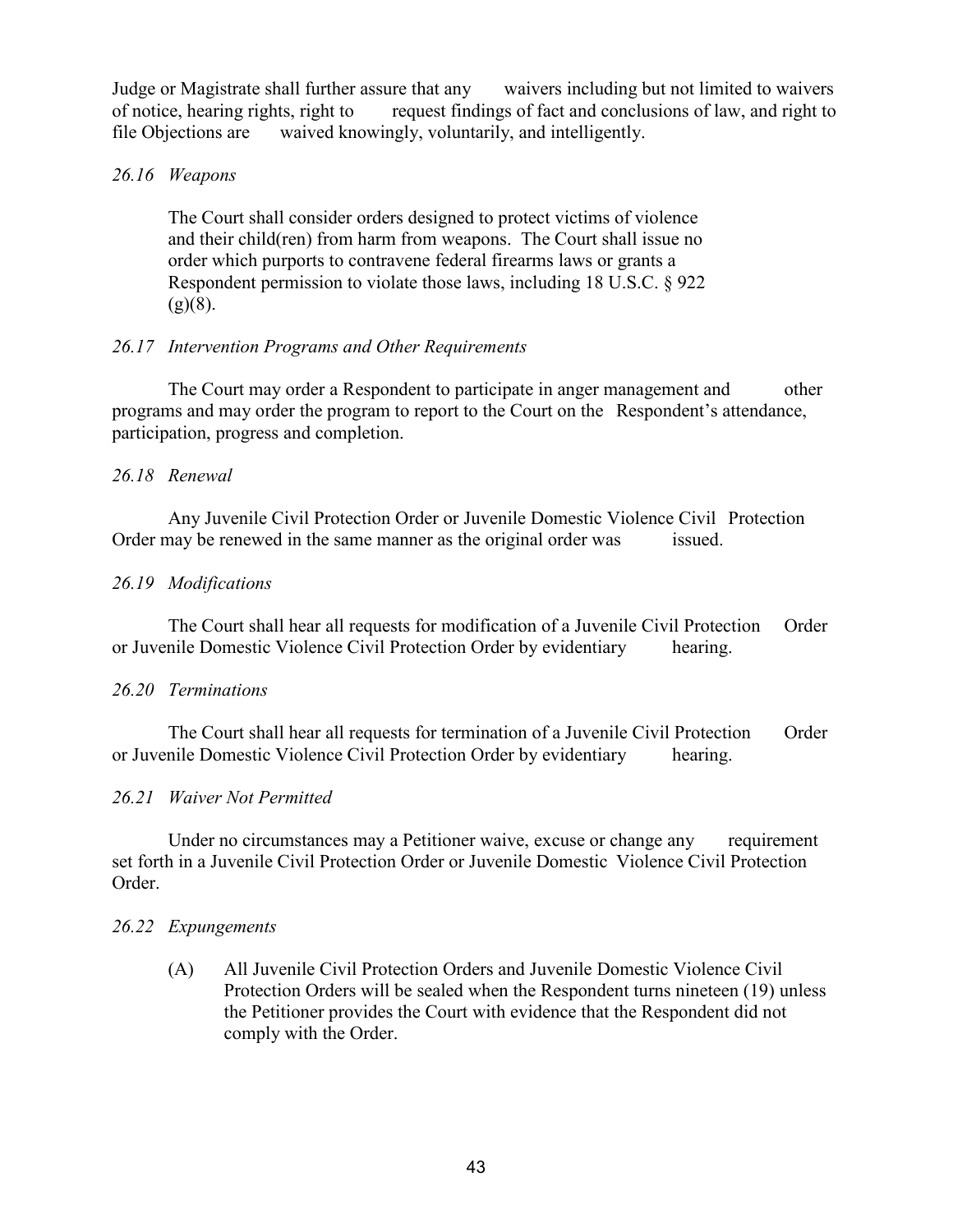Judge or Magistrate shall further assure that any waivers including but not limited to waivers of notice, hearing rights, right to request findings of fact and conclusions of law, and right to file Objections are waived knowingly, voluntarily, and intelligently.

*26.16 Weapons*

The Court shall consider orders designed to protect victims of violence and their child(ren) from harm from weapons. The Court shall issue no order which purports to contravene federal firearms laws or grants a Respondent permission to violate those laws, including 18 U.S.C. § 922 (g)(8).

*26.17 Intervention Programs and Other Requirements*

The Court may order a Respondent to participate in anger management and other programs and may order the program to report to the Court on the Respondent's attendance, participation, progress and completion.

*26.18 Renewal*

Any Juvenile Civil Protection Order or Juvenile Domestic Violence Civil Protection Order may be renewed in the same manner as the original order was issued.

*26.19 Modifications*

The Court shall hear all requests for modification of a Juvenile Civil Protection Order or Juvenile Domestic Violence Civil Protection Order by evidentiary hearing.

*26.20 Terminations*

The Court shall hear all requests for termination of a Juvenile Civil Protection Order or Juvenile Domestic Violence Civil Protection Order by evidentiary hearing.

*26.21 Waiver Not Permitted*

Under no circumstances may a Petitioner waive, excuse or change any requirement set forth in a Juvenile Civil Protection Order or Juvenile Domestic Violence Civil Protection Order.

*26.22 Expungements*

(A) All Juvenile Civil Protection Orders and Juvenile Domestic Violence Civil Protection Orders will be sealed when the Respondent turns nineteen (19) unless the Petitioner provides the Court with evidence that the Respondent did not comply with the Order.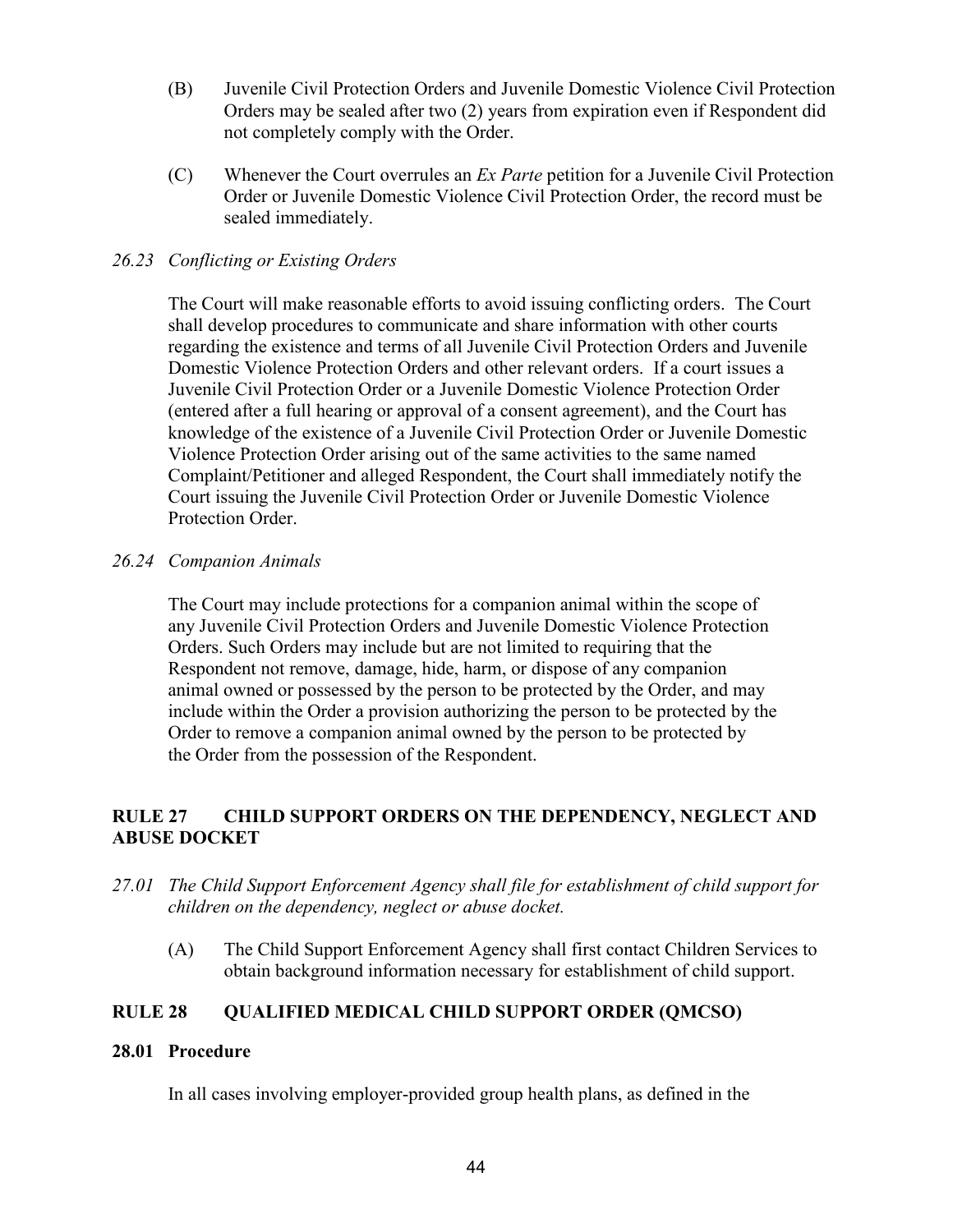(B) Juvenile Civil Protection Orders and Juvenile Domestic Violence Civil Protection Orders may be sealed after two (2) years from expiration even if Respondent did not completely comply with the Order.

(C) Whenever the Court overrules an *Ex Parte* petition for a Juvenile Civil Protection Order or Juvenile Domestic Violence Civil Protection Order, the record must be sealed immediately.

*26.23 Conflicting or Existing Orders*

The Court will make reasonable efforts to avoid issuing conflicting orders. The Court shall develop procedures to communicate and share information with other courts regarding the existence and terms of all Juvenile Civil Protection Orders and Juvenile Domestic Violence Protection Orders and other relevant orders. If a court issues a Juvenile Civil Protection Order or a Juvenile Domestic Violence Protection Order (entered after a full hearing or approval of a consent agreement), and the Court has knowledge of the existence of a Juvenile Civil Protection Order or Juvenile Domestic Violence Protection Order arising out of the same activities to the same named Complaint/Petitioner and alleged Respondent, the Court shall immediately notify the Court issuing the Juvenile Civil Protection Order or Juvenile Domestic Violence Protection Order.

*26.24 Companion Animals*

The Court may include protections for a companion animal within the scope of any Juvenile Civil Protection Orders and Juvenile Domestic Violence Protection Orders. Such Orders may include but are not limited to requiring that the Respondent not remove, damage, hide, harm, or dispose of any companion animal owned or possessed by the person to be protected by the Order, and may include within the Order a provision authorizing the person to be protected by the Order to remove a companion animal owned by the person to be protected by the Order from the possession of the Respondent.

## RULE 27 CHILD SUPPORT ORDERS ON THE DEPENDENCY, NEGLECT AND ABUSE DOCKET

*27.01 The Child Support Enforcement Agency shall file for establishment of child support for children on the dependency, neglect or abuse docket.*

(A) The Child Support Enforcement Agency shall first contact Children Services to obtain background information necessary for establishment of child support.

## RULE 28 QUALIFIED MEDICAL CHILD SUPPORT ORDER (QMCSO)

**28.01 Procedure**

In all cases involving employer-provided group health plans, as defined in the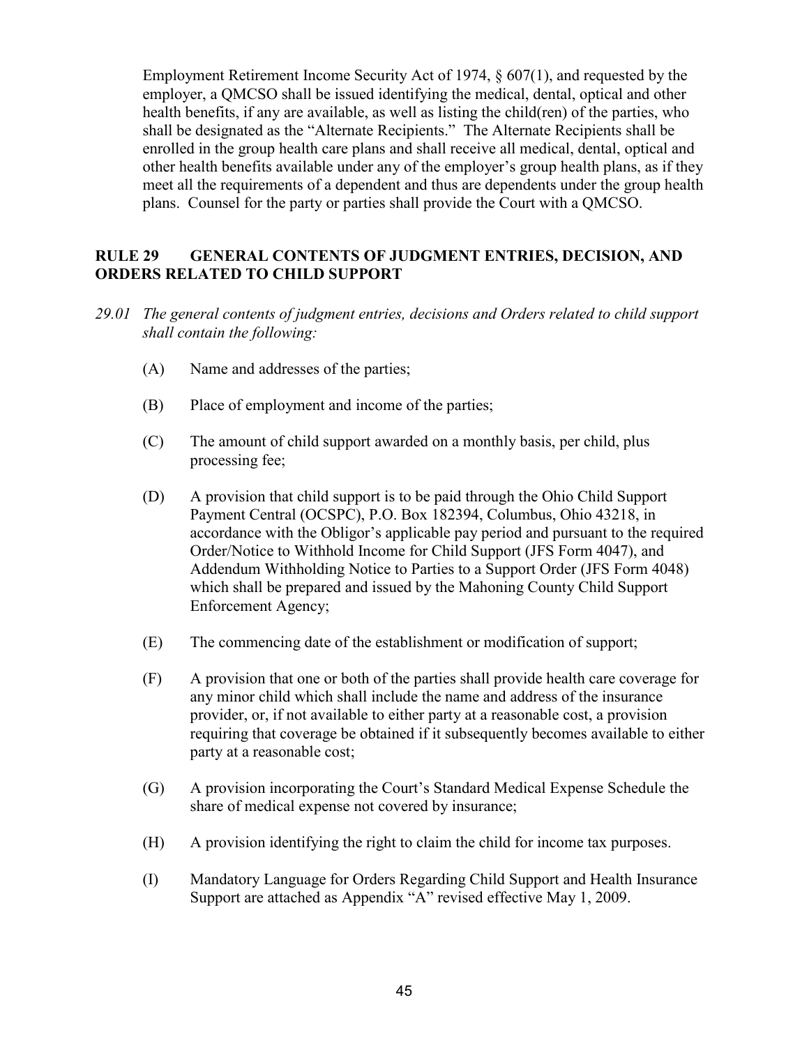Employment Retirement Income Security Act of 1974, § 607(1), and requested by the employer, a QMCSO shall be issued identifying the medical, dental, optical and other health benefits, if any are available, as well as listing the child(ren) of the parties, who shall be designated as the "Alternate Recipients." The Alternate Recipients shall be enrolled in the group health care plans and shall receive all medical, dental, optical and other health benefits available under any of the employer's group health plans, as if they meet all the requirements of a dependent and thus are dependents under the group health plans. Counsel for the party or parties shall provide the Court with a QMCSO.

## RULE 29 GENERAL CONTENTS OF JUDGMENT ENTRIES, DECISION, AND ORDERS RELATED TO CHILD SUPPORT

*29.01 The general contents of judgment entries, decisions and Orders related to child support shall contain the following:*

(A) Name and addresses of the parties;

(B) Place of employment and income of the parties;

(C) The amount of child support awarded on a monthly basis, per child, plus processing fee;

(D) A provision that child support is to be paid through the Ohio Child Support Payment Central (OCSPC), P.O. Box 182394, Columbus, Ohio 43218, in accordance with the Obligor's applicable pay period and pursuant to the required Order/Notice to Withhold Income for Child Support (JFS Form 4047), and Addendum Withholding Notice to Parties to a Support Order (JFS Form 4048) which shall be prepared and issued by the Mahoning County Child Support Enforcement Agency;

(E) The commencing date of the establishment or modification of support;

(F) A provision that one or both of the parties shall provide health care coverage for any minor child which shall include the name and address of the insurance provider, or, if not available to either party at a reasonable cost, a provision requiring that coverage be obtained if it subsequently becomes available to either party at a reasonable cost;

(G) A provision incorporating the Court's Standard Medical Expense Schedule the share of medical expense not covered by insurance;

(H) A provision identifying the right to claim the child for income tax purposes.

(I) Mandatory Language for Orders Regarding Child Support and Health Insurance Support are attached as Appendix "A" revised effective May 1, 2009.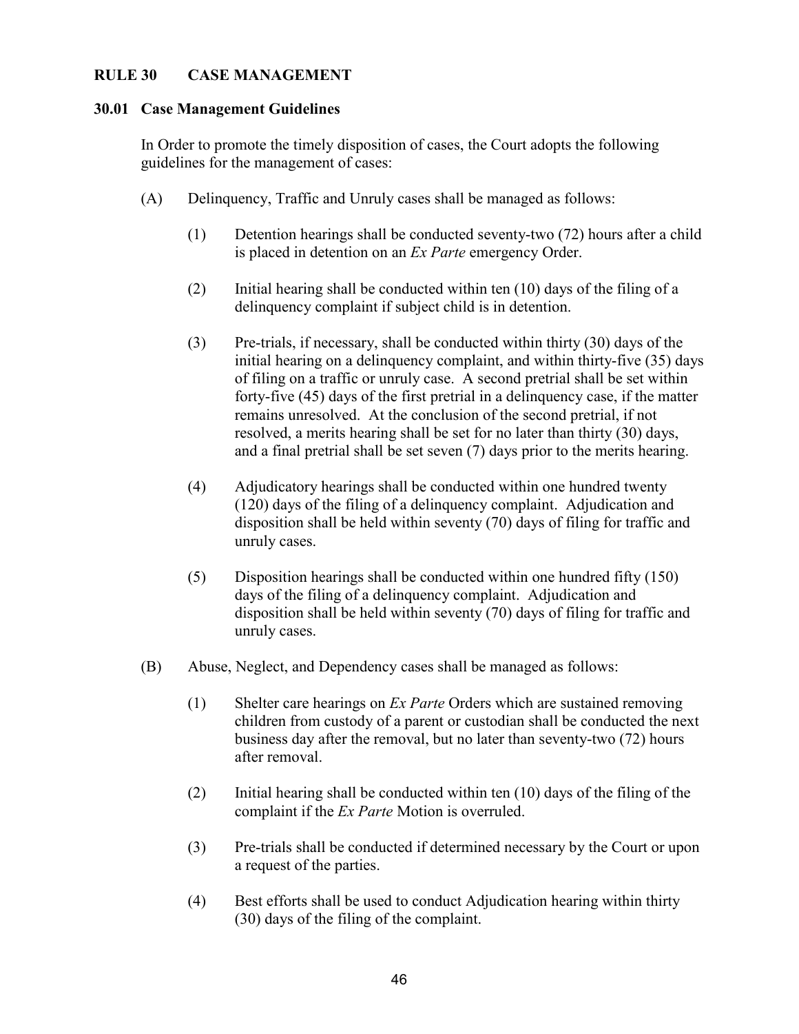## RULE 30 CASE MANAGEMENT

### 30.01 Case Management Guidelines

In Order to promote the timely disposition of cases, the Court adopts the following guidelines for the management of cases:

(A) Delinquency, Traffic and Unruly cases shall be managed as follows:

(1) Detention hearings shall be conducted seventy-two (72) hours after a child is placed in detention on an *Ex Parte* emergency Order.

(2) Initial hearing shall be conducted within ten (10) days of the filing of a delinquency complaint if subject child is in detention.

(3) Pre-trials, if necessary, shall be conducted within thirty (30) days of the initial hearing on a delinquency complaint, and within thirty-five (35) days of filing on a traffic or unruly case. A second pretrial shall be set within forty-five (45) days of the first pretrial in a delinquency case, if the matter remains unresolved. At the conclusion of the second pretrial, if not resolved, a merits hearing shall be set for no later than thirty (30) days, and a final pretrial shall be set seven (7) days prior to the merits hearing.

(4) Adjudicatory hearings shall be conducted within one hundred twenty (120) days of the filing of a delinquency complaint. Adjudication and disposition shall be held within seventy (70) days of filing for traffic and unruly cases.

(5) Disposition hearings shall be conducted within one hundred fifty (150) days of the filing of a delinquency complaint. Adjudication and disposition shall be held within seventy (70) days of filing for traffic and unruly cases.

(B) Abuse, Neglect, and Dependency cases shall be managed as follows:

(1) Shelter care hearings on *Ex Parte* Orders which are sustained removing children from custody of a parent or custodian shall be conducted the next business day after the removal, but no later than seventy-two (72) hours after removal.

(2) Initial hearing shall be conducted within ten (10) days of the filing of the complaint if the *Ex Parte* Motion is overruled.

(3) Pre-trials shall be conducted if determined necessary by the Court or upon a request of the parties.

(4) Best efforts shall be used to conduct Adjudication hearing within thirty (30) days of the filing of the complaint.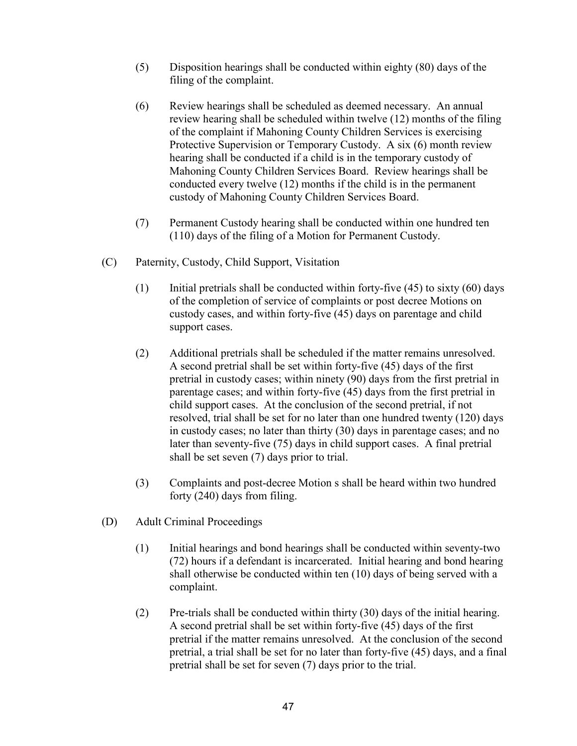(5) Disposition hearings shall be conducted within eighty (80) days of the filing of the complaint.

(6) Review hearings shall be scheduled as deemed necessary. An annual review hearing shall be scheduled within twelve (12) months of the filing of the complaint if Mahoning County Children Services is exercising Protective Supervision or Temporary Custody. A six (6) month review hearing shall be conducted if a child is in the temporary custody of Mahoning County Children Services Board. Review hearings shall be conducted every twelve (12) months if the child is in the permanent custody of Mahoning County Children Services Board.

(7) Permanent Custody hearing shall be conducted within one hundred ten (110) days of the filing of a Motion for Permanent Custody.

(C) Paternity, Custody, Child Support, Visitation

(1) Initial pretrials shall be conducted within forty-five (45) to sixty (60) days of the completion of service of complaints or post decree Motions on custody cases, and within forty-five (45) days on parentage and child support cases.

(2) Additional pretrials shall be scheduled if the matter remains unresolved. A second pretrial shall be set within forty-five (45) days of the first pretrial in custody cases; within ninety (90) days from the first pretrial in parentage cases; and within forty-five (45) days from the first pretrial in child support cases. At the conclusion of the second pretrial, if not resolved, trial shall be set for no later than one hundred twenty (120) days in custody cases; no later than thirty (30) days in parentage cases; and no later than seventy-five (75) days in child support cases. A final pretrial shall be set seven (7) days prior to trial.

(3) Complaints and post-decree Motion s shall be heard within two hundred forty (240) days from filing.

(D) Adult Criminal Proceedings

(1) Initial hearings and bond hearings shall be conducted within seventy-two (72) hours if a defendant is incarcerated. Initial hearing and bond hearing shall otherwise be conducted within ten (10) days of being served with a complaint.

(2) Pre-trials shall be conducted within thirty (30) days of the initial hearing. A second pretrial shall be set within forty-five (45) days of the first pretrial if the matter remains unresolved. At the conclusion of the second pretrial, a trial shall be set for no later than forty-five (45) days, and a final pretrial shall be set for seven (7) days prior to the trial.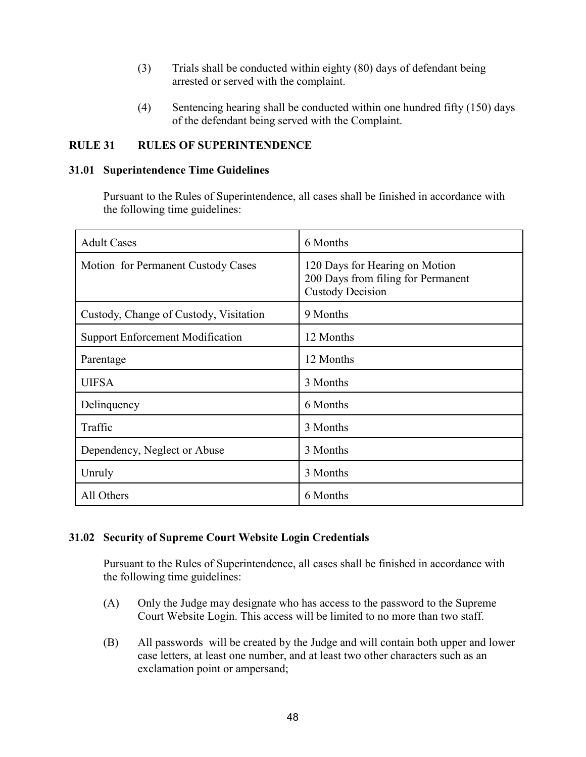(3) Trials shall be conducted within eighty (80) days of defendant being arrested or served with the complaint.

(4) Sentencing hearing shall be conducted within one hundred fifty (150) days of the defendant being served with the Complaint.

## RULE 31 RULES OF SUPERINTENDENCE

### 31.01 Superintendence Time Guidelines

Pursuant to the Rules of Superintendence, all cases shall be finished in accordance with the following time guidelines:

| Case Type | Time Guideline |
|---|---|
| Adult Cases | 6 Months |
| Motion for Permanent Custody Cases | 120 Days for Hearing on Motion<br>200 Days from filing for Permanent Custody Decision |
| Custody, Change of Custody, Visitation | 9 Months |
| Support Enforcement Modification | 12 Months |
| Parentage | 12 Months |
| UIFSA | 3 Months |
| Delinquency | 6 Months |
| Traffic | 3 Months |
| Dependency, Neglect or Abuse | 3 Months |
| Unruly | 3 Months |
| All Others | 6 Months |

### 31.02 Security of Supreme Court Website Login Credentials

Pursuant to the Rules of Superintendence, all cases shall be finished in accordance with the following time guidelines:

(A) Only the Judge may designate who has access to the password to the Supreme Court Website Login. This access will be limited to no more than two staff.

(B) All passwords will be created by the Judge and will contain both upper and lower case letters, at least one number, and at least two other characters such as an exclamation point or ampersand;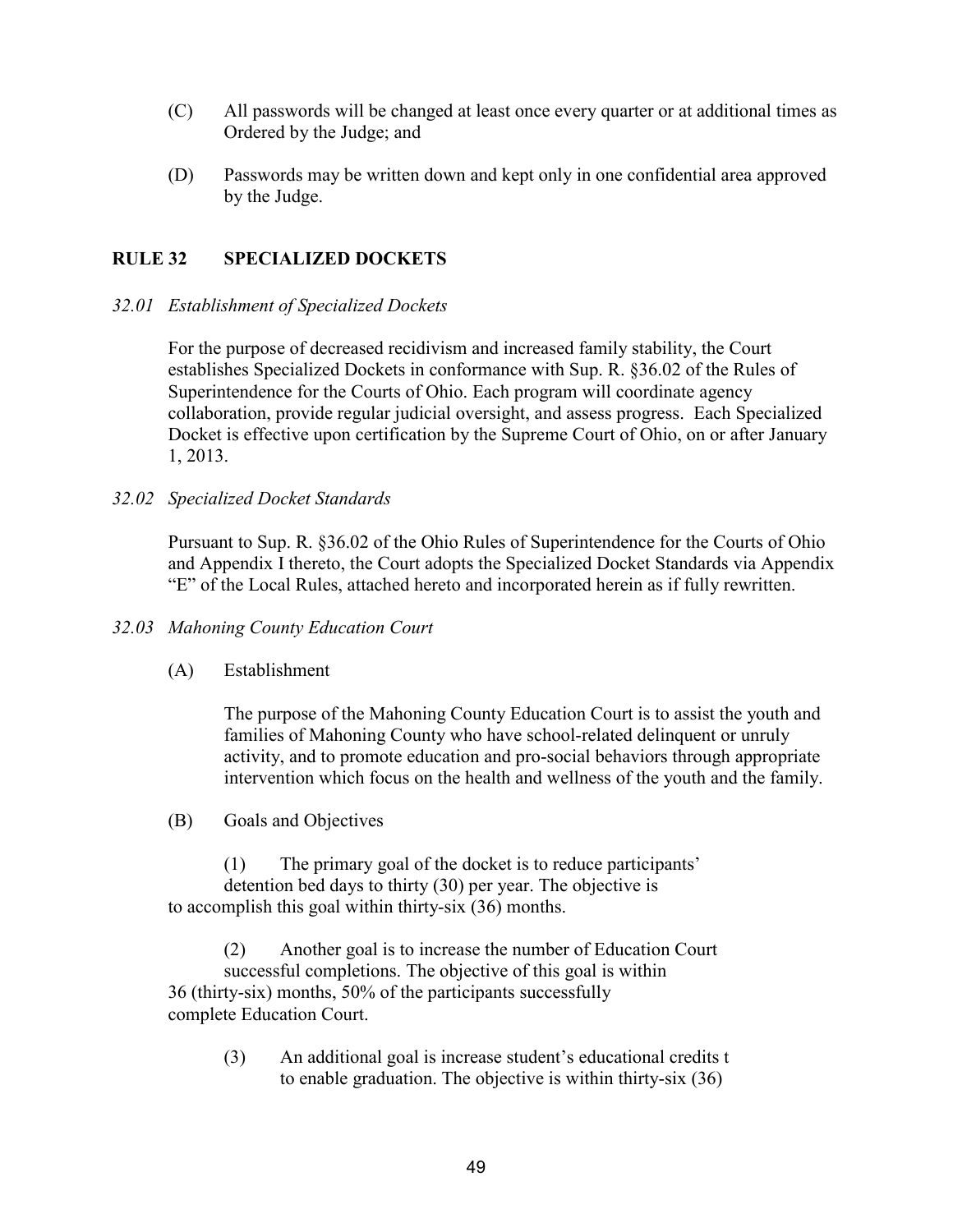(C) All passwords will be changed at least once every quarter or at additional times as Ordered by the Judge; and

(D) Passwords may be written down and kept only in one confidential area approved by the Judge.

## RULE 32 SPECIALIZED DOCKETS

*32.01 Establishment of Specialized Dockets*

For the purpose of decreased recidivism and increased family stability, the Court establishes Specialized Dockets in conformance with Sup. R. §36.02 of the Rules of Superintendence for the Courts of Ohio. Each program will coordinate agency collaboration, provide regular judicial oversight, and assess progress. Each Specialized Docket is effective upon certification by the Supreme Court of Ohio, on or after January 1, 2013.

*32.02 Specialized Docket Standards*

Pursuant to Sup. R. §36.02 of the Ohio Rules of Superintendence for the Courts of Ohio and Appendix I thereto, the Court adopts the Specialized Docket Standards via Appendix "E" of the Local Rules, attached hereto and incorporated herein as if fully rewritten.

*32.03 Mahoning County Education Court*

(A) Establishment

The purpose of the Mahoning County Education Court is to assist the youth and families of Mahoning County who have school-related delinquent or unruly activity, and to promote education and pro-social behaviors through appropriate intervention which focus on the health and wellness of the youth and the family.

(B) Goals and Objectives

(1) The primary goal of the docket is to reduce participants' detention bed days to thirty (30) per year. The objective is to accomplish this goal within thirty-six (36) months.

(2) Another goal is to increase the number of Education Court successful completions. The objective of this goal is within 36 (thirty-six) months, 50% of the participants successfully complete Education Court.

(3) An additional goal is increase student's educational credits t to enable graduation. The objective is within thirty-six (36)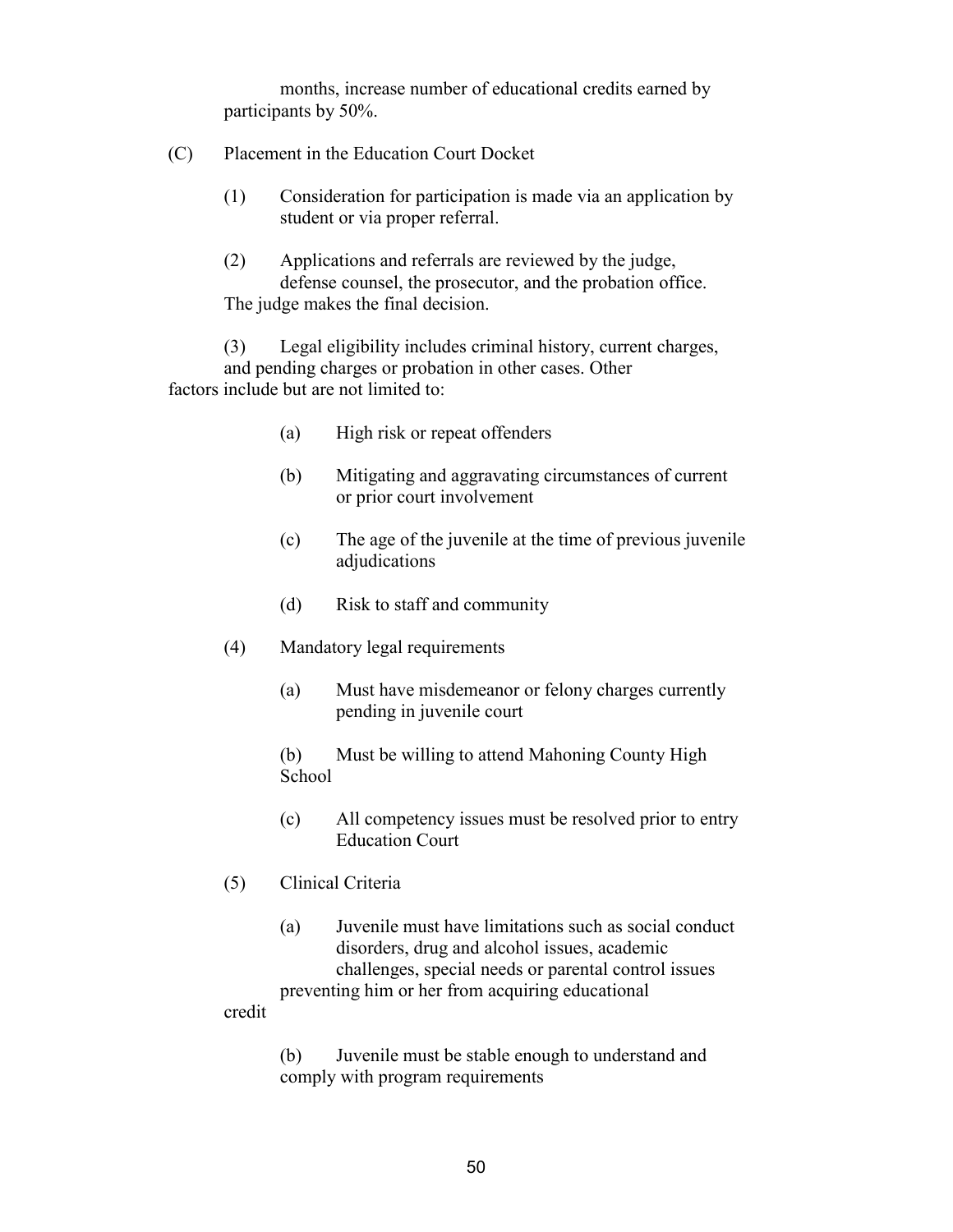months, increase number of educational credits earned by participants by 50%.

(C) Placement in the Education Court Docket

(1) Consideration for participation is made via an application by student or via proper referral.

(2) Applications and referrals are reviewed by the judge, defense counsel, the prosecutor, and the probation office. The judge makes the final decision.

(3) Legal eligibility includes criminal history, current charges, and pending charges or probation in other cases. Other factors include but are not limited to:

(a) High risk or repeat offenders

(b) Mitigating and aggravating circumstances of current or prior court involvement

(c) The age of the juvenile at the time of previous juvenile adjudications

(d) Risk to staff and community

(4) Mandatory legal requirements

(a) Must have misdemeanor or felony charges currently pending in juvenile court

(b) Must be willing to attend Mahoning County High School

(c) All competency issues must be resolved prior to entry Education Court

(5) Clinical Criteria

(a) Juvenile must have limitations such as social conduct disorders, drug and alcohol issues, academic challenges, special needs or parental control issues preventing him or her from acquiring educational credit

(b) Juvenile must be stable enough to understand and comply with program requirements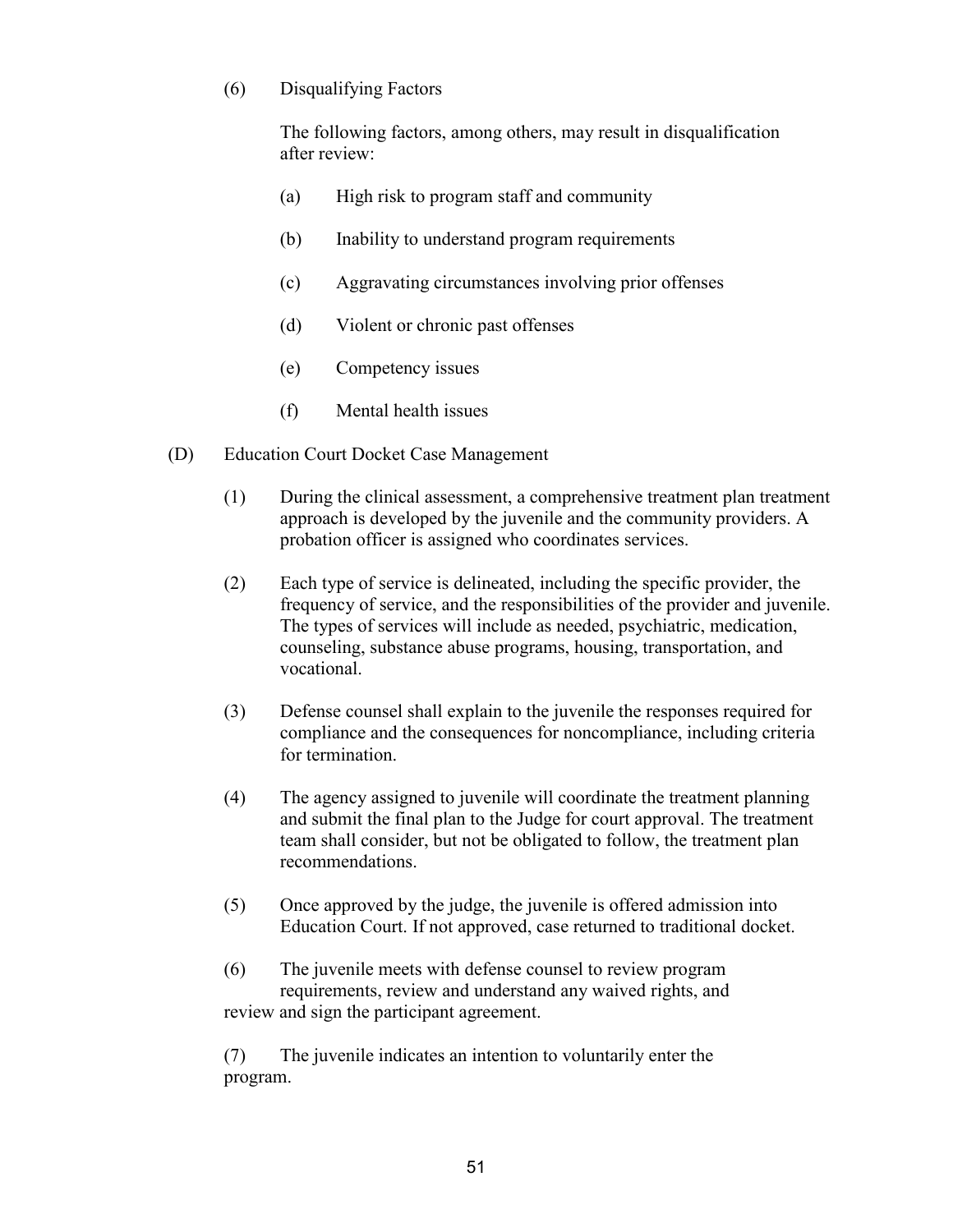(6) Disqualifying Factors

The following factors, among others, may result in disqualification after review:

(a) High risk to program staff and community

(b) Inability to understand program requirements

(c) Aggravating circumstances involving prior offenses

(d) Violent or chronic past offenses

(e) Competency issues

(f) Mental health issues

(D) Education Court Docket Case Management

(1) During the clinical assessment, a comprehensive treatment plan treatment approach is developed by the juvenile and the community providers. A probation officer is assigned who coordinates services.

(2) Each type of service is delineated, including the specific provider, the frequency of service, and the responsibilities of the provider and juvenile. The types of services will include as needed, psychiatric, medication, counseling, substance abuse programs, housing, transportation, and vocational.

(3) Defense counsel shall explain to the juvenile the responses required for compliance and the consequences for noncompliance, including criteria for termination.

(4) The agency assigned to juvenile will coordinate the treatment planning and submit the final plan to the Judge for court approval. The treatment team shall consider, but not be obligated to follow, the treatment plan recommendations.

(5) Once approved by the judge, the juvenile is offered admission into Education Court. If not approved, case returned to traditional docket.

(6) The juvenile meets with defense counsel to review program requirements, review and understand any waived rights, and review and sign the participant agreement.

(7) The juvenile indicates an intention to voluntarily enter the program.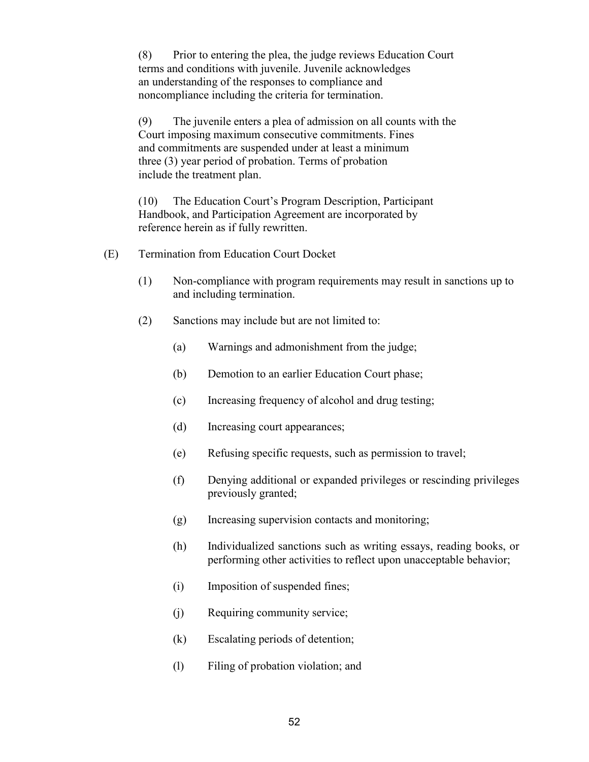(8) Prior to entering the plea, the judge reviews Education Court terms and conditions with juvenile. Juvenile acknowledges an understanding of the responses to compliance and noncompliance including the criteria for termination.

(9) The juvenile enters a plea of admission on all counts with the Court imposing maximum consecutive commitments. Fines and commitments are suspended under at least a minimum three (3) year period of probation. Terms of probation include the treatment plan.

(10) The Education Court's Program Description, Participant Handbook, and Participation Agreement are incorporated by reference herein as if fully rewritten.

(E) Termination from Education Court Docket

(1) Non-compliance with program requirements may result in sanctions up to and including termination.

(2) Sanctions may include but are not limited to:

(a) Warnings and admonishment from the judge;

(b) Demotion to an earlier Education Court phase;

(c) Increasing frequency of alcohol and drug testing;

(d) Increasing court appearances;

(e) Refusing specific requests, such as permission to travel;

(f) Denying additional or expanded privileges or rescinding privileges previously granted;

(g) Increasing supervision contacts and monitoring;

(h) Individualized sanctions such as writing essays, reading books, or performing other activities to reflect upon unacceptable behavior;

(i) Imposition of suspended fines;

(j) Requiring community service;

(k) Escalating periods of detention;

(l) Filing of probation violation; and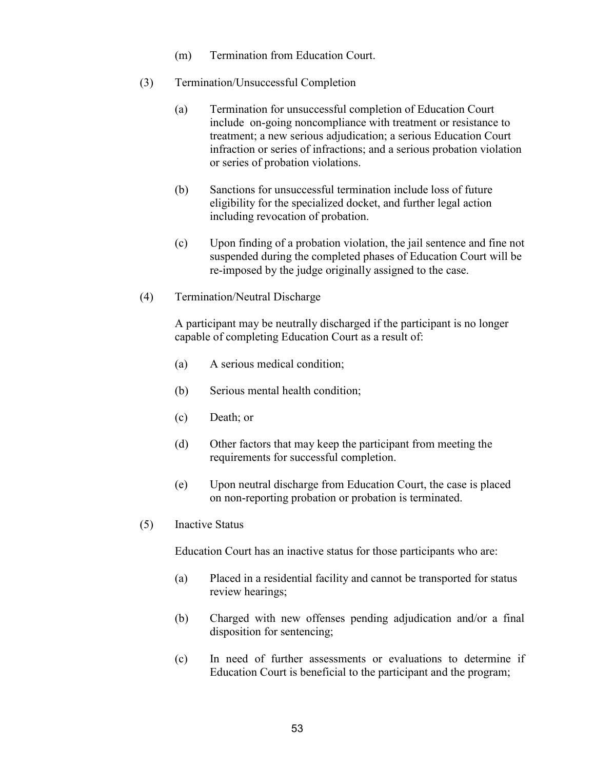(m) Termination from Education Court.

(3) Termination/Unsuccessful Completion

(a) Termination for unsuccessful completion of Education Court include on-going noncompliance with treatment or resistance to treatment; a new serious adjudication; a serious Education Court infraction or series of infractions; and a serious probation violation or series of probation violations.

(b) Sanctions for unsuccessful termination include loss of future eligibility for the specialized docket, and further legal action including revocation of probation.

(c) Upon finding of a probation violation, the jail sentence and fine not suspended during the completed phases of Education Court will be re-imposed by the judge originally assigned to the case.

(4) Termination/Neutral Discharge

A participant may be neutrally discharged if the participant is no longer capable of completing Education Court as a result of:

(a) A serious medical condition;

(b) Serious mental health condition;

(c) Death; or

(d) Other factors that may keep the participant from meeting the requirements for successful completion.

(e) Upon neutral discharge from Education Court, the case is placed on non-reporting probation or probation is terminated.

(5) Inactive Status

Education Court has an inactive status for those participants who are:

(a) Placed in a residential facility and cannot be transported for status review hearings;

(b) Charged with new offenses pending adjudication and/or a final disposition for sentencing;

(c) In need of further assessments or evaluations to determine if Education Court is beneficial to the participant and the program;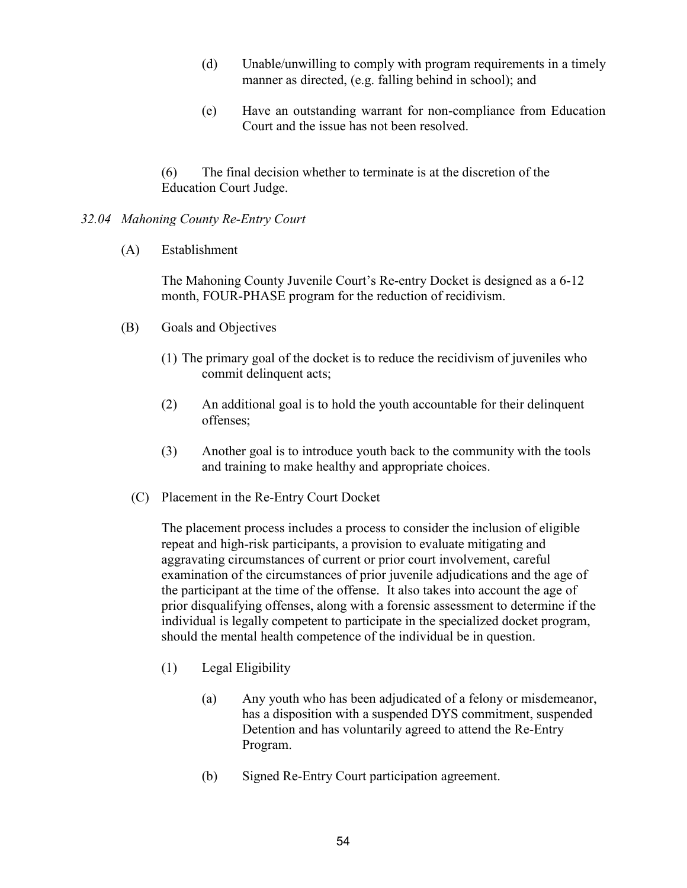(d) Unable/unwilling to comply with program requirements in a timely manner as directed, (e.g. falling behind in school); and

(e) Have an outstanding warrant for non-compliance from Education Court and the issue has not been resolved.

(6) The final decision whether to terminate is at the discretion of the Education Court Judge.

### *32.04 Mahoning County Re-Entry Court*

(A) Establishment

The Mahoning County Juvenile Court's Re-entry Docket is designed as a 6-12 month, FOUR-PHASE program for the reduction of recidivism.

(B) Goals and Objectives

(1) The primary goal of the docket is to reduce the recidivism of juveniles who commit delinquent acts;

(2) An additional goal is to hold the youth accountable for their delinquent offenses;

(3) Another goal is to introduce youth back to the community with the tools and training to make healthy and appropriate choices.

(C) Placement in the Re-Entry Court Docket

The placement process includes a process to consider the inclusion of eligible repeat and high-risk participants, a provision to evaluate mitigating and aggravating circumstances of current or prior court involvement, careful examination of the circumstances of prior juvenile adjudications and the age of the participant at the time of the offense. It also takes into account the age of prior disqualifying offenses, along with a forensic assessment to determine if the individual is legally competent to participate in the specialized docket program, should the mental health competence of the individual be in question.

(1) Legal Eligibility

(a) Any youth who has been adjudicated of a felony or misdemeanor, has a disposition with a suspended DYS commitment, suspended Detention and has voluntarily agreed to attend the Re-Entry Program.

(b) Signed Re-Entry Court participation agreement.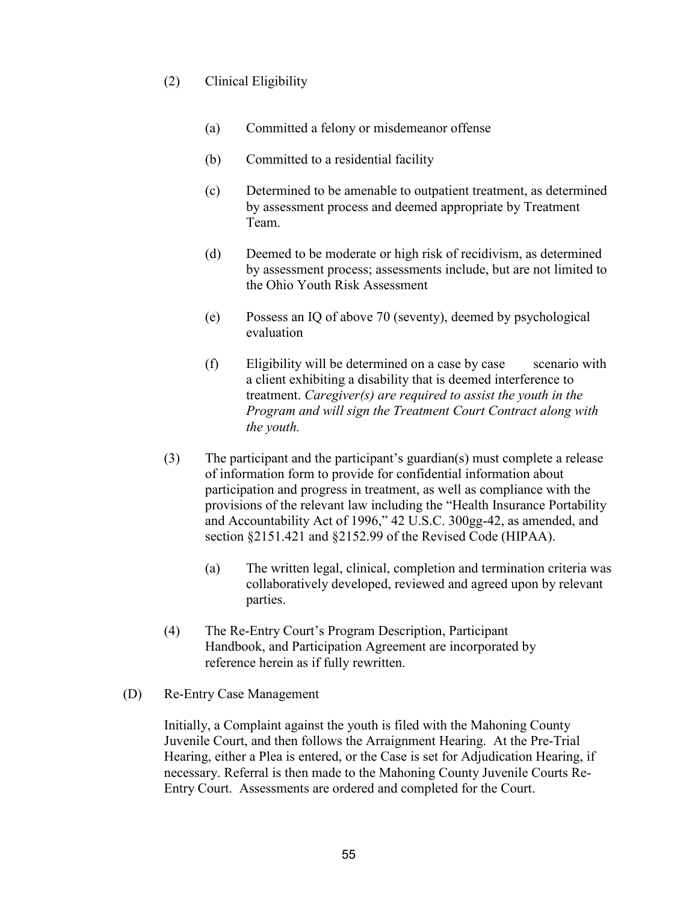(2) Clinical Eligibility

(a) Committed a felony or misdemeanor offense

(b) Committed to a residential facility

(c) Determined to be amenable to outpatient treatment, as determined by assessment process and deemed appropriate by Treatment Team.

(d) Deemed to be moderate or high risk of recidivism, as determined by assessment process; assessments include, but are not limited to the Ohio Youth Risk Assessment

(e) Possess an IQ of above 70 (seventy), deemed by psychological evaluation

(f) Eligibility will be determined on a case by case scenario with a client exhibiting a disability that is deemed interference to treatment. *Caregiver(s) are required to assist the youth in the Program and will sign the Treatment Court Contract along with the youth.*

(3) The participant and the participant's guardian(s) must complete a release of information form to provide for confidential information about participation and progress in treatment, as well as compliance with the provisions of the relevant law including the "Health Insurance Portability and Accountability Act of 1996," 42 U.S.C. 300gg-42, as amended, and section §2151.421 and §2152.99 of the Revised Code (HIPAA).

(a) The written legal, clinical, completion and termination criteria was collaboratively developed, reviewed and agreed upon by relevant parties.

(4) The Re-Entry Court's Program Description, Participant Handbook, and Participation Agreement are incorporated by reference herein as if fully rewritten.

(D) Re-Entry Case Management

Initially, a Complaint against the youth is filed with the Mahoning County Juvenile Court, and then follows the Arraignment Hearing. At the Pre-Trial Hearing, either a Plea is entered, or the Case is set for Adjudication Hearing, if necessary. Referral is then made to the Mahoning County Juvenile Courts Re-Entry Court. Assessments are ordered and completed for the Court.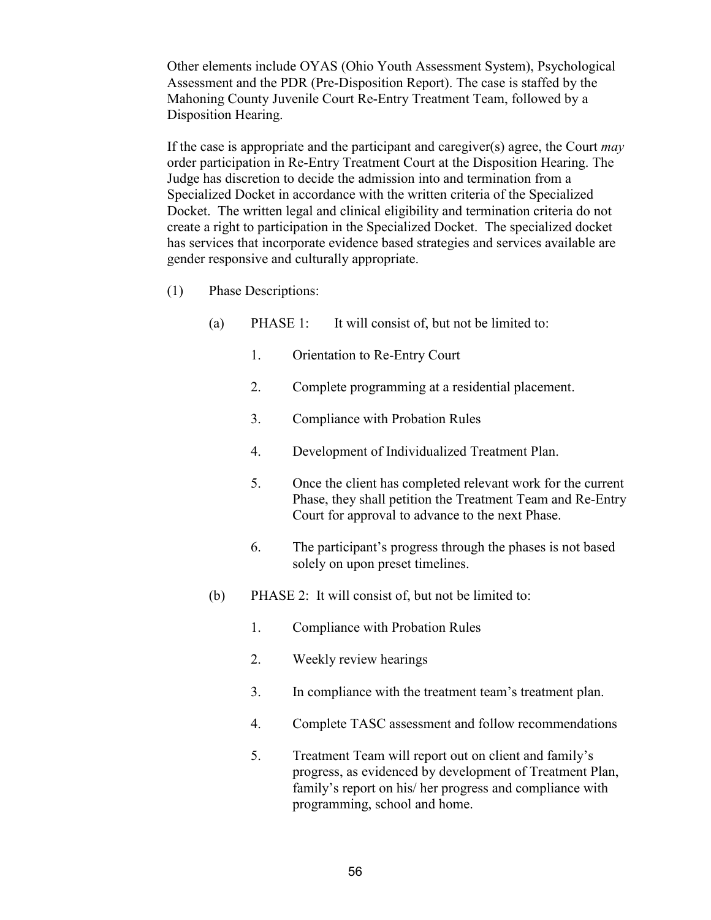Other elements include OYAS (Ohio Youth Assessment System), Psychological Assessment and the PDR (Pre-Disposition Report). The case is staffed by the Mahoning County Juvenile Court Re-Entry Treatment Team, followed by a Disposition Hearing.

If the case is appropriate and the participant and caregiver(s) agree, the Court *may* order participation in Re-Entry Treatment Court at the Disposition Hearing. The Judge has discretion to decide the admission into and termination from a Specialized Docket in accordance with the written criteria of the Specialized Docket. The written legal and clinical eligibility and termination criteria do not create a right to participation in the Specialized Docket. The specialized docket has services that incorporate evidence based strategies and services available are gender responsive and culturally appropriate.

(1) Phase Descriptions:

(a) PHASE 1: It will consist of, but not be limited to:

1. Orientation to Re-Entry Court
2. Complete programming at a residential placement.
3. Compliance with Probation Rules
4. Development of Individualized Treatment Plan.
5. Once the client has completed relevant work for the current Phase, they shall petition the Treatment Team and Re-Entry Court for approval to advance to the next Phase.
6. The participant's progress through the phases is not based solely on upon preset timelines.

(b) PHASE 2: It will consist of, but not be limited to:

1. Compliance with Probation Rules
2. Weekly review hearings
3. In compliance with the treatment team's treatment plan.
4. Complete TASC assessment and follow recommendations
5. Treatment Team will report out on client and family's progress, as evidenced by development of Treatment Plan, family's report on his/ her progress and compliance with programming, school and home.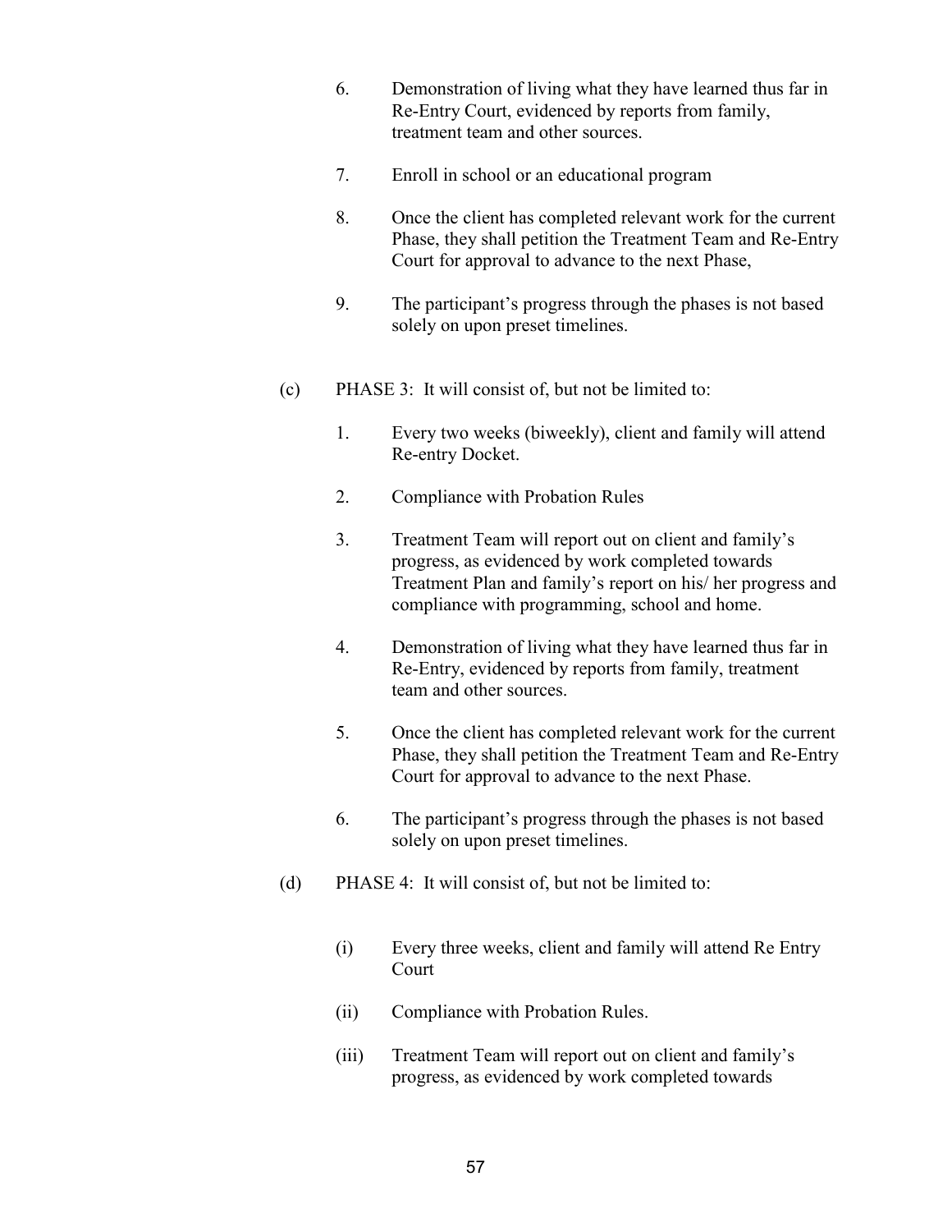6. Demonstration of living what they have learned thus far in Re-Entry Court, evidenced by reports from family, treatment team and other sources.

7. Enroll in school or an educational program

8. Once the client has completed relevant work for the current Phase, they shall petition the Treatment Team and Re-Entry Court for approval to advance to the next Phase,

9. The participant's progress through the phases is not based solely on upon preset timelines.

(c) PHASE 3: It will consist of, but not be limited to:

1. Every two weeks (biweekly), client and family will attend Re-entry Docket.

2. Compliance with Probation Rules

3. Treatment Team will report out on client and family's progress, as evidenced by work completed towards Treatment Plan and family's report on his/ her progress and compliance with programming, school and home.

4. Demonstration of living what they have learned thus far in Re-Entry, evidenced by reports from family, treatment team and other sources.

5. Once the client has completed relevant work for the current Phase, they shall petition the Treatment Team and Re-Entry Court for approval to advance to the next Phase.

6. The participant's progress through the phases is not based solely on upon preset timelines.

(d) PHASE 4: It will consist of, but not be limited to:

(i) Every three weeks, client and family will attend Re Entry Court

(ii) Compliance with Probation Rules.

(iii) Treatment Team will report out on client and family's progress, as evidenced by work completed towards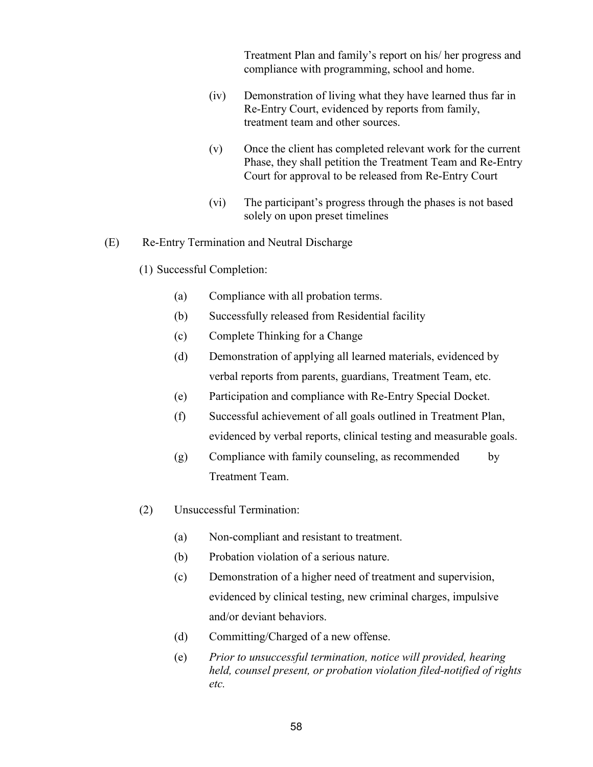Treatment Plan and family's report on his/ her progress and compliance with programming, school and home.

(iv) Demonstration of living what they have learned thus far in Re-Entry Court, evidenced by reports from family, treatment team and other sources.

(v) Once the client has completed relevant work for the current Phase, they shall petition the Treatment Team and Re-Entry Court for approval to be released from Re-Entry Court

(vi) The participant's progress through the phases is not based solely on upon preset timelines

(E) Re-Entry Termination and Neutral Discharge

(1) Successful Completion:

(a) Compliance with all probation terms.

(b) Successfully released from Residential facility

(c) Complete Thinking for a Change

(d) Demonstration of applying all learned materials, evidenced by verbal reports from parents, guardians, Treatment Team, etc.

(e) Participation and compliance with Re-Entry Special Docket.

(f) Successful achievement of all goals outlined in Treatment Plan, evidenced by verbal reports, clinical testing and measurable goals.

(g) Compliance with family counseling, as recommended by Treatment Team.

(2) Unsuccessful Termination:

(a) Non-compliant and resistant to treatment.

(b) Probation violation of a serious nature.

(c) Demonstration of a higher need of treatment and supervision, evidenced by clinical testing, new criminal charges, impulsive and/or deviant behaviors.

(d) Committing/Charged of a new offense.

(e) *Prior to unsuccessful termination, notice will provided, hearing held, counsel present, or probation violation filed-notified of rights etc.*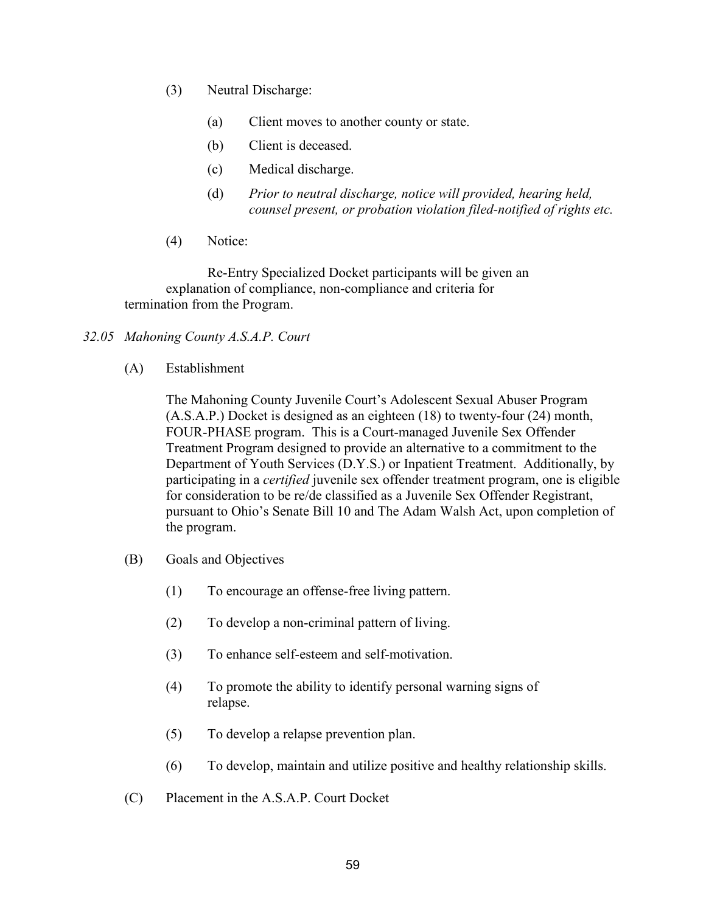(3) Neutral Discharge:

  (a) Client moves to another county or state.

  (b) Client is deceased.

  (c) Medical discharge.

  (d) *Prior to neutral discharge, notice will provided, hearing held, counsel present, or probation violation filed-notified of rights etc.*

(4) Notice:

Re-Entry Specialized Docket participants will be given an explanation of compliance, non-compliance and criteria for termination from the Program.

### *32.05 Mahoning County A.S.A.P. Court*

(A) Establishment

The Mahoning County Juvenile Court's Adolescent Sexual Abuser Program (A.S.A.P.) Docket is designed as an eighteen (18) to twenty-four (24) month, FOUR-PHASE program. This is a Court-managed Juvenile Sex Offender Treatment Program designed to provide an alternative to a commitment to the Department of Youth Services (D.Y.S.) or Inpatient Treatment. Additionally, by participating in a *certified* juvenile sex offender treatment program, one is eligible for consideration to be re/de classified as a Juvenile Sex Offender Registrant, pursuant to Ohio's Senate Bill 10 and The Adam Walsh Act, upon completion of the program.

(B) Goals and Objectives

  (1) To encourage an offense-free living pattern.

  (2) To develop a non-criminal pattern of living.

  (3) To enhance self-esteem and self-motivation.

  (4) To promote the ability to identify personal warning signs of relapse.

  (5) To develop a relapse prevention plan.

  (6) To develop, maintain and utilize positive and healthy relationship skills.

(C) Placement in the A.S.A.P. Court Docket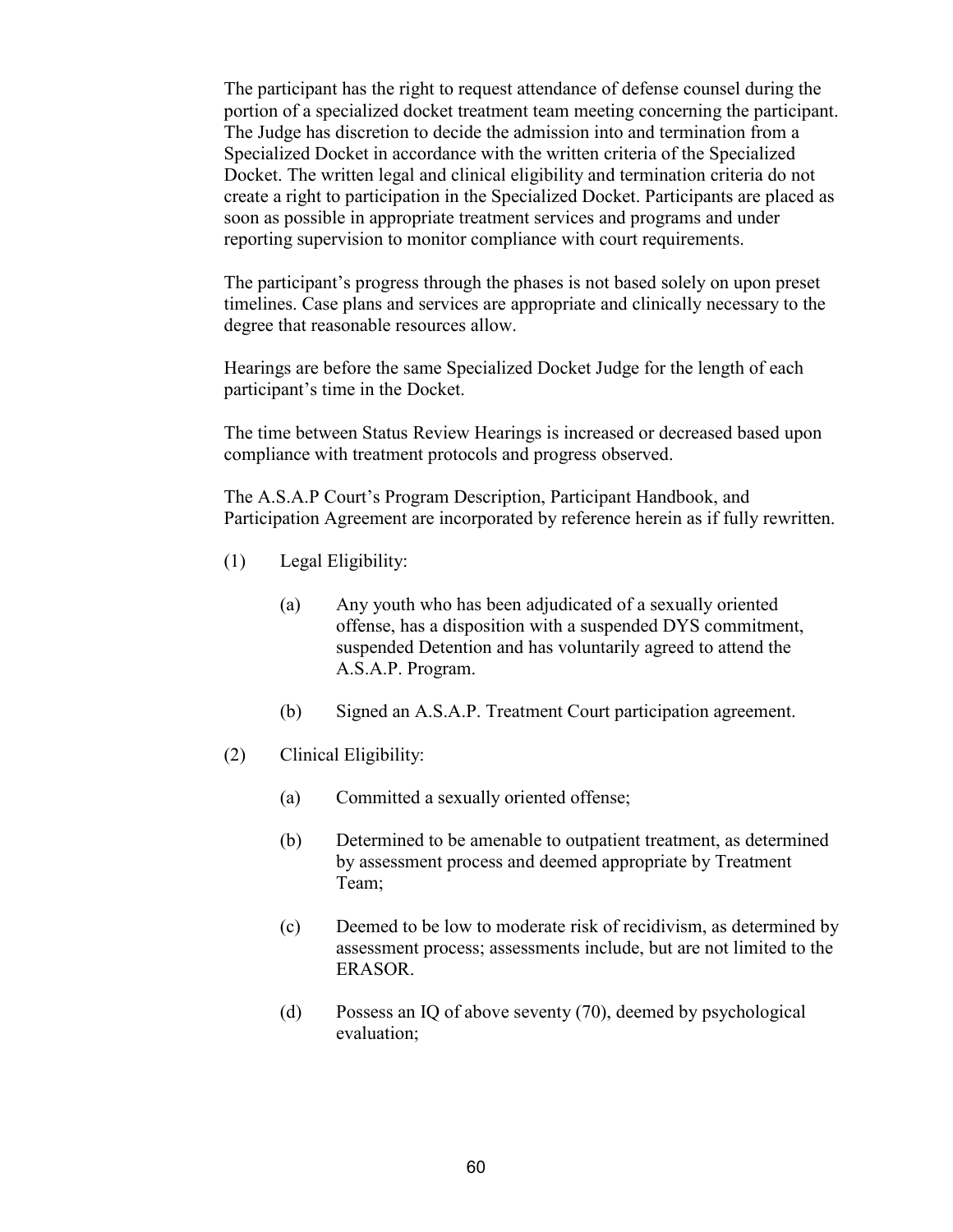The participant has the right to request attendance of defense counsel during the portion of a specialized docket treatment team meeting concerning the participant. The Judge has discretion to decide the admission into and termination from a Specialized Docket in accordance with the written criteria of the Specialized Docket. The written legal and clinical eligibility and termination criteria do not create a right to participation in the Specialized Docket. Participants are placed as soon as possible in appropriate treatment services and programs and under reporting supervision to monitor compliance with court requirements.

The participant's progress through the phases is not based solely on upon preset timelines. Case plans and services are appropriate and clinically necessary to the degree that reasonable resources allow.

Hearings are before the same Specialized Docket Judge for the length of each participant's time in the Docket.

The time between Status Review Hearings is increased or decreased based upon compliance with treatment protocols and progress observed.

The A.S.A.P Court's Program Description, Participant Handbook, and Participation Agreement are incorporated by reference herein as if fully rewritten.

(1) Legal Eligibility:

  (a) Any youth who has been adjudicated of a sexually oriented offense, has a disposition with a suspended DYS commitment, suspended Detention and has voluntarily agreed to attend the A.S.A.P. Program.

  (b) Signed an A.S.A.P. Treatment Court participation agreement.

(2) Clinical Eligibility:

  (a) Committed a sexually oriented offense;

  (b) Determined to be amenable to outpatient treatment, as determined by assessment process and deemed appropriate by Treatment Team;

  (c) Deemed to be low to moderate risk of recidivism, as determined by assessment process; assessments include, but are not limited to the ERASOR.

  (d) Possess an IQ of above seventy (70), deemed by psychological evaluation;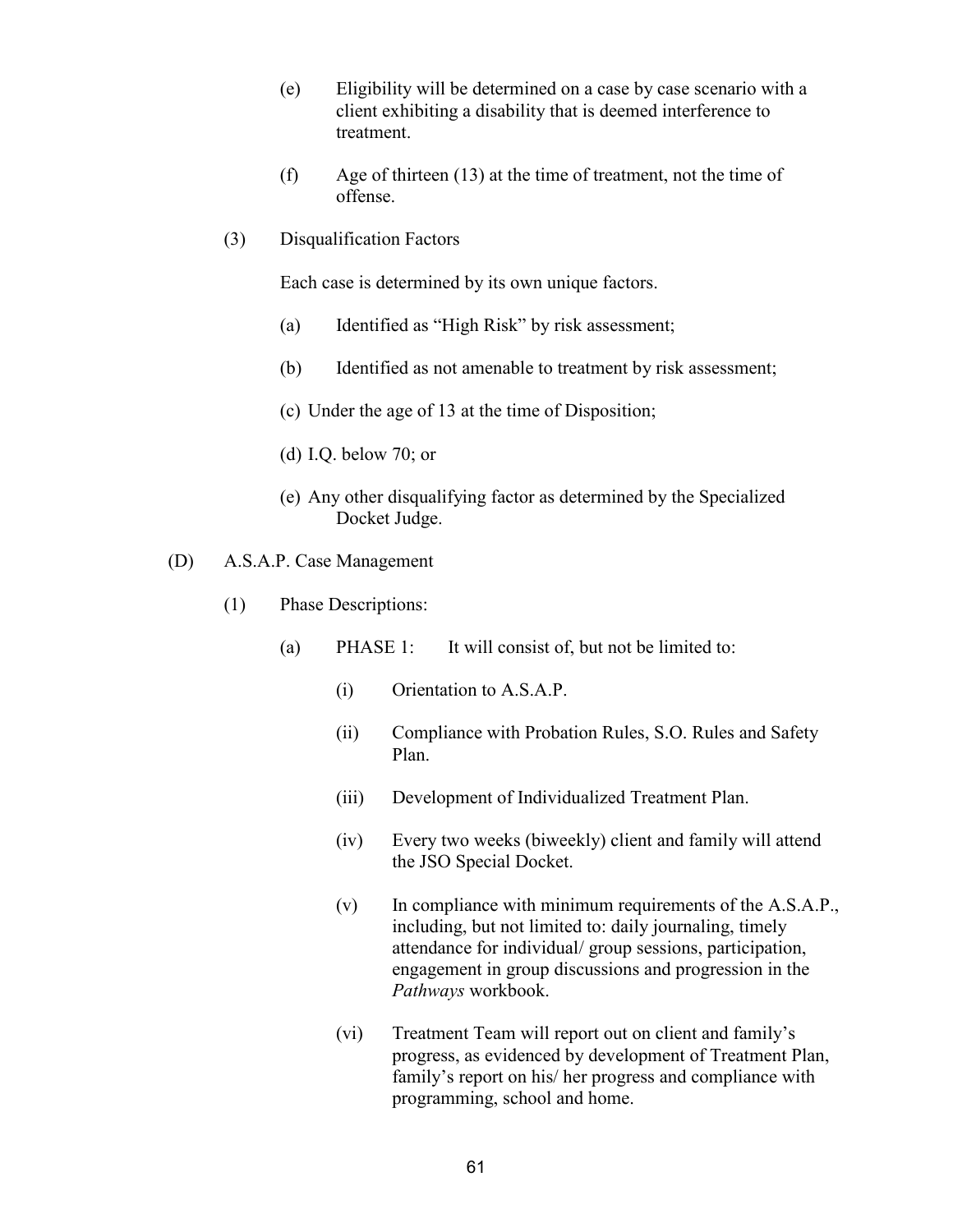(e) Eligibility will be determined on a case by case scenario with a client exhibiting a disability that is deemed interference to treatment.

(f) Age of thirteen (13) at the time of treatment, not the time of offense.

(3) Disqualification Factors

Each case is determined by its own unique factors.

(a) Identified as "High Risk" by risk assessment;

(b) Identified as not amenable to treatment by risk assessment;

(c) Under the age of 13 at the time of Disposition;

(d) I.Q. below 70; or

(e) Any other disqualifying factor as determined by the Specialized Docket Judge.

(D) A.S.A.P. Case Management

(1) Phase Descriptions:

(a) PHASE 1: It will consist of, but not be limited to:

(i) Orientation to A.S.A.P.

(ii) Compliance with Probation Rules, S.O. Rules and Safety Plan.

(iii) Development of Individualized Treatment Plan.

(iv) Every two weeks (biweekly) client and family will attend the JSO Special Docket.

(v) In compliance with minimum requirements of the A.S.A.P., including, but not limited to: daily journaling, timely attendance for individual/ group sessions, participation, engagement in group discussions and progression in the *Pathways* workbook.

(vi) Treatment Team will report out on client and family's progress, as evidenced by development of Treatment Plan, family's report on his/ her progress and compliance with programming, school and home.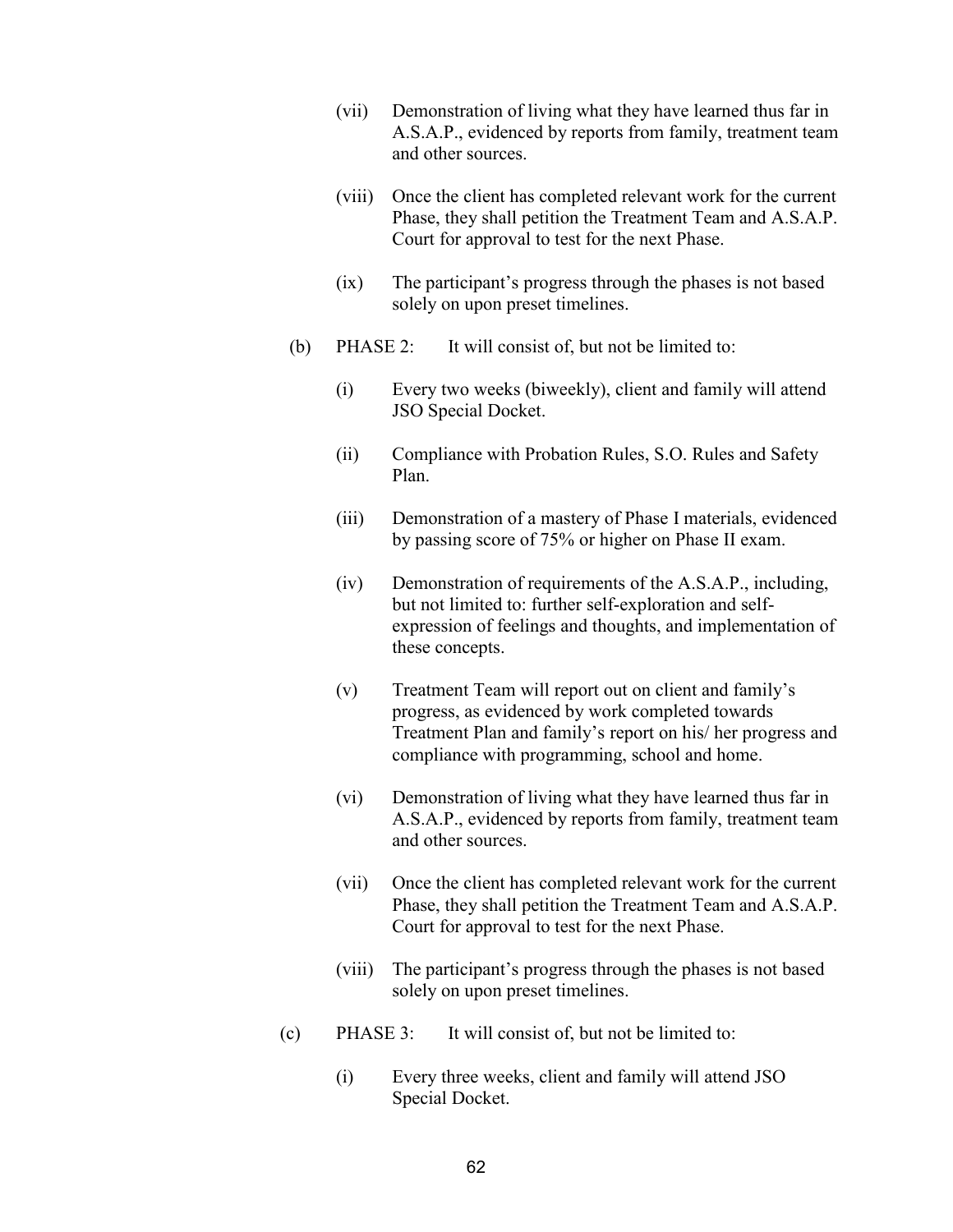(vii) Demonstration of living what they have learned thus far in A.S.A.P., evidenced by reports from family, treatment team and other sources.

(viii) Once the client has completed relevant work for the current Phase, they shall petition the Treatment Team and A.S.A.P. Court for approval to test for the next Phase.

(ix) The participant's progress through the phases is not based solely on upon preset timelines.

(b) PHASE 2: It will consist of, but not be limited to:

(i) Every two weeks (biweekly), client and family will attend JSO Special Docket.

(ii) Compliance with Probation Rules, S.O. Rules and Safety Plan.

(iii) Demonstration of a mastery of Phase I materials, evidenced by passing score of 75% or higher on Phase II exam.

(iv) Demonstration of requirements of the A.S.A.P., including, but not limited to: further self-exploration and self-expression of feelings and thoughts, and implementation of these concepts.

(v) Treatment Team will report out on client and family's progress, as evidenced by work completed towards Treatment Plan and family's report on his/ her progress and compliance with programming, school and home.

(vi) Demonstration of living what they have learned thus far in A.S.A.P., evidenced by reports from family, treatment team and other sources.

(vii) Once the client has completed relevant work for the current Phase, they shall petition the Treatment Team and A.S.A.P. Court for approval to test for the next Phase.

(viii) The participant's progress through the phases is not based solely on upon preset timelines.

(c) PHASE 3: It will consist of, but not be limited to:

(i) Every three weeks, client and family will attend JSO Special Docket.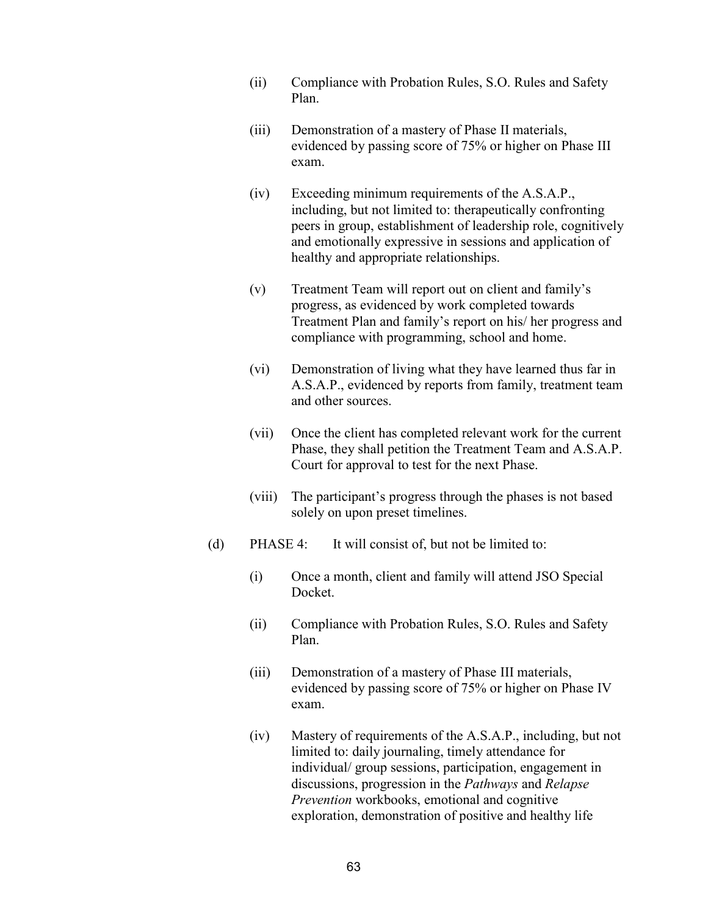(ii) Compliance with Probation Rules, S.O. Rules and Safety Plan.

(iii) Demonstration of a mastery of Phase II materials, evidenced by passing score of 75% or higher on Phase III exam.

(iv) Exceeding minimum requirements of the A.S.A.P., including, but not limited to: therapeutically confronting peers in group, establishment of leadership role, cognitively and emotionally expressive in sessions and application of healthy and appropriate relationships.

(v) Treatment Team will report out on client and family's progress, as evidenced by work completed towards Treatment Plan and family's report on his/ her progress and compliance with programming, school and home.

(vi) Demonstration of living what they have learned thus far in A.S.A.P., evidenced by reports from family, treatment team and other sources.

(vii) Once the client has completed relevant work for the current Phase, they shall petition the Treatment Team and A.S.A.P. Court for approval to test for the next Phase.

(viii) The participant's progress through the phases is not based solely on upon preset timelines.

(d) PHASE 4: It will consist of, but not be limited to:

(i) Once a month, client and family will attend JSO Special Docket.

(ii) Compliance with Probation Rules, S.O. Rules and Safety Plan.

(iii) Demonstration of a mastery of Phase III materials, evidenced by passing score of 75% or higher on Phase IV exam.

(iv) Mastery of requirements of the A.S.A.P., including, but not limited to: daily journaling, timely attendance for individual/ group sessions, participation, engagement in discussions, progression in the *Pathways* and *Relapse Prevention* workbooks, emotional and cognitive exploration, demonstration of positive and healthy life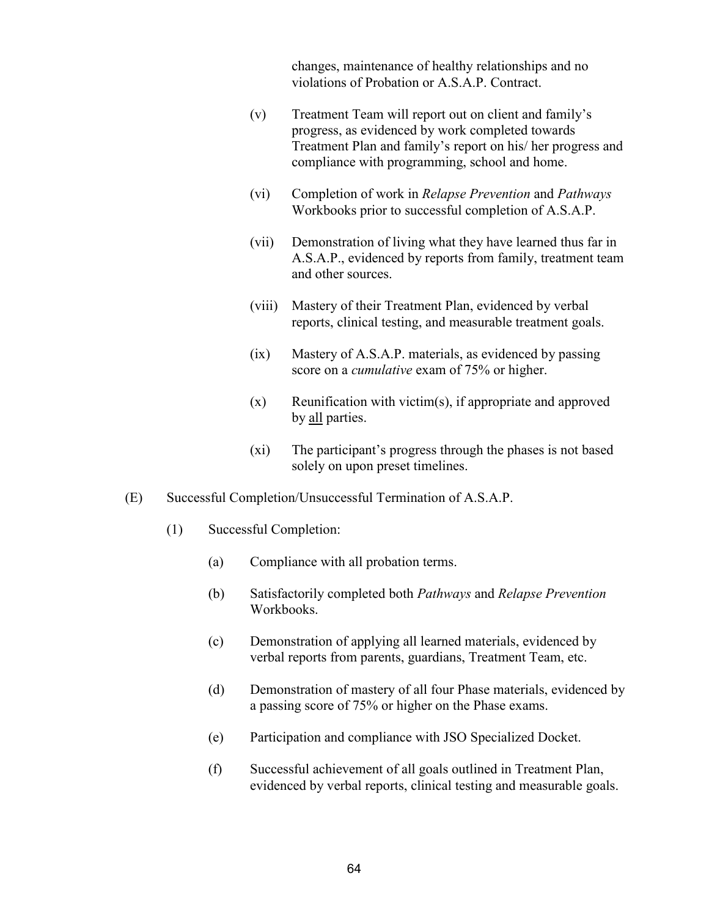changes, maintenance of healthy relationships and no violations of Probation or A.S.A.P. Contract.

(v) Treatment Team will report out on client and family's progress, as evidenced by work completed towards Treatment Plan and family's report on his/ her progress and compliance with programming, school and home.

(vi) Completion of work in *Relapse Prevention* and *Pathways* Workbooks prior to successful completion of A.S.A.P.

(vii) Demonstration of living what they have learned thus far in A.S.A.P., evidenced by reports from family, treatment team and other sources.

(viii) Mastery of their Treatment Plan, evidenced by verbal reports, clinical testing, and measurable treatment goals.

(ix) Mastery of A.S.A.P. materials, as evidenced by passing score on a *cumulative* exam of 75% or higher.

(x) Reunification with victim(s), if appropriate and approved by <u>all</u> parties.

(xi) The participant's progress through the phases is not based solely on upon preset timelines.

(E) Successful Completion/Unsuccessful Termination of A.S.A.P.

(1) Successful Completion:

(a) Compliance with all probation terms.

(b) Satisfactorily completed both *Pathways* and *Relapse Prevention* Workbooks.

(c) Demonstration of applying all learned materials, evidenced by verbal reports from parents, guardians, Treatment Team, etc.

(d) Demonstration of mastery of all four Phase materials, evidenced by a passing score of 75% or higher on the Phase exams.

(e) Participation and compliance with JSO Specialized Docket.

(f) Successful achievement of all goals outlined in Treatment Plan, evidenced by verbal reports, clinical testing and measurable goals.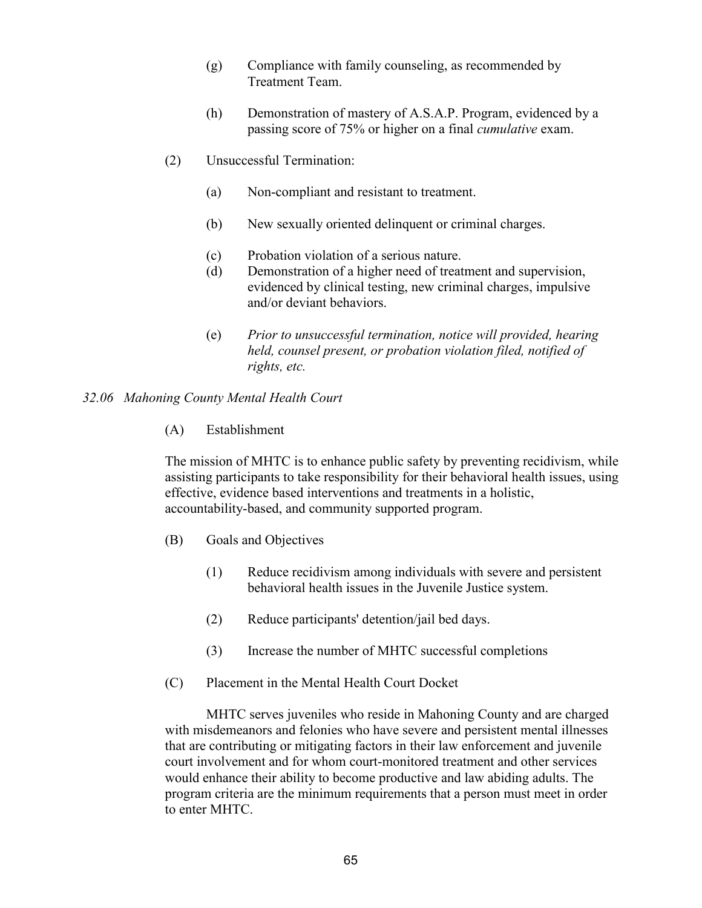(g) Compliance with family counseling, as recommended by Treatment Team.

(h) Demonstration of mastery of A.S.A.P. Program, evidenced by a passing score of 75% or higher on a final *cumulative* exam.

(2) Unsuccessful Termination:

(a) Non-compliant and resistant to treatment.

(b) New sexually oriented delinquent or criminal charges.

(c) Probation violation of a serious nature.

(d) Demonstration of a higher need of treatment and supervision, evidenced by clinical testing, new criminal charges, impulsive and/or deviant behaviors.

(e) *Prior to unsuccessful termination, notice will provided, hearing held, counsel present, or probation violation filed, notified of rights, etc.*

### *32.06 Mahoning County Mental Health Court*

(A) Establishment

The mission of MHTC is to enhance public safety by preventing recidivism, while assisting participants to take responsibility for their behavioral health issues, using effective, evidence based interventions and treatments in a holistic, accountability-based, and community supported program.

(B) Goals and Objectives

(1) Reduce recidivism among individuals with severe and persistent behavioral health issues in the Juvenile Justice system.

(2) Reduce participants' detention/jail bed days.

(3) Increase the number of MHTC successful completions

(C) Placement in the Mental Health Court Docket

MHTC serves juveniles who reside in Mahoning County and are charged with misdemeanors and felonies who have severe and persistent mental illnesses that are contributing or mitigating factors in their law enforcement and juvenile court involvement and for whom court-monitored treatment and other services would enhance their ability to become productive and law abiding adults. The program criteria are the minimum requirements that a person must meet in order to enter MHTC.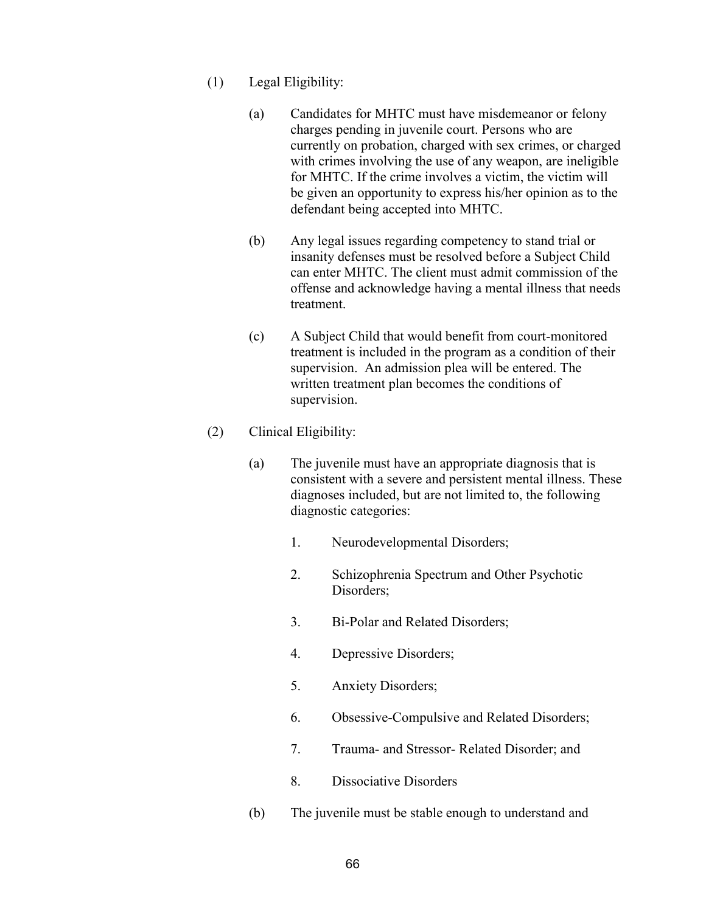(1) Legal Eligibility:

(a) Candidates for MHTC must have misdemeanor or felony charges pending in juvenile court. Persons who are currently on probation, charged with sex crimes, or charged with crimes involving the use of any weapon, are ineligible for MHTC. If the crime involves a victim, the victim will be given an opportunity to express his/her opinion as to the defendant being accepted into MHTC.

(b) Any legal issues regarding competency to stand trial or insanity defenses must be resolved before a Subject Child can enter MHTC. The client must admit commission of the offense and acknowledge having a mental illness that needs treatment.

(c) A Subject Child that would benefit from court-monitored treatment is included in the program as a condition of their supervision. An admission plea will be entered. The written treatment plan becomes the conditions of supervision.

(2) Clinical Eligibility:

(a) The juvenile must have an appropriate diagnosis that is consistent with a severe and persistent mental illness. These diagnoses included, but are not limited to, the following diagnostic categories:

1. Neurodevelopmental Disorders;

2. Schizophrenia Spectrum and Other Psychotic Disorders;

3. Bi-Polar and Related Disorders;

4. Depressive Disorders;

5. Anxiety Disorders;

6. Obsessive-Compulsive and Related Disorders;

7. Trauma- and Stressor- Related Disorder; and

8. Dissociative Disorders

(b) The juvenile must be stable enough to understand and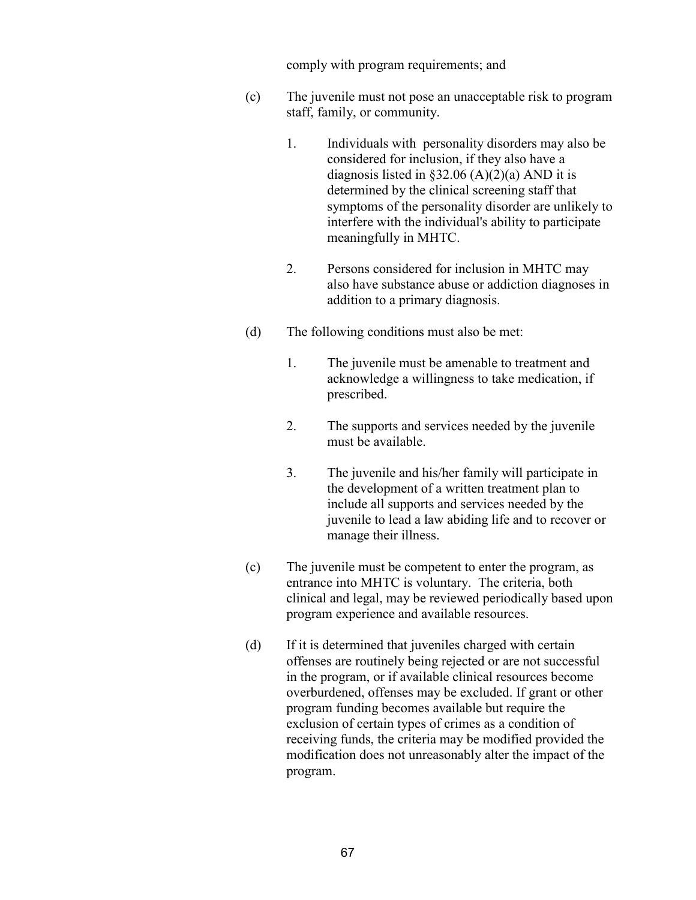comply with program requirements; and

(c) The juvenile must not pose an unacceptable risk to program staff, family, or community.

1. Individuals with personality disorders may also be considered for inclusion, if they also have a diagnosis listed in §32.06 (A)(2)(a) AND it is determined by the clinical screening staff that symptoms of the personality disorder are unlikely to interfere with the individual's ability to participate meaningfully in MHTC.

2. Persons considered for inclusion in MHTC may also have substance abuse or addiction diagnoses in addition to a primary diagnosis.

(d) The following conditions must also be met:

1. The juvenile must be amenable to treatment and acknowledge a willingness to take medication, if prescribed.

2. The supports and services needed by the juvenile must be available.

3. The juvenile and his/her family will participate in the development of a written treatment plan to include all supports and services needed by the juvenile to lead a law abiding life and to recover or manage their illness.

(c) The juvenile must be competent to enter the program, as entrance into MHTC is voluntary. The criteria, both clinical and legal, may be reviewed periodically based upon program experience and available resources.

(d) If it is determined that juveniles charged with certain offenses are routinely being rejected or are not successful in the program, or if available clinical resources become overburdened, offenses may be excluded. If grant or other program funding becomes available but require the exclusion of certain types of crimes as a condition of receiving funds, the criteria may be modified provided the modification does not unreasonably alter the impact of the program.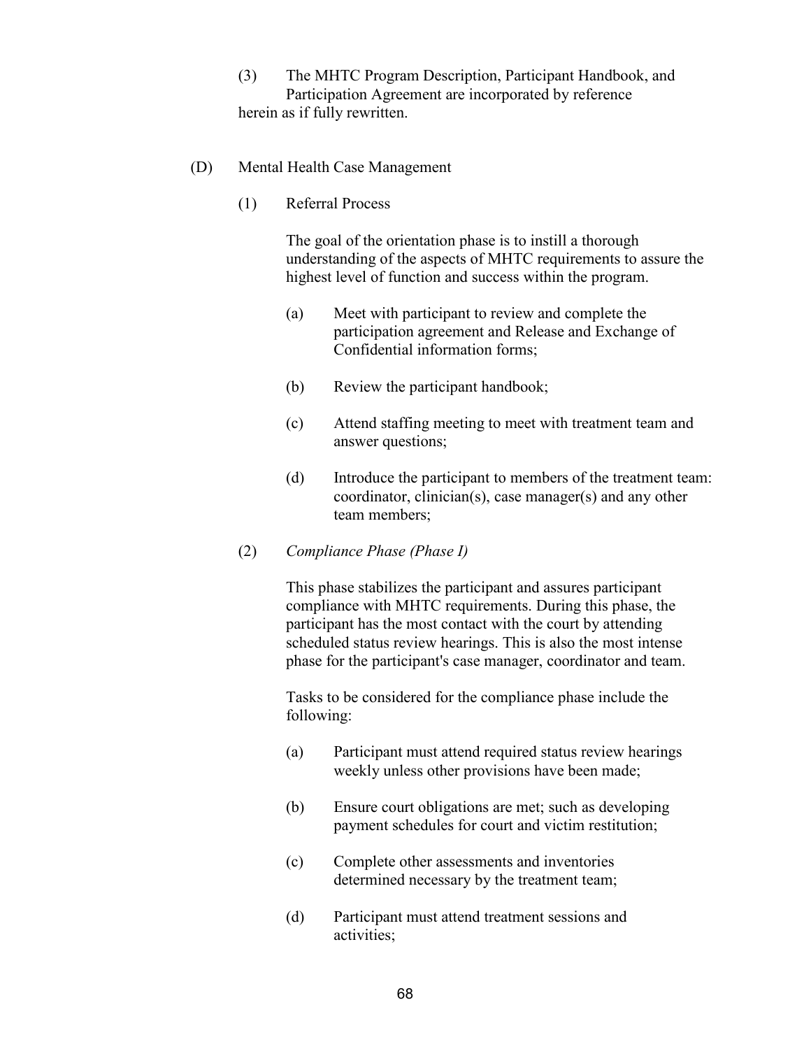(3) The MHTC Program Description, Participant Handbook, and Participation Agreement are incorporated by reference herein as if fully rewritten.

(D) Mental Health Case Management

(1) Referral Process

The goal of the orientation phase is to instill a thorough understanding of the aspects of MHTC requirements to assure the highest level of function and success within the program.

(a) Meet with participant to review and complete the participation agreement and Release and Exchange of Confidential information forms;

(b) Review the participant handbook;

(c) Attend staffing meeting to meet with treatment team and answer questions;

(d) Introduce the participant to members of the treatment team: coordinator, clinician(s), case manager(s) and any other team members;

(2) *Compliance Phase (Phase I)*

This phase stabilizes the participant and assures participant compliance with MHTC requirements. During this phase, the participant has the most contact with the court by attending scheduled status review hearings. This is also the most intense phase for the participant's case manager, coordinator and team.

Tasks to be considered for the compliance phase include the following:

(a) Participant must attend required status review hearings weekly unless other provisions have been made;

(b) Ensure court obligations are met; such as developing payment schedules for court and victim restitution;

(c) Complete other assessments and inventories determined necessary by the treatment team;

(d) Participant must attend treatment sessions and activities;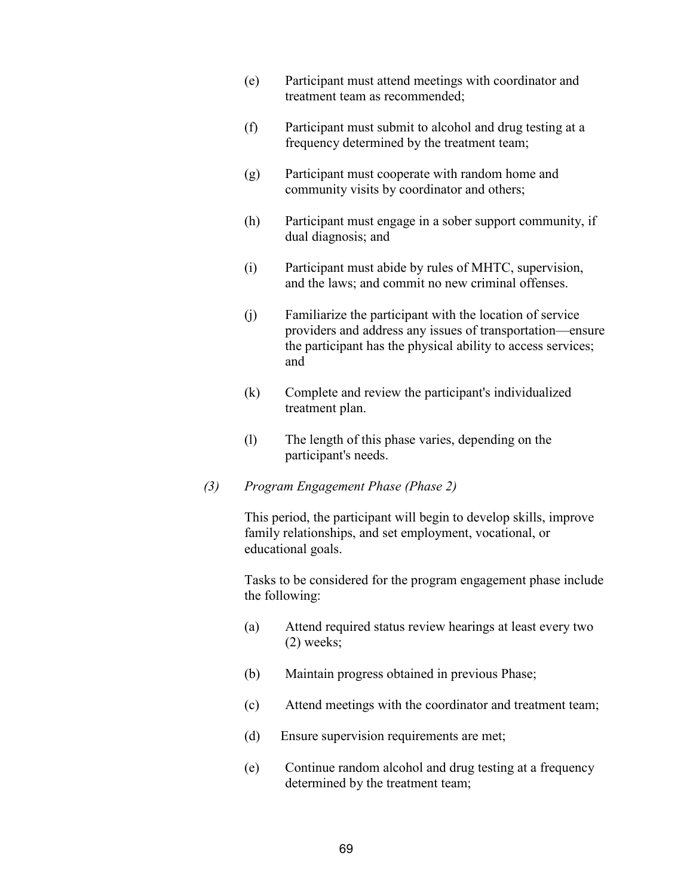(e) Participant must attend meetings with coordinator and treatment team as recommended;

(f) Participant must submit to alcohol and drug testing at a frequency determined by the treatment team;

(g) Participant must cooperate with random home and community visits by coordinator and others;

(h) Participant must engage in a sober support community, if dual diagnosis; and

(i) Participant must abide by rules of MHTC, supervision, and the laws; and commit no new criminal offenses.

(j) Familiarize the participant with the location of service providers and address any issues of transportation—ensure the participant has the physical ability to access services; and

(k) Complete and review the participant's individualized treatment plan.

(l) The length of this phase varies, depending on the participant's needs.

*(3) Program Engagement Phase (Phase 2)*

This period, the participant will begin to develop skills, improve family relationships, and set employment, vocational, or educational goals.

Tasks to be considered for the program engagement phase include the following:

(a) Attend required status review hearings at least every two (2) weeks;

(b) Maintain progress obtained in previous Phase;

(c) Attend meetings with the coordinator and treatment team;

(d) Ensure supervision requirements are met;

(e) Continue random alcohol and drug testing at a frequency determined by the treatment team;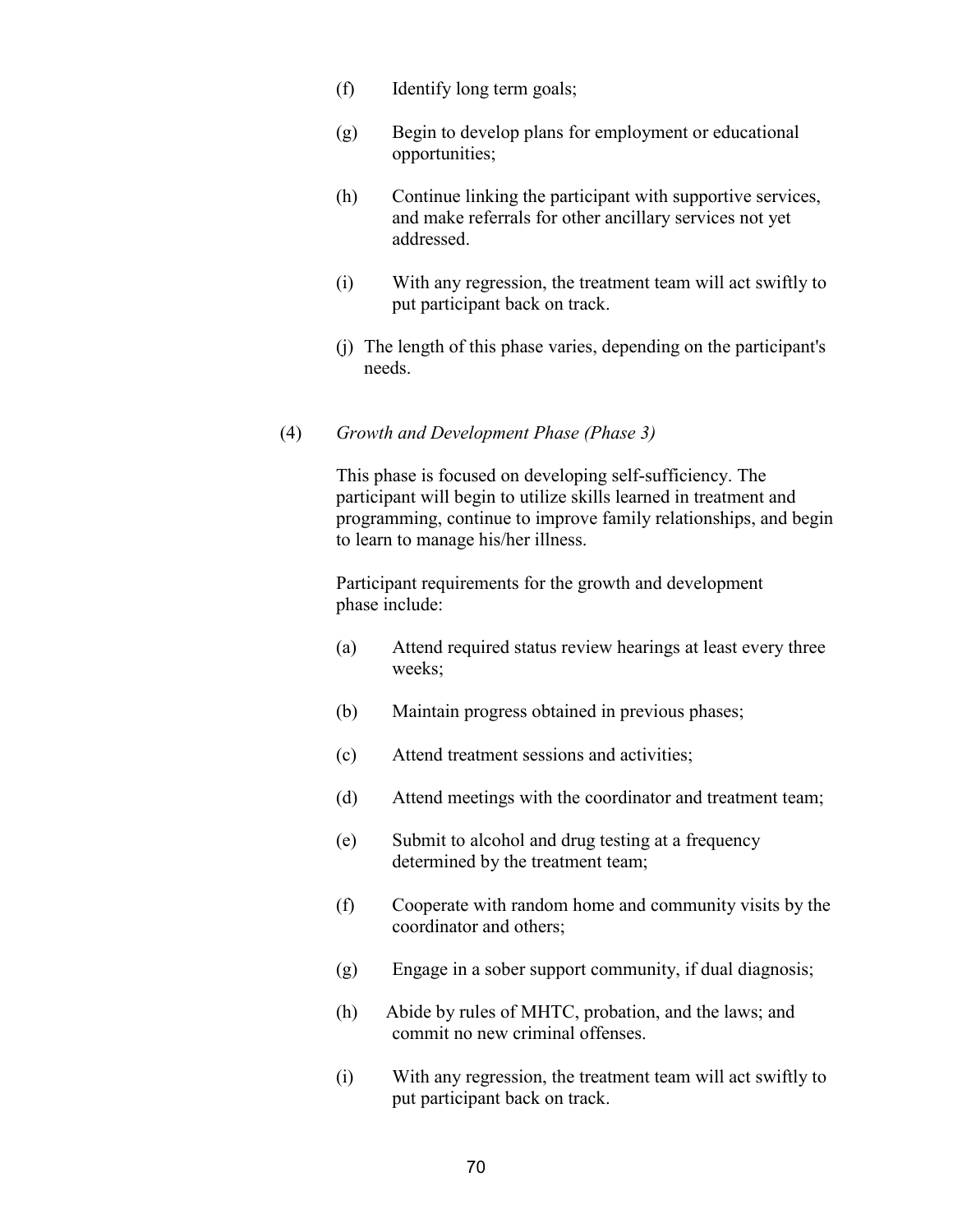(f) Identify long term goals;

(g) Begin to develop plans for employment or educational opportunities;

(h) Continue linking the participant with supportive services, and make referrals for other ancillary services not yet addressed.

(i) With any regression, the treatment team will act swiftly to put participant back on track.

(j) The length of this phase varies, depending on the participant's needs.

(4) *Growth and Development Phase (Phase 3)*

This phase is focused on developing self-sufficiency. The participant will begin to utilize skills learned in treatment and programming, continue to improve family relationships, and begin to learn to manage his/her illness.

Participant requirements for the growth and development phase include:

(a) Attend required status review hearings at least every three weeks;

(b) Maintain progress obtained in previous phases;

(c) Attend treatment sessions and activities;

(d) Attend meetings with the coordinator and treatment team;

(e) Submit to alcohol and drug testing at a frequency determined by the treatment team;

(f) Cooperate with random home and community visits by the coordinator and others;

(g) Engage in a sober support community, if dual diagnosis;

(h) Abide by rules of MHTC, probation, and the laws; and commit no new criminal offenses.

(i) With any regression, the treatment team will act swiftly to put participant back on track.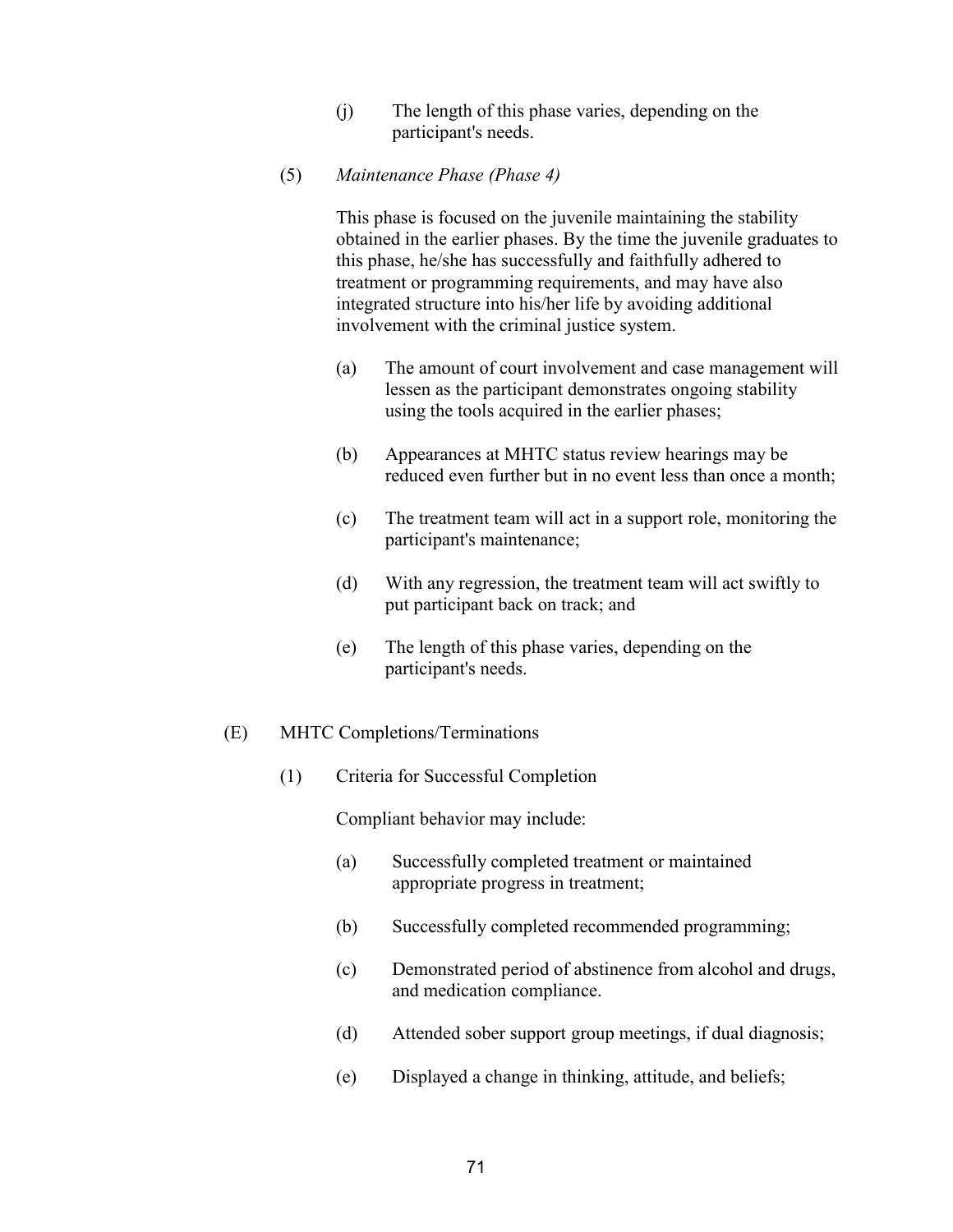(j) The length of this phase varies, depending on the participant's needs.

(5) *Maintenance Phase (Phase 4)*

This phase is focused on the juvenile maintaining the stability obtained in the earlier phases. By the time the juvenile graduates to this phase, he/she has successfully and faithfully adhered to treatment or programming requirements, and may have also integrated structure into his/her life by avoiding additional involvement with the criminal justice system.

(a) The amount of court involvement and case management will lessen as the participant demonstrates ongoing stability using the tools acquired in the earlier phases;

(b) Appearances at MHTC status review hearings may be reduced even further but in no event less than once a month;

(c) The treatment team will act in a support role, monitoring the participant's maintenance;

(d) With any regression, the treatment team will act swiftly to put participant back on track; and

(e) The length of this phase varies, depending on the participant's needs.

(E) MHTC Completions/Terminations

(1) Criteria for Successful Completion

Compliant behavior may include:

(a) Successfully completed treatment or maintained appropriate progress in treatment;

(b) Successfully completed recommended programming;

(c) Demonstrated period of abstinence from alcohol and drugs, and medication compliance.

(d) Attended sober support group meetings, if dual diagnosis;

(e) Displayed a change in thinking, attitude, and beliefs;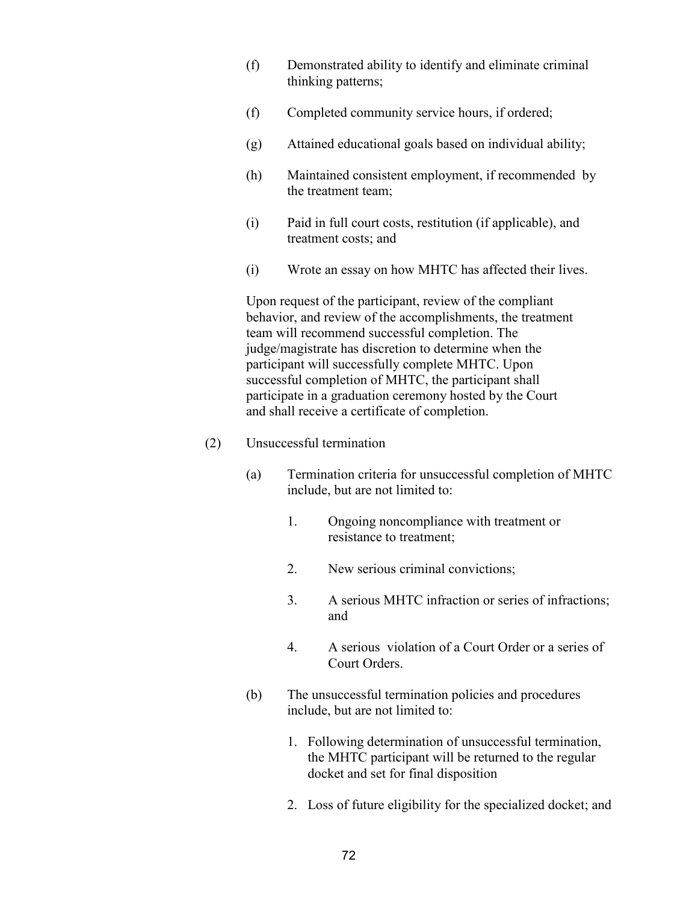(f) Demonstrated ability to identify and eliminate criminal thinking patterns;

(f) Completed community service hours, if ordered;

(g) Attained educational goals based on individual ability;

(h) Maintained consistent employment, if recommended by the treatment team;

(i) Paid in full court costs, restitution (if applicable), and treatment costs; and

(i) Wrote an essay on how MHTC has affected their lives.

Upon request of the participant, review of the compliant behavior, and review of the accomplishments, the treatment team will recommend successful completion. The judge/magistrate has discretion to determine when the participant will successfully complete MHTC. Upon successful completion of MHTC, the participant shall participate in a graduation ceremony hosted by the Court and shall receive a certificate of completion.

(2) Unsuccessful termination

(a) Termination criteria for unsuccessful completion of MHTC include, but are not limited to:

1. Ongoing noncompliance with treatment or resistance to treatment;

2. New serious criminal convictions;

3. A serious MHTC infraction or series of infractions; and

4. A serious violation of a Court Order or a series of Court Orders.

(b) The unsuccessful termination policies and procedures include, but are not limited to:

1. Following determination of unsuccessful termination, the MHTC participant will be returned to the regular docket and set for final disposition

2. Loss of future eligibility for the specialized docket; and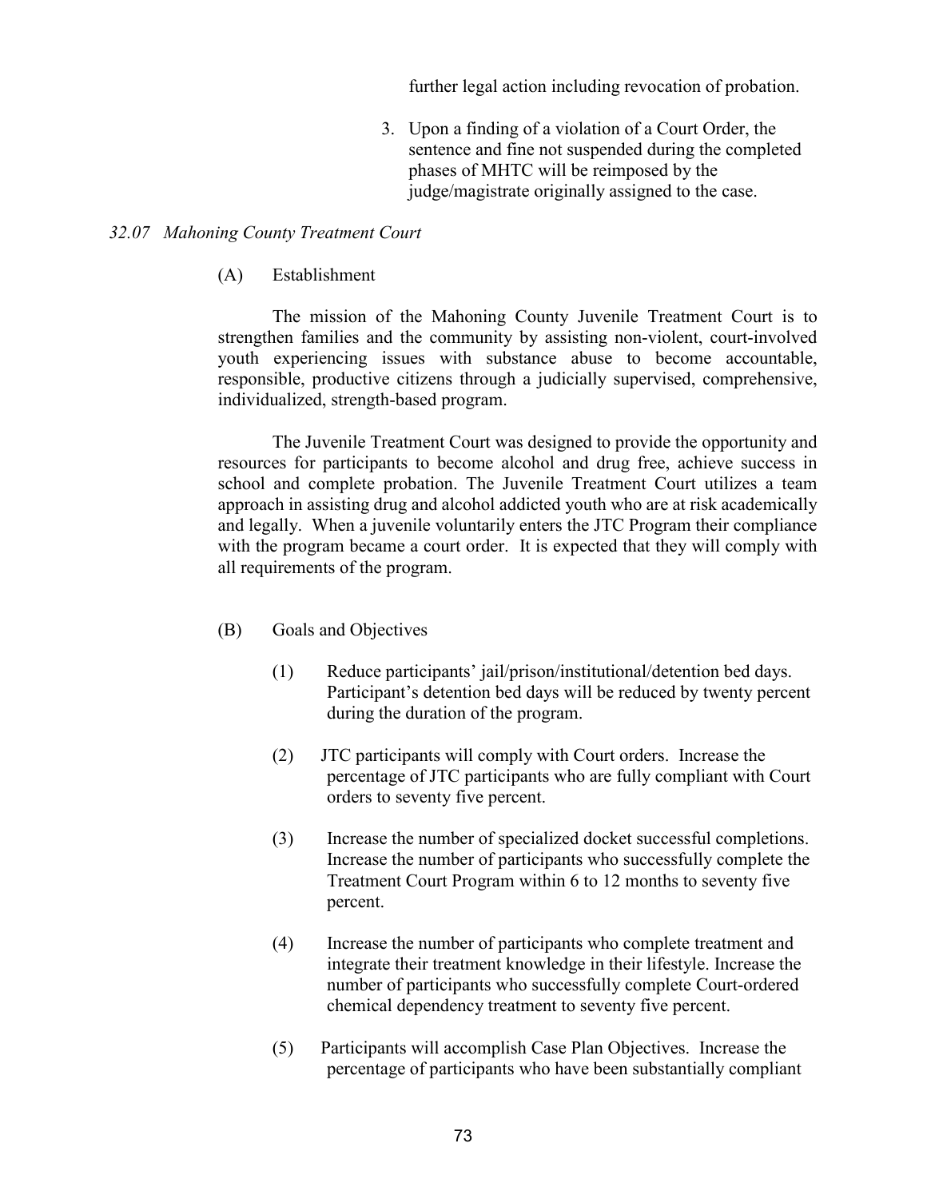further legal action including revocation of probation.

3. Upon a finding of a violation of a Court Order, the sentence and fine not suspended during the completed phases of MHTC will be reimposed by the judge/magistrate originally assigned to the case.

*32.07 Mahoning County Treatment Court*

(A) Establishment

The mission of the Mahoning County Juvenile Treatment Court is to strengthen families and the community by assisting non-violent, court-involved youth experiencing issues with substance abuse to become accountable, responsible, productive citizens through a judicially supervised, comprehensive, individualized, strength-based program.

The Juvenile Treatment Court was designed to provide the opportunity and resources for participants to become alcohol and drug free, achieve success in school and complete probation. The Juvenile Treatment Court utilizes a team approach in assisting drug and alcohol addicted youth who are at risk academically and legally. When a juvenile voluntarily enters the JTC Program their compliance with the program became a court order. It is expected that they will comply with all requirements of the program.

(B) Goals and Objectives

(1) Reduce participants' jail/prison/institutional/detention bed days. Participant's detention bed days will be reduced by twenty percent during the duration of the program.

(2) JTC participants will comply with Court orders. Increase the percentage of JTC participants who are fully compliant with Court orders to seventy five percent.

(3) Increase the number of specialized docket successful completions. Increase the number of participants who successfully complete the Treatment Court Program within 6 to 12 months to seventy five percent.

(4) Increase the number of participants who complete treatment and integrate their treatment knowledge in their lifestyle. Increase the number of participants who successfully complete Court-ordered chemical dependency treatment to seventy five percent.

(5) Participants will accomplish Case Plan Objectives. Increase the percentage of participants who have been substantially compliant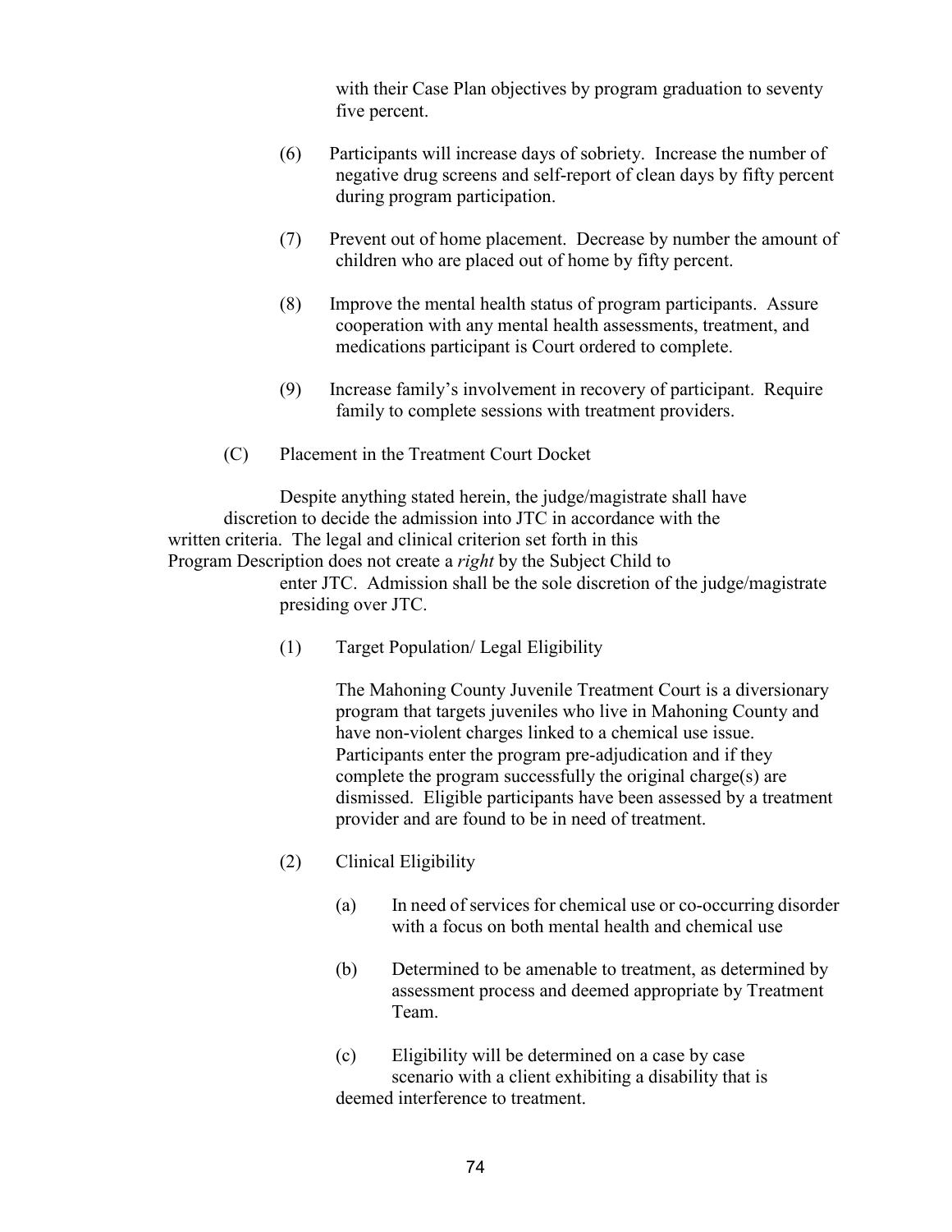with their Case Plan objectives by program graduation to seventy five percent.

(6) Participants will increase days of sobriety. Increase the number of negative drug screens and self-report of clean days by fifty percent during program participation.

(7) Prevent out of home placement. Decrease by number the amount of children who are placed out of home by fifty percent.

(8) Improve the mental health status of program participants. Assure cooperation with any mental health assessments, treatment, and medications participant is Court ordered to complete.

(9) Increase family's involvement in recovery of participant. Require family to complete sessions with treatment providers.

(C) Placement in the Treatment Court Docket

Despite anything stated herein, the judge/magistrate shall have discretion to decide the admission into JTC in accordance with the written criteria. The legal and clinical criterion set forth in this Program Description does not create a *right* by the Subject Child to enter JTC. Admission shall be the sole discretion of the judge/magistrate presiding over JTC.

(1) Target Population/ Legal Eligibility

The Mahoning County Juvenile Treatment Court is a diversionary program that targets juveniles who live in Mahoning County and have non-violent charges linked to a chemical use issue. Participants enter the program pre-adjudication and if they complete the program successfully the original charge(s) are dismissed. Eligible participants have been assessed by a treatment provider and are found to be in need of treatment.

(2) Clinical Eligibility

(a) In need of services for chemical use or co-occurring disorder with a focus on both mental health and chemical use

(b) Determined to be amenable to treatment, as determined by assessment process and deemed appropriate by Treatment Team.

(c) Eligibility will be determined on a case by case scenario with a client exhibiting a disability that is deemed interference to treatment.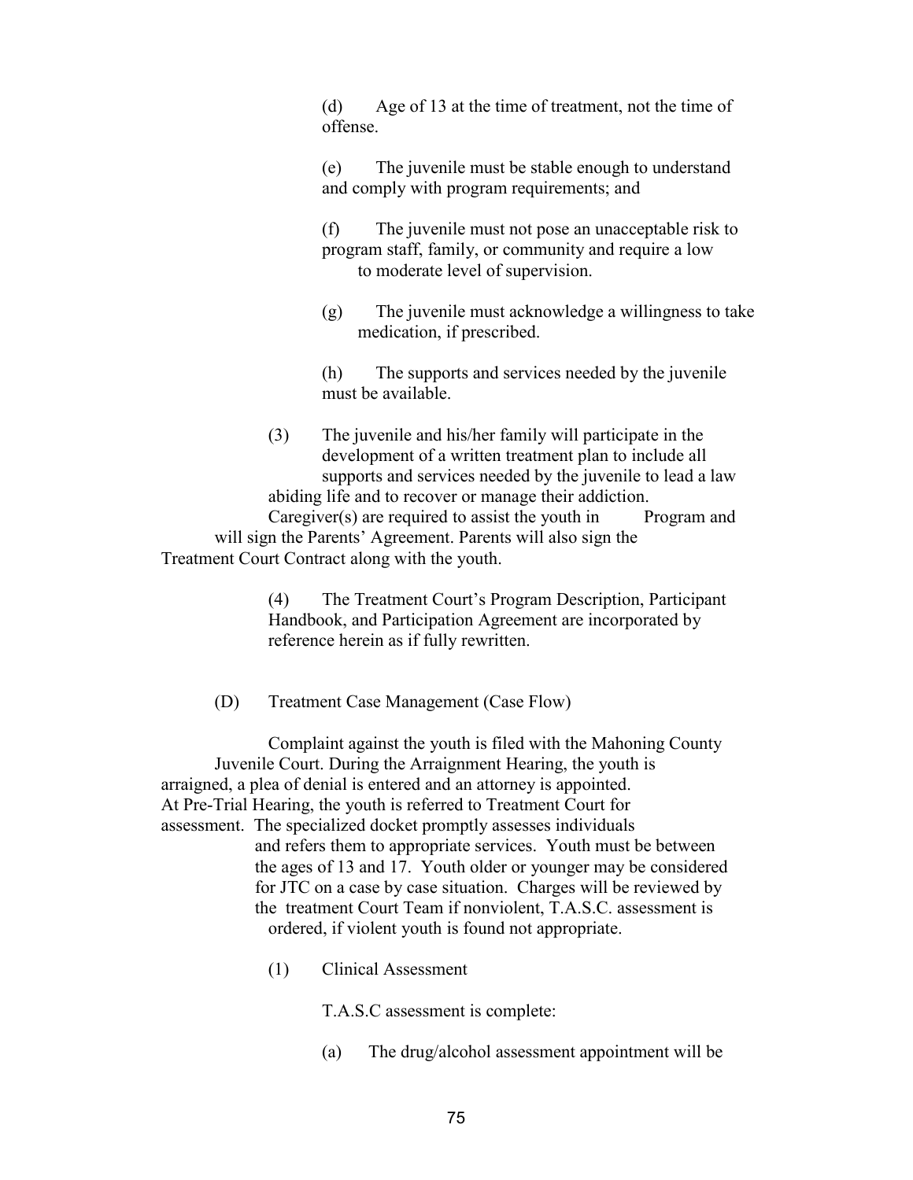(d) Age of 13 at the time of treatment, not the time of offense.

(e) The juvenile must be stable enough to understand and comply with program requirements; and

(f) The juvenile must not pose an unacceptable risk to program staff, family, or community and require a low to moderate level of supervision.

(g) The juvenile must acknowledge a willingness to take medication, if prescribed.

(h) The supports and services needed by the juvenile must be available.

(3) The juvenile and his/her family will participate in the development of a written treatment plan to include all supports and services needed by the juvenile to lead a law abiding life and to recover or manage their addiction. Caregiver(s) are required to assist the youth in Program and will sign the Parents' Agreement. Parents will also sign the Treatment Court Contract along with the youth.

(4) The Treatment Court's Program Description, Participant Handbook, and Participation Agreement are incorporated by reference herein as if fully rewritten.

(D) Treatment Case Management (Case Flow)

Complaint against the youth is filed with the Mahoning County Juvenile Court. During the Arraignment Hearing, the youth is arraigned, a plea of denial is entered and an attorney is appointed. At Pre-Trial Hearing, the youth is referred to Treatment Court for assessment. The specialized docket promptly assesses individuals and refers them to appropriate services. Youth must be between the ages of 13 and 17. Youth older or younger may be considered for JTC on a case by case situation. Charges will be reviewed by the treatment Court Team if nonviolent, T.A.S.C. assessment is ordered, if violent youth is found not appropriate.

(1) Clinical Assessment

T.A.S.C assessment is complete:

(a) The drug/alcohol assessment appointment will be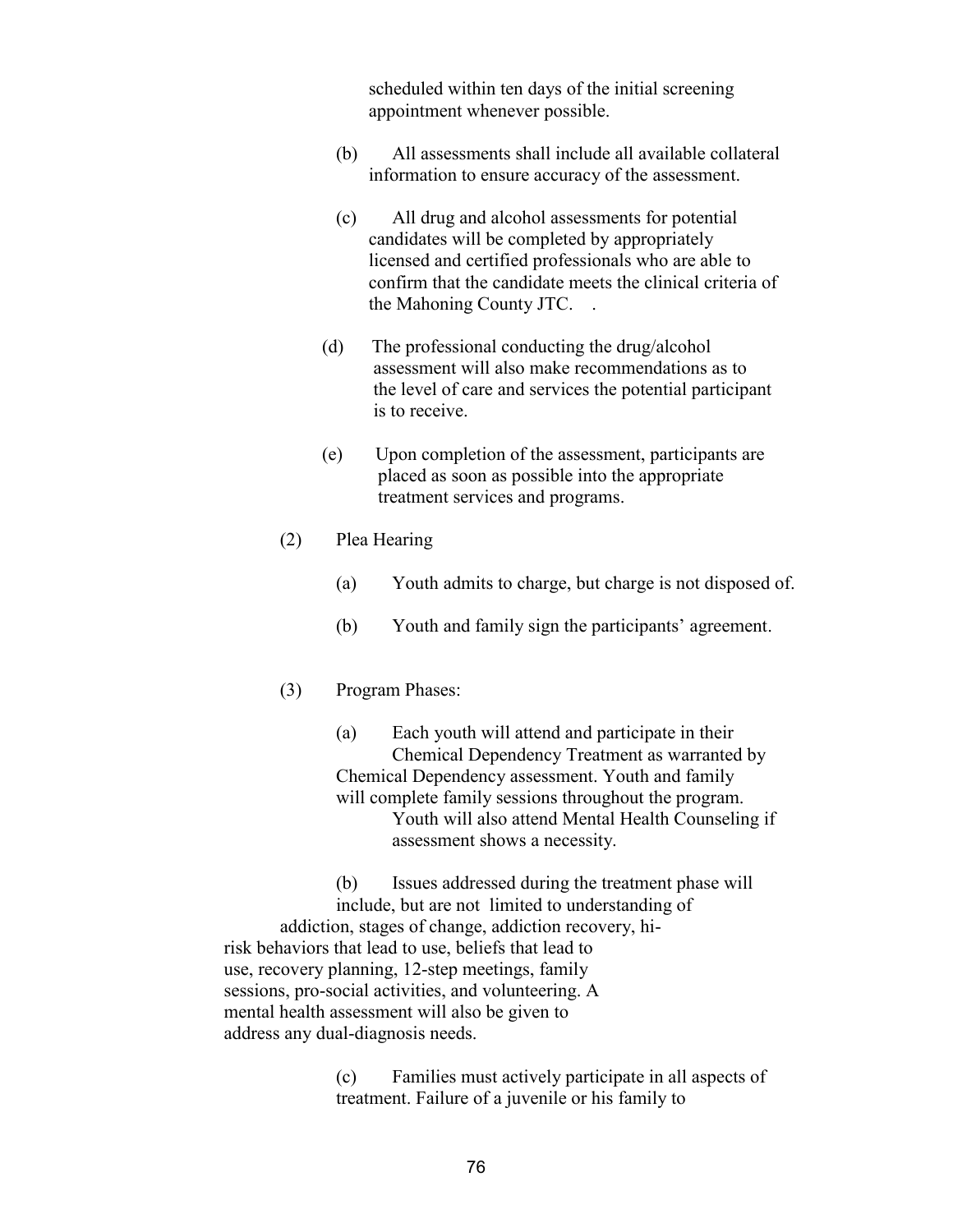scheduled within ten days of the initial screening appointment whenever possible.

(b) All assessments shall include all available collateral information to ensure accuracy of the assessment.

(c) All drug and alcohol assessments for potential candidates will be completed by appropriately licensed and certified professionals who are able to confirm that the candidate meets the clinical criteria of the Mahoning County JTC. .

(d) The professional conducting the drug/alcohol assessment will also make recommendations as to the level of care and services the potential participant is to receive.

(e) Upon completion of the assessment, participants are placed as soon as possible into the appropriate treatment services and programs.

(2) Plea Hearing

(a) Youth admits to charge, but charge is not disposed of.

(b) Youth and family sign the participants' agreement.

(3) Program Phases:

(a) Each youth will attend and participate in their Chemical Dependency Treatment as warranted by Chemical Dependency assessment. Youth and family will complete family sessions throughout the program. Youth will also attend Mental Health Counseling if assessment shows a necessity.

(b) Issues addressed during the treatment phase will include, but are not limited to understanding of addiction, stages of change, addiction recovery, hi-risk behaviors that lead to use, beliefs that lead to use, recovery planning, 12-step meetings, family sessions, pro-social activities, and volunteering. A mental health assessment will also be given to address any dual-diagnosis needs.

(c) Families must actively participate in all aspects of treatment. Failure of a juvenile or his family to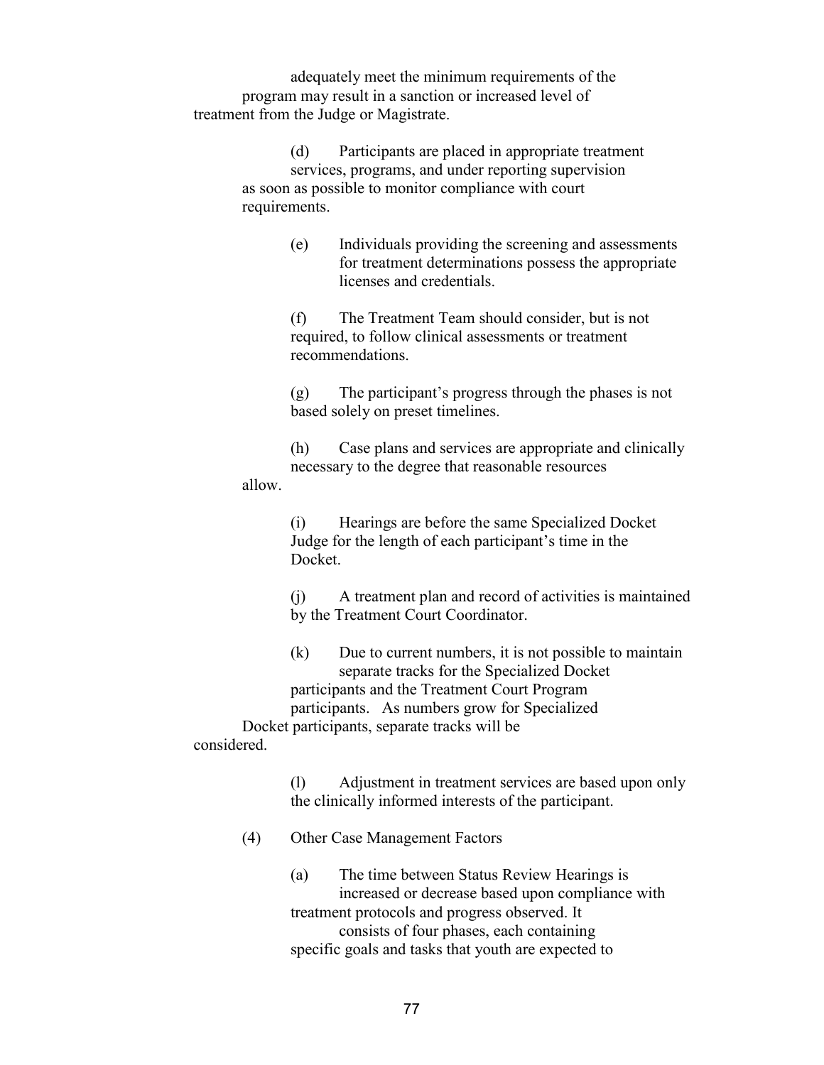adequately meet the minimum requirements of the program may result in a sanction or increased level of treatment from the Judge or Magistrate.

(d) Participants are placed in appropriate treatment services, programs, and under reporting supervision as soon as possible to monitor compliance with court requirements.

(e) Individuals providing the screening and assessments for treatment determinations possess the appropriate licenses and credentials.

(f) The Treatment Team should consider, but is not required, to follow clinical assessments or treatment recommendations.

(g) The participant's progress through the phases is not based solely on preset timelines.

(h) Case plans and services are appropriate and clinically necessary to the degree that reasonable resources allow.

(i) Hearings are before the same Specialized Docket Judge for the length of each participant's time in the Docket.

(j) A treatment plan and record of activities is maintained by the Treatment Court Coordinator.

(k) Due to current numbers, it is not possible to maintain separate tracks for the Specialized Docket participants and the Treatment Court Program participants. As numbers grow for Specialized Docket participants, separate tracks will be considered.

(l) Adjustment in treatment services are based upon only the clinically informed interests of the participant.

(4) Other Case Management Factors

(a) The time between Status Review Hearings is increased or decrease based upon compliance with treatment protocols and progress observed. It consists of four phases, each containing specific goals and tasks that youth are expected to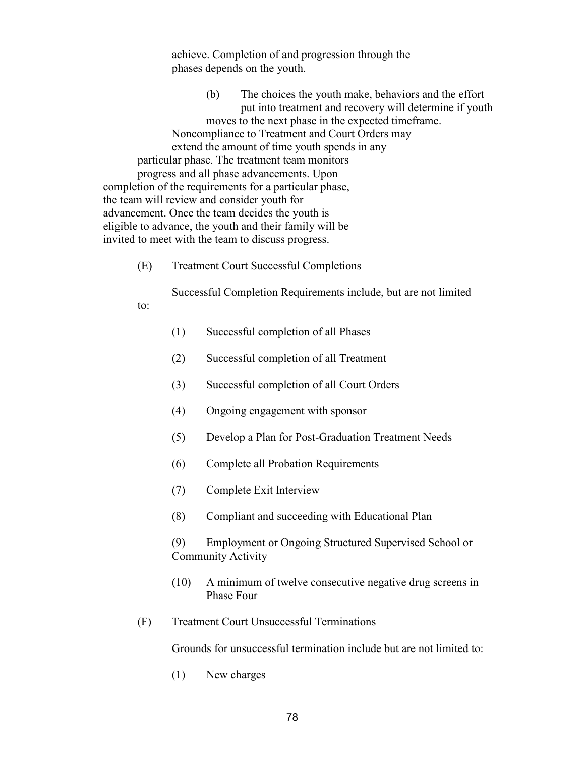achieve. Completion of and progression through the phases depends on the youth.

(b) The choices the youth make, behaviors and the effort put into treatment and recovery will determine if youth moves to the next phase in the expected timeframe. Noncompliance to Treatment and Court Orders may extend the amount of time youth spends in any particular phase. The treatment team monitors progress and all phase advancements. Upon completion of the requirements for a particular phase, the team will review and consider youth for advancement. Once the team decides the youth is eligible to advance, the youth and their family will be invited to meet with the team to discuss progress.

(E) Treatment Court Successful Completions

Successful Completion Requirements include, but are not limited to:

(1) Successful completion of all Phases

(2) Successful completion of all Treatment

(3) Successful completion of all Court Orders

(4) Ongoing engagement with sponsor

(5) Develop a Plan for Post-Graduation Treatment Needs

(6) Complete all Probation Requirements

(7) Complete Exit Interview

(8) Compliant and succeeding with Educational Plan

(9) Employment or Ongoing Structured Supervised School or Community Activity

(10) A minimum of twelve consecutive negative drug screens in Phase Four

(F) Treatment Court Unsuccessful Terminations

Grounds for unsuccessful termination include but are not limited to:

(1) New charges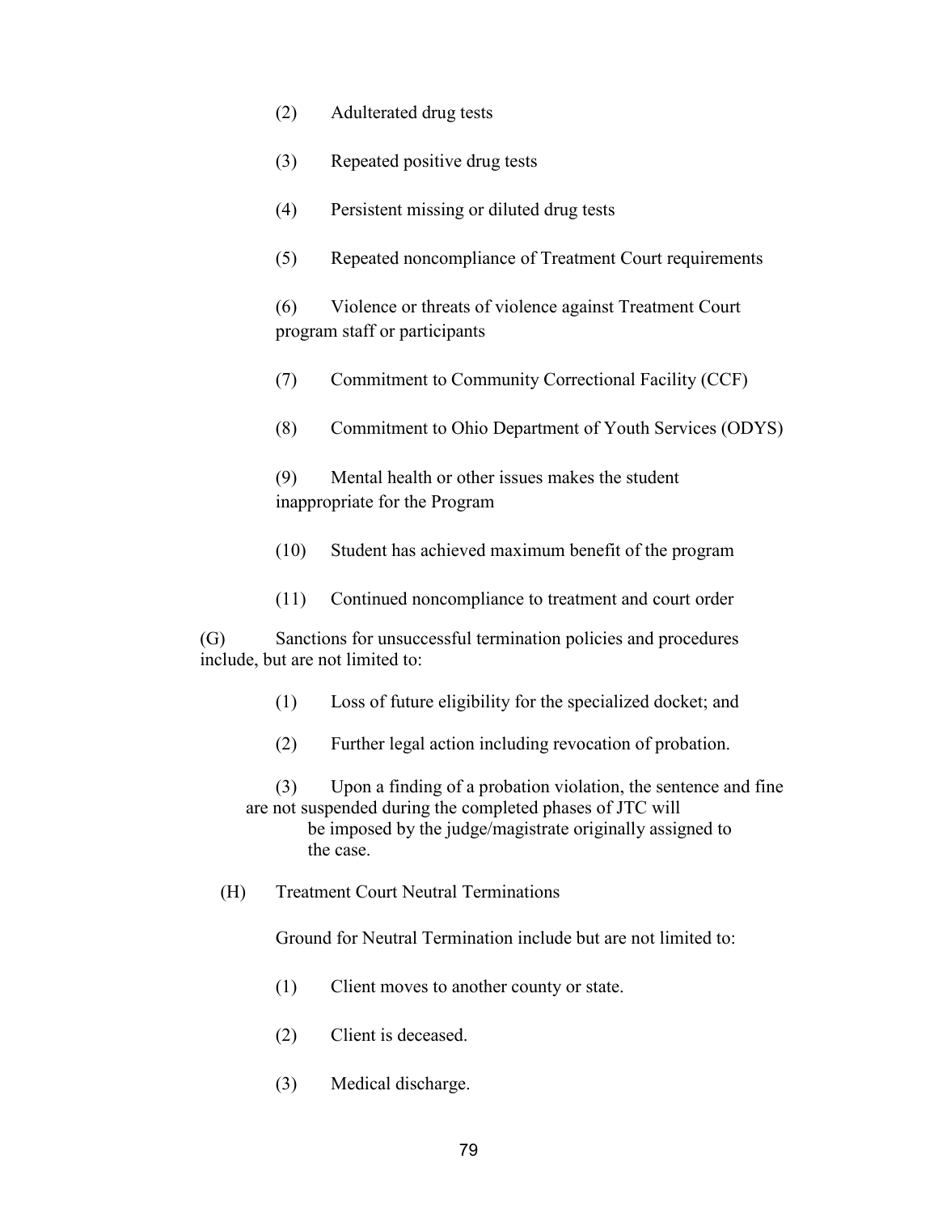(2) Adulterated drug tests

(3) Repeated positive drug tests

(4) Persistent missing or diluted drug tests

(5) Repeated noncompliance of Treatment Court requirements

(6) Violence or threats of violence against Treatment Court program staff or participants

(7) Commitment to Community Correctional Facility (CCF)

(8) Commitment to Ohio Department of Youth Services (ODYS)

(9) Mental health or other issues makes the student inappropriate for the Program

(10) Student has achieved maximum benefit of the program

(11) Continued noncompliance to treatment and court order

(G) Sanctions for unsuccessful termination policies and procedures include, but are not limited to:

(1) Loss of future eligibility for the specialized docket; and

(2) Further legal action including revocation of probation.

(3) Upon a finding of a probation violation, the sentence and fine are not suspended during the completed phases of JTC will be imposed by the judge/magistrate originally assigned to the case.

(H) Treatment Court Neutral Terminations

Ground for Neutral Termination include but are not limited to:

(1) Client moves to another county or state.

(2) Client is deceased.

(3) Medical discharge.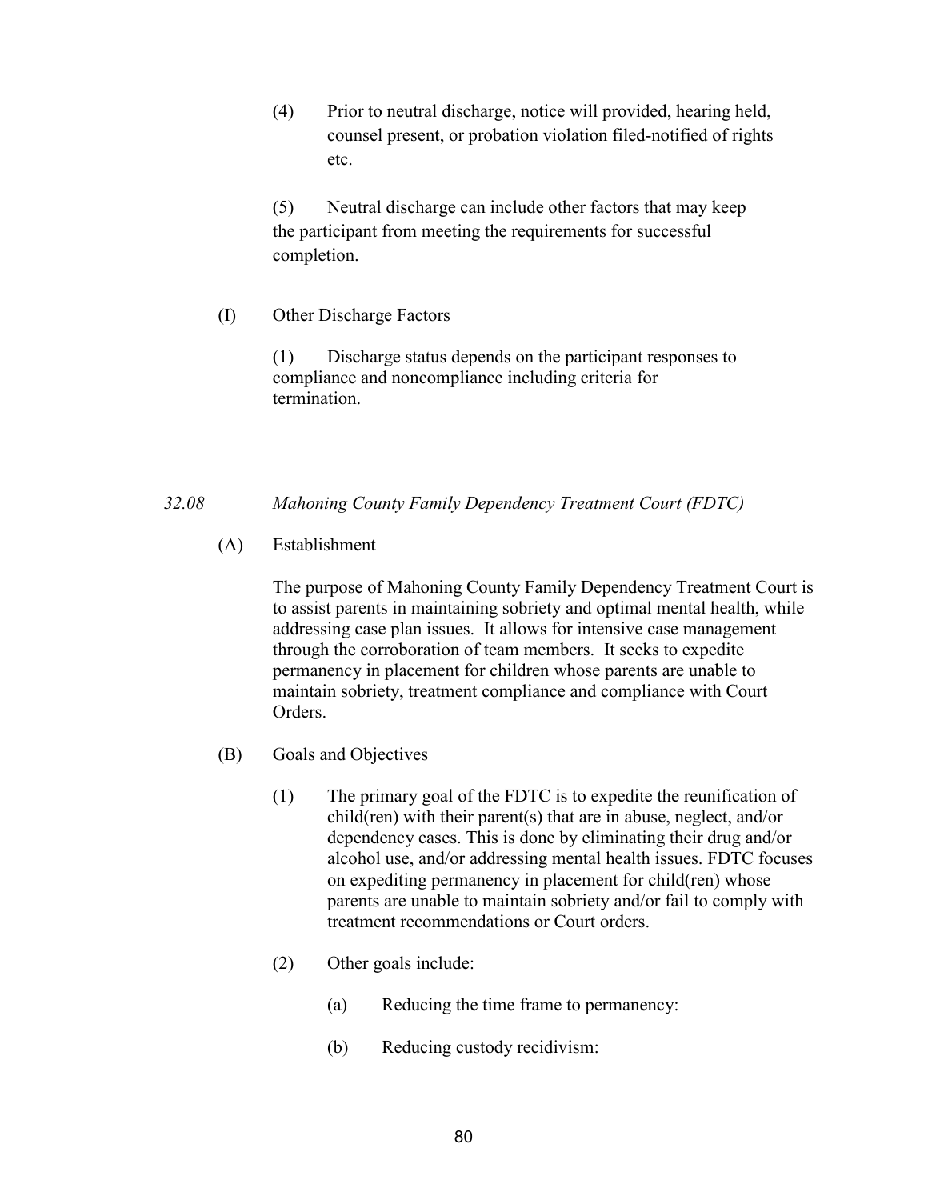(4) Prior to neutral discharge, notice will provided, hearing held, counsel present, or probation violation filed-notified of rights etc.

(5) Neutral discharge can include other factors that may keep the participant from meeting the requirements for successful completion.

(I) Other Discharge Factors

(1) Discharge status depends on the participant responses to compliance and noncompliance including criteria for termination.

*32.08 Mahoning County Family Dependency Treatment Court (FDTC)*

(A) Establishment

The purpose of Mahoning County Family Dependency Treatment Court is to assist parents in maintaining sobriety and optimal mental health, while addressing case plan issues. It allows for intensive case management through the corroboration of team members. It seeks to expedite permanency in placement for children whose parents are unable to maintain sobriety, treatment compliance and compliance with Court Orders.

(B) Goals and Objectives

(1) The primary goal of the FDTC is to expedite the reunification of child(ren) with their parent(s) that are in abuse, neglect, and/or dependency cases. This is done by eliminating their drug and/or alcohol use, and/or addressing mental health issues. FDTC focuses on expediting permanency in placement for child(ren) whose parents are unable to maintain sobriety and/or fail to comply with treatment recommendations or Court orders.

(2) Other goals include:

(a) Reducing the time frame to permanency:

(b) Reducing custody recidivism: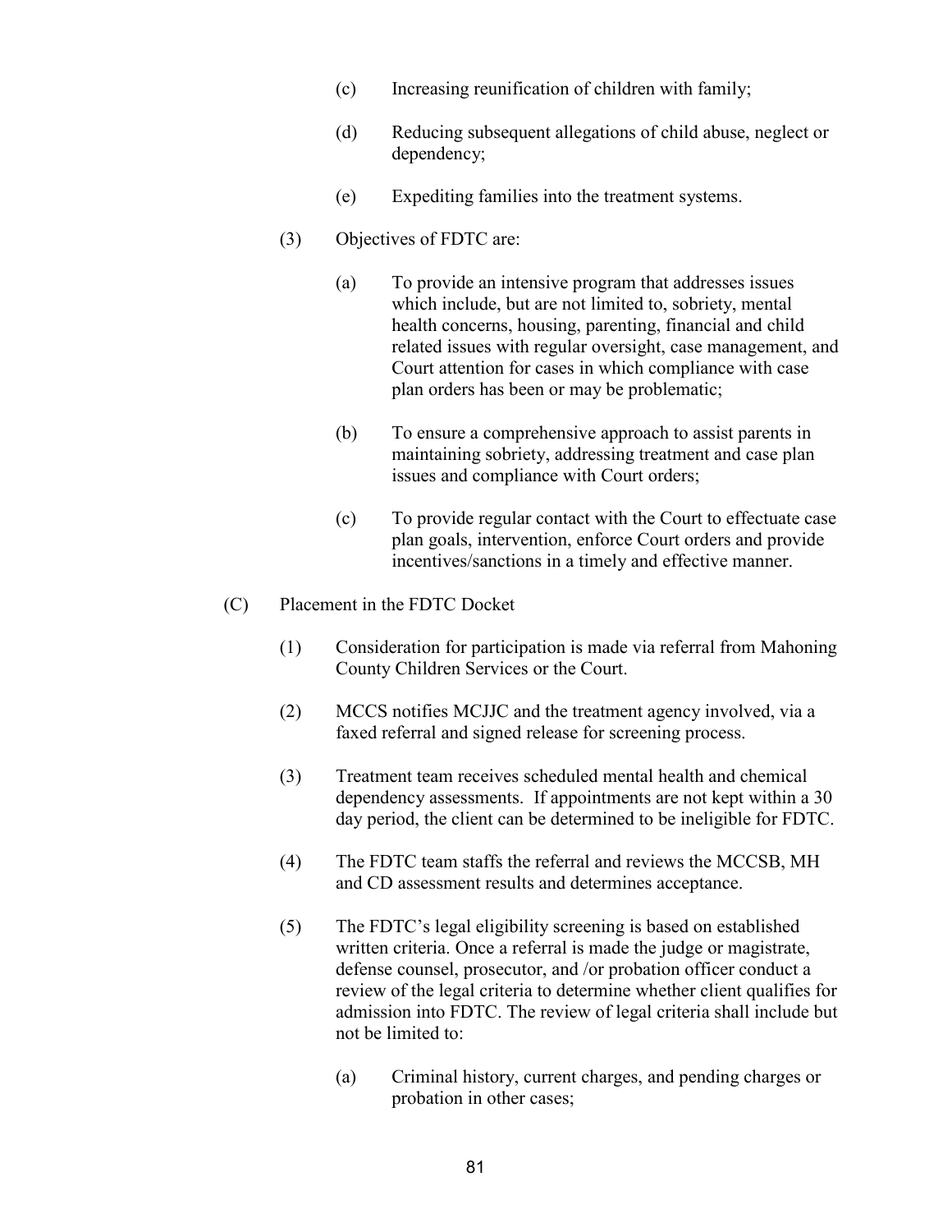(c) Increasing reunification of children with family;

(d) Reducing subsequent allegations of child abuse, neglect or dependency;

(e) Expediting families into the treatment systems.

(3) Objectives of FDTC are:

(a) To provide an intensive program that addresses issues which include, but are not limited to, sobriety, mental health concerns, housing, parenting, financial and child related issues with regular oversight, case management, and Court attention for cases in which compliance with case plan orders has been or may be problematic;

(b) To ensure a comprehensive approach to assist parents in maintaining sobriety, addressing treatment and case plan issues and compliance with Court orders;

(c) To provide regular contact with the Court to effectuate case plan goals, intervention, enforce Court orders and provide incentives/sanctions in a timely and effective manner.

(C) Placement in the FDTC Docket

(1) Consideration for participation is made via referral from Mahoning County Children Services or the Court.

(2) MCCS notifies MCJJC and the treatment agency involved, via a faxed referral and signed release for screening process.

(3) Treatment team receives scheduled mental health and chemical dependency assessments. If appointments are not kept within a 30 day period, the client can be determined to be ineligible for FDTC.

(4) The FDTC team staffs the referral and reviews the MCCSB, MH and CD assessment results and determines acceptance.

(5) The FDTC's legal eligibility screening is based on established written criteria. Once a referral is made the judge or magistrate, defense counsel, prosecutor, and /or probation officer conduct a review of the legal criteria to determine whether client qualifies for admission into FDTC. The review of legal criteria shall include but not be limited to:

(a) Criminal history, current charges, and pending charges or probation in other cases;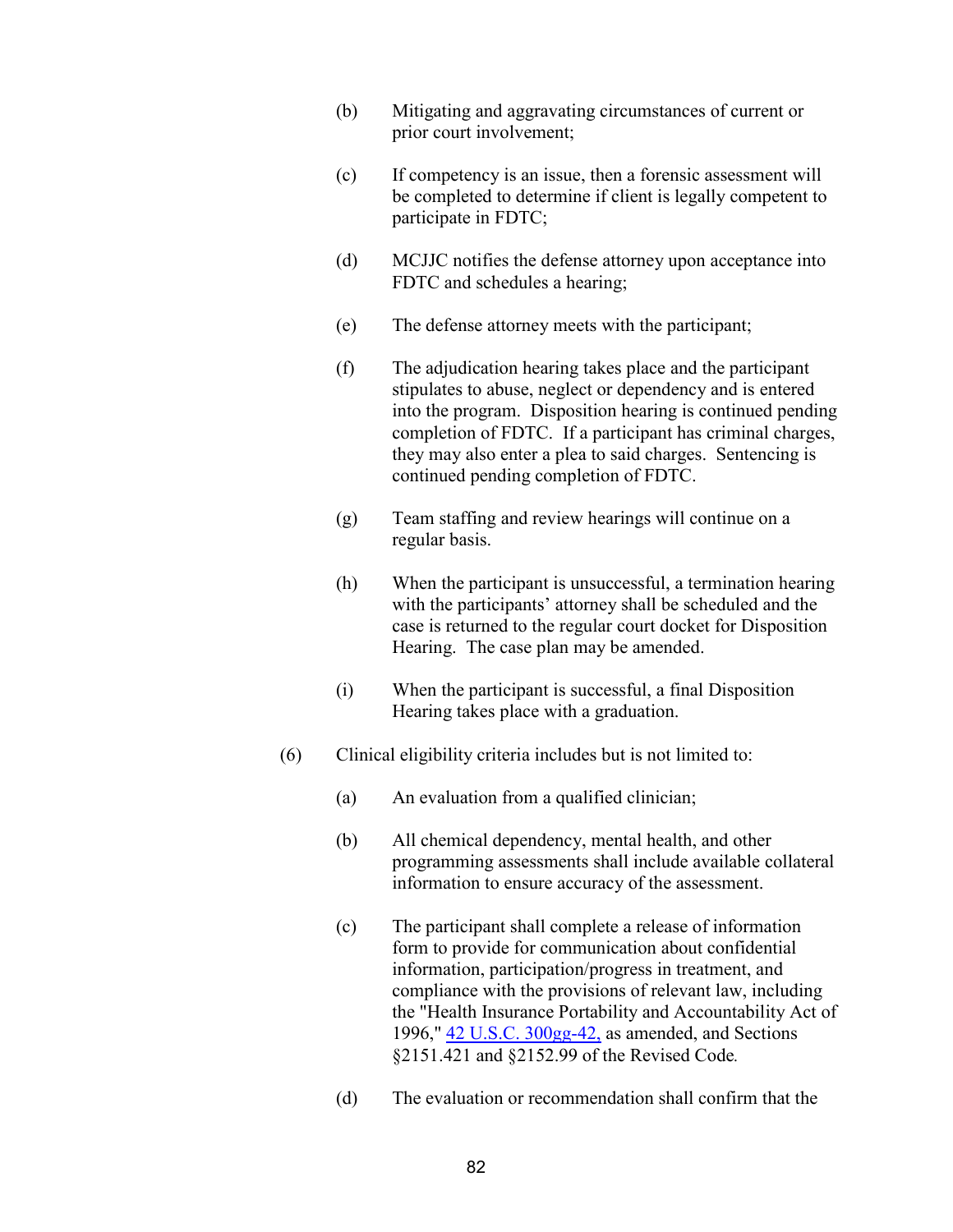(b) Mitigating and aggravating circumstances of current or prior court involvement;

(c) If competency is an issue, then a forensic assessment will be completed to determine if client is legally competent to participate in FDTC;

(d) MCJJC notifies the defense attorney upon acceptance into FDTC and schedules a hearing;

(e) The defense attorney meets with the participant;

(f) The adjudication hearing takes place and the participant stipulates to abuse, neglect or dependency and is entered into the program. Disposition hearing is continued pending completion of FDTC. If a participant has criminal charges, they may also enter a plea to said charges. Sentencing is continued pending completion of FDTC.

(g) Team staffing and review hearings will continue on a regular basis.

(h) When the participant is unsuccessful, a termination hearing with the participants' attorney shall be scheduled and the case is returned to the regular court docket for Disposition Hearing. The case plan may be amended.

(i) When the participant is successful, a final Disposition Hearing takes place with a graduation.

(6) Clinical eligibility criteria includes but is not limited to:

(a) An evaluation from a qualified clinician;

(b) All chemical dependency, mental health, and other programming assessments shall include available collateral information to ensure accuracy of the assessment.

(c) The participant shall complete a release of information form to provide for communication about confidential information, participation/progress in treatment, and compliance with the provisions of relevant law, including the "Health Insurance Portability and Accountability Act of 1996," 42 U.S.C. 300gg-42, as amended, and Sections §2151.421 and §2152.99 of the Revised Code.

(d) The evaluation or recommendation shall confirm that the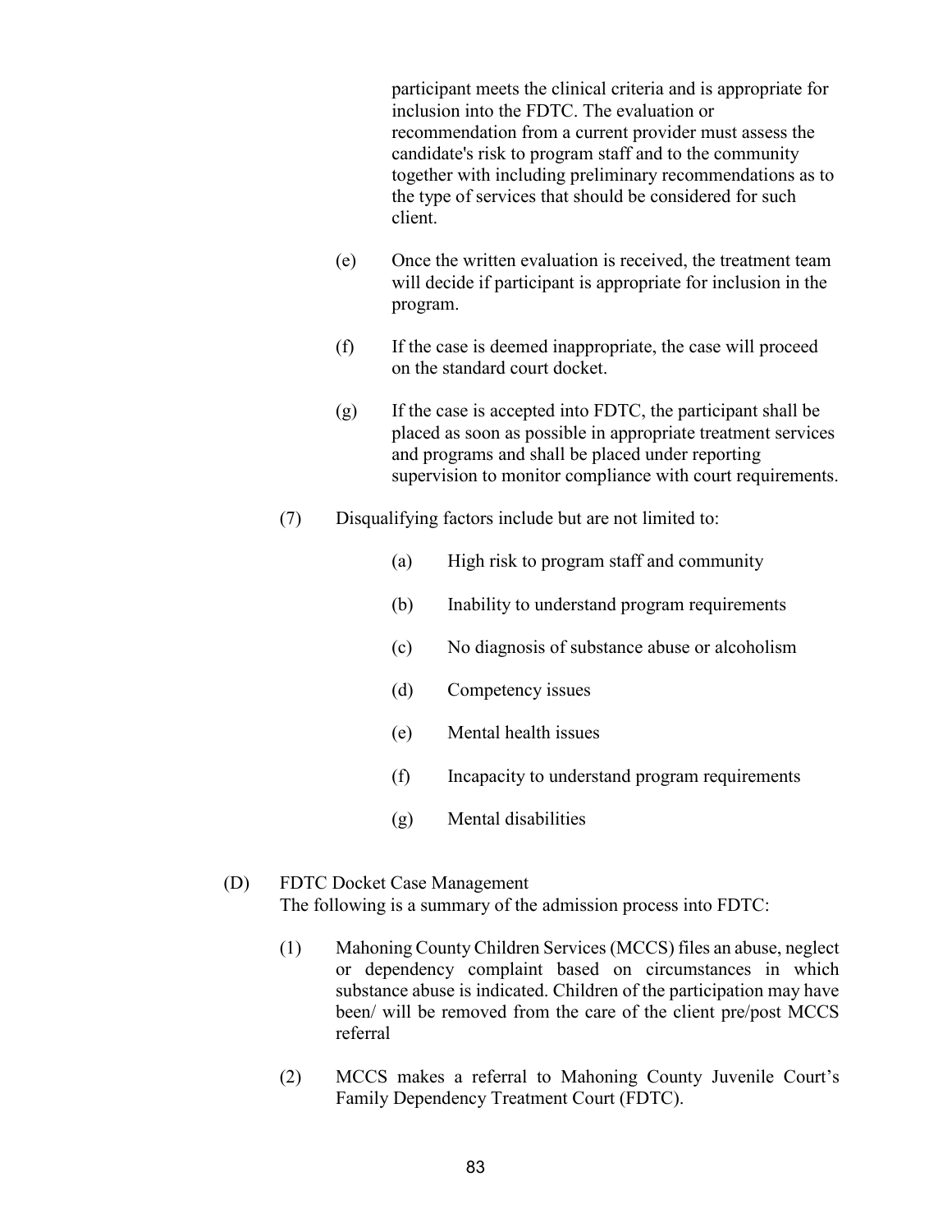participant meets the clinical criteria and is appropriate for inclusion into the FDTC. The evaluation or recommendation from a current provider must assess the candidate's risk to program staff and to the community together with including preliminary recommendations as to the type of services that should be considered for such client.

(e) Once the written evaluation is received, the treatment team will decide if participant is appropriate for inclusion in the program.

(f) If the case is deemed inappropriate, the case will proceed on the standard court docket.

(g) If the case is accepted into FDTC, the participant shall be placed as soon as possible in appropriate treatment services and programs and shall be placed under reporting supervision to monitor compliance with court requirements.

(7) Disqualifying factors include but are not limited to:

(a) High risk to program staff and community

(b) Inability to understand program requirements

(c) No diagnosis of substance abuse or alcoholism

(d) Competency issues

(e) Mental health issues

(f) Incapacity to understand program requirements

(g) Mental disabilities

(D) FDTC Docket Case Management
The following is a summary of the admission process into FDTC:

(1) Mahoning County Children Services (MCCS) files an abuse, neglect or dependency complaint based on circumstances in which substance abuse is indicated. Children of the participation may have been/ will be removed from the care of the client pre/post MCCS referral

(2) MCCS makes a referral to Mahoning County Juvenile Court's Family Dependency Treatment Court (FDTC).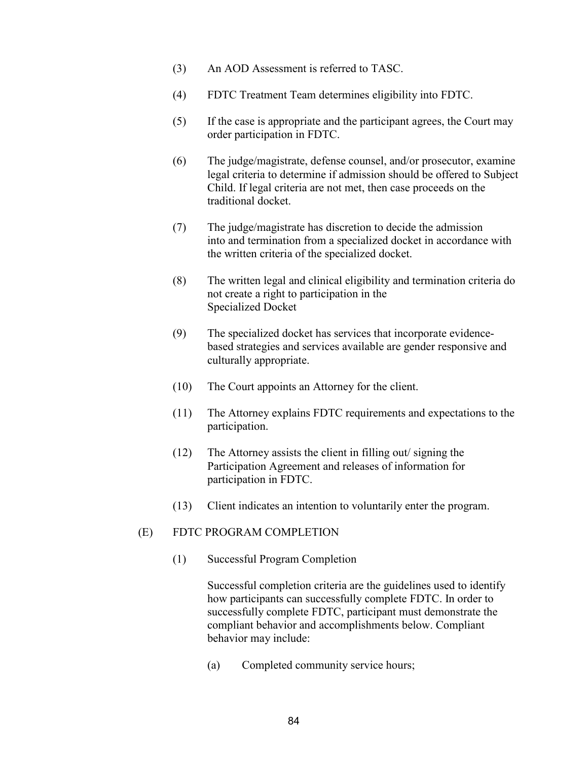(3) An AOD Assessment is referred to TASC.

(4) FDTC Treatment Team determines eligibility into FDTC.

(5) If the case is appropriate and the participant agrees, the Court may order participation in FDTC.

(6) The judge/magistrate, defense counsel, and/or prosecutor, examine legal criteria to determine if admission should be offered to Subject Child. If legal criteria are not met, then case proceeds on the traditional docket.

(7) The judge/magistrate has discretion to decide the admission into and termination from a specialized docket in accordance with the written criteria of the specialized docket.

(8) The written legal and clinical eligibility and termination criteria do not create a right to participation in the Specialized Docket

(9) The specialized docket has services that incorporate evidence-based strategies and services available are gender responsive and culturally appropriate.

(10) The Court appoints an Attorney for the client.

(11) The Attorney explains FDTC requirements and expectations to the participation.

(12) The Attorney assists the client in filling out/ signing the Participation Agreement and releases of information for participation in FDTC.

(13) Client indicates an intention to voluntarily enter the program.

(E) FDTC PROGRAM COMPLETION

(1) Successful Program Completion

Successful completion criteria are the guidelines used to identify how participants can successfully complete FDTC. In order to successfully complete FDTC, participant must demonstrate the compliant behavior and accomplishments below. Compliant behavior may include:

(a) Completed community service hours;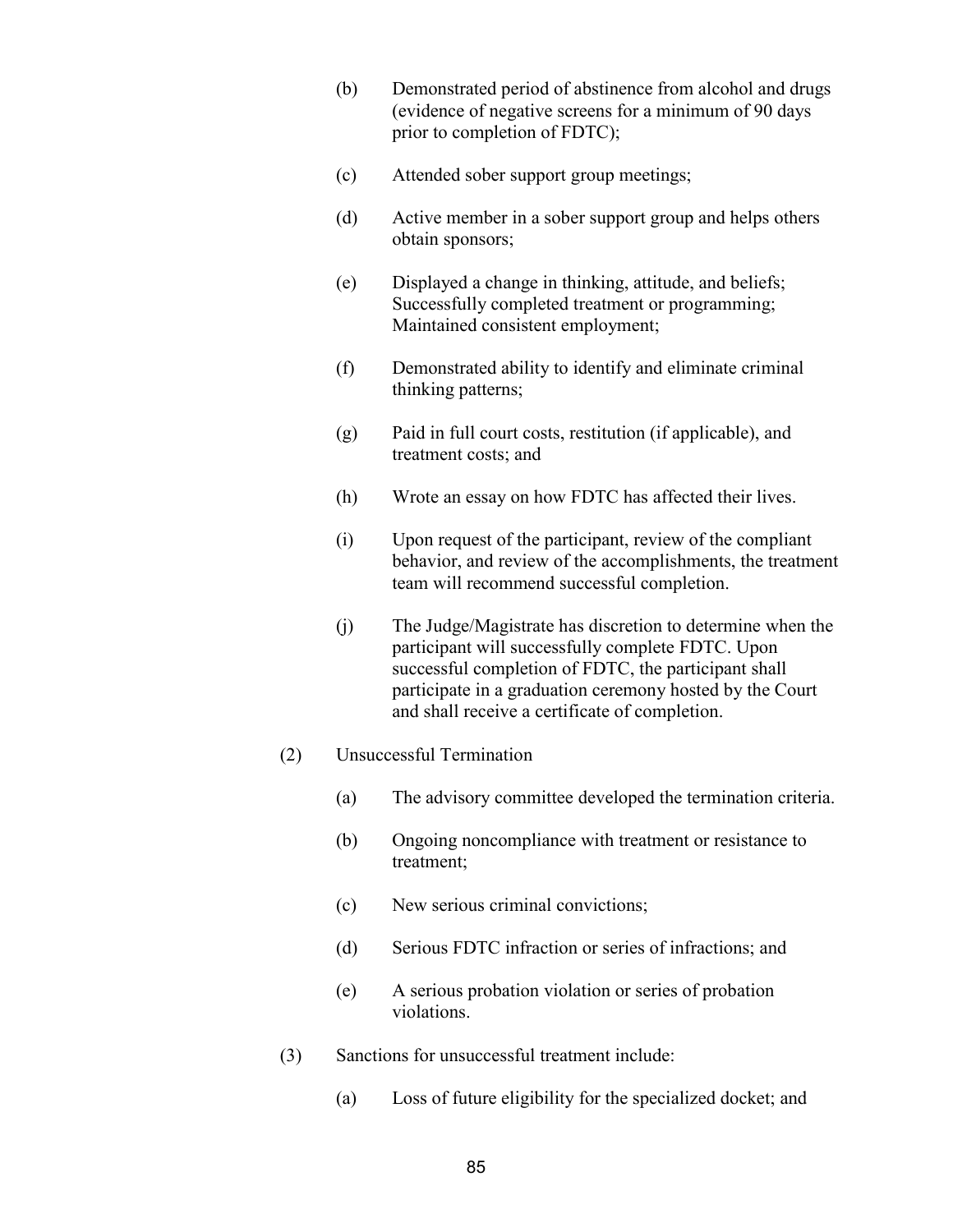(b) Demonstrated period of abstinence from alcohol and drugs (evidence of negative screens for a minimum of 90 days prior to completion of FDTC);

(c) Attended sober support group meetings;

(d) Active member in a sober support group and helps others obtain sponsors;

(e) Displayed a change in thinking, attitude, and beliefs; Successfully completed treatment or programming; Maintained consistent employment;

(f) Demonstrated ability to identify and eliminate criminal thinking patterns;

(g) Paid in full court costs, restitution (if applicable), and treatment costs; and

(h) Wrote an essay on how FDTC has affected their lives.

(i) Upon request of the participant, review of the compliant behavior, and review of the accomplishments, the treatment team will recommend successful completion.

(j) The Judge/Magistrate has discretion to determine when the participant will successfully complete FDTC. Upon successful completion of FDTC, the participant shall participate in a graduation ceremony hosted by the Court and shall receive a certificate of completion.

(2) Unsuccessful Termination

(a) The advisory committee developed the termination criteria.

(b) Ongoing noncompliance with treatment or resistance to treatment;

(c) New serious criminal convictions;

(d) Serious FDTC infraction or series of infractions; and

(e) A serious probation violation or series of probation violations.

(3) Sanctions for unsuccessful treatment include:

(a) Loss of future eligibility for the specialized docket; and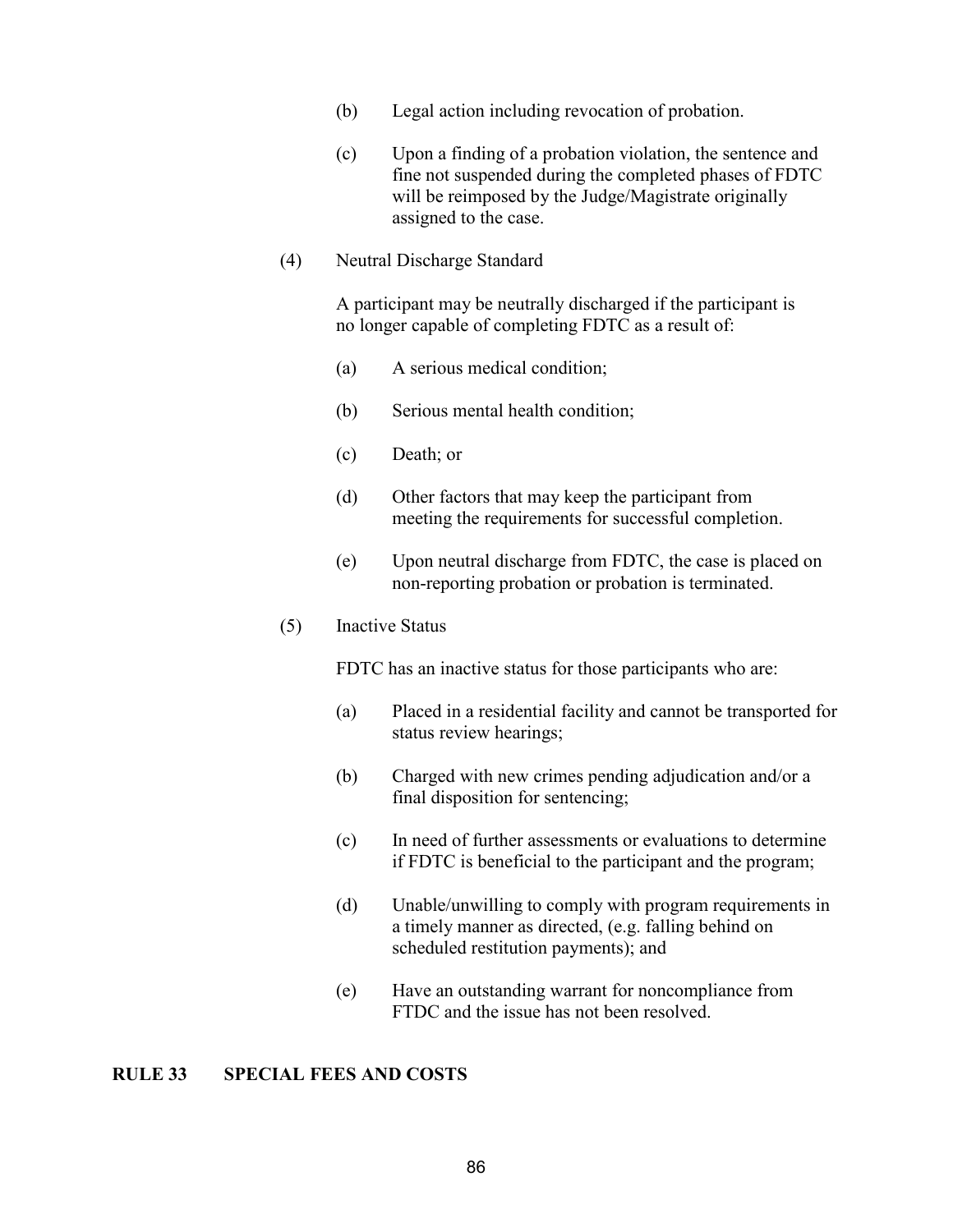(b) Legal action including revocation of probation.

(c) Upon a finding of a probation violation, the sentence and fine not suspended during the completed phases of FDTC will be reimposed by the Judge/Magistrate originally assigned to the case.

(4) Neutral Discharge Standard

A participant may be neutrally discharged if the participant is no longer capable of completing FDTC as a result of:

(a) A serious medical condition;

(b) Serious mental health condition;

(c) Death; or

(d) Other factors that may keep the participant from meeting the requirements for successful completion.

(e) Upon neutral discharge from FDTC, the case is placed on non-reporting probation or probation is terminated.

(5) Inactive Status

FDTC has an inactive status for those participants who are:

(a) Placed in a residential facility and cannot be transported for status review hearings;

(b) Charged with new crimes pending adjudication and/or a final disposition for sentencing;

(c) In need of further assessments or evaluations to determine if FDTC is beneficial to the participant and the program;

(d) Unable/unwilling to comply with program requirements in a timely manner as directed, (e.g. falling behind on scheduled restitution payments); and

(e) Have an outstanding warrant for noncompliance from FTDC and the issue has not been resolved.

## RULE 33 SPECIAL FEES AND COSTS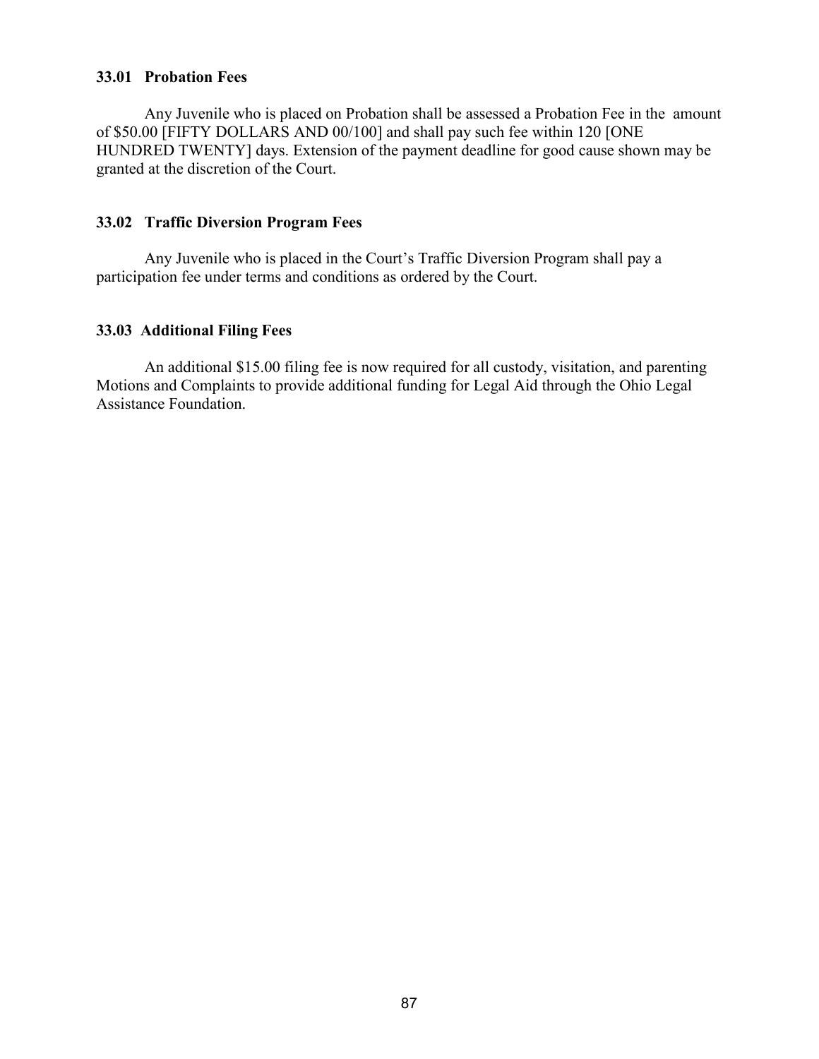### 33.01 Probation Fees

Any Juvenile who is placed on Probation shall be assessed a Probation Fee in the amount of $50.00 [FIFTY DOLLARS AND 00/100] and shall pay such fee within 120 [ONE HUNDRED TWENTY] days. Extension of the payment deadline for good cause shown may be granted at the discretion of the Court.

### 33.02 Traffic Diversion Program Fees

Any Juvenile who is placed in the Court's Traffic Diversion Program shall pay a participation fee under terms and conditions as ordered by the Court.

### 33.03 Additional Filing Fees

An additional $15.00 filing fee is now required for all custody, visitation, and parenting Motions and Complaints to provide additional funding for Legal Aid through the Ohio Legal Assistance Foundation.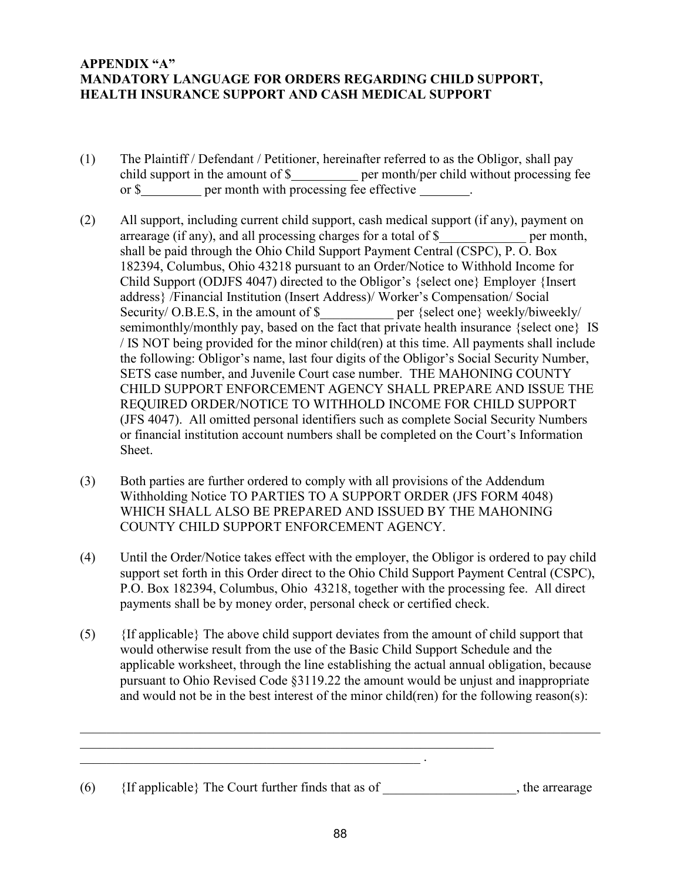**APPENDIX "A"**
**MANDATORY LANGUAGE FOR ORDERS REGARDING CHILD SUPPORT, HEALTH INSURANCE SUPPORT AND CASH MEDICAL SUPPORT**

(1) The Plaintiff / Defendant / Petitioner, hereinafter referred to as the Obligor, shall pay child support in the amount of $__________ per month/per child without processing fee or $_________ per month with processing fee effective ________.

(2) All support, including current child support, cash medical support (if any), payment on arrearage (if any), and all processing charges for a total of $_____________ per month, shall be paid through the Ohio Child Support Payment Central (CSPC), P. O. Box 182394, Columbus, Ohio 43218 pursuant to an Order/Notice to Withhold Income for Child Support (ODJFS 4047) directed to the Obligor's {select one} Employer {Insert address} /Financial Institution (Insert Address)/ Worker's Compensation/ Social Security/ O.B.E.S, in the amount of $___________ per {select one} weekly/biweekly/ semimonthly/monthly pay, based on the fact that private health insurance {select one} IS / IS NOT being provided for the minor child(ren) at this time. All payments shall include the following: Obligor's name, last four digits of the Obligor's Social Security Number, SETS case number, and Juvenile Court case number. THE MAHONING COUNTY CHILD SUPPORT ENFORCEMENT AGENCY SHALL PREPARE AND ISSUE THE REQUIRED ORDER/NOTICE TO WITHHOLD INCOME FOR CHILD SUPPORT (JFS 4047). All omitted personal identifiers such as complete Social Security Numbers or financial institution account numbers shall be completed on the Court's Information Sheet.

(3) Both parties are further ordered to comply with all provisions of the Addendum Withholding Notice TO PARTIES TO A SUPPORT ORDER (JFS FORM 4048) WHICH SHALL ALSO BE PREPARED AND ISSUED BY THE MAHONING COUNTY CHILD SUPPORT ENFORCEMENT AGENCY.

(4) Until the Order/Notice takes effect with the employer, the Obligor is ordered to pay child support set forth in this Order direct to the Ohio Child Support Payment Central (CSPC), P.O. Box 182394, Columbus, Ohio 43218, together with the processing fee. All direct payments shall be by money order, personal check or certified check.

(5) {If applicable} The above child support deviates from the amount of child support that would otherwise result from the use of the Basic Child Support Schedule and the applicable worksheet, through the line establishing the actual annual obligation, because pursuant to Ohio Revised Code §3119.22 the amount would be unjust and inappropriate and would not be in the best interest of the minor child(ren) for the following reason(s):

______________________________________________________________________________
_________________________________________________________________
__________________________________________________ .

(6) {If applicable} The Court further finds that as of ____________________, the arrearage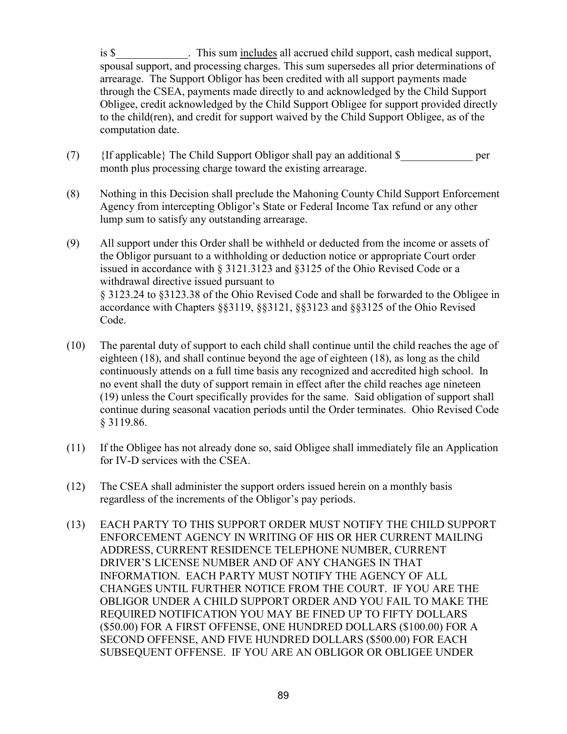is $_____________. This sum includes all accrued child support, cash medical support, spousal support, and processing charges. This sum supersedes all prior determinations of arrearage. The Support Obligor has been credited with all support payments made through the CSEA, payments made directly to and acknowledged by the Child Support Obligee, credit acknowledged by the Child Support Obligee for support provided directly to the child(ren), and credit for support waived by the Child Support Obligee, as of the computation date.

(7) {If applicable} The Child Support Obligor shall pay an additional $_____________ per month plus processing charge toward the existing arrearage.

(8) Nothing in this Decision shall preclude the Mahoning County Child Support Enforcement Agency from intercepting Obligor's State or Federal Income Tax refund or any other lump sum to satisfy any outstanding arrearage.

(9) All support under this Order shall be withheld or deducted from the income or assets of the Obligor pursuant to a withholding or deduction notice or appropriate Court order issued in accordance with § 3121.3123 and §3125 of the Ohio Revised Code or a withdrawal directive issued pursuant to § 3123.24 to §3123.38 of the Ohio Revised Code and shall be forwarded to the Obligee in accordance with Chapters §§3119, §§3121, §§3123 and §§3125 of the Ohio Revised Code.

(10) The parental duty of support to each child shall continue until the child reaches the age of eighteen (18), and shall continue beyond the age of eighteen (18), as long as the child continuously attends on a full time basis any recognized and accredited high school. In no event shall the duty of support remain in effect after the child reaches age nineteen (19) unless the Court specifically provides for the same. Said obligation of support shall continue during seasonal vacation periods until the Order terminates. Ohio Revised Code § 3119.86.

(11) If the Obligee has not already done so, said Obligee shall immediately file an Application for IV-D services with the CSEA.

(12) The CSEA shall administer the support orders issued herein on a monthly basis regardless of the increments of the Obligor's pay periods.

(13) EACH PARTY TO THIS SUPPORT ORDER MUST NOTIFY THE CHILD SUPPORT ENFORCEMENT AGENCY IN WRITING OF HIS OR HER CURRENT MAILING ADDRESS, CURRENT RESIDENCE TELEPHONE NUMBER, CURRENT DRIVER'S LICENSE NUMBER AND OF ANY CHANGES IN THAT INFORMATION. EACH PARTY MUST NOTIFY THE AGENCY OF ALL CHANGES UNTIL FURTHER NOTICE FROM THE COURT. IF YOU ARE THE OBLIGOR UNDER A CHILD SUPPORT ORDER AND YOU FAIL TO MAKE THE REQUIRED NOTIFICATION YOU MAY BE FINED UP TO FIFTY DOLLARS ($50.00) FOR A FIRST OFFENSE, ONE HUNDRED DOLLARS ($100.00) FOR A SECOND OFFENSE, AND FIVE HUNDRED DOLLARS ($500.00) FOR EACH SUBSEQUENT OFFENSE. IF YOU ARE AN OBLIGOR OR OBLIGEE UNDER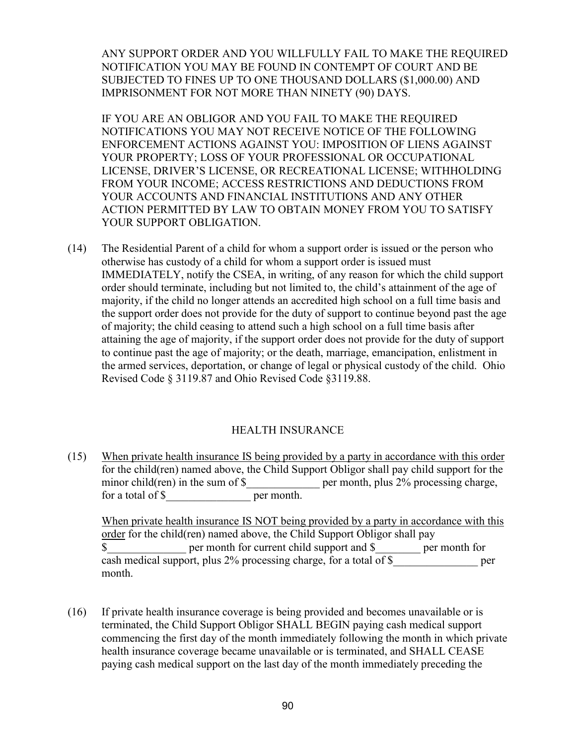ANY SUPPORT ORDER AND YOU WILLFULLY FAIL TO MAKE THE REQUIRED NOTIFICATION YOU MAY BE FOUND IN CONTEMPT OF COURT AND BE SUBJECTED TO FINES UP TO ONE THOUSAND DOLLARS ($1,000.00) AND IMPRISONMENT FOR NOT MORE THAN NINETY (90) DAYS.

IF YOU ARE AN OBLIGOR AND YOU FAIL TO MAKE THE REQUIRED NOTIFICATIONS YOU MAY NOT RECEIVE NOTICE OF THE FOLLOWING ENFORCEMENT ACTIONS AGAINST YOU: IMPOSITION OF LIENS AGAINST YOUR PROPERTY; LOSS OF YOUR PROFESSIONAL OR OCCUPATIONAL LICENSE, DRIVER'S LICENSE, OR RECREATIONAL LICENSE; WITHHOLDING FROM YOUR INCOME; ACCESS RESTRICTIONS AND DEDUCTIONS FROM YOUR ACCOUNTS AND FINANCIAL INSTITUTIONS AND ANY OTHER ACTION PERMITTED BY LAW TO OBTAIN MONEY FROM YOU TO SATISFY YOUR SUPPORT OBLIGATION.

(14) The Residential Parent of a child for whom a support order is issued or the person who otherwise has custody of a child for whom a support order is issued must IMMEDIATELY, notify the CSEA, in writing, of any reason for which the child support order should terminate, including but not limited to, the child's attainment of the age of majority, if the child no longer attends an accredited high school on a full time basis and the support order does not provide for the duty of support to continue beyond past the age of majority; the child ceasing to attend such a high school on a full time basis after attaining the age of majority, if the support order does not provide for the duty of support to continue past the age of majority; or the death, marriage, emancipation, enlistment in the armed services, deportation, or change of legal or physical custody of the child. Ohio Revised Code § 3119.87 and Ohio Revised Code §3119.88.

## HEALTH INSURANCE

(15) When private health insurance IS being provided by a party in accordance with this order for the child(ren) named above, the Child Support Obligor shall pay child support for the minor child(ren) in the sum of $_____________ per month, plus 2% processing charge, for a total of $_______________ per month.

When private health insurance IS NOT being provided by a party in accordance with this order for the child(ren) named above, the Child Support Obligor shall pay $______________ per month for current child support and $________ per month for cash medical support, plus 2% processing charge, for a total of $_______________ per month.

(16) If private health insurance coverage is being provided and becomes unavailable or is terminated, the Child Support Obligor SHALL BEGIN paying cash medical support commencing the first day of the month immediately following the month in which private health insurance coverage became unavailable or is terminated, and SHALL CEASE paying cash medical support on the last day of the month immediately preceding the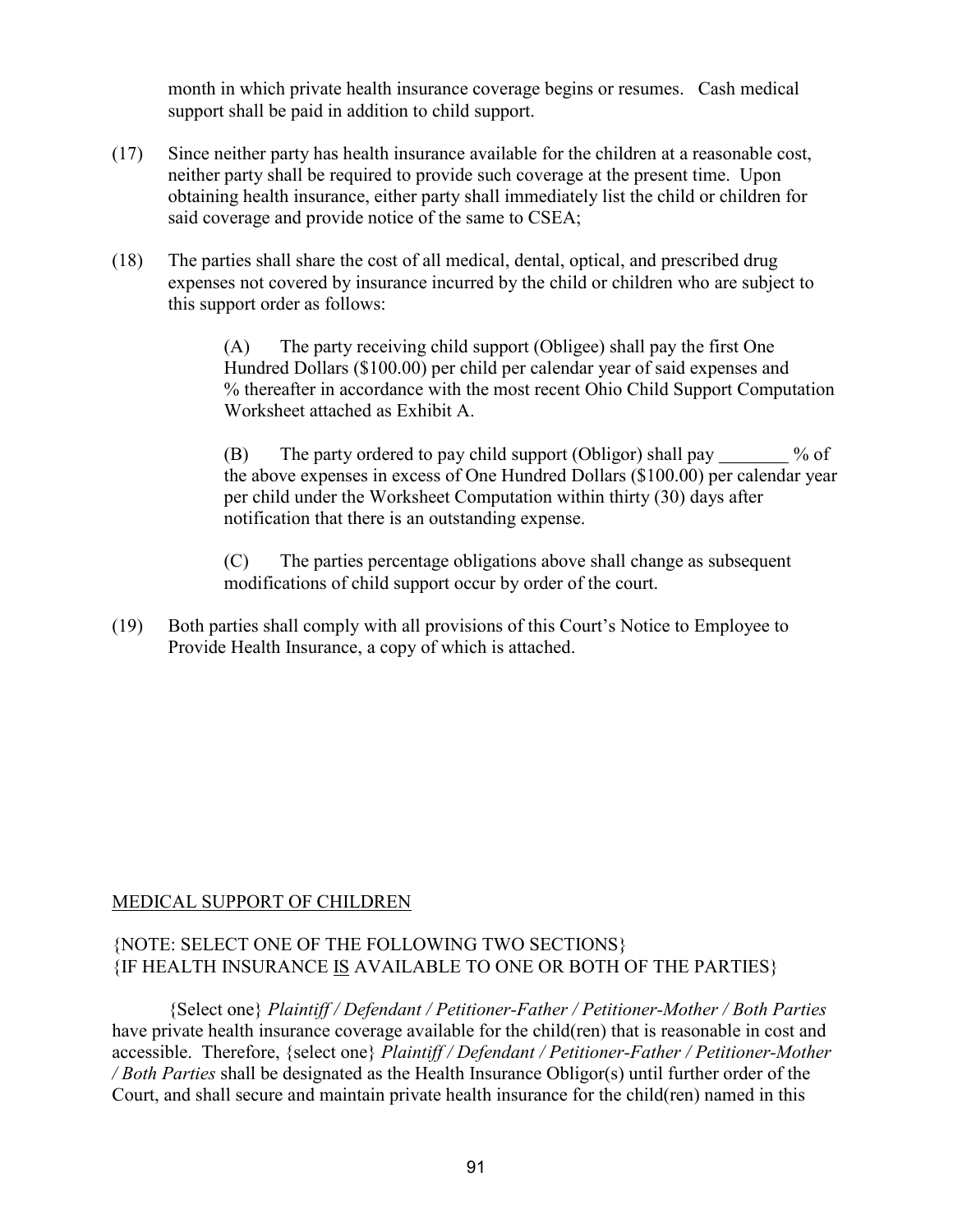month in which private health insurance coverage begins or resumes. Cash medical support shall be paid in addition to child support.

(17) Since neither party has health insurance available for the children at a reasonable cost, neither party shall be required to provide such coverage at the present time. Upon obtaining health insurance, either party shall immediately list the child or children for said coverage and provide notice of the same to CSEA;

(18) The parties shall share the cost of all medical, dental, optical, and prescribed drug expenses not covered by insurance incurred by the child or children who are subject to this support order as follows:

> (A) The party receiving child support (Obligee) shall pay the first One Hundred Dollars ($100.00) per child per calendar year of said expenses and % thereafter in accordance with the most recent Ohio Child Support Computation Worksheet attached as Exhibit A.
>
> (B) The party ordered to pay child support (Obligor) shall pay ________ % of the above expenses in excess of One Hundred Dollars ($100.00) per calendar year per child under the Worksheet Computation within thirty (30) days after notification that there is an outstanding expense.
>
> (C) The parties percentage obligations above shall change as subsequent modifications of child support occur by order of the court.

(19) Both parties shall comply with all provisions of this Court's Notice to Employee to Provide Health Insurance, a copy of which is attached.

<u>MEDICAL SUPPORT OF CHILDREN</u>

{NOTE: SELECT ONE OF THE FOLLOWING TWO SECTIONS}
{IF HEALTH INSURANCE <u>IS</u> AVAILABLE TO ONE OR BOTH OF THE PARTIES}

{Select one} *Plaintiff / Defendant / Petitioner-Father / Petitioner-Mother / Both Parties* have private health insurance coverage available for the child(ren) that is reasonable in cost and accessible. Therefore, {select one} *Plaintiff / Defendant / Petitioner-Father / Petitioner-Mother / Both Parties* shall be designated as the Health Insurance Obligor(s) until further order of the Court, and shall secure and maintain private health insurance for the child(ren) named in this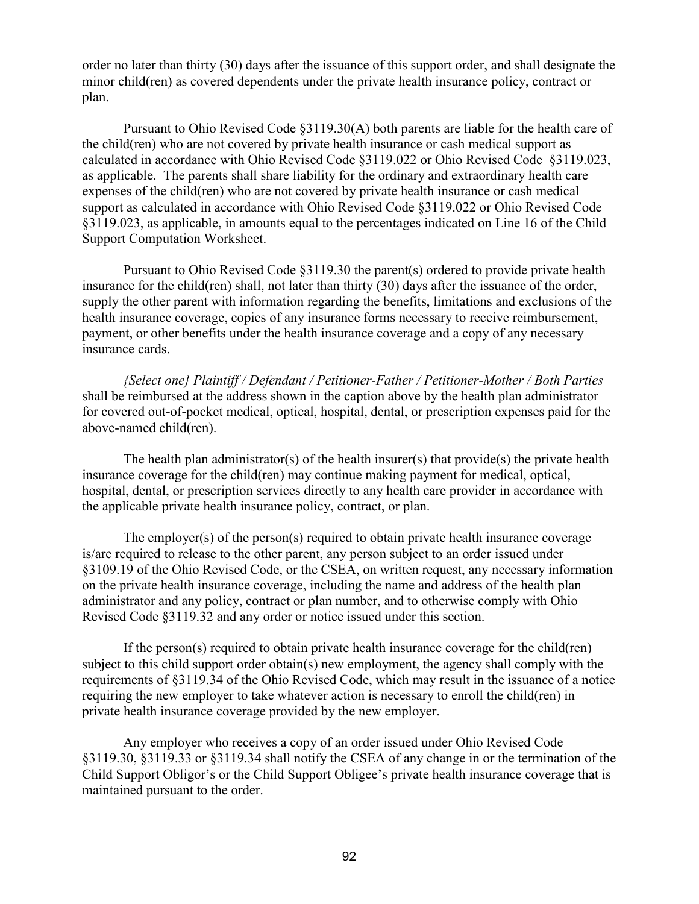order no later than thirty (30) days after the issuance of this support order, and shall designate the minor child(ren) as covered dependents under the private health insurance policy, contract or plan.

Pursuant to Ohio Revised Code §3119.30(A) both parents are liable for the health care of the child(ren) who are not covered by private health insurance or cash medical support as calculated in accordance with Ohio Revised Code §3119.022 or Ohio Revised Code §3119.023, as applicable. The parents shall share liability for the ordinary and extraordinary health care expenses of the child(ren) who are not covered by private health insurance or cash medical support as calculated in accordance with Ohio Revised Code §3119.022 or Ohio Revised Code §3119.023, as applicable, in amounts equal to the percentages indicated on Line 16 of the Child Support Computation Worksheet.

Pursuant to Ohio Revised Code §3119.30 the parent(s) ordered to provide private health insurance for the child(ren) shall, not later than thirty (30) days after the issuance of the order, supply the other parent with information regarding the benefits, limitations and exclusions of the health insurance coverage, copies of any insurance forms necessary to receive reimbursement, payment, or other benefits under the health insurance coverage and a copy of any necessary insurance cards.

*{Select one} Plaintiff / Defendant / Petitioner-Father / Petitioner-Mother / Both Parties* shall be reimbursed at the address shown in the caption above by the health plan administrator for covered out-of-pocket medical, optical, hospital, dental, or prescription expenses paid for the above-named child(ren).

The health plan administrator(s) of the health insurer(s) that provide(s) the private health insurance coverage for the child(ren) may continue making payment for medical, optical, hospital, dental, or prescription services directly to any health care provider in accordance with the applicable private health insurance policy, contract, or plan.

The employer(s) of the person(s) required to obtain private health insurance coverage is/are required to release to the other parent, any person subject to an order issued under §3109.19 of the Ohio Revised Code, or the CSEA, on written request, any necessary information on the private health insurance coverage, including the name and address of the health plan administrator and any policy, contract or plan number, and to otherwise comply with Ohio Revised Code §3119.32 and any order or notice issued under this section.

If the person(s) required to obtain private health insurance coverage for the child(ren) subject to this child support order obtain(s) new employment, the agency shall comply with the requirements of §3119.34 of the Ohio Revised Code, which may result in the issuance of a notice requiring the new employer to take whatever action is necessary to enroll the child(ren) in private health insurance coverage provided by the new employer.

Any employer who receives a copy of an order issued under Ohio Revised Code §3119.30, §3119.33 or §3119.34 shall notify the CSEA of any change in or the termination of the Child Support Obligor's or the Child Support Obligee's private health insurance coverage that is maintained pursuant to the order.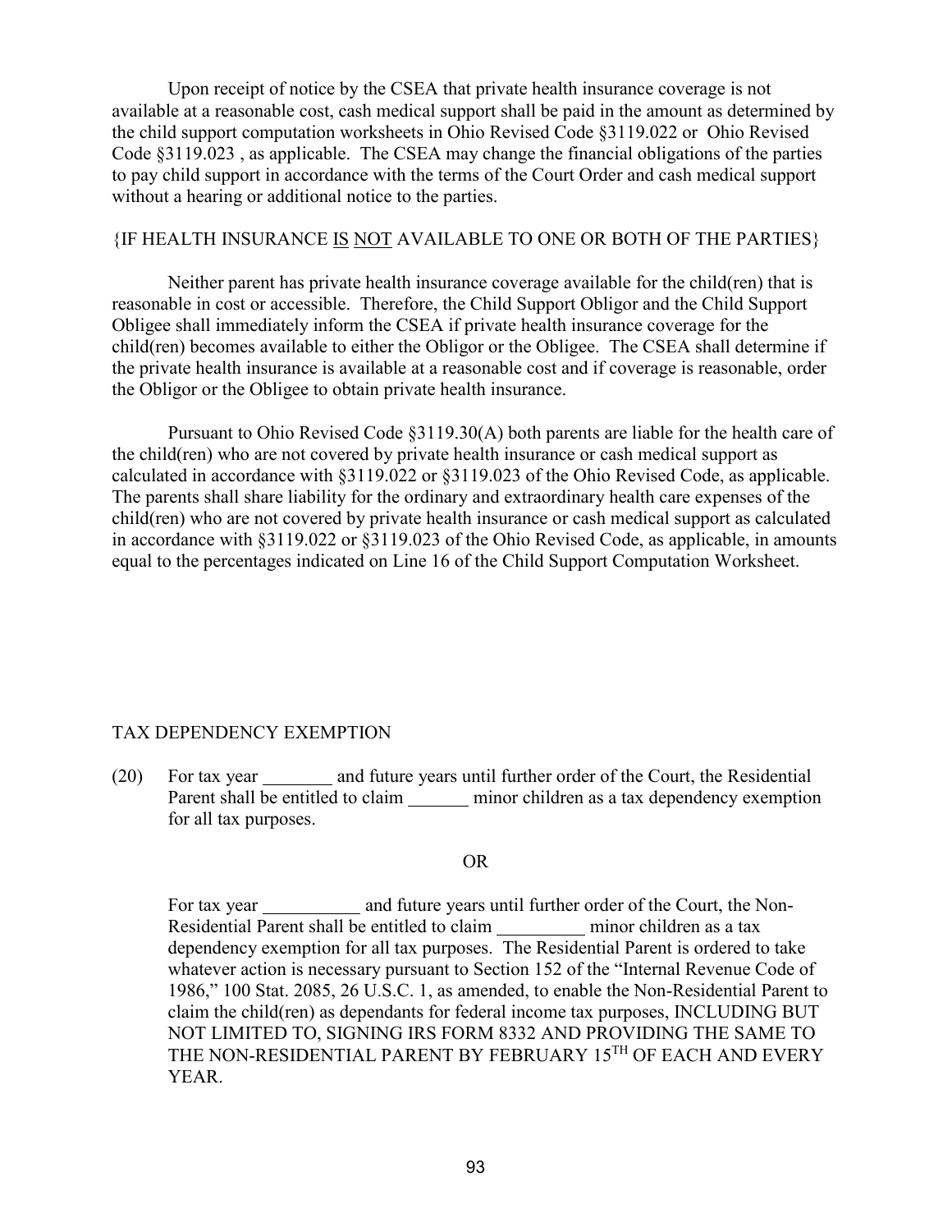Upon receipt of notice by the CSEA that private health insurance coverage is not available at a reasonable cost, cash medical support shall be paid in the amount as determined by the child support computation worksheets in Ohio Revised Code §3119.022 or Ohio Revised Code §3119.023 , as applicable. The CSEA may change the financial obligations of the parties to pay child support in accordance with the terms of the Court Order and cash medical support without a hearing or additional notice to the parties.

{IF HEALTH INSURANCE IS NOT AVAILABLE TO ONE OR BOTH OF THE PARTIES}

Neither parent has private health insurance coverage available for the child(ren) that is reasonable in cost or accessible. Therefore, the Child Support Obligor and the Child Support Obligee shall immediately inform the CSEA if private health insurance coverage for the child(ren) becomes available to either the Obligor or the Obligee. The CSEA shall determine if the private health insurance is available at a reasonable cost and if coverage is reasonable, order the Obligor or the Obligee to obtain private health insurance.

Pursuant to Ohio Revised Code §3119.30(A) both parents are liable for the health care of the child(ren) who are not covered by private health insurance or cash medical support as calculated in accordance with §3119.022 or §3119.023 of the Ohio Revised Code, as applicable. The parents shall share liability for the ordinary and extraordinary health care expenses of the child(ren) who are not covered by private health insurance or cash medical support as calculated in accordance with §3119.022 or §3119.023 of the Ohio Revised Code, as applicable, in amounts equal to the percentages indicated on Line 16 of the Child Support Computation Worksheet.

TAX DEPENDENCY EXEMPTION

(20) For tax year ________ and future years until further order of the Court, the Residential Parent shall be entitled to claim _______ minor children as a tax dependency exemption for all tax purposes.

OR

For tax year ___________ and future years until further order of the Court, the Non-Residential Parent shall be entitled to claim __________ minor children as a tax dependency exemption for all tax purposes. The Residential Parent is ordered to take whatever action is necessary pursuant to Section 152 of the "Internal Revenue Code of 1986," 100 Stat. 2085, 26 U.S.C. 1, as amended, to enable the Non-Residential Parent to claim the child(ren) as dependants for federal income tax purposes, INCLUDING BUT NOT LIMITED TO, SIGNING IRS FORM 8332 AND PROVIDING THE SAME TO THE NON-RESIDENTIAL PARENT BY FEBRUARY 15TH OF EACH AND EVERY YEAR.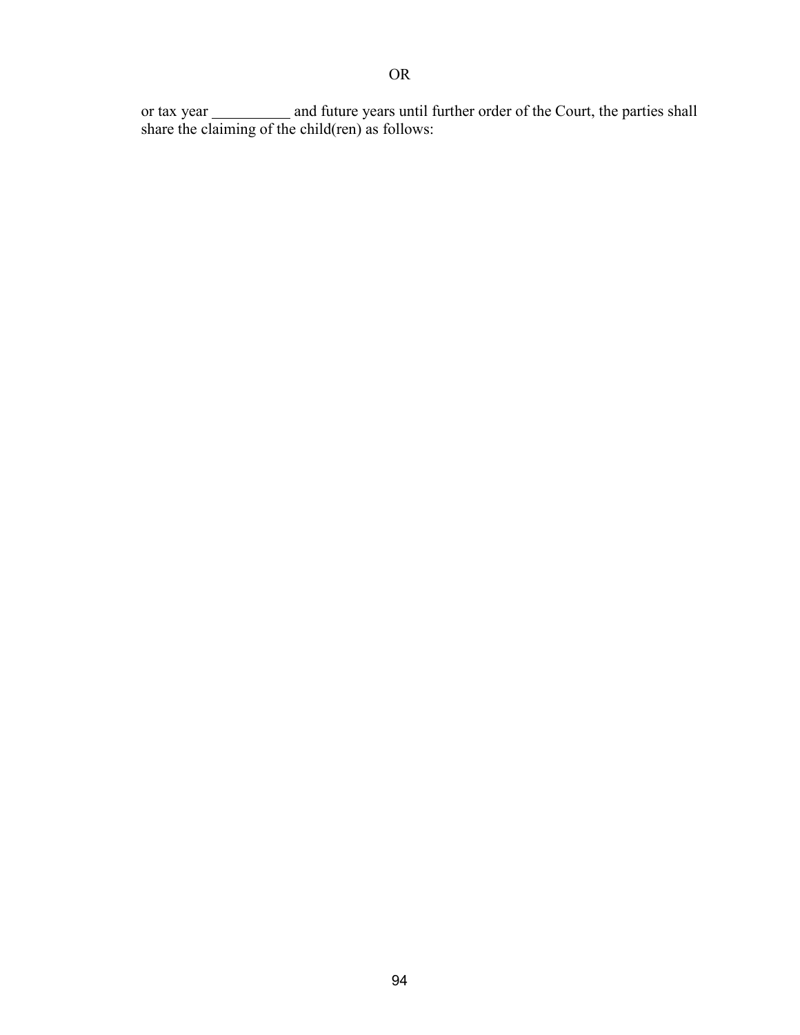OR

or tax year __________ and future years until further order of the Court, the parties shall share the claiming of the child(ren) as follows: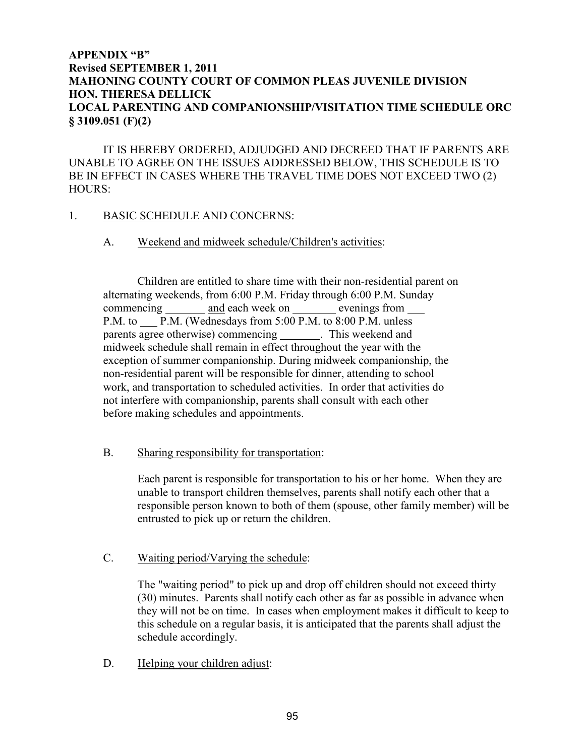**APPENDIX "B"**
**Revised SEPTEMBER 1, 2011**
**MAHONING COUNTY COURT OF COMMON PLEAS JUVENILE DIVISION**
**HON. THERESA DELLICK**
**LOCAL PARENTING AND COMPANIONSHIP/VISITATION TIME SCHEDULE ORC § 3109.051 (F)(2)**

IT IS HEREBY ORDERED, ADJUDGED AND DECREED THAT IF PARENTS ARE UNABLE TO AGREE ON THE ISSUES ADDRESSED BELOW, THIS SCHEDULE IS TO BE IN EFFECT IN CASES WHERE THE TRAVEL TIME DOES NOT EXCEED TWO (2) HOURS:

1. BASIC SCHEDULE AND CONCERNS:

   A. Weekend and midweek schedule/Children's activities:

   Children are entitled to share time with their non-residential parent on alternating weekends, from 6:00 P.M. Friday through 6:00 P.M. Sunday commencing _______ and each week on ________ evenings from ___ P.M. to ___ P.M. (Wednesdays from 5:00 P.M. to 8:00 P.M. unless parents agree otherwise) commencing _______. This weekend and midweek schedule shall remain in effect throughout the year with the exception of summer companionship. During midweek companionship, the non-residential parent will be responsible for dinner, attending to school work, and transportation to scheduled activities. In order that activities do not interfere with companionship, parents shall consult with each other before making schedules and appointments.

   B. Sharing responsibility for transportation:

   Each parent is responsible for transportation to his or her home. When they are unable to transport children themselves, parents shall notify each other that a responsible person known to both of them (spouse, other family member) will be entrusted to pick up or return the children.

   C. Waiting period/Varying the schedule:

   The "waiting period" to pick up and drop off children should not exceed thirty (30) minutes. Parents shall notify each other as far as possible in advance when they will not be on time. In cases when employment makes it difficult to keep to this schedule on a regular basis, it is anticipated that the parents shall adjust the schedule accordingly.

   D. Helping your children adjust: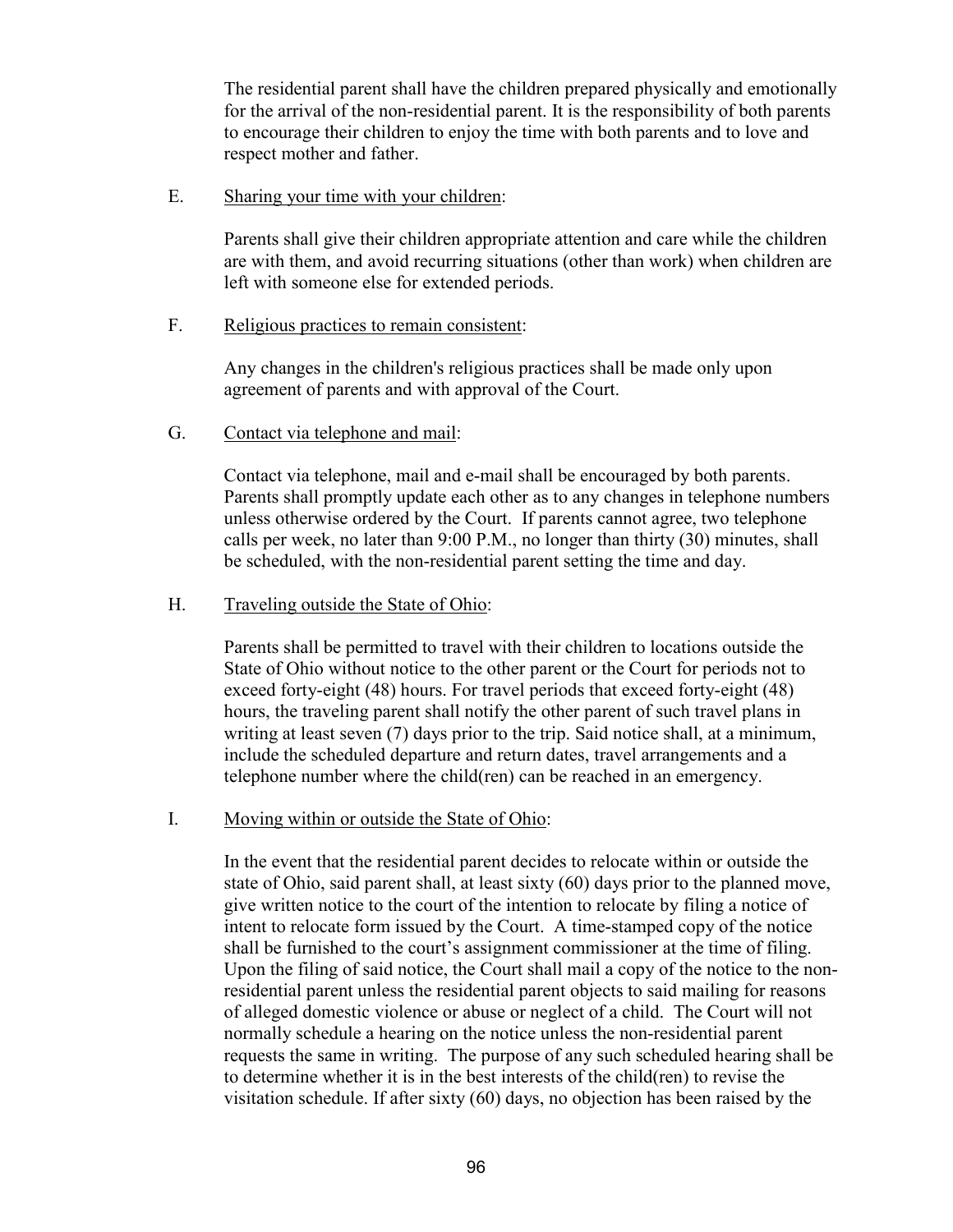The residential parent shall have the children prepared physically and emotionally for the arrival of the non-residential parent. It is the responsibility of both parents to encourage their children to enjoy the time with both parents and to love and respect mother and father.

E. Sharing your time with your children:

Parents shall give their children appropriate attention and care while the children are with them, and avoid recurring situations (other than work) when children are left with someone else for extended periods.

F. Religious practices to remain consistent:

Any changes in the children's religious practices shall be made only upon agreement of parents and with approval of the Court.

G. Contact via telephone and mail:

Contact via telephone, mail and e-mail shall be encouraged by both parents. Parents shall promptly update each other as to any changes in telephone numbers unless otherwise ordered by the Court. If parents cannot agree, two telephone calls per week, no later than 9:00 P.M., no longer than thirty (30) minutes, shall be scheduled, with the non-residential parent setting the time and day.

H. Traveling outside the State of Ohio:

Parents shall be permitted to travel with their children to locations outside the State of Ohio without notice to the other parent or the Court for periods not to exceed forty-eight (48) hours. For travel periods that exceed forty-eight (48) hours, the traveling parent shall notify the other parent of such travel plans in writing at least seven (7) days prior to the trip. Said notice shall, at a minimum, include the scheduled departure and return dates, travel arrangements and a telephone number where the child(ren) can be reached in an emergency.

I. Moving within or outside the State of Ohio:

In the event that the residential parent decides to relocate within or outside the state of Ohio, said parent shall, at least sixty (60) days prior to the planned move, give written notice to the court of the intention to relocate by filing a notice of intent to relocate form issued by the Court. A time-stamped copy of the notice shall be furnished to the court's assignment commissioner at the time of filing. Upon the filing of said notice, the Court shall mail a copy of the notice to the non-residential parent unless the residential parent objects to said mailing for reasons of alleged domestic violence or abuse or neglect of a child. The Court will not normally schedule a hearing on the notice unless the non-residential parent requests the same in writing. The purpose of any such scheduled hearing shall be to determine whether it is in the best interests of the child(ren) to revise the visitation schedule. If after sixty (60) days, no objection has been raised by the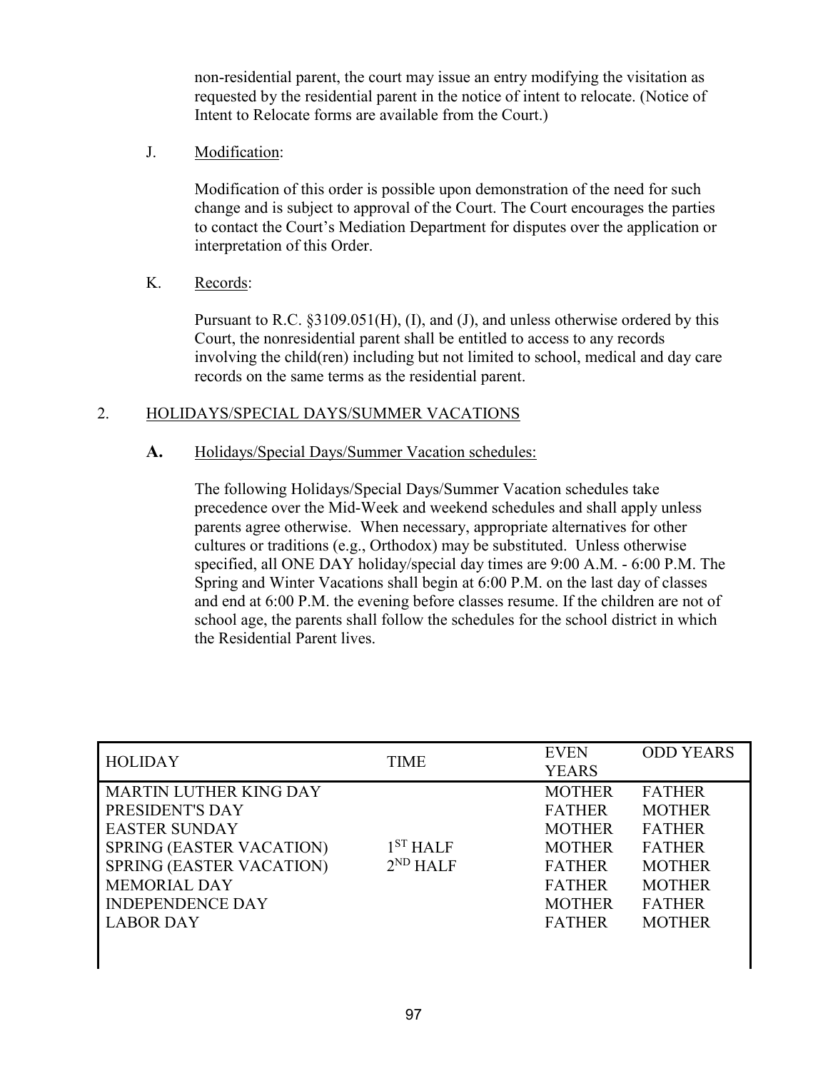non-residential parent, the court may issue an entry modifying the visitation as requested by the residential parent in the notice of intent to relocate. (Notice of Intent to Relocate forms are available from the Court.)

J. Modification:

Modification of this order is possible upon demonstration of the need for such change and is subject to approval of the Court. The Court encourages the parties to contact the Court's Mediation Department for disputes over the application or interpretation of this Order.

K. Records:

Pursuant to R.C. §3109.051(H), (I), and (J), and unless otherwise ordered by this Court, the nonresidential parent shall be entitled to access to any records involving the child(ren) including but not limited to school, medical and day care records on the same terms as the residential parent.

## 2. HOLIDAYS/SPECIAL DAYS/SUMMER VACATIONS

**A.** Holidays/Special Days/Summer Vacation schedules:

The following Holidays/Special Days/Summer Vacation schedules take precedence over the Mid-Week and weekend schedules and shall apply unless parents agree otherwise. When necessary, appropriate alternatives for other cultures or traditions (e.g., Orthodox) may be substituted. Unless otherwise specified, all ONE DAY holiday/special day times are 9:00 A.M. - 6:00 P.M. The Spring and Winter Vacations shall begin at 6:00 P.M. on the last day of classes and end at 6:00 P.M. the evening before classes resume. If the children are not of school age, the parents shall follow the schedules for the school district in which the Residential Parent lives.

| HOLIDAY | TIME | EVEN YEARS | ODD YEARS |
|---|---|---|---|
| MARTIN LUTHER KING DAY | | MOTHER | FATHER |
| PRESIDENT'S DAY | | FATHER | MOTHER |
| EASTER SUNDAY | | MOTHER | FATHER |
| SPRING (EASTER VACATION) | 1ST HALF | MOTHER | FATHER |
| SPRING (EASTER VACATION) | 2ND HALF | FATHER | MOTHER |
| MEMORIAL DAY | | FATHER | MOTHER |
| INDEPENDENCE DAY | | MOTHER | FATHER |
| LABOR DAY | | FATHER | MOTHER |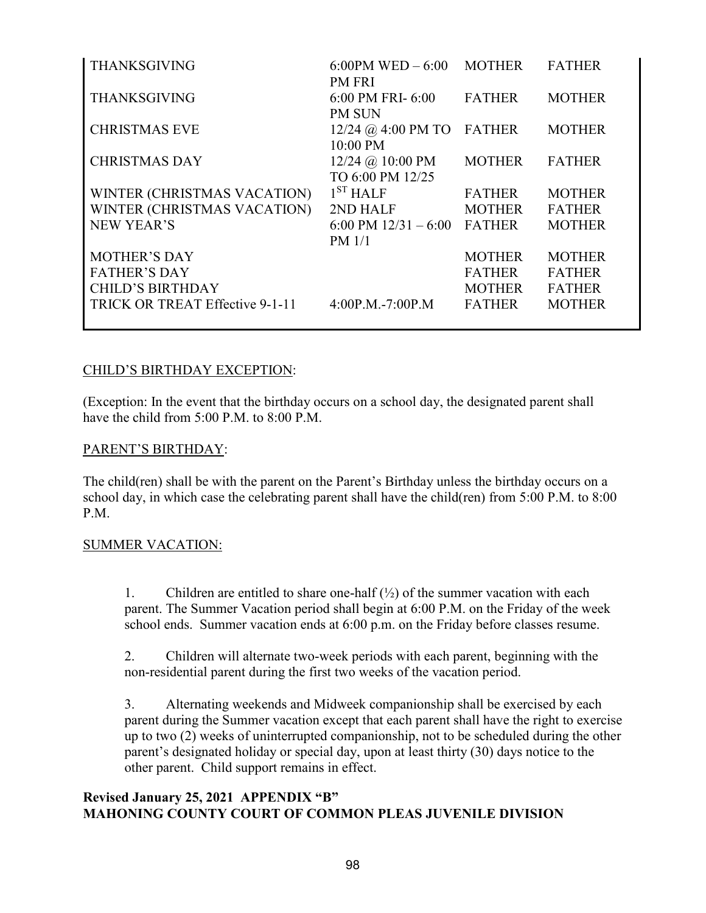| | | | |
|---|---|---|---|
| THANKSGIVING | 6:00PM WED – 6:00 PM FRI | MOTHER | FATHER |
| THANKSGIVING | 6:00 PM FRI- 6:00 PM SUN | FATHER | MOTHER |
| CHRISTMAS EVE | 12/24 @ 4:00 PM TO 10:00 PM | FATHER | MOTHER |
| CHRISTMAS DAY | 12/24 @ 10:00 PM TO 6:00 PM 12/25 | MOTHER | FATHER |
| WINTER (CHRISTMAS VACATION) | 1ST HALF | FATHER | MOTHER |
| WINTER (CHRISTMAS VACATION) | 2ND HALF | MOTHER | FATHER |
| NEW YEAR'S | 6:00 PM 12/31 – 6:00 PM 1/1 | FATHER | MOTHER |
| MOTHER'S DAY | | MOTHER | MOTHER |
| FATHER'S DAY | | FATHER | FATHER |
| CHILD'S BIRTHDAY | | MOTHER | FATHER |
| TRICK OR TREAT Effective 9-1-11 | 4:00P.M.-7:00P.M | FATHER | MOTHER |

<u>CHILD'S BIRTHDAY EXCEPTION</u>:

(Exception: In the event that the birthday occurs on a school day, the designated parent shall have the child from 5:00 P.M. to 8:00 P.M.

<u>PARENT'S BIRTHDAY</u>:

The child(ren) shall be with the parent on the Parent's Birthday unless the birthday occurs on a school day, in which case the celebrating parent shall have the child(ren) from 5:00 P.M. to 8:00 P.M.

<u>SUMMER VACATION:</u>

1. Children are entitled to share one-half (½) of the summer vacation with each parent. The Summer Vacation period shall begin at 6:00 P.M. on the Friday of the week school ends. Summer vacation ends at 6:00 p.m. on the Friday before classes resume.

2. Children will alternate two-week periods with each parent, beginning with the non-residential parent during the first two weeks of the vacation period.

3. Alternating weekends and Midweek companionship shall be exercised by each parent during the Summer vacation except that each parent shall have the right to exercise up to two (2) weeks of uninterrupted companionship, not to be scheduled during the other parent's designated holiday or special day, upon at least thirty (30) days notice to the other parent. Child support remains in effect.

**Revised January 25, 2021 APPENDIX "B"**
**MAHONING COUNTY COURT OF COMMON PLEAS JUVENILE DIVISION**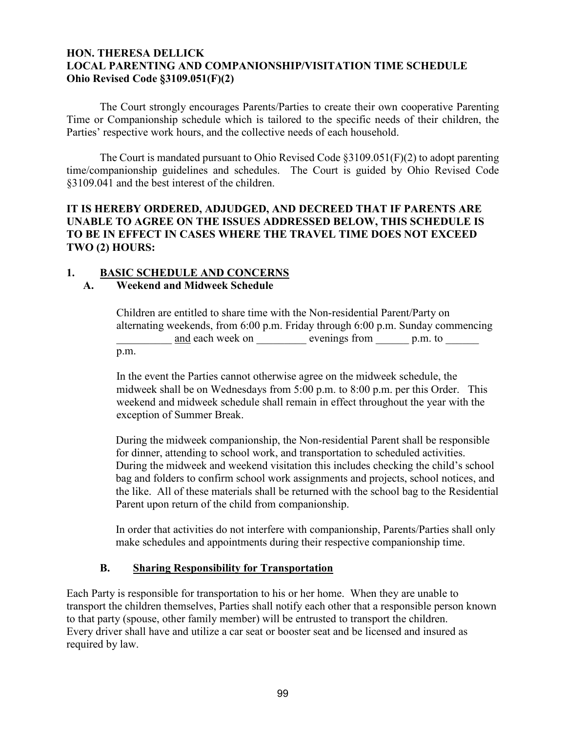**HON. THERESA DELLICK**
**LOCAL PARENTING AND COMPANIONSHIP/VISITATION TIME SCHEDULE**
**Ohio Revised Code §3109.051(F)(2)**

The Court strongly encourages Parents/Parties to create their own cooperative Parenting Time or Companionship schedule which is tailored to the specific needs of their children, the Parties' respective work hours, and the collective needs of each household.

The Court is mandated pursuant to Ohio Revised Code §3109.051(F)(2) to adopt parenting time/companionship guidelines and schedules. The Court is guided by Ohio Revised Code §3109.041 and the best interest of the children.

**IT IS HEREBY ORDERED, ADJUDGED, AND DECREED THAT IF PARENTS ARE UNABLE TO AGREE ON THE ISSUES ADDRESSED BELOW, THIS SCHEDULE IS TO BE IN EFFECT IN CASES WHERE THE TRAVEL TIME DOES NOT EXCEED TWO (2) HOURS:**

## 1. BASIC SCHEDULE AND CONCERNS

### A. Weekend and Midweek Schedule

Children are entitled to share time with the Non-residential Parent/Party on alternating weekends, from 6:00 p.m. Friday through 6:00 p.m. Sunday commencing __________ and each week on _________ evenings from ______ p.m. to ______ p.m.

In the event the Parties cannot otherwise agree on the midweek schedule, the midweek shall be on Wednesdays from 5:00 p.m. to 8:00 p.m. per this Order. This weekend and midweek schedule shall remain in effect throughout the year with the exception of Summer Break.

During the midweek companionship, the Non-residential Parent shall be responsible for dinner, attending to school work, and transportation to scheduled activities. During the midweek and weekend visitation this includes checking the child's school bag and folders to confirm school work assignments and projects, school notices, and the like. All of these materials shall be returned with the school bag to the Residential Parent upon return of the child from companionship.

In order that activities do not interfere with companionship, Parents/Parties shall only make schedules and appointments during their respective companionship time.

### B. Sharing Responsibility for Transportation

Each Party is responsible for transportation to his or her home. When they are unable to transport the children themselves, Parties shall notify each other that a responsible person known to that party (spouse, other family member) will be entrusted to transport the children. Every driver shall have and utilize a car seat or booster seat and be licensed and insured as required by law.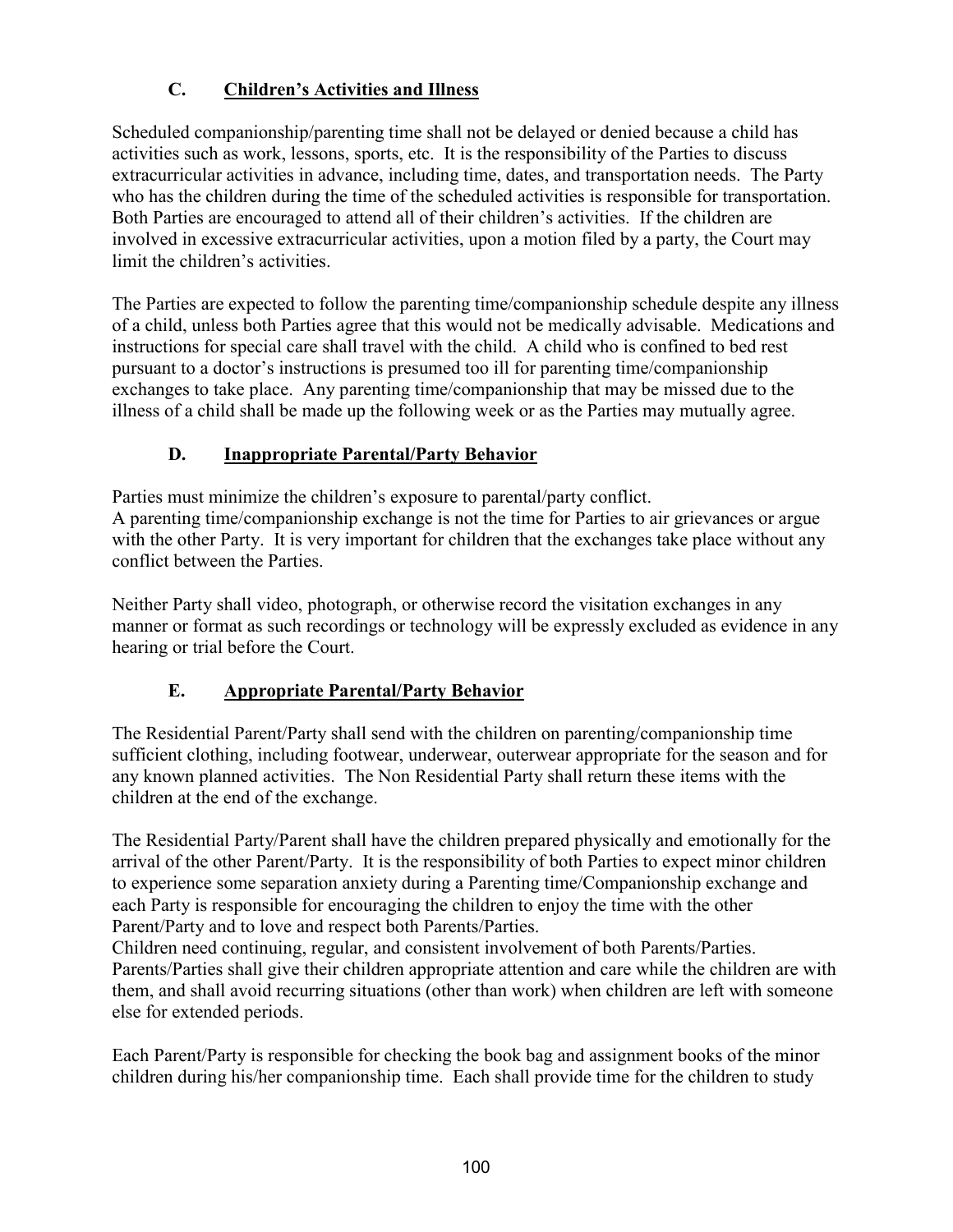### C. Children's Activities and Illness

Scheduled companionship/parenting time shall not be delayed or denied because a child has activities such as work, lessons, sports, etc. It is the responsibility of the Parties to discuss extracurricular activities in advance, including time, dates, and transportation needs. The Party who has the children during the time of the scheduled activities is responsible for transportation. Both Parties are encouraged to attend all of their children's activities. If the children are involved in excessive extracurricular activities, upon a motion filed by a party, the Court may limit the children's activities.

The Parties are expected to follow the parenting time/companionship schedule despite any illness of a child, unless both Parties agree that this would not be medically advisable. Medications and instructions for special care shall travel with the child. A child who is confined to bed rest pursuant to a doctor's instructions is presumed too ill for parenting time/companionship exchanges to take place. Any parenting time/companionship that may be missed due to the illness of a child shall be made up the following week or as the Parties may mutually agree.

### D. Inappropriate Parental/Party Behavior

Parties must minimize the children's exposure to parental/party conflict.
A parenting time/companionship exchange is not the time for Parties to air grievances or argue with the other Party. It is very important for children that the exchanges take place without any conflict between the Parties.

Neither Party shall video, photograph, or otherwise record the visitation exchanges in any manner or format as such recordings or technology will be expressly excluded as evidence in any hearing or trial before the Court.

### E. Appropriate Parental/Party Behavior

The Residential Parent/Party shall send with the children on parenting/companionship time sufficient clothing, including footwear, underwear, outerwear appropriate for the season and for any known planned activities. The Non Residential Party shall return these items with the children at the end of the exchange.

The Residential Party/Parent shall have the children prepared physically and emotionally for the arrival of the other Parent/Party. It is the responsibility of both Parties to expect minor children to experience some separation anxiety during a Parenting time/Companionship exchange and each Party is responsible for encouraging the children to enjoy the time with the other Parent/Party and to love and respect both Parents/Parties.
Children need continuing, regular, and consistent involvement of both Parents/Parties. Parents/Parties shall give their children appropriate attention and care while the children are with them, and shall avoid recurring situations (other than work) when children are left with someone else for extended periods.

Each Parent/Party is responsible for checking the book bag and assignment books of the minor children during his/her companionship time. Each shall provide time for the children to study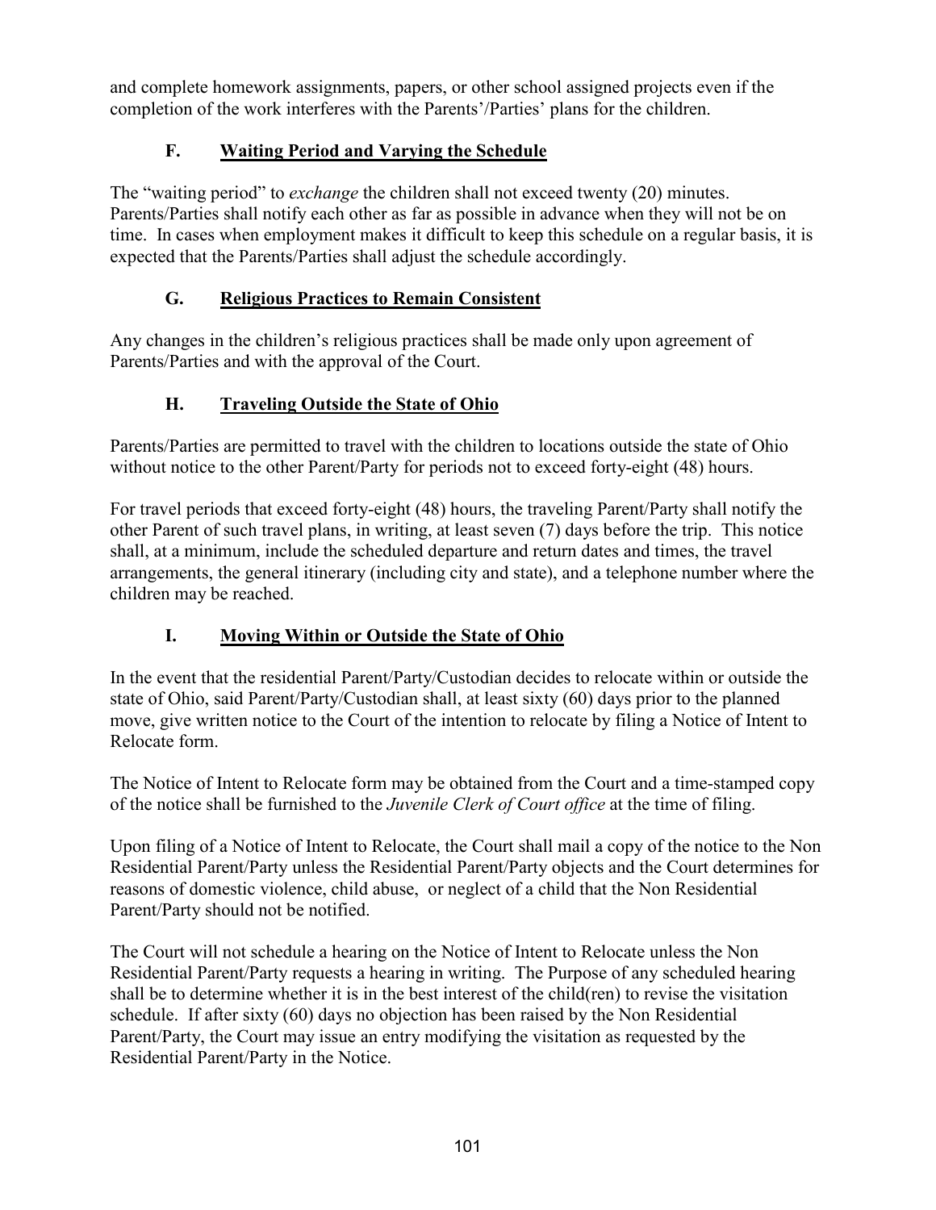and complete homework assignments, papers, or other school assigned projects even if the completion of the work interferes with the Parents'/Parties' plans for the children.

### F. <u>Waiting Period and Varying the Schedule</u>

The "waiting period" to *exchange* the children shall not exceed twenty (20) minutes. Parents/Parties shall notify each other as far as possible in advance when they will not be on time. In cases when employment makes it difficult to keep this schedule on a regular basis, it is expected that the Parents/Parties shall adjust the schedule accordingly.

### G. <u>Religious Practices to Remain Consistent</u>

Any changes in the children's religious practices shall be made only upon agreement of Parents/Parties and with the approval of the Court.

### H. <u>Traveling Outside the State of Ohio</u>

Parents/Parties are permitted to travel with the children to locations outside the state of Ohio without notice to the other Parent/Party for periods not to exceed forty-eight (48) hours.

For travel periods that exceed forty-eight (48) hours, the traveling Parent/Party shall notify the other Parent of such travel plans, in writing, at least seven (7) days before the trip. This notice shall, at a minimum, include the scheduled departure and return dates and times, the travel arrangements, the general itinerary (including city and state), and a telephone number where the children may be reached.

### I. <u>Moving Within or Outside the State of Ohio</u>

In the event that the residential Parent/Party/Custodian decides to relocate within or outside the state of Ohio, said Parent/Party/Custodian shall, at least sixty (60) days prior to the planned move, give written notice to the Court of the intention to relocate by filing a Notice of Intent to Relocate form.

The Notice of Intent to Relocate form may be obtained from the Court and a time-stamped copy of the notice shall be furnished to the *Juvenile Clerk of Court office* at the time of filing.

Upon filing of a Notice of Intent to Relocate, the Court shall mail a copy of the notice to the Non Residential Parent/Party unless the Residential Parent/Party objects and the Court determines for reasons of domestic violence, child abuse, or neglect of a child that the Non Residential Parent/Party should not be notified.

The Court will not schedule a hearing on the Notice of Intent to Relocate unless the Non Residential Parent/Party requests a hearing in writing. The Purpose of any scheduled hearing shall be to determine whether it is in the best interest of the child(ren) to revise the visitation schedule. If after sixty (60) days no objection has been raised by the Non Residential Parent/Party, the Court may issue an entry modifying the visitation as requested by the Residential Parent/Party in the Notice.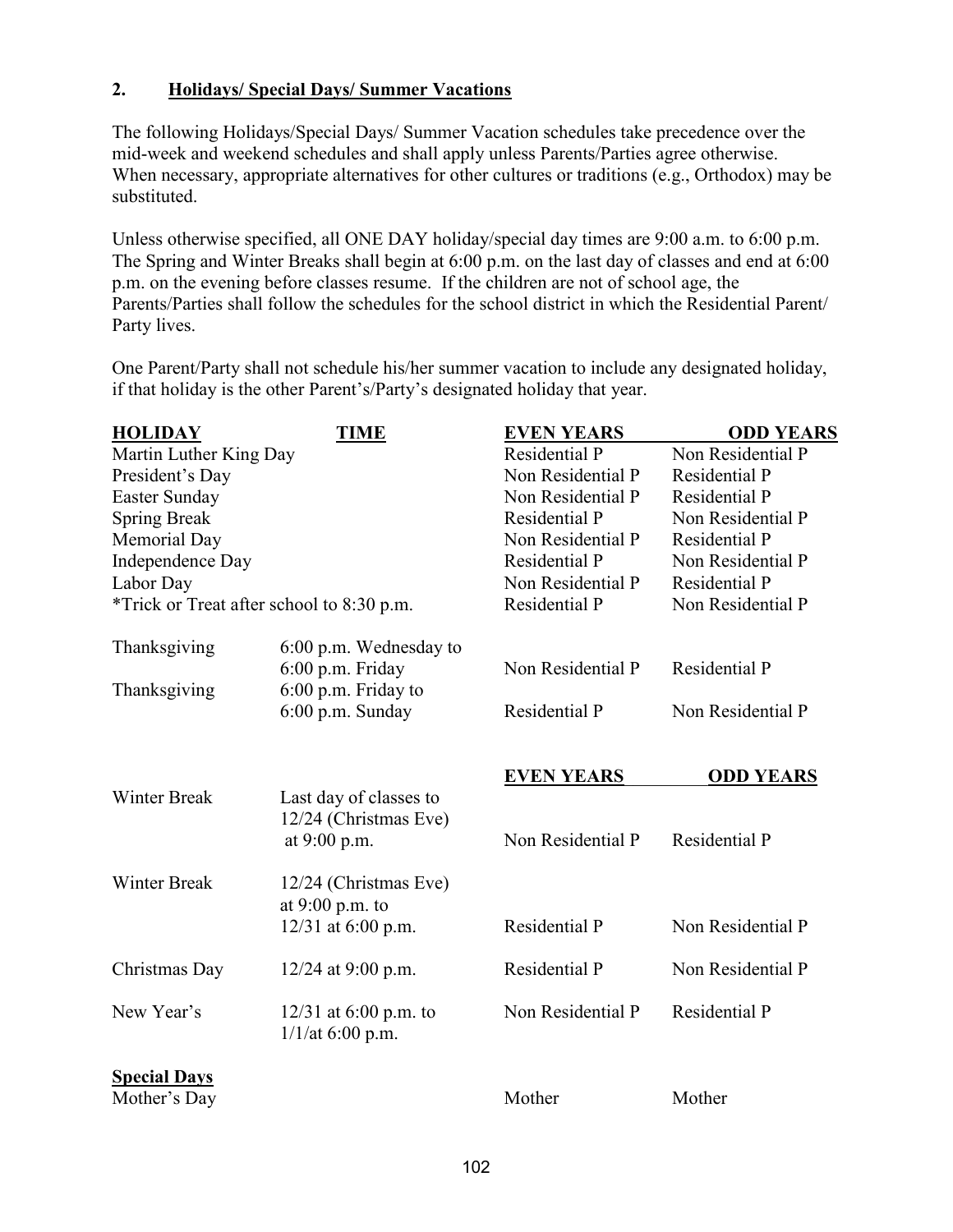## 2. Holidays/ Special Days/ Summer Vacations

The following Holidays/Special Days/ Summer Vacation schedules take precedence over the mid-week and weekend schedules and shall apply unless Parents/Parties agree otherwise. When necessary, appropriate alternatives for other cultures or traditions (e.g., Orthodox) may be substituted.

Unless otherwise specified, all ONE DAY holiday/special day times are 9:00 a.m. to 6:00 p.m. The Spring and Winter Breaks shall begin at 6:00 p.m. on the last day of classes and end at 6:00 p.m. on the evening before classes resume. If the children are not of school age, the Parents/Parties shall follow the schedules for the school district in which the Residential Parent/ Party lives.

One Parent/Party shall not schedule his/her summer vacation to include any designated holiday, if that holiday is the other Parent's/Party's designated holiday that year.

| HOLIDAY | TIME | EVEN YEARS | ODD YEARS |
|---|---|---|---|
| Martin Luther King Day | | Residential P | Non Residential P |
| President's Day | | Non Residential P | Residential P |
| Easter Sunday | | Non Residential P | Residential P |
| Spring Break | | Residential P | Non Residential P |
| Memorial Day | | Non Residential P | Residential P |
| Independence Day | | Residential P | Non Residential P |
| Labor Day | | Non Residential P | Residential P |
| *Trick or Treat after school to 8:30 p.m. | | Residential P | Non Residential P |
| Thanksgiving | 6:00 p.m. Wednesday to 6:00 p.m. Friday | Non Residential P | Residential P |
| Thanksgiving | 6:00 p.m. Friday to 6:00 p.m. Sunday | Residential P | Non Residential P |

| | | EVEN YEARS | ODD YEARS |
|---|---|---|---|
| Winter Break | Last day of classes to 12/24 (Christmas Eve) at 9:00 p.m. | Non Residential P | Residential P |
| Winter Break | 12/24 (Christmas Eve) at 9:00 p.m. to 12/31 at 6:00 p.m. | Residential P | Non Residential P |
| Christmas Day | 12/24 at 9:00 p.m. | Residential P | Non Residential P |
| New Year's | 12/31 at 6:00 p.m. to 1/1/at 6:00 p.m. | Non Residential P | Residential P |

**Special Days**

| | | | |
|---|---|---|---|
| Mother's Day | | Mother | Mother |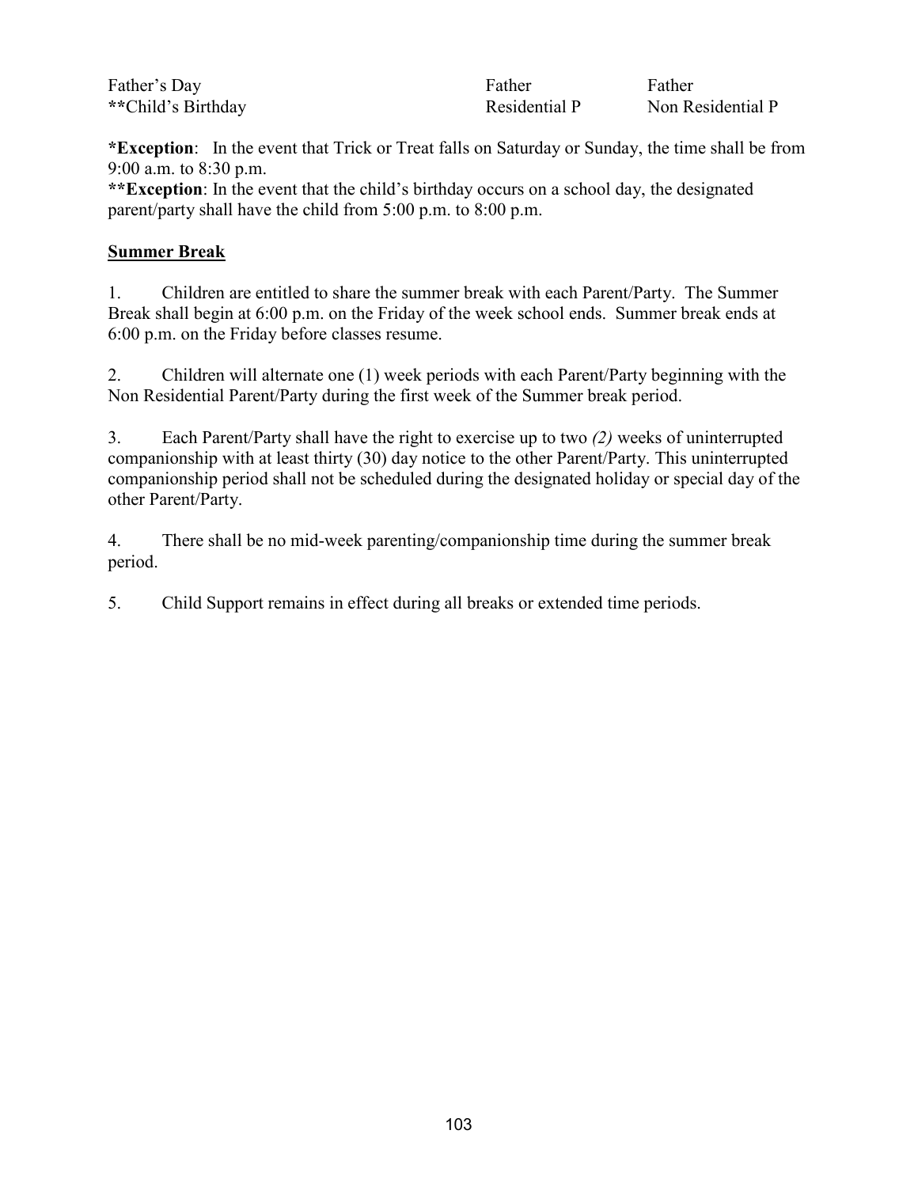| | | |
|---|---|---|
| Father's Day | Father | Father |
| **Child's Birthday | Residential P | Non Residential P |

***Exception**: In the event that Trick or Treat falls on Saturday or Sunday, the time shall be from 9:00 a.m. to 8:30 p.m.
****Exception**: In the event that the child's birthday occurs on a school day, the designated parent/party shall have the child from 5:00 p.m. to 8:00 p.m.

**Summer Break**

1. Children are entitled to share the summer break with each Parent/Party. The Summer Break shall begin at 6:00 p.m. on the Friday of the week school ends. Summer break ends at 6:00 p.m. on the Friday before classes resume.

2. Children will alternate one (1) week periods with each Parent/Party beginning with the Non Residential Parent/Party during the first week of the Summer break period.

3. Each Parent/Party shall have the right to exercise up to two *(2)* weeks of uninterrupted companionship with at least thirty (30) day notice to the other Parent/Party. This uninterrupted companionship period shall not be scheduled during the designated holiday or special day of the other Parent/Party.

4. There shall be no mid-week parenting/companionship time during the summer break period.

5. Child Support remains in effect during all breaks or extended time periods.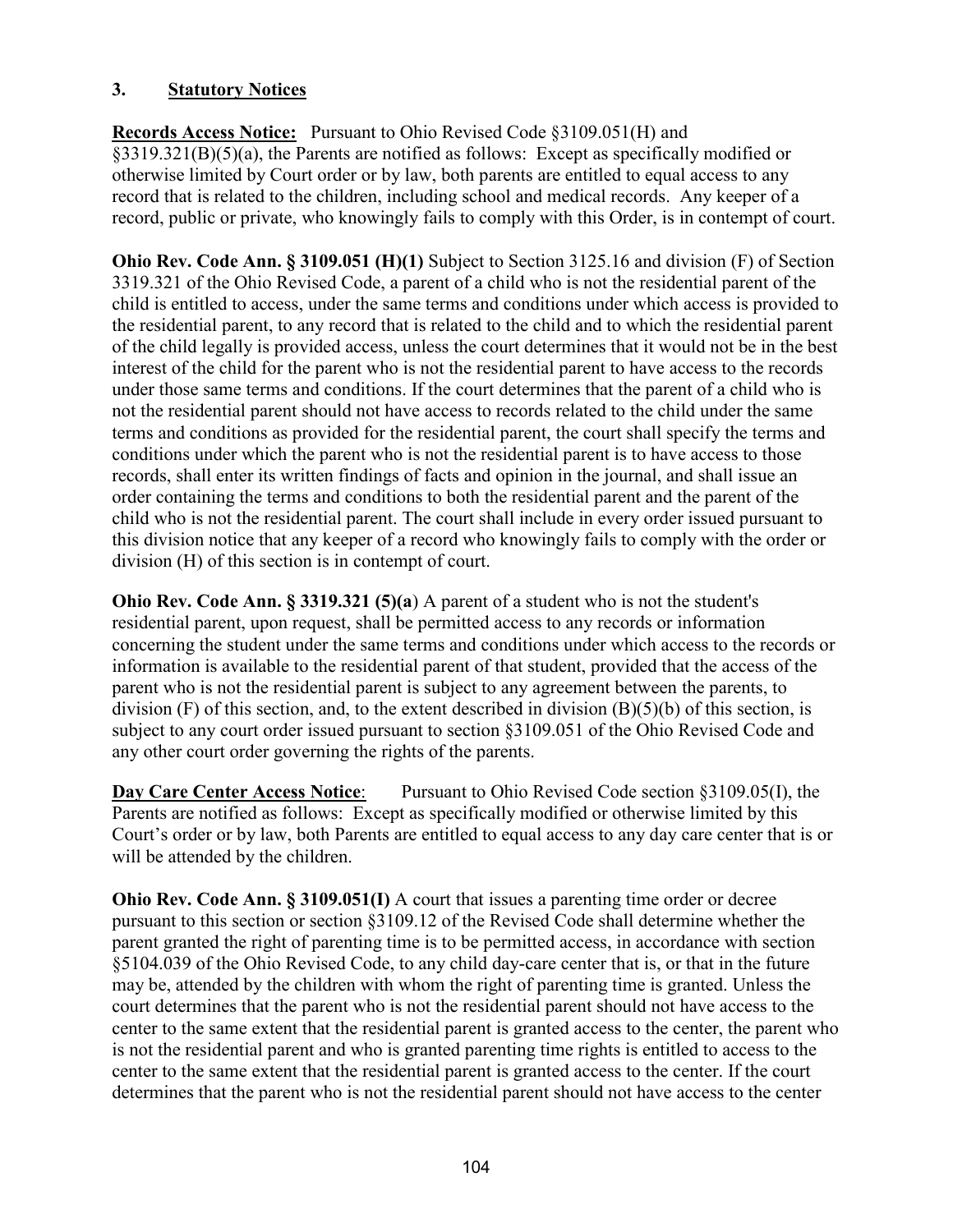### 3. Statutory Notices

**Records Access Notice:** Pursuant to Ohio Revised Code §3109.051(H) and §3319.321(B)(5)(a), the Parents are notified as follows: Except as specifically modified or otherwise limited by Court order or by law, both parents are entitled to equal access to any record that is related to the children, including school and medical records. Any keeper of a record, public or private, who knowingly fails to comply with this Order, is in contempt of court.

**Ohio Rev. Code Ann. § 3109.051 (H)(1)** Subject to Section 3125.16 and division (F) of Section 3319.321 of the Ohio Revised Code, a parent of a child who is not the residential parent of the child is entitled to access, under the same terms and conditions under which access is provided to the residential parent, to any record that is related to the child and to which the residential parent of the child legally is provided access, unless the court determines that it would not be in the best interest of the child for the parent who is not the residential parent to have access to the records under those same terms and conditions. If the court determines that the parent of a child who is not the residential parent should not have access to records related to the child under the same terms and conditions as provided for the residential parent, the court shall specify the terms and conditions under which the parent who is not the residential parent is to have access to those records, shall enter its written findings of facts and opinion in the journal, and shall issue an order containing the terms and conditions to both the residential parent and the parent of the child who is not the residential parent. The court shall include in every order issued pursuant to this division notice that any keeper of a record who knowingly fails to comply with the order or division (H) of this section is in contempt of court.

**Ohio Rev. Code Ann. § 3319.321 (5)(a**) A parent of a student who is not the student's residential parent, upon request, shall be permitted access to any records or information concerning the student under the same terms and conditions under which access to the records or information is available to the residential parent of that student, provided that the access of the parent who is not the residential parent is subject to any agreement between the parents, to division (F) of this section, and, to the extent described in division (B)(5)(b) of this section, is subject to any court order issued pursuant to section §3109.051 of the Ohio Revised Code and any other court order governing the rights of the parents.

**Day Care Center Access Notice**: Pursuant to Ohio Revised Code section §3109.05(I), the Parents are notified as follows: Except as specifically modified or otherwise limited by this Court's order or by law, both Parents are entitled to equal access to any day care center that is or will be attended by the children.

**Ohio Rev. Code Ann. § 3109.051(I)** A court that issues a parenting time order or decree pursuant to this section or section §3109.12 of the Revised Code shall determine whether the parent granted the right of parenting time is to be permitted access, in accordance with section §5104.039 of the Ohio Revised Code, to any child day-care center that is, or that in the future may be, attended by the children with whom the right of parenting time is granted. Unless the court determines that the parent who is not the residential parent should not have access to the center to the same extent that the residential parent is granted access to the center, the parent who is not the residential parent and who is granted parenting time rights is entitled to access to the center to the same extent that the residential parent is granted access to the center. If the court determines that the parent who is not the residential parent should not have access to the center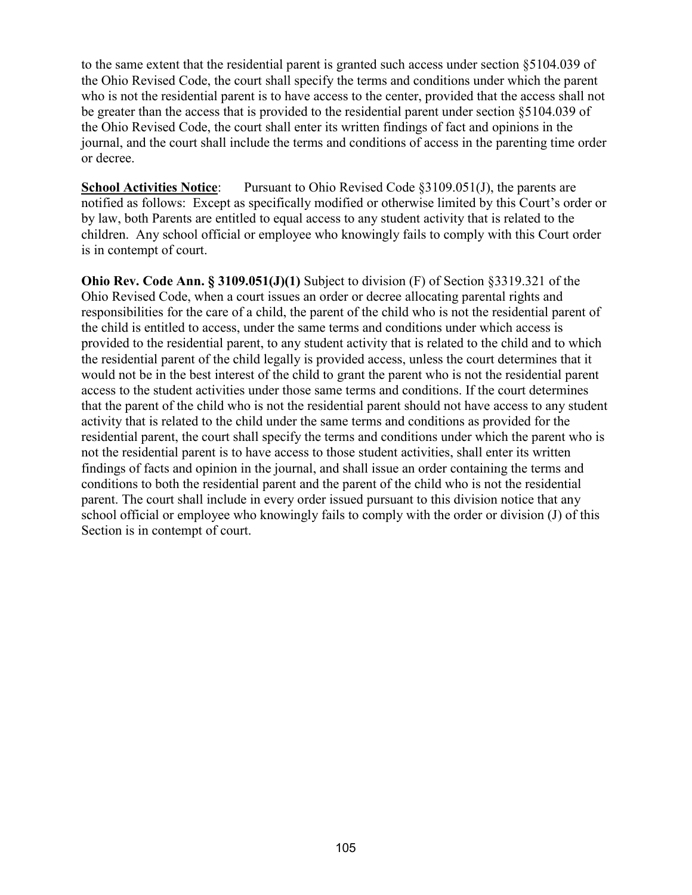to the same extent that the residential parent is granted such access under section §5104.039 of the Ohio Revised Code, the court shall specify the terms and conditions under which the parent who is not the residential parent is to have access to the center, provided that the access shall not be greater than the access that is provided to the residential parent under section §5104.039 of the Ohio Revised Code, the court shall enter its written findings of fact and opinions in the journal, and the court shall include the terms and conditions of access in the parenting time order or decree.

**School Activities Notice**: Pursuant to Ohio Revised Code §3109.051(J), the parents are notified as follows: Except as specifically modified or otherwise limited by this Court's order or by law, both Parents are entitled to equal access to any student activity that is related to the children. Any school official or employee who knowingly fails to comply with this Court order is in contempt of court.

**Ohio Rev. Code Ann. § 3109.051(J)(1)** Subject to division (F) of Section §3319.321 of the Ohio Revised Code, when a court issues an order or decree allocating parental rights and responsibilities for the care of a child, the parent of the child who is not the residential parent of the child is entitled to access, under the same terms and conditions under which access is provided to the residential parent, to any student activity that is related to the child and to which the residential parent of the child legally is provided access, unless the court determines that it would not be in the best interest of the child to grant the parent who is not the residential parent access to the student activities under those same terms and conditions. If the court determines that the parent of the child who is not the residential parent should not have access to any student activity that is related to the child under the same terms and conditions as provided for the residential parent, the court shall specify the terms and conditions under which the parent who is not the residential parent is to have access to those student activities, shall enter its written findings of facts and opinion in the journal, and shall issue an order containing the terms and conditions to both the residential parent and the parent of the child who is not the residential parent. The court shall include in every order issued pursuant to this division notice that any school official or employee who knowingly fails to comply with the order or division (J) of this Section is in contempt of court.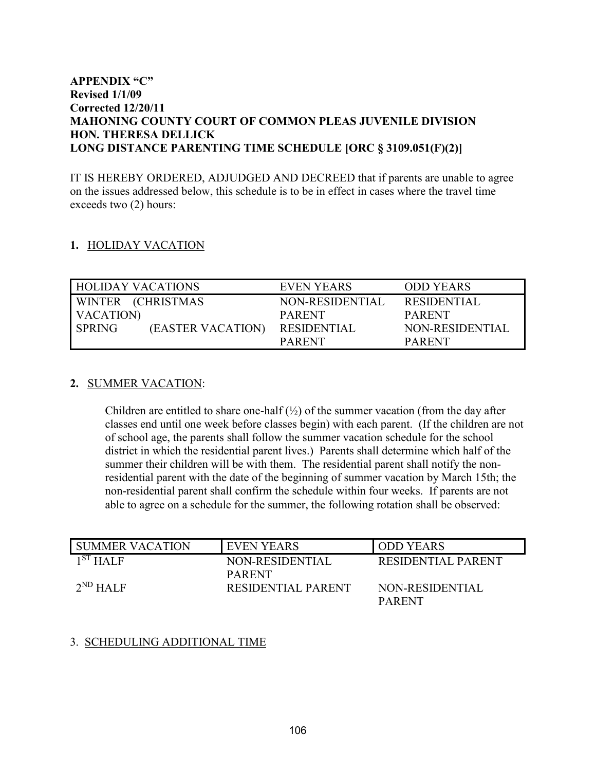**APPENDIX "C"**
**Revised 1/1/09**
**Corrected 12/20/11**
**MAHONING COUNTY COURT OF COMMON PLEAS JUVENILE DIVISION**
**HON. THERESA DELLICK**
**LONG DISTANCE PARENTING TIME SCHEDULE [ORC § 3109.051(F)(2)]**

IT IS HEREBY ORDERED, ADJUDGED AND DECREED that if parents are unable to agree on the issues addressed below, this schedule is to be in effect in cases where the travel time exceeds two (2) hours:

**1.** HOLIDAY VACATION

| HOLIDAY VACATIONS | EVEN YEARS | ODD YEARS |
|---|---|---|
| WINTER (CHRISTMAS VACATION) | NON-RESIDENTIAL PARENT | RESIDENTIAL PARENT |
| SPRING (EASTER VACATION) | RESIDENTIAL PARENT | NON-RESIDENTIAL PARENT |

**2.** SUMMER VACATION:

Children are entitled to share one-half (½) of the summer vacation (from the day after classes end until one week before classes begin) with each parent. (If the children are not of school age, the parents shall follow the summer vacation schedule for the school district in which the residential parent lives.) Parents shall determine which half of the summer their children will be with them. The residential parent shall notify the non-residential parent with the date of the beginning of summer vacation by March 15th; the non-residential parent shall confirm the schedule within four weeks. If parents are not able to agree a schedule for the summer, the following rotation shall be observed:

| SUMMER VACATION | EVEN YEARS | ODD YEARS |
|---|---|---|
| 1ST HALF | NON-RESIDENTIAL PARENT | RESIDENTIAL PARENT |
| 2ND HALF | RESIDENTIAL PARENT | NON-RESIDENTIAL PARENT |

3. SCHEDULING ADDITIONAL TIME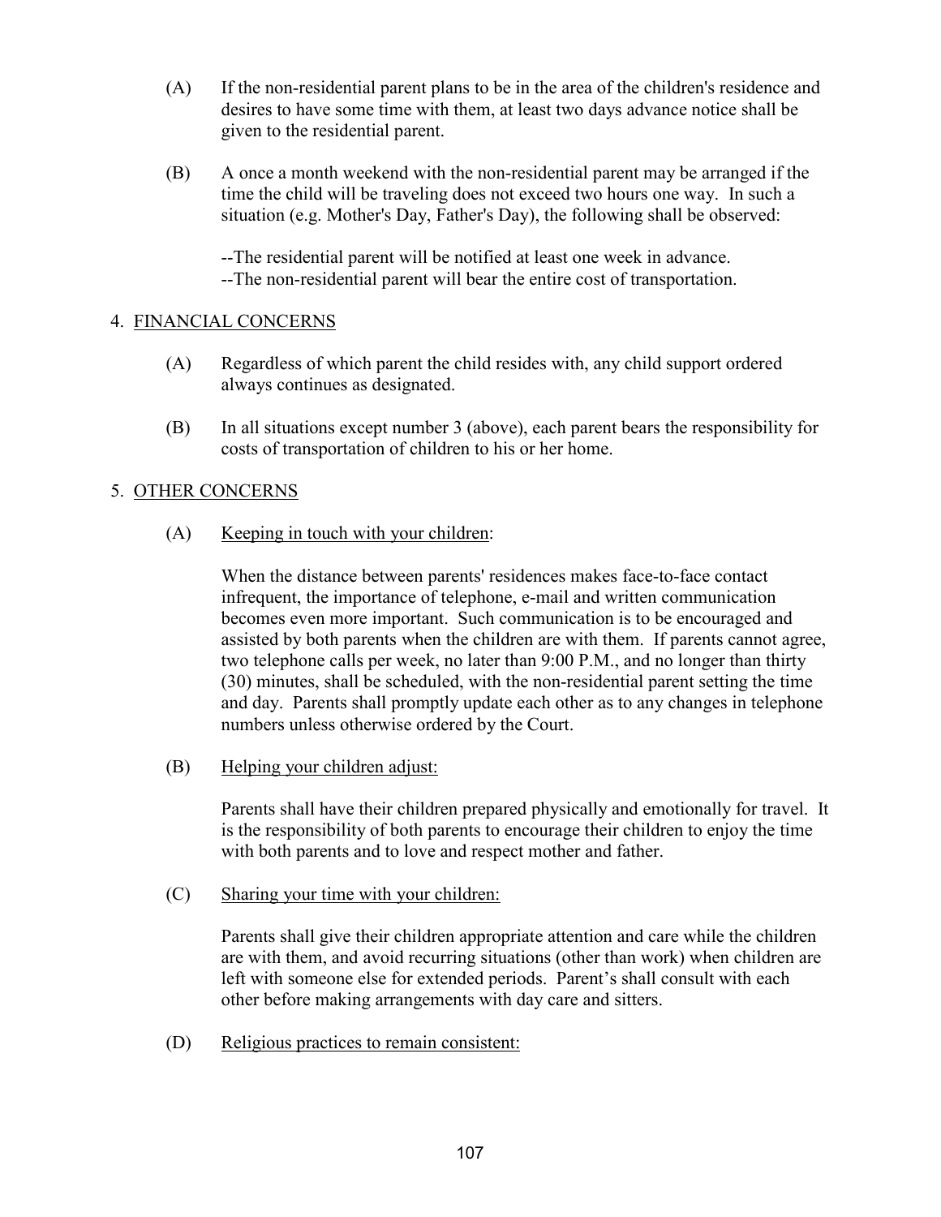(A) If the non-residential parent plans to be in the area of the children's residence and desires to have some time with them, at least two days advance notice shall be given to the residential parent.

(B) A once a month weekend with the non-residential parent may be arranged if the time the child will be traveling does not exceed two hours one way. In such a situation (e.g. Mother's Day, Father's Day), the following shall be observed:

--The residential parent will be notified at least one week in advance.
--The non-residential parent will bear the entire cost of transportation.

4. <u>FINANCIAL CONCERNS</u>

(A) Regardless of which parent the child resides with, any child support ordered always continues as designated.

(B) In all situations except number 3 (above), each parent bears the responsibility for costs of transportation of children to his or her home.

5. <u>OTHER CONCERNS</u>

(A) <u>Keeping in touch with your children</u>:

When the distance between parents' residences makes face-to-face contact infrequent, the importance of telephone, e-mail and written communication becomes even more important. Such communication is to be encouraged and assisted by both parents when the children are with them. If parents cannot agree, two telephone calls per week, no later than 9:00 P.M., and no longer than thirty (30) minutes, shall be scheduled, with the non-residential parent setting the time and day. Parents shall promptly update each other as to any changes in telephone numbers unless otherwise ordered by the Court.

(B) <u>Helping your children adjust:</u>

Parents shall have their children prepared physically and emotionally for travel. It is the responsibility of both parents to encourage their children to enjoy the time with both parents and to love and respect mother and father.

(C) <u>Sharing your time with your children:</u>

Parents shall give their children appropriate attention and care while the children are with them, and avoid recurring situations (other than work) when children are left with someone else for extended periods. Parent's shall consult with each other before making arrangements with day care and sitters.

(D) <u>Religious practices to remain consistent:</u>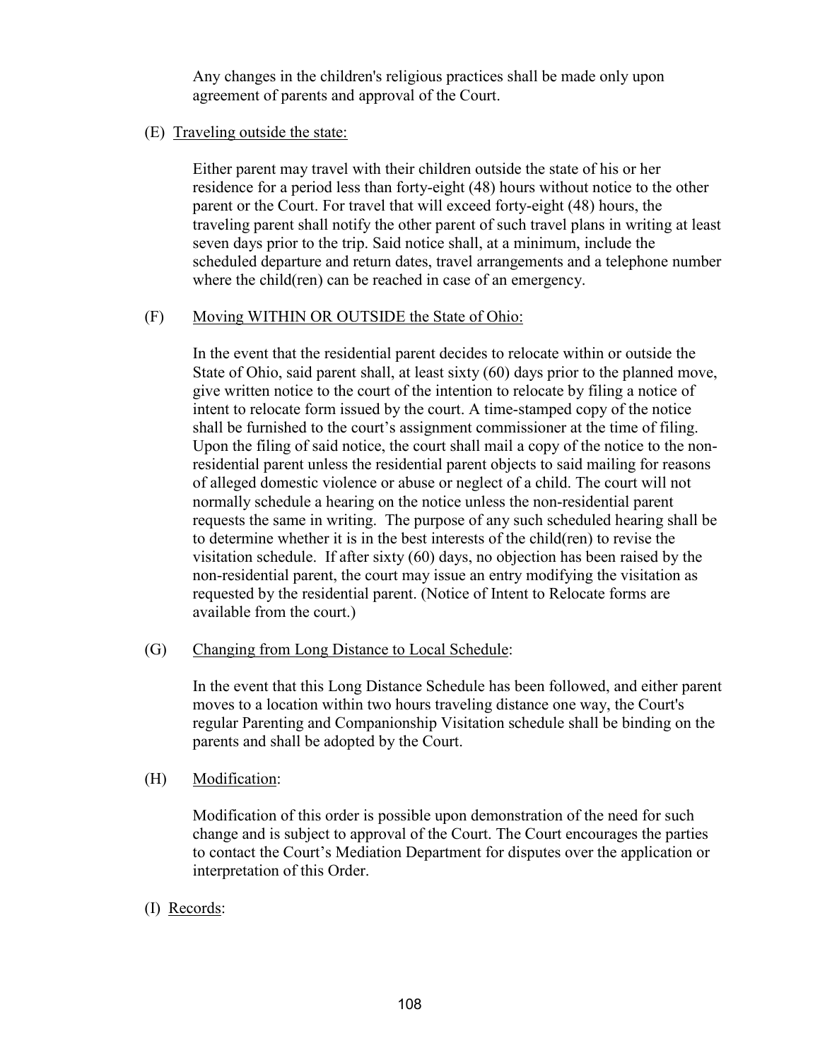Any changes in the children's religious practices shall be made only upon agreement of parents and approval of the Court.

(E) Traveling outside the state:

Either parent may travel with their children outside the state of his or her residence for a period less than forty-eight (48) hours without notice to the other parent or the Court. For travel that will exceed forty-eight (48) hours, the traveling parent shall notify the other parent of such travel plans in writing at least seven days prior to the trip. Said notice shall, at a minimum, include the scheduled departure and return dates, travel arrangements and a telephone number where the child(ren) can be reached in case of an emergency.

(F) Moving WITHIN OR OUTSIDE the State of Ohio:

In the event that the residential parent decides to relocate within or outside the State of Ohio, said parent shall, at least sixty (60) days prior to the planned move, give written notice to the court of the intention to relocate by filing a notice of intent to relocate form issued by the court. A time-stamped copy of the notice shall be furnished to the court's assignment commissioner at the time of filing. Upon the filing of said notice, the court shall mail a copy of the notice to the non-residential parent unless the residential parent objects to said mailing for reasons of alleged domestic violence or abuse or neglect of a child. The court will not normally schedule a hearing on the notice unless the non-residential parent requests the same in writing. The purpose of any such scheduled hearing shall be to determine whether it is in the best interests of the child(ren) to revise the visitation schedule. If after sixty (60) days, no objection has been raised by the non-residential parent, the court may issue an entry modifying the visitation as requested by the residential parent. (Notice of Intent to Relocate forms are available from the court.)

(G) Changing from Long Distance to Local Schedule:

In the event that this Long Distance Schedule has been followed, and either parent moves to a location within two hours traveling distance one way, the Court's regular Parenting and Companionship Visitation schedule shall be binding on the parents and shall be adopted by the Court.

(H) Modification:

Modification of this order is possible upon demonstration of the need for such change and is subject to approval of the Court. The Court encourages the parties to contact the Court's Mediation Department for disputes over the application or interpretation of this Order.

(I) Records: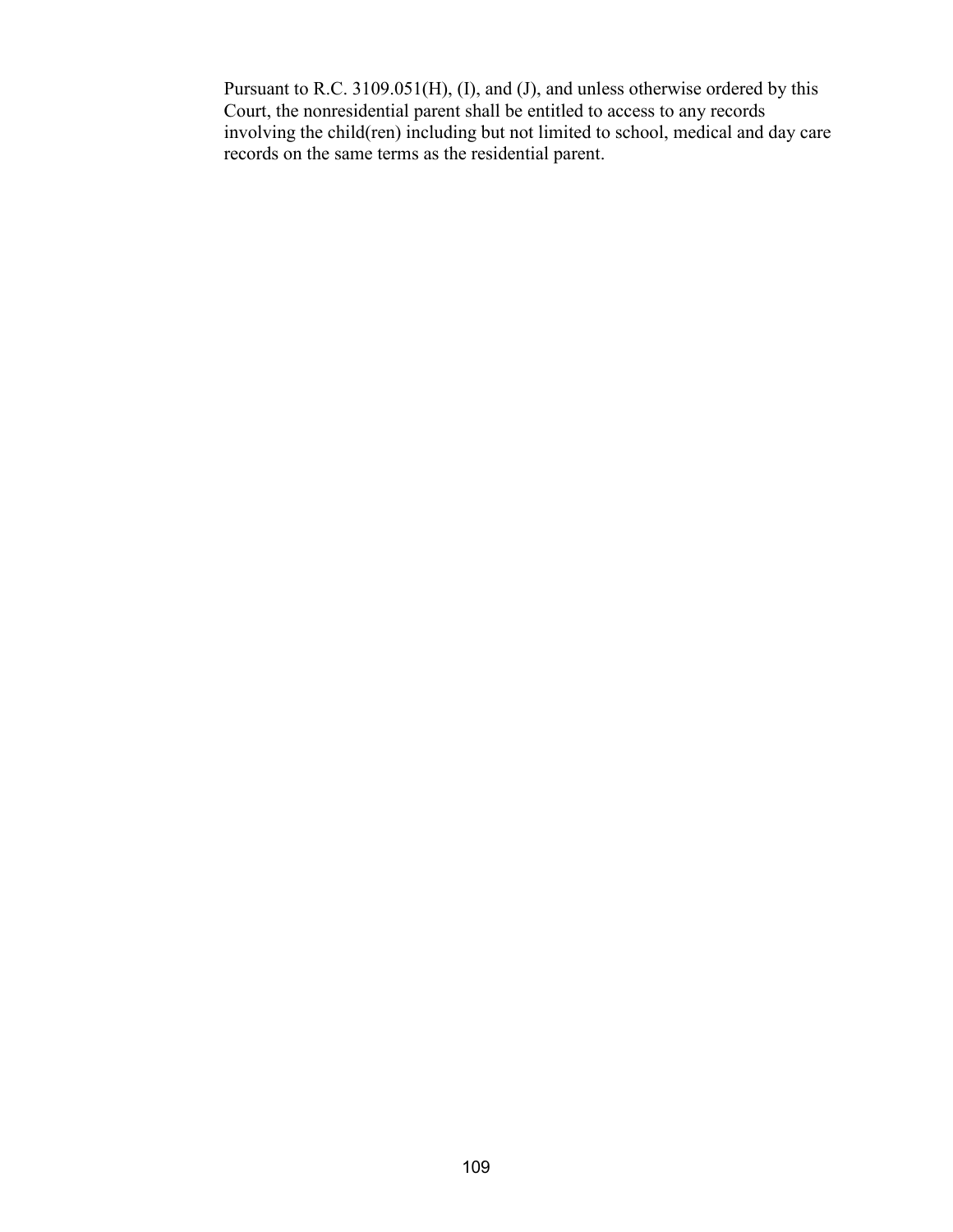Pursuant to R.C. 3109.051(H), (I), and (J), and unless otherwise ordered by this Court, the nonresidential parent shall be entitled to access to any records involving the child(ren) including but not limited to school, medical and day care records on the same terms as the residential parent.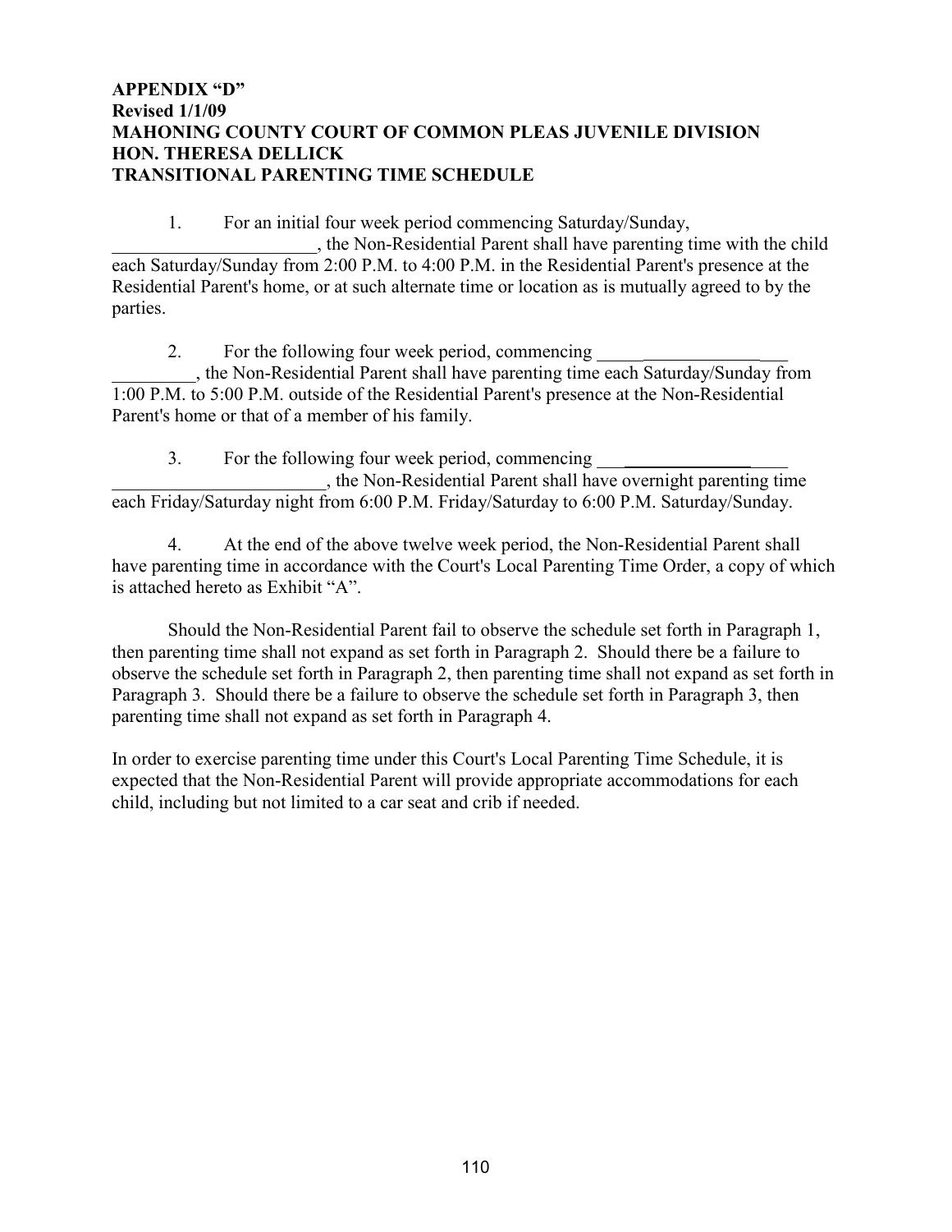**APPENDIX "D"**
**Revised 1/1/09**
**MAHONING COUNTY COURT OF COMMON PLEAS JUVENILE DIVISION**
**HON. THERESA DELLICK**
**TRANSITIONAL PARENTING TIME SCHEDULE**

1. For an initial four week period commencing Saturday/Sunday, ______________________, the Non-Residential Parent shall have parenting time with the child each Saturday/Sunday from 2:00 P.M. to 4:00 P.M. in the Residential Parent's presence at the Residential Parent's home, or at such alternate time or location as is mutually agreed to by the parties.

2. For the following four week period, commencing ______________________ _________, the Non-Residential Parent shall have parenting time each Saturday/Sunday from 1:00 P.M. to 5:00 P.M. outside of the Residential Parent's presence at the Non-Residential Parent's home or that of a member of his family.

3. For the following four week period, commencing ______________________ ________________________, the Non-Residential Parent shall have overnight parenting time each Friday/Saturday night from 6:00 P.M. Friday/Saturday to 6:00 P.M. Saturday/Sunday.

4. At the end of the above twelve week period, the Non-Residential Parent shall have parenting time in accordance with the Court's Local Parenting Time Order, a copy of which is attached hereto as Exhibit "A".

Should the Non-Residential Parent fail to observe the schedule set forth in Paragraph 1, then parenting time shall not expand as set forth in Paragraph 2. Should there be a failure to observe the schedule set forth in Paragraph 2, then parenting time shall not expand as set forth in Paragraph 3. Should there be a failure to observe the schedule set forth in Paragraph 3, then parenting time shall not expand as set forth in Paragraph 4.

In order to exercise parenting time under this Court's Local Parenting Time Schedule, it is expected that the Non-Residential Parent will provide appropriate accommodations for each child, including but not limited to a car seat and crib if needed.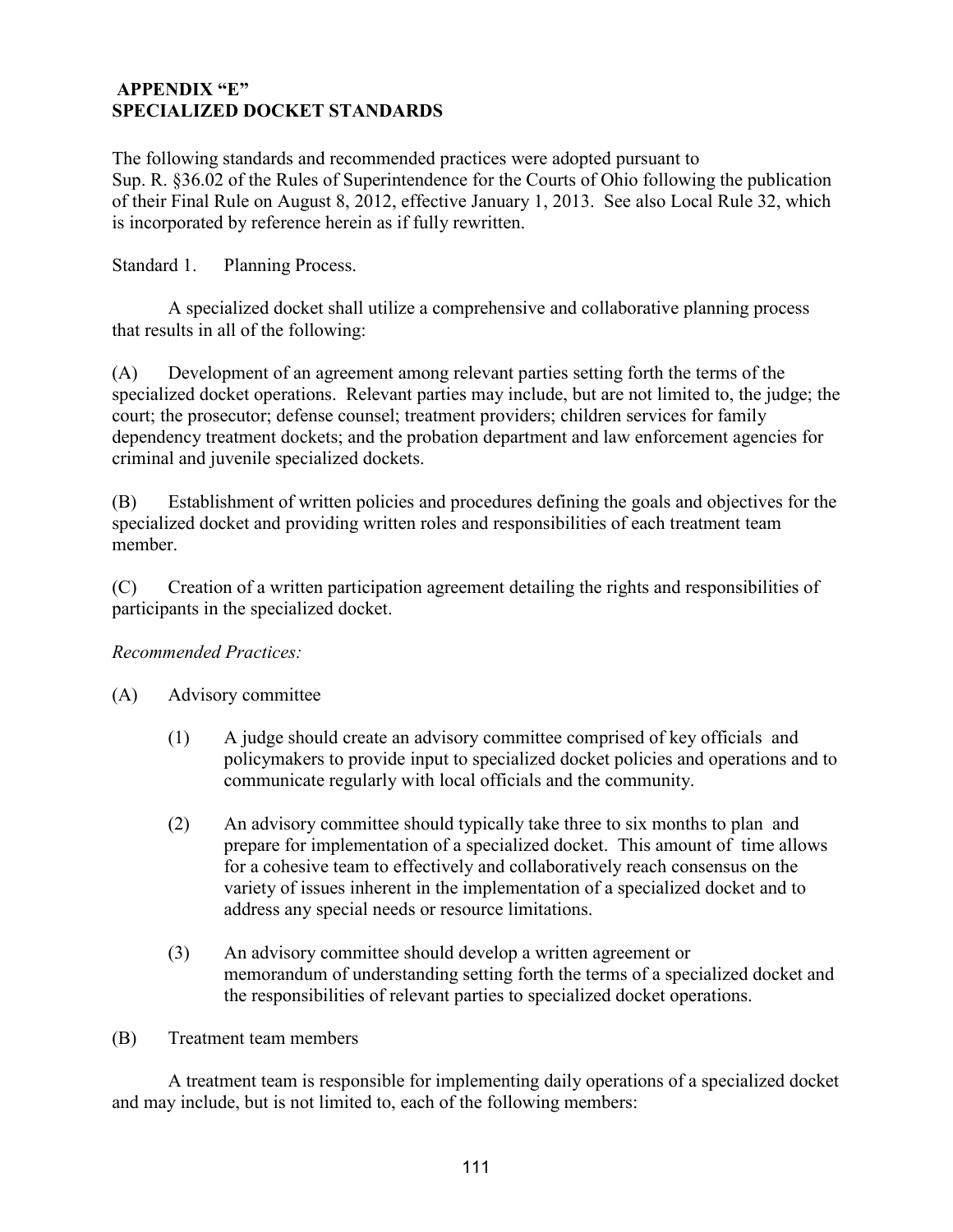## APPENDIX "E"
## SPECIALIZED DOCKET STANDARDS

The following standards and recommended practices were adopted pursuant to Sup. R. §36.02 of the Rules of Superintendence for the Courts of Ohio following the publication of their Final Rule on August 8, 2012, effective January 1, 2013. See also Local Rule 32, which is incorporated by reference herein as if fully rewritten.

Standard 1. Planning Process.

A specialized docket shall utilize a comprehensive and collaborative planning process that results in all of the following:

(A) Development of an agreement among relevant parties setting forth the terms of the specialized docket operations. Relevant parties may include, but are not limited to, the judge; the court; the prosecutor; defense counsel; treatment providers; children services for family dependency treatment dockets; and the probation department and law enforcement agencies for criminal and juvenile specialized dockets.

(B) Establishment of written policies and procedures defining the goals and objectives for the specialized docket and providing written roles and responsibilities of each treatment team member.

(C) Creation of a written participation agreement detailing the rights and responsibilities of participants in the specialized docket.

*Recommended Practices:*

(A) Advisory committee

> (1) A judge should create an advisory committee comprised of key officials and policymakers to provide input to specialized docket policies and operations and to communicate regularly with local officials and the community.
>
> (2) An advisory committee should typically take three to six months to plan and prepare for implementation of a specialized docket. This amount of time allows for a cohesive team to effectively and collaboratively reach consensus on the variety of issues inherent in the implementation of a specialized docket and to address any special needs or resource limitations.
>
> (3) An advisory committee should develop a written agreement or memorandum of understanding setting forth the terms of a specialized docket and the responsibilities of relevant parties to specialized docket operations.

(B) Treatment team members

A treatment team is responsible for implementing daily operations of a specialized docket and may include, but is not limited to, each of the following members: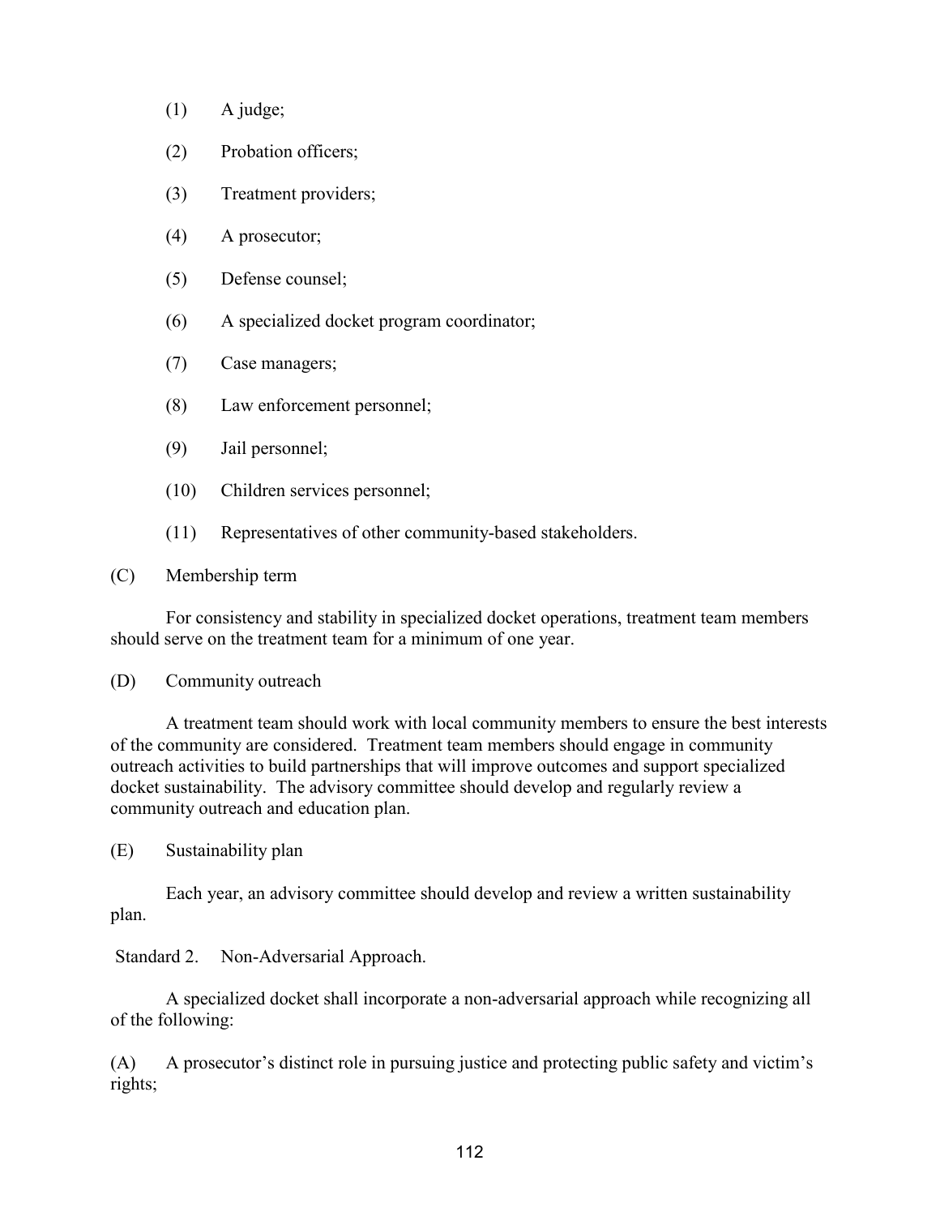(1) A judge;

(2) Probation officers;

(3) Treatment providers;

(4) A prosecutor;

(5) Defense counsel;

(6) A specialized docket program coordinator;

(7) Case managers;

(8) Law enforcement personnel;

(9) Jail personnel;

(10) Children services personnel;

(11) Representatives of other community-based stakeholders.

(C) Membership term

For consistency and stability in specialized docket operations, treatment team members should serve on the treatment team for a minimum of one year.

(D) Community outreach

A treatment team should work with local community members to ensure the best interests of the community are considered. Treatment team members should engage in community outreach activities to build partnerships that will improve outcomes and support specialized docket sustainability. The advisory committee should develop and regularly review a community outreach and education plan.

(E) Sustainability plan

Each year, an advisory committee should develop and review a written sustainability plan.

Standard 2. Non-Adversarial Approach.

A specialized docket shall incorporate a non-adversarial approach while recognizing all of the following:

(A) A prosecutor's distinct role in pursuing justice and protecting public safety and victim's rights;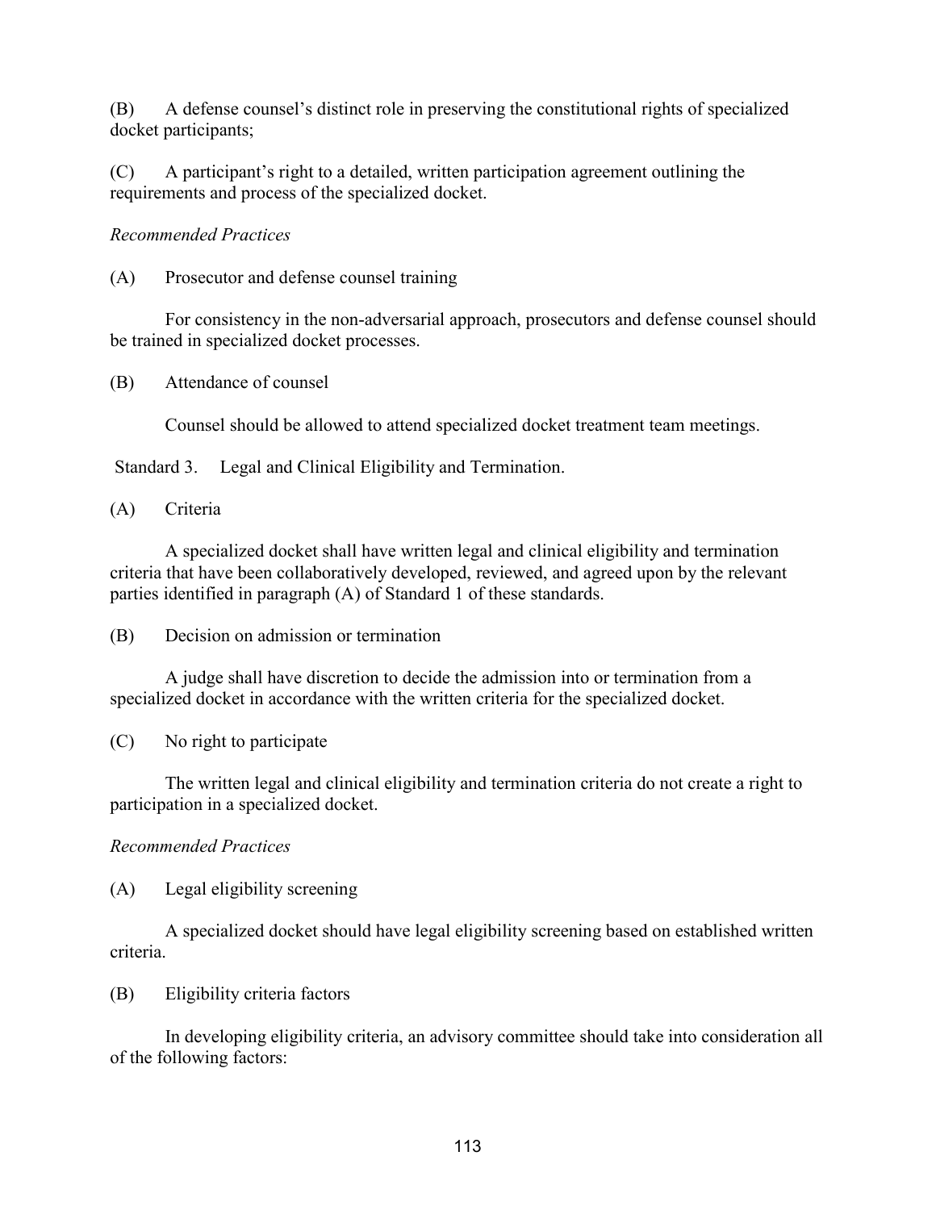(B) A defense counsel's distinct role in preserving the constitutional rights of specialized docket participants;

(C) A participant's right to a detailed, written participation agreement outlining the requirements and process of the specialized docket.

*Recommended Practices*

(A) Prosecutor and defense counsel training

For consistency in the non-adversarial approach, prosecutors and defense counsel should be trained in specialized docket processes.

(B) Attendance of counsel

Counsel should be allowed to attend specialized docket treatment team meetings.

Standard 3. Legal and Clinical Eligibility and Termination.

(A) Criteria

A specialized docket shall have written legal and clinical eligibility and termination criteria that have been collaboratively developed, reviewed, and agreed upon by the relevant parties identified in paragraph (A) of Standard 1 of these standards.

(B) Decision on admission or termination

A judge shall have discretion to decide the admission into or termination from a specialized docket in accordance with the written criteria for the specialized docket.

(C) No right to participate

The written legal and clinical eligibility and termination criteria do not create a right to participation in a specialized docket.

*Recommended Practices*

(A) Legal eligibility screening

A specialized docket should have legal eligibility screening based on established written criteria.

(B) Eligibility criteria factors

In developing eligibility criteria, an advisory committee should take into consideration all of the following factors: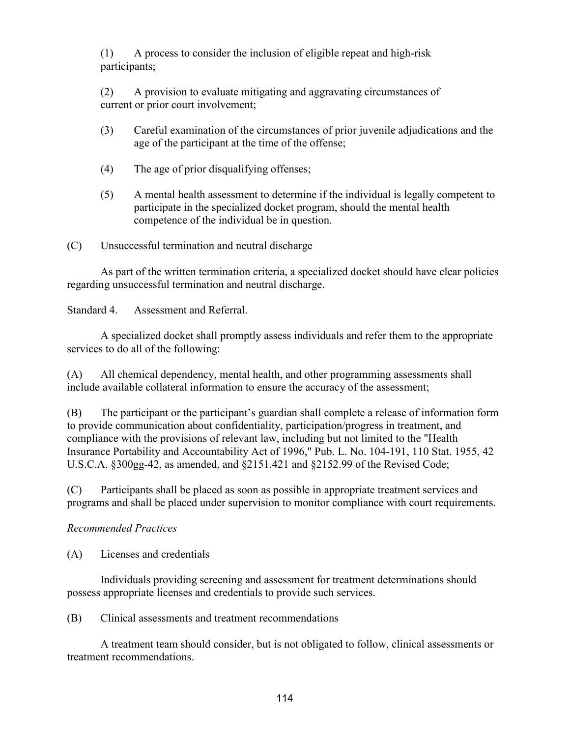(1) A process to consider the inclusion of eligible repeat and high-risk participants;

(2) A provision to evaluate mitigating and aggravating circumstances of current or prior court involvement;

(3) Careful examination of the circumstances of prior juvenile adjudications and the age of the participant at the time of the offense;

(4) The age of prior disqualifying offenses;

(5) A mental health assessment to determine if the individual is legally competent to participate in the specialized docket program, should the mental health competence of the individual be in question.

(C) Unsuccessful termination and neutral discharge

As part of the written termination criteria, a specialized docket should have clear policies regarding unsuccessful termination and neutral discharge.

Standard 4. Assessment and Referral.

A specialized docket shall promptly assess individuals and refer them to the appropriate services to do all of the following:

(A) All chemical dependency, mental health, and other programming assessments shall include available collateral information to ensure the accuracy of the assessment;

(B) The participant or the participant's guardian shall complete a release of information form to provide communication about confidentiality, participation/progress in treatment, and compliance with the provisions of relevant law, including but not limited to the "Health Insurance Portability and Accountability Act of 1996," Pub. L. No. 104-191, 110 Stat. 1955, 42 U.S.C.A. §300gg-42, as amended, and §2151.421 and §2152.99 of the Revised Code;

(C) Participants shall be placed as soon as possible in appropriate treatment services and programs and shall be placed under supervision to monitor compliance with court requirements.

*Recommended Practices*

(A) Licenses and credentials

Individuals providing screening and assessment for treatment determinations should possess appropriate licenses and credentials to provide such services.

(B) Clinical assessments and treatment recommendations

A treatment team should consider, but is not obligated to follow, clinical assessments or treatment recommendations.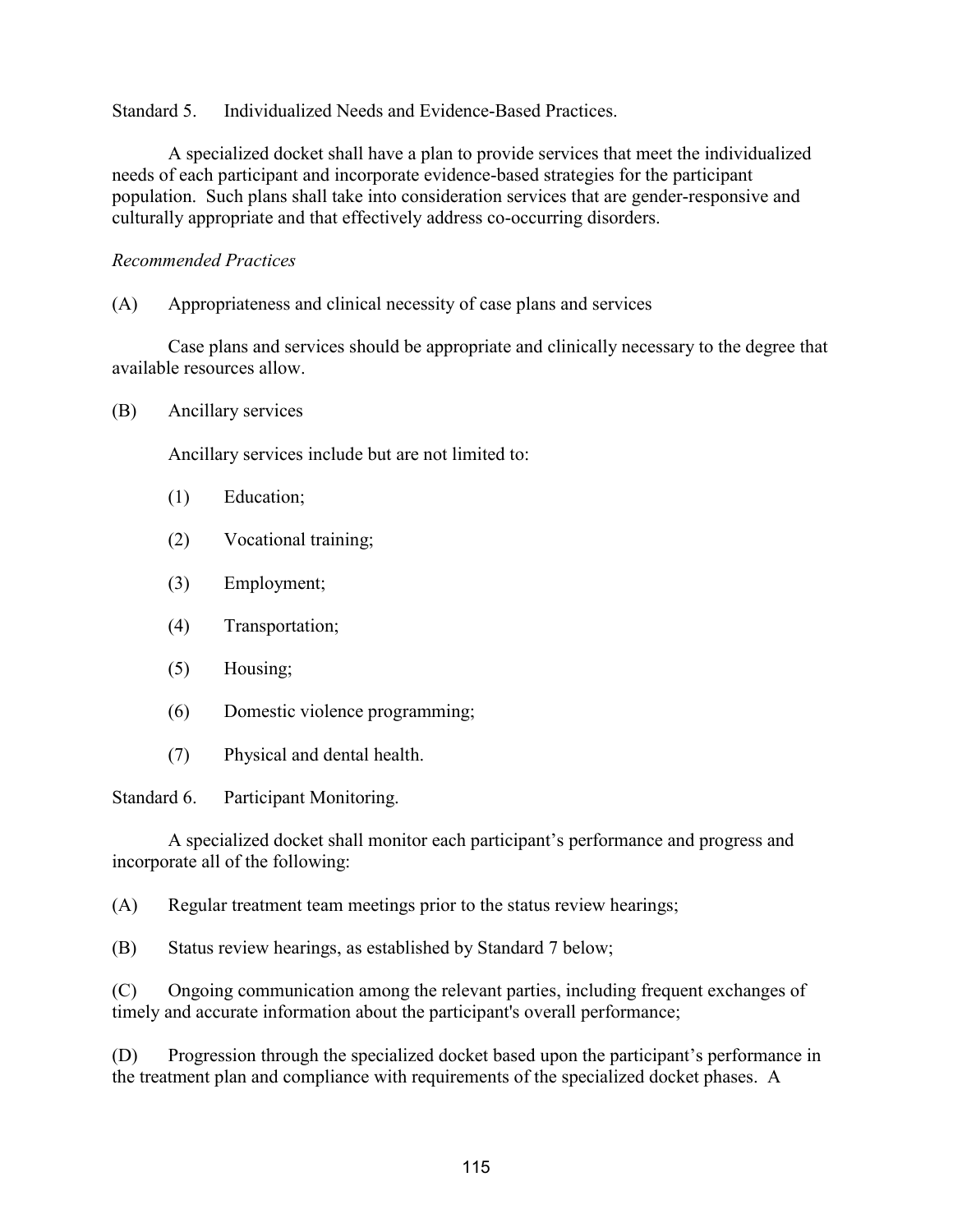Standard 5. Individualized Needs and Evidence-Based Practices.

A specialized docket shall have a plan to provide services that meet the individualized needs of each participant and incorporate evidence-based strategies for the participant population. Such plans shall take into consideration services that are gender-responsive and culturally appropriate and that effectively address co-occurring disorders.

*Recommended Practices*

(A) Appropriateness and clinical necessity of case plans and services

Case plans and services should be appropriate and clinically necessary to the degree that available resources allow.

(B) Ancillary services

Ancillary services include but are not limited to:

(1) Education;

(2) Vocational training;

(3) Employment;

(4) Transportation;

(5) Housing;

(6) Domestic violence programming;

(7) Physical and dental health.

Standard 6. Participant Monitoring.

A specialized docket shall monitor each participant's performance and progress and incorporate all of the following:

(A) Regular treatment team meetings prior to the status review hearings;

(B) Status review hearings, as established by Standard 7 below;

(C) Ongoing communication among the relevant parties, including frequent exchanges of timely and accurate information about the participant's overall performance;

(D) Progression through the specialized docket based upon the participant's performance in the treatment plan and compliance with requirements of the specialized docket phases. A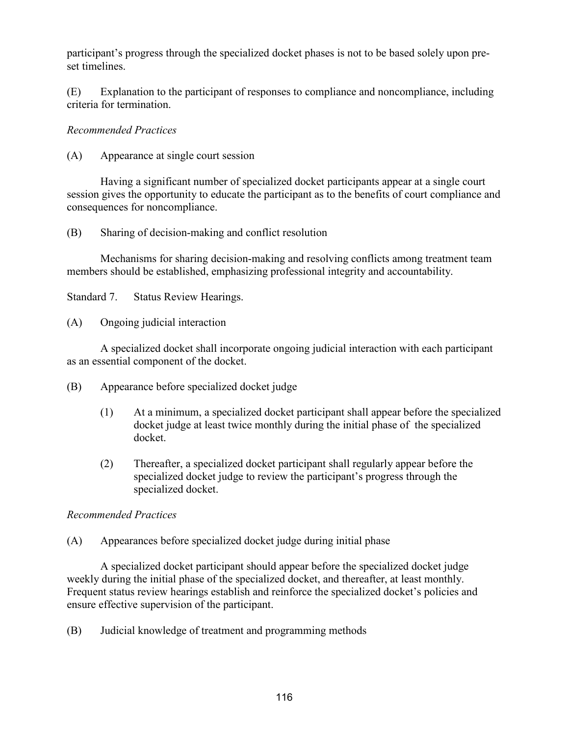participant's progress through the specialized docket phases is not to be based solely upon pre-set timelines.

(E) Explanation to the participant of responses to compliance and noncompliance, including criteria for termination.

*Recommended Practices*

(A) Appearance at single court session

Having a significant number of specialized docket participants appear at a single court session gives the opportunity to educate the participant as to the benefits of court compliance and consequences for noncompliance.

(B) Sharing of decision-making and conflict resolution

Mechanisms for sharing decision-making and resolving conflicts among treatment team members should be established, emphasizing professional integrity and accountability.

Standard 7. Status Review Hearings.

(A) Ongoing judicial interaction

A specialized docket shall incorporate ongoing judicial interaction with each participant as an essential component of the docket.

(B) Appearance before specialized docket judge

(1) At a minimum, a specialized docket participant shall appear before the specialized docket judge at least twice monthly during the initial phase of the specialized docket.

(2) Thereafter, a specialized docket participant shall regularly appear before the specialized docket judge to review the participant's progress through the specialized docket.

*Recommended Practices*

(A) Appearances before specialized docket judge during initial phase

A specialized docket participant should appear before the specialized docket judge weekly during the initial phase of the specialized docket, and thereafter, at least monthly. Frequent status review hearings establish and reinforce the specialized docket's policies and ensure effective supervision of the participant.

(B) Judicial knowledge of treatment and programming methods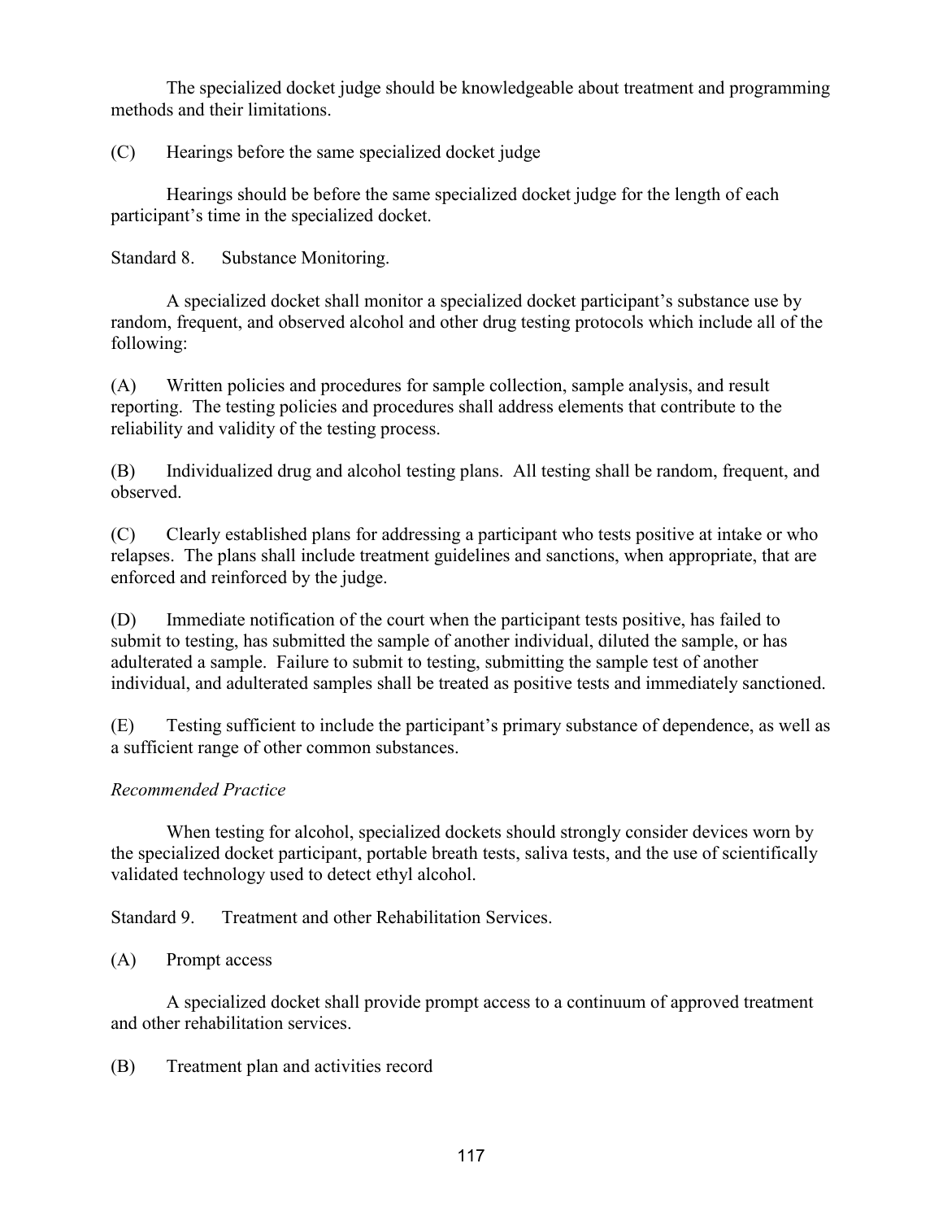The specialized docket judge should be knowledgeable about treatment and programming methods and their limitations.

(C) Hearings before the same specialized docket judge

Hearings should be before the same specialized docket judge for the length of each participant's time in the specialized docket.

Standard 8. Substance Monitoring.

A specialized docket shall monitor a specialized docket participant's substance use by random, frequent, and observed alcohol and other drug testing protocols which include all of the following:

(A) Written policies and procedures for sample collection, sample analysis, and result reporting. The testing policies and procedures shall address elements that contribute to the reliability and validity of the testing process.

(B) Individualized drug and alcohol testing plans. All testing shall be random, frequent, and observed.

(C) Clearly established plans for addressing a participant who tests positive at intake or who relapses. The plans shall include treatment guidelines and sanctions, when appropriate, that are enforced and reinforced by the judge.

(D) Immediate notification of the court when the participant tests positive, has failed to submit to testing, has submitted the sample of another individual, diluted the sample, or has adulterated a sample. Failure to submit to testing, submitting the sample test of another individual, and adulterated samples shall be treated as positive tests and immediately sanctioned.

(E) Testing sufficient to include the participant's primary substance of dependence, as well as a sufficient range of other common substances.

*Recommended Practice*

When testing for alcohol, specialized dockets should strongly consider devices worn by the specialized docket participant, portable breath tests, saliva tests, and the use of scientifically validated technology used to detect ethyl alcohol.

Standard 9. Treatment and other Rehabilitation Services.

(A) Prompt access

A specialized docket shall provide prompt access to a continuum of approved treatment and other rehabilitation services.

(B) Treatment plan and activities record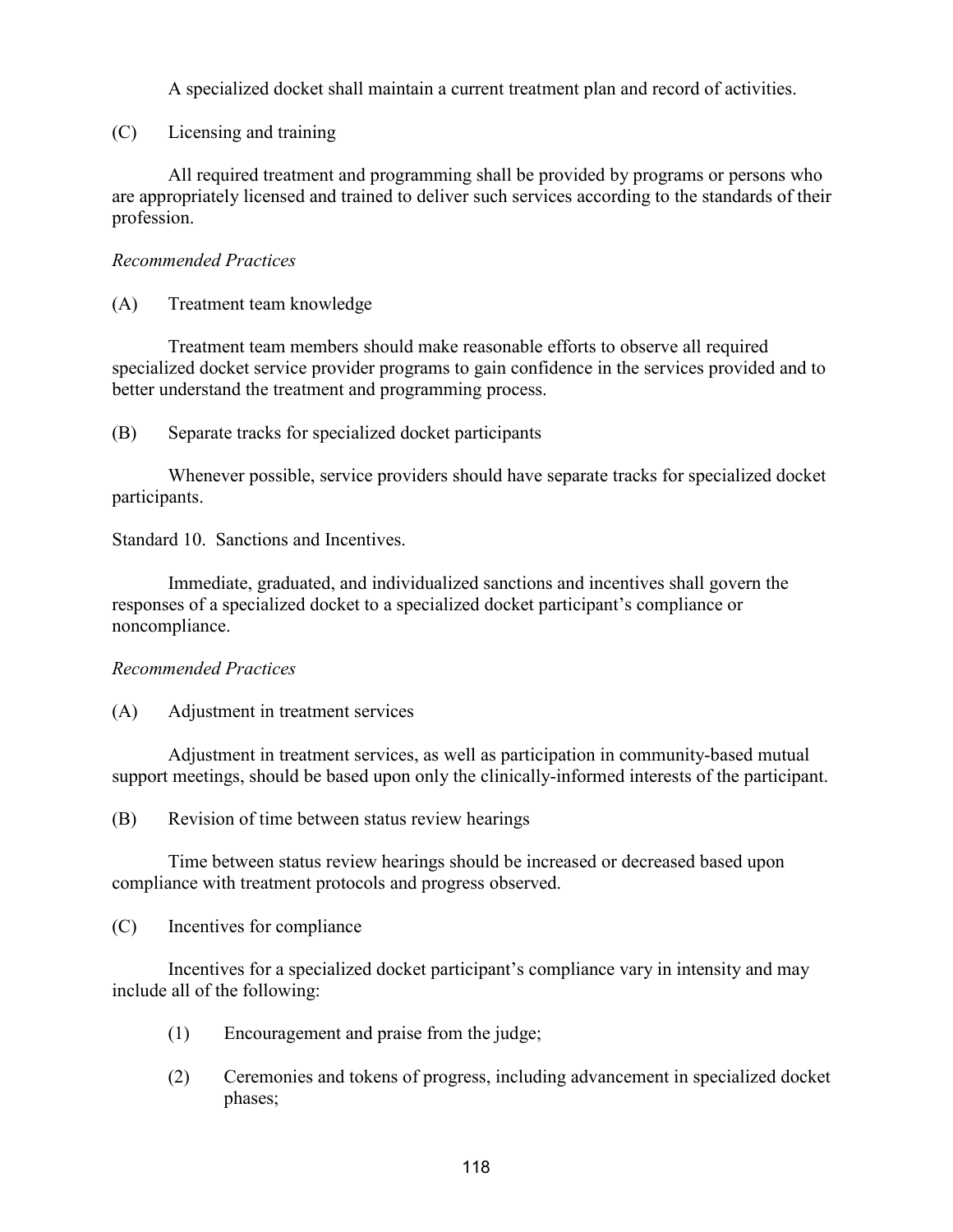A specialized docket shall maintain a current treatment plan and record of activities.

(C) Licensing and training

All required treatment and programming shall be provided by programs or persons who are appropriately licensed and trained to deliver such services according to the standards of their profession.

*Recommended Practices*

(A) Treatment team knowledge

Treatment team members should make reasonable efforts to observe all required specialized docket service provider programs to gain confidence in the services provided and to better understand the treatment and programming process.

(B) Separate tracks for specialized docket participants

Whenever possible, service providers should have separate tracks for specialized docket participants.

Standard 10. Sanctions and Incentives.

Immediate, graduated, and individualized sanctions and incentives shall govern the responses of a specialized docket to a specialized docket participant's compliance or noncompliance.

*Recommended Practices*

(A) Adjustment in treatment services

Adjustment in treatment services, as well as participation in community-based mutual support meetings, should be based upon only the clinically-informed interests of the participant.

(B) Revision of time between status review hearings

Time between status review hearings should be increased or decreased based upon compliance with treatment protocols and progress observed.

(C) Incentives for compliance

Incentives for a specialized docket participant's compliance vary in intensity and may include all of the following:

(1) Encouragement and praise from the judge;

(2) Ceremonies and tokens of progress, including advancement in specialized docket phases;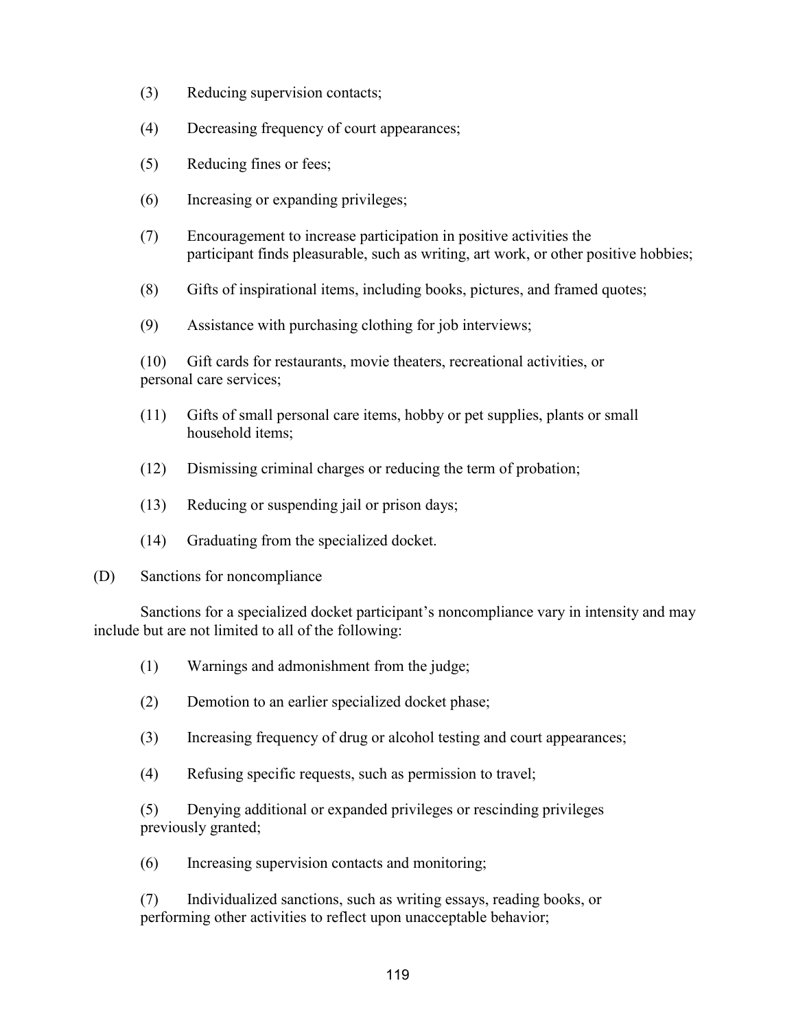(3) Reducing supervision contacts;

(4) Decreasing frequency of court appearances;

(5) Reducing fines or fees;

(6) Increasing or expanding privileges;

(7) Encouragement to increase participation in positive activities the participant finds pleasurable, such as writing, art work, or other positive hobbies;

(8) Gifts of inspirational items, including books, pictures, and framed quotes;

(9) Assistance with purchasing clothing for job interviews;

(10) Gift cards for restaurants, movie theaters, recreational activities, or personal care services;

(11) Gifts of small personal care items, hobby or pet supplies, plants or small household items;

(12) Dismissing criminal charges or reducing the term of probation;

(13) Reducing or suspending jail or prison days;

(14) Graduating from the specialized docket.

(D) Sanctions for noncompliance

Sanctions for a specialized docket participant's noncompliance vary in intensity and may include but are not limited to all of the following:

(1) Warnings and admonishment from the judge;

(2) Demotion to an earlier specialized docket phase;

(3) Increasing frequency of drug or alcohol testing and court appearances;

(4) Refusing specific requests, such as permission to travel;

(5) Denying additional or expanded privileges or rescinding privileges previously granted;

(6) Increasing supervision contacts and monitoring;

(7) Individualized sanctions, such as writing essays, reading books, or performing other activities to reflect upon unacceptable behavior;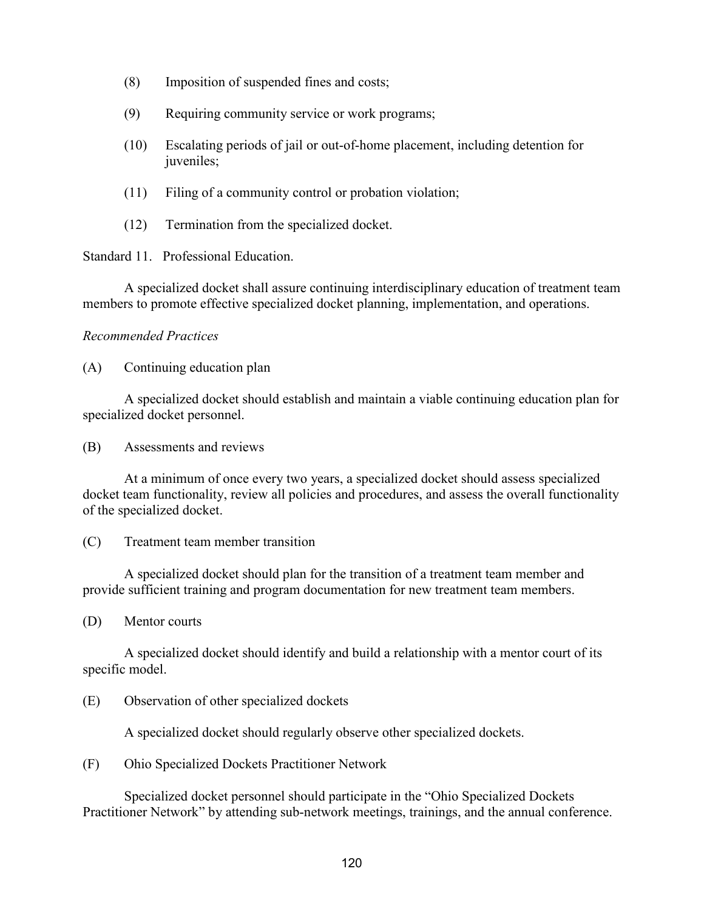(8) Imposition of suspended fines and costs;

(9) Requiring community service or work programs;

(10) Escalating periods of jail or out-of-home placement, including detention for juveniles;

(11) Filing of a community control or probation violation;

(12) Termination from the specialized docket.

Standard 11. Professional Education.

A specialized docket shall assure continuing interdisciplinary education of treatment team members to promote effective specialized docket planning, implementation, and operations.

*Recommended Practices*

(A) Continuing education plan

A specialized docket should establish and maintain a viable continuing education plan for specialized docket personnel.

(B) Assessments and reviews

At a minimum of once every two years, a specialized docket should assess specialized docket team functionality, review all policies and procedures, and assess the overall functionality of the specialized docket.

(C) Treatment team member transition

A specialized docket should plan for the transition of a treatment team member and provide sufficient training and program documentation for new treatment team members.

(D) Mentor courts

A specialized docket should identify and build a relationship with a mentor court of its specific model.

(E) Observation of other specialized dockets

A specialized docket should regularly observe other specialized dockets.

(F) Ohio Specialized Dockets Practitioner Network

Specialized docket personnel should participate in the "Ohio Specialized Dockets Practitioner Network" by attending sub-network meetings, trainings, and the annual conference.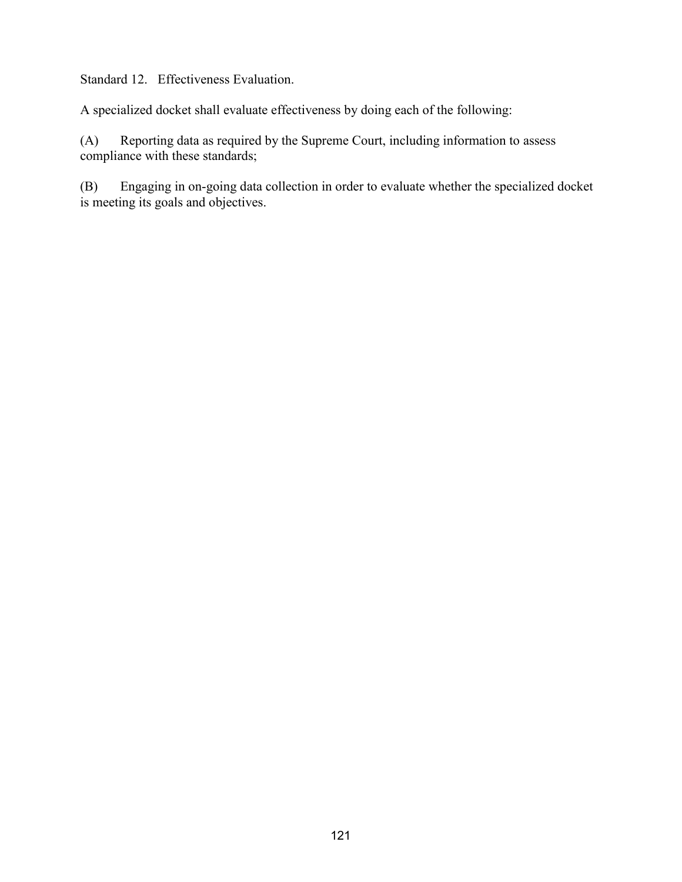Standard 12. Effectiveness Evaluation.

A specialized docket shall evaluate effectiveness by doing each of the following:

(A) Reporting data as required by the Supreme Court, including information to assess compliance with these standards;

(B) Engaging in on-going data collection in order to evaluate whether the specialized docket is meeting its goals and objectives.